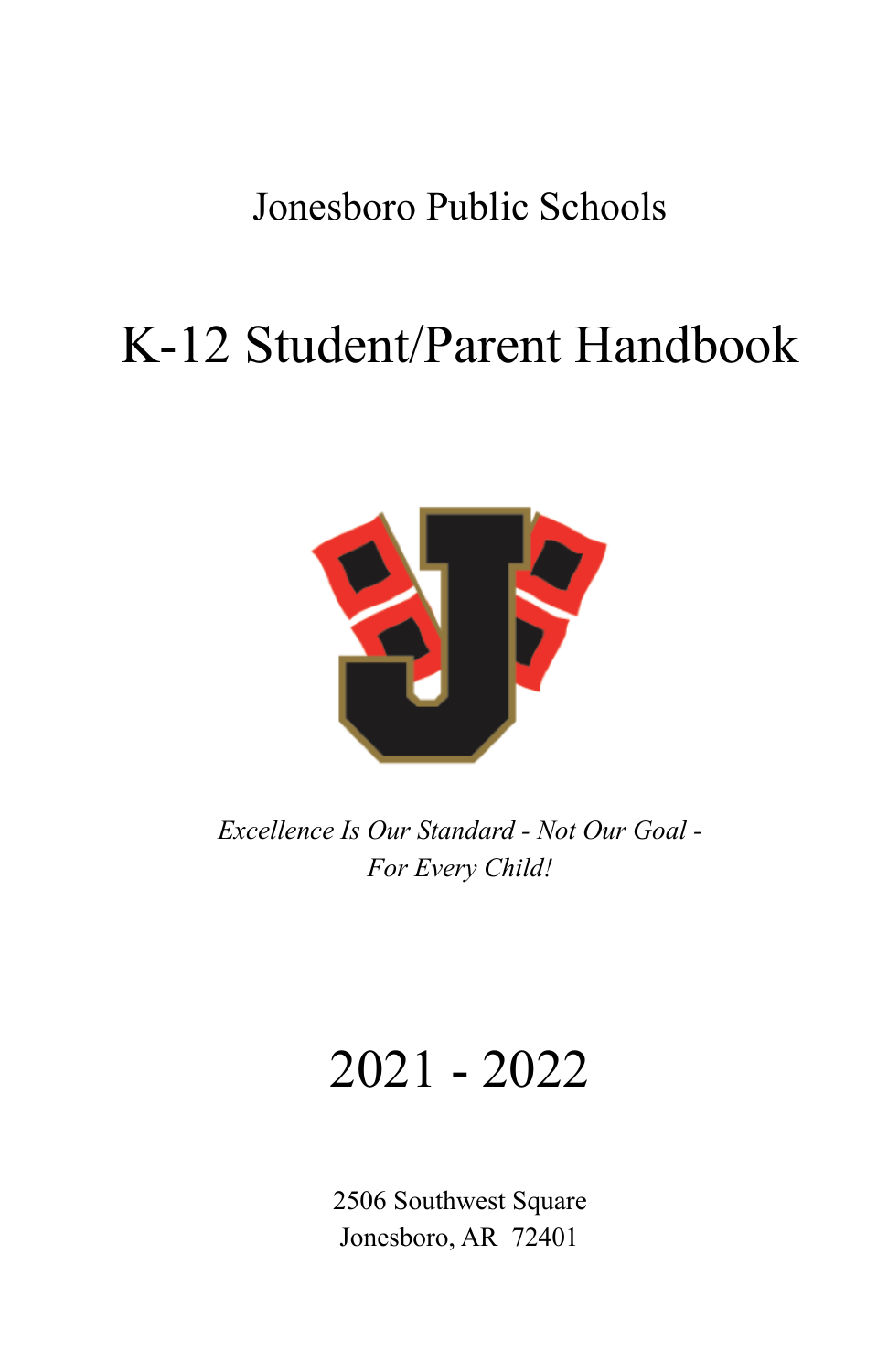Jonesboro Public Schools

# K-12 Student/Parent Handbook

*Excellence Is Our Standard - Not Our Goal - For Every Child!*

## 2021 - 2022

2506 Southwest Square
Jonesboro, AR 72401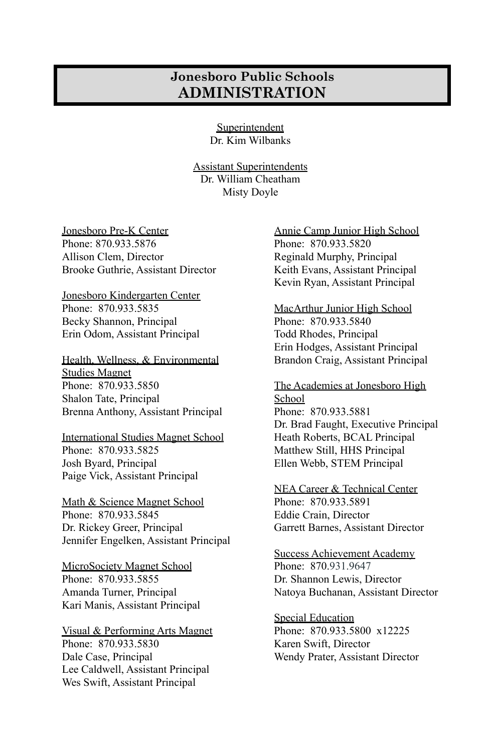# Jonesboro Public Schools
# ADMINISTRATION

Superintendent
Dr. Kim Wilbanks

Assistant Superintendents
Dr. William Cheatham
Misty Doyle

Jonesboro Pre-K Center
Phone: 870.933.5876
Allison Clem, Director
Brooke Guthrie, Assistant Director

Jonesboro Kindergarten Center
Phone: 870.933.5835
Becky Shannon, Principal
Erin Odom, Assistant Principal

Health, Wellness, & Environmental Studies Magnet
Phone: 870.933.5850
Shalon Tate, Principal
Brenna Anthony, Assistant Principal

International Studies Magnet School
Phone: 870.933.5825
Josh Byard, Principal
Paige Vick, Assistant Principal

Math & Science Magnet School
Phone: 870.933.5845
Dr. Rickey Greer, Principal
Jennifer Engelken, Assistant Principal

MicroSociety Magnet School
Phone: 870.933.5855
Amanda Turner, Principal
Kari Manis, Assistant Principal

Visual & Performing Arts Magnet
Phone: 870.933.5830
Dale Case, Principal
Lee Caldwell, Assistant Principal
Wes Swift, Assistant Principal

Annie Camp Junior High School
Phone: 870.933.5820
Reginald Murphy, Principal
Keith Evans, Assistant Principal
Kevin Ryan, Assistant Principal

MacArthur Junior High School
Phone: 870.933.5840
Todd Rhodes, Principal
Erin Hodges, Assistant Principal
Brandon Craig, Assistant Principal

The Academies at Jonesboro High School
Phone: 870.933.5881
Dr. Brad Faught, Executive Principal
Heath Roberts, BCAL Principal
Matthew Still, HHS Principal
Ellen Webb, STEM Principal

NEA Career & Technical Center
Phone: 870.933.5891
Eddie Crain, Director
Garrett Barnes, Assistant Director

Success Achievement Academy
Phone: 870.931.9647
Dr. Shannon Lewis, Director
Natoya Buchanan, Assistant Director

Special Education
Phone: 870.933.5800 x12225
Karen Swift, Director
Wendy Prater, Assistant Director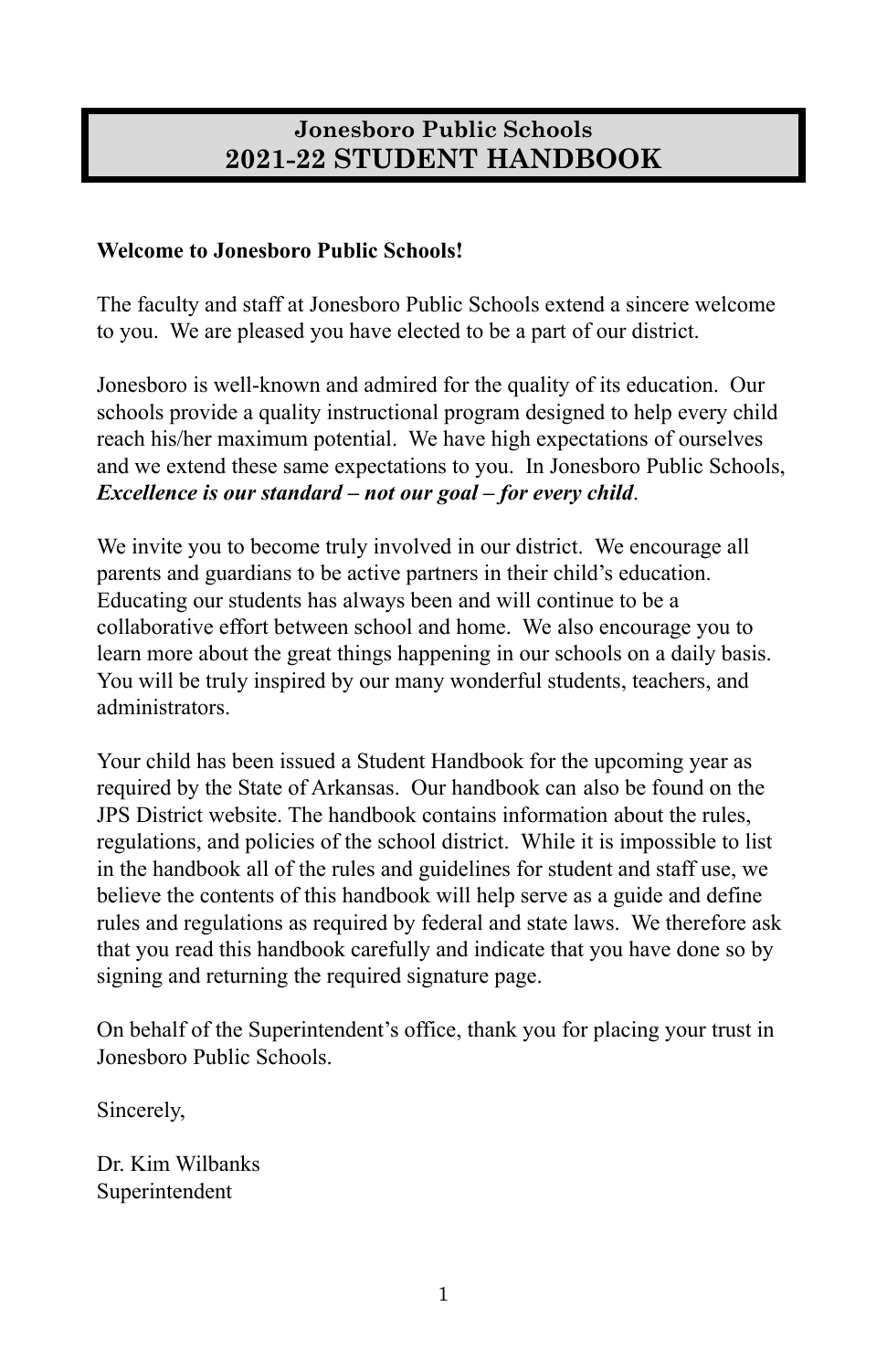# Jonesboro Public Schools
# 2021-22 STUDENT HANDBOOK

**Welcome to Jonesboro Public Schools!**

The faculty and staff at Jonesboro Public Schools extend a sincere welcome to you. We are pleased you have elected to be a part of our district.

Jonesboro is well-known and admired for the quality of its education. Our schools provide a quality instructional program designed to help every child reach his/her maximum potential. We have high expectations of ourselves and we extend these same expectations to you. In Jonesboro Public Schools, ***Excellence is our standard – not our goal – for every child***.

We invite you to become truly involved in our district. We encourage all parents and guardians to be active partners in their child's education. Educating our students has always been and will continue to be a collaborative effort between school and home. We also encourage you to learn more about the great things happening in our schools on a daily basis. You will be truly inspired by our many wonderful students, teachers, and administrators.

Your child has been issued a Student Handbook for the upcoming year as required by the State of Arkansas. Our handbook can also be found on the JPS District website. The handbook contains information about the rules, regulations, and policies of the school district. While it is impossible to list in the handbook all of the rules and guidelines for student and staff use, we believe the contents of this handbook will help serve as a guide and define rules and regulations as required by federal and state laws. We therefore ask that you read this handbook carefully and indicate that you have done so by signing and returning the required signature page.

On behalf of the Superintendent's office, thank you for placing your trust in Jonesboro Public Schools.

Sincerely,

Dr. Kim Wilbanks
Superintendent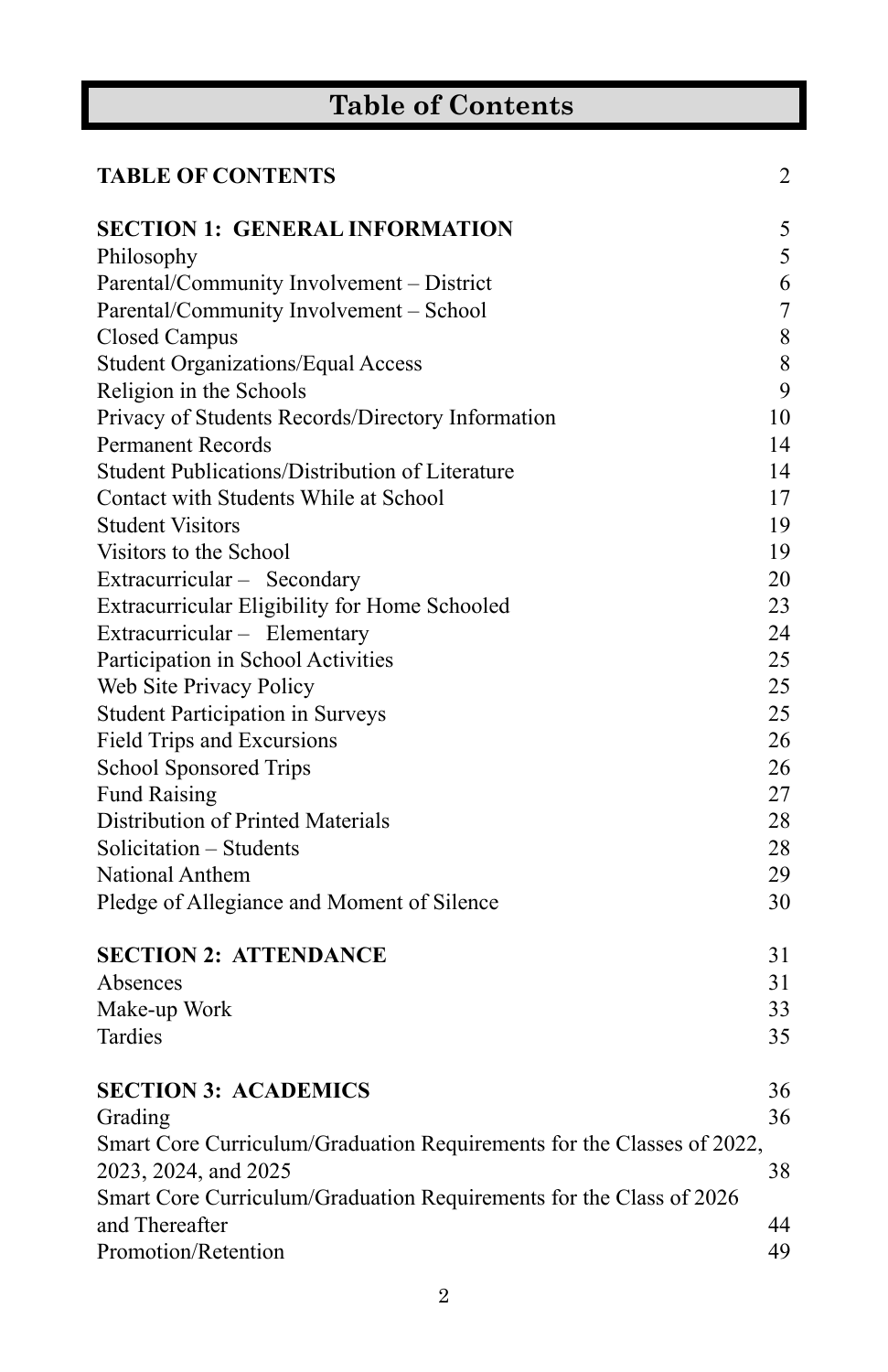# Table of Contents

| | |
|---|---|
| **TABLE OF CONTENTS** | 2 |
| | |
| **SECTION 1: GENERAL INFORMATION** | 5 |
| Philosophy | 5 |
| Parental/Community Involvement – District | 6 |
| Parental/Community Involvement – School | 7 |
| Closed Campus | 8 |
| Student Organizations/Equal Access | 8 |
| Religion in the Schools | 9 |
| Privacy of Students Records/Directory Information | 10 |
| Permanent Records | 14 |
| Student Publications/Distribution of Literature | 14 |
| Contact with Students While at School | 17 |
| Student Visitors | 19 |
| Visitors to the School | 19 |
| Extracurricular – Secondary | 20 |
| Extracurricular Eligibility for Home Schooled | 23 |
| Extracurricular – Elementary | 24 |
| Participation in School Activities | 25 |
| Web Site Privacy Policy | 25 |
| Student Participation in Surveys | 25 |
| Field Trips and Excursions | 26 |
| School Sponsored Trips | 26 |
| Fund Raising | 27 |
| Distribution of Printed Materials | 28 |
| Solicitation – Students | 28 |
| National Anthem | 29 |
| Pledge of Allegiance and Moment of Silence | 30 |
| | |
| **SECTION 2: ATTENDANCE** | 31 |
| Absences | 31 |
| Make-up Work | 33 |
| Tardies | 35 |
| | |
| **SECTION 3: ACADEMICS** | 36 |
| Grading | 36 |
| Smart Core Curriculum/Graduation Requirements for the Classes of 2022, 2023, 2024, and 2025 | 38 |
| Smart Core Curriculum/Graduation Requirements for the Class of 2026 and Thereafter | 44 |
| Promotion/Retention | 49 |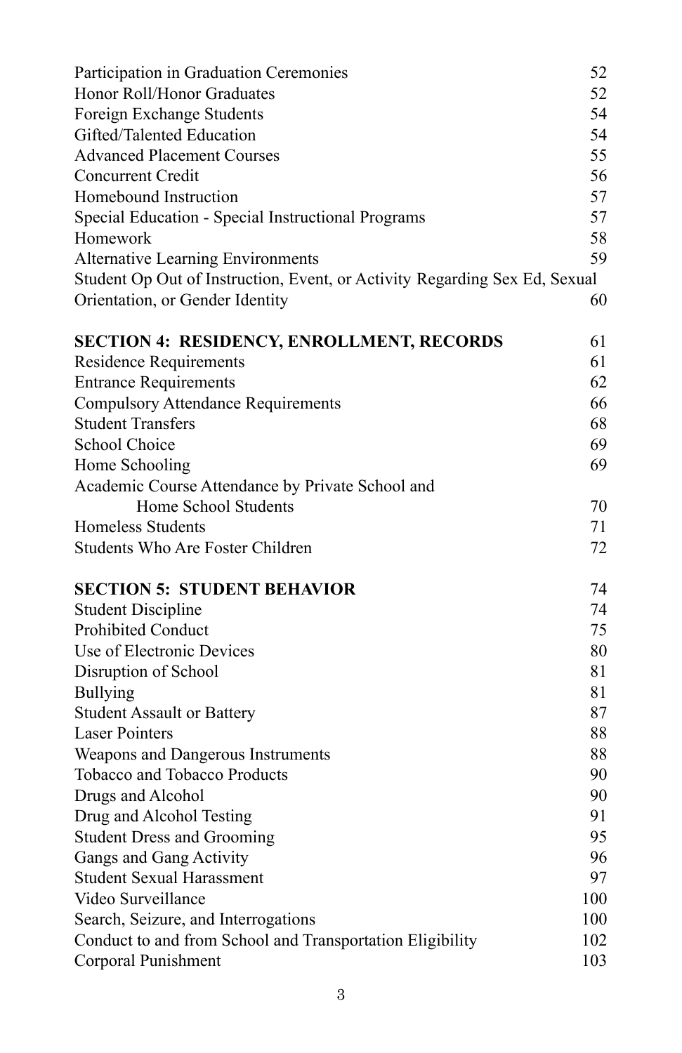| | |
|---|---|
| Participation in Graduation Ceremonies | 52 |
| Honor Roll/Honor Graduates | 52 |
| Foreign Exchange Students | 54 |
| Gifted/Talented Education | 54 |
| Advanced Placement Courses | 55 |
| Concurrent Credit | 56 |
| Homebound Instruction | 57 |
| Special Education - Special Instructional Programs | 57 |
| Homework | 58 |
| Alternative Learning Environments | 59 |
| Student Op Out of Instruction, Event, or Activity Regarding Sex Ed, Sexual Orientation, or Gender Identity | 60 |
| **SECTION 4: RESIDENCY, ENROLLMENT, RECORDS** | 61 |
| Residence Requirements | 61 |
| Entrance Requirements | 62 |
| Compulsory Attendance Requirements | 66 |
| Student Transfers | 68 |
| School Choice | 69 |
| Home Schooling | 69 |
| Academic Course Attendance by Private School and Home School Students | 70 |
| Homeless Students | 71 |
| Students Who Are Foster Children | 72 |
| **SECTION 5: STUDENT BEHAVIOR** | 74 |
| Student Discipline | 74 |
| Prohibited Conduct | 75 |
| Use of Electronic Devices | 80 |
| Disruption of School | 81 |
| Bullying | 81 |
| Student Assault or Battery | 87 |
| Laser Pointers | 88 |
| Weapons and Dangerous Instruments | 88 |
| Tobacco and Tobacco Products | 90 |
| Drugs and Alcohol | 90 |
| Drug and Alcohol Testing | 91 |
| Student Dress and Grooming | 95 |
| Gangs and Gang Activity | 96 |
| Student Sexual Harassment | 97 |
| Video Surveillance | 100 |
| Search, Seizure, and Interrogations | 100 |
| Conduct to and from School and Transportation Eligibility | 102 |
| Corporal Punishment | 103 |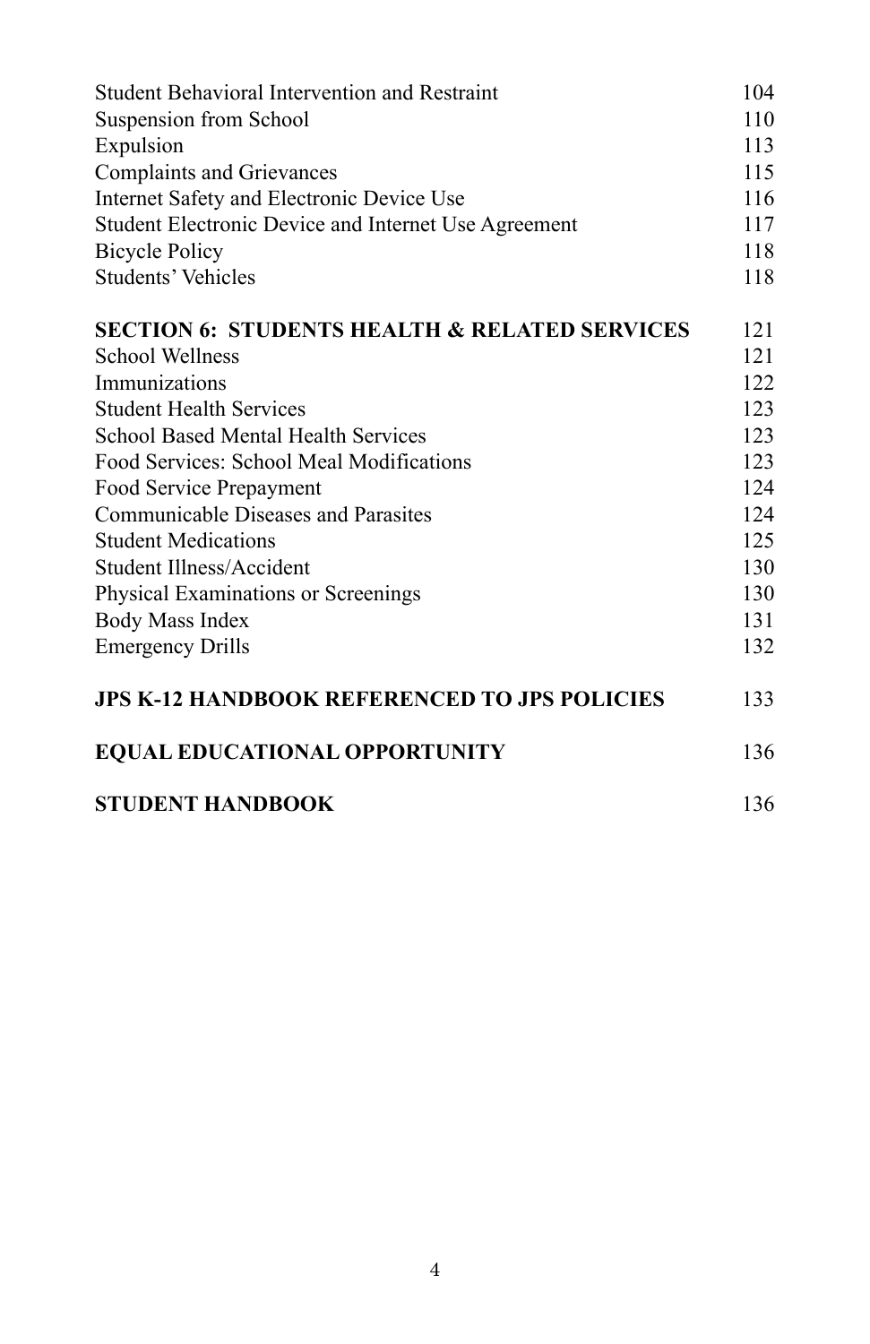| | |
|---|---|
| Student Behavioral Intervention and Restraint | 104 |
| Suspension from School | 110 |
| Expulsion | 113 |
| Complaints and Grievances | 115 |
| Internet Safety and Electronic Device Use | 116 |
| Student Electronic Device and Internet Use Agreement | 117 |
| Bicycle Policy | 118 |
| Students' Vehicles | 118 |
| **SECTION 6: STUDENTS HEALTH & RELATED SERVICES** | 121 |
| School Wellness | 121 |
| Immunizations | 122 |
| Student Health Services | 123 |
| School Based Mental Health Services | 123 |
| Food Services: School Meal Modifications | 123 |
| Food Service Prepayment | 124 |
| Communicable Diseases and Parasites | 124 |
| Student Medications | 125 |
| Student Illness/Accident | 130 |
| Physical Examinations or Screenings | 130 |
| Body Mass Index | 131 |
| Emergency Drills | 132 |
| **JPS K-12 HANDBOOK REFERENCED TO JPS POLICIES** | 133 |
| **EQUAL EDUCATIONAL OPPORTUNITY** | 136 |
| **STUDENT HANDBOOK** | 136 |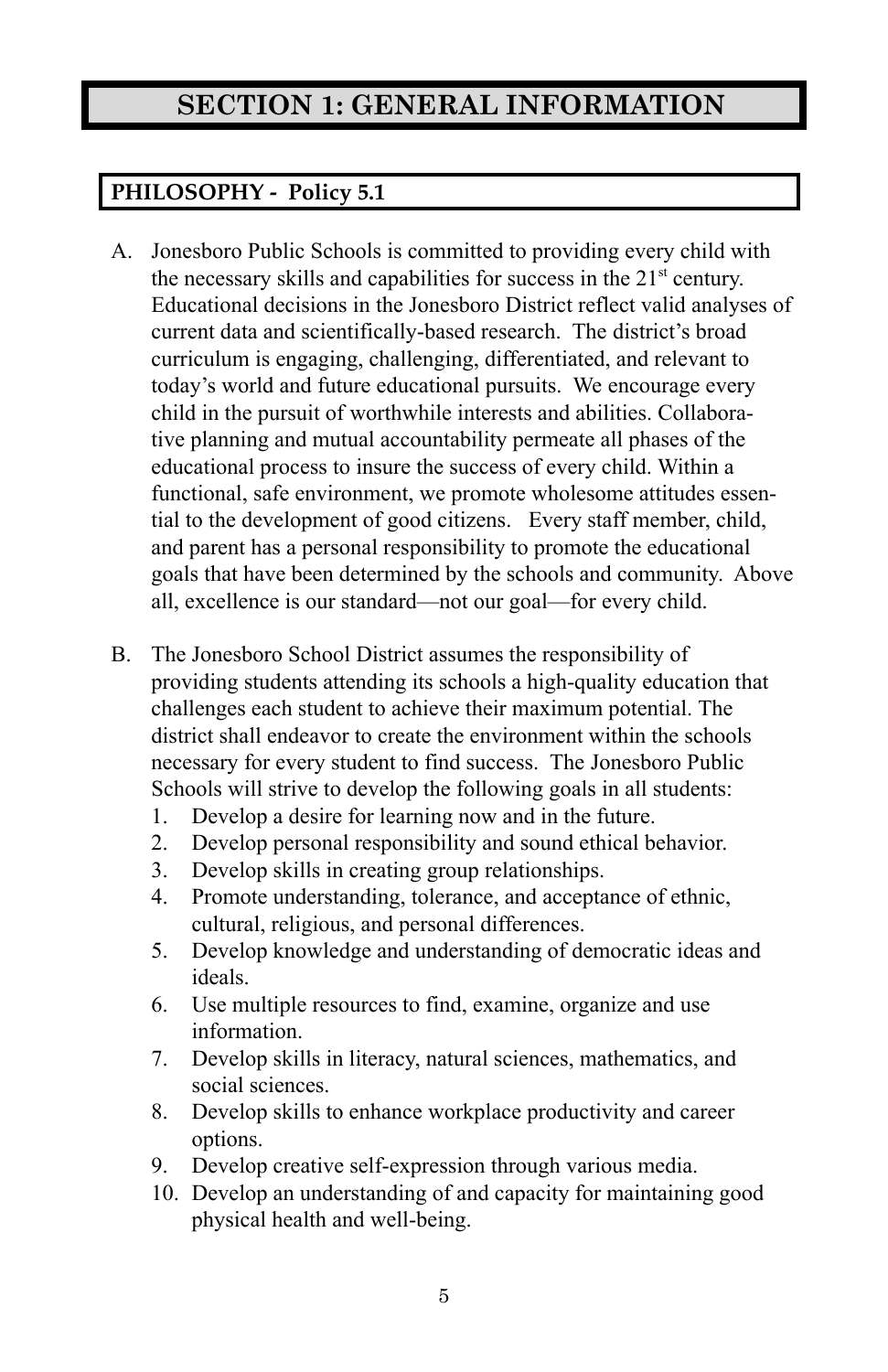# SECTION 1: GENERAL INFORMATION

## PHILOSOPHY - Policy 5.1

A. Jonesboro Public Schools is committed to providing every child with the necessary skills and capabilities for success in the 21st century. Educational decisions in the Jonesboro District reflect valid analyses of current data and scientifically-based research. The district's broad curriculum is engaging, challenging, differentiated, and relevant to today's world and future educational pursuits. We encourage every child in the pursuit of worthwhile interests and abilities. Collaborative planning and mutual accountability permeate all phases of the educational process to insure the success of every child. Within a functional, safe environment, we promote wholesome attitudes essential to the development of good citizens. Every staff member, child, and parent has a personal responsibility to promote the educational goals that have been determined by the schools and community. Above all, excellence is our standard—not our goal—for every child.

B. The Jonesboro School District assumes the responsibility of providing students attending its schools a high-quality education that challenges each student to achieve their maximum potential. The district shall endeavor to create the environment within the schools necessary for every student to find success. The Jonesboro Public Schools will strive to develop the following goals in all students:
   1. Develop a desire for learning now and in the future.
   2. Develop personal responsibility and sound ethical behavior.
   3. Develop skills in creating group relationships.
   4. Promote understanding, tolerance, and acceptance of ethnic, cultural, religious, and personal differences.
   5. Develop knowledge and understanding of democratic ideas and ideals.
   6. Use multiple resources to find, examine, organize and use information.
   7. Develop skills in literacy, natural sciences, mathematics, and social sciences.
   8. Develop skills to enhance workplace productivity and career options.
   9. Develop creative self-expression through various media.
   10. Develop an understanding of and capacity for maintaining good physical health and well-being.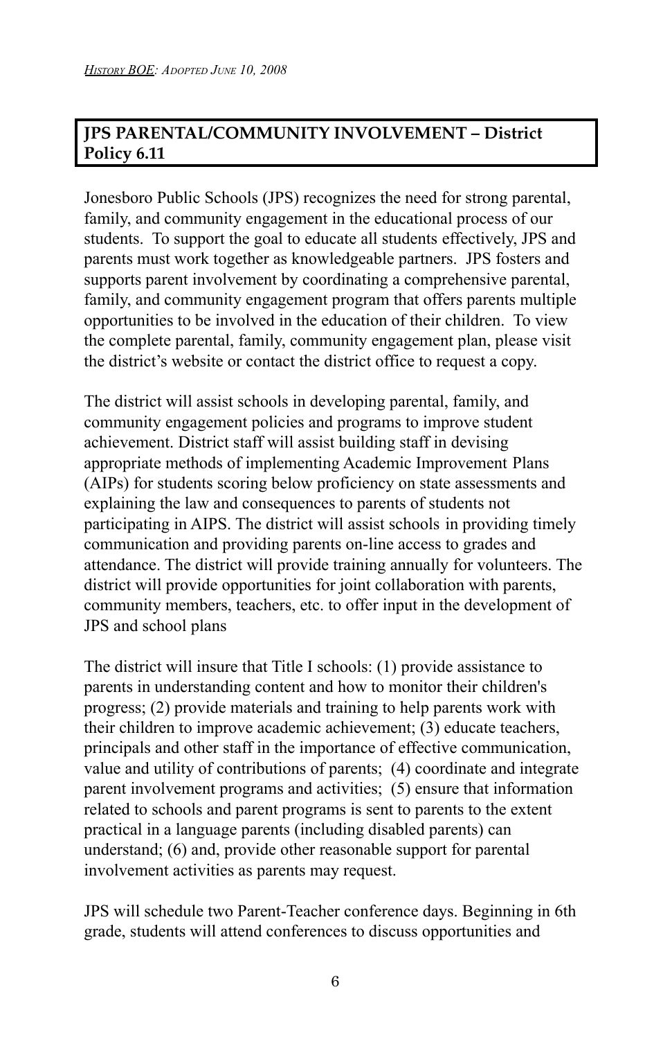*History BOE: Adopted June 10, 2008*

## JPS PARENTAL/COMMUNITY INVOLVEMENT – District Policy 6.11

Jonesboro Public Schools (JPS) recognizes the need for strong parental, family, and community engagement in the educational process of our students. To support the goal to educate all students effectively, JPS and parents must work together as knowledgeable partners. JPS fosters and supports parent involvement by coordinating a comprehensive parental, family, and community engagement program that offers parents multiple opportunities to be involved in the education of their children. To view the complete parental, family, community engagement plan, please visit the district's website or contact the district office to request a copy.

The district will assist schools in developing parental, family, and community engagement policies and programs to improve student achievement. District staff will assist building staff in devising appropriate methods of implementing Academic Improvement Plans (AIPs) for students scoring below proficiency on state assessments and explaining the law and consequences to parents of students not participating in AIPS. The district will assist schools in providing timely communication and providing parents on-line access to grades and attendance. The district will provide training annually for volunteers. The district will provide opportunities for joint collaboration with parents, community members, teachers, etc. to offer input in the development of JPS and school plans

The district will insure that Title I schools: (1) provide assistance to parents in understanding content and how to monitor their children's progress; (2) provide materials and training to help parents work with their children to improve academic achievement; (3) educate teachers, principals and other staff in the importance of effective communication, value and utility of contributions of parents; (4) coordinate and integrate parent involvement programs and activities; (5) ensure that information related to schools and parent programs is sent to parents to the extent practical in a language parents (including disabled parents) can understand; (6) and, provide other reasonable support for parental involvement activities as parents may request.

JPS will schedule two Parent-Teacher conference days. Beginning in 6th grade, students will attend conferences to discuss opportunities and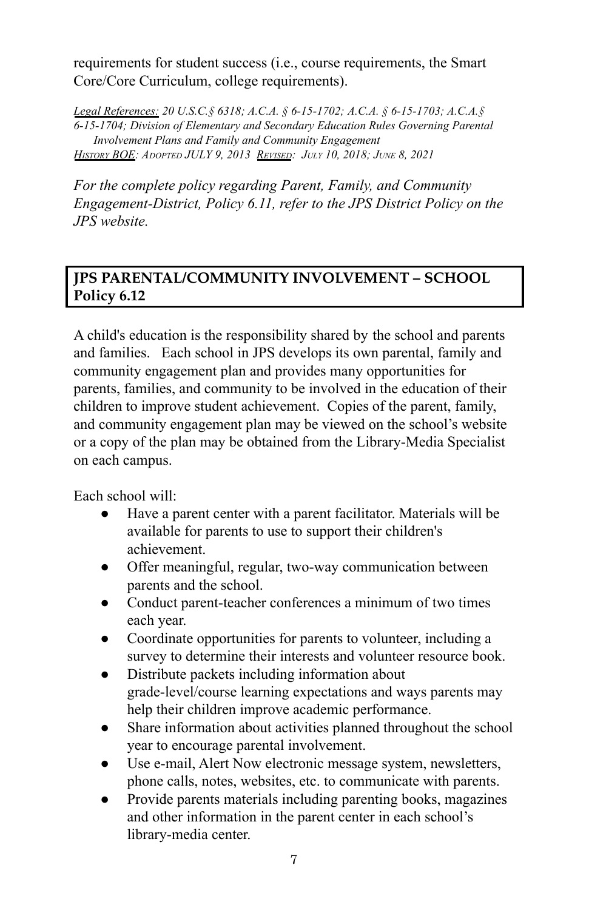requirements for student success (i.e., course requirements, the Smart Core/Core Curriculum, college requirements).

*Legal References: 20 U.S.C.§ 6318; A.C.A. § 6-15-1702; A.C.A. § 6-15-1703; A.C.A.§ 6-15-1704; Division of Elementary and Secondary Education Rules Governing Parental Involvement Plans and Family and Community Engagement*
*HISTORY BOE: ADOPTED JULY 9, 2013 REVISED: JULY 10, 2018; JUNE 8, 2021*

*For the complete policy regarding Parent, Family, and Community Engagement-District, Policy 6.11, refer to the JPS District Policy on the JPS website.*

## JPS PARENTAL/COMMUNITY INVOLVEMENT – SCHOOL Policy 6.12

A child's education is the responsibility shared by the school and parents and families. Each school in JPS develops its own parental, family and community engagement plan and provides many opportunities for parents, families, and community to be involved in the education of their children to improve student achievement. Copies of the parent, family, and community engagement plan may be viewed on the school's website or a copy of the plan may be obtained from the Library-Media Specialist on each campus.

Each school will:

- Have a parent center with a parent facilitator. Materials will be available for parents to use to support their children's achievement.
- Offer meaningful, regular, two-way communication between parents and the school.
- Conduct parent-teacher conferences a minimum of two times each year.
- Coordinate opportunities for parents to volunteer, including a survey to determine their interests and volunteer resource book.
- Distribute packets including information about grade-level/course learning expectations and ways parents may help their children improve academic performance.
- Share information about activities planned throughout the school year to encourage parental involvement.
- Use e-mail, Alert Now electronic message system, newsletters, phone calls, notes, websites, etc. to communicate with parents.
- Provide parents materials including parenting books, magazines and other information in the parent center in each school's library-media center.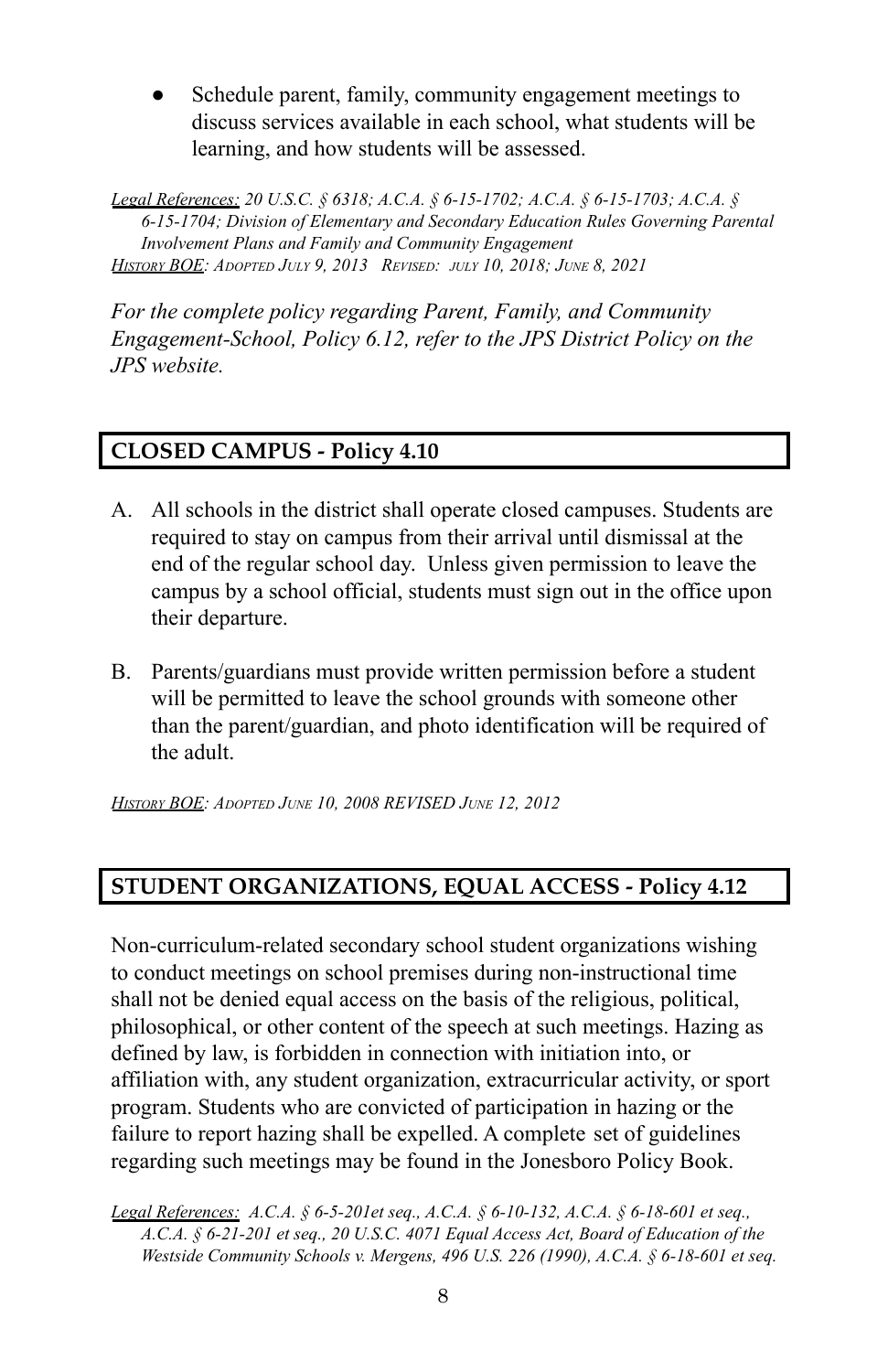- Schedule parent, family, community engagement meetings to discuss services available in each school, what students will be learning, and how students will be assessed.

*Legal References: 20 U.S.C. § 6318; A.C.A. § 6-15-1702; A.C.A. § 6-15-1703; A.C.A. § 6-15-1704; Division of Elementary and Secondary Education Rules Governing Parental Involvement Plans and Family and Community Engagement*
*History BOE: Adopted July 9, 2013 Revised: July 10, 2018; June 8, 2021*

*For the complete policy regarding Parent, Family, and Community Engagement-School, Policy 6.12, refer to the JPS District Policy on the JPS website.*

## CLOSED CAMPUS - Policy 4.10

A. All schools in the district shall operate closed campuses. Students are required to stay on campus from their arrival until dismissal at the end of the regular school day. Unless given permission to leave the campus by a school official, students must sign out in the office upon their departure.

B. Parents/guardians must provide written permission before a student will be permitted to leave the school grounds with someone other than the parent/guardian, and photo identification will be required of the adult.

*History BOE: Adopted June 10, 2008 REVISED June 12, 2012*

## STUDENT ORGANIZATIONS, EQUAL ACCESS - Policy 4.12

Non-curriculum-related secondary school student organizations wishing to conduct meetings on school premises during non-instructional time shall not be denied equal access on the basis of the religious, political, philosophical, or other content of the speech at such meetings. Hazing as defined by law, is forbidden in connection with initiation into, or affiliation with, any student organization, extracurricular activity, or sport program. Students who are convicted of participation in hazing or the failure to report hazing shall be expelled. A complete set of guidelines regarding such meetings may be found in the Jonesboro Policy Book.

*Legal References: A.C.A. § 6-5-201et seq., A.C.A. § 6-10-132, A.C.A. § 6-18-601 et seq., A.C.A. § 6-21-201 et seq., 20 U.S.C. 4071 Equal Access Act, Board of Education of the Westside Community Schools v. Mergens, 496 U.S. 226 (1990), A.C.A. § 6-18-601 et seq.*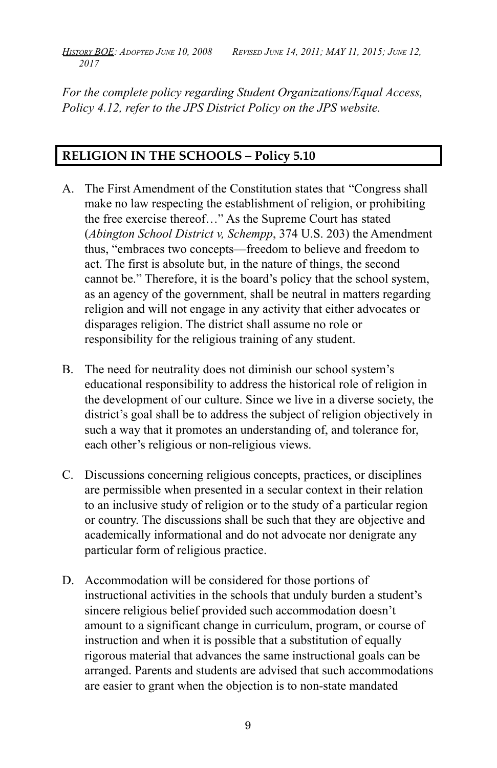*History BOE: Adopted June 10, 2008     Revised June 14, 2011; MAY 11, 2015; June 12, 2017*

*For the complete policy regarding Student Organizations/Equal Access, Policy 4.12, refer to the JPS District Policy on the JPS website.*

## RELIGION IN THE SCHOOLS – Policy 5.10

A. The First Amendment of the Constitution states that "Congress shall make no law respecting the establishment of religion, or prohibiting the free exercise thereof…" As the Supreme Court has stated (*Abington School District v, Schempp*, 374 U.S. 203) the Amendment thus, "embraces two concepts—freedom to believe and freedom to act. The first is absolute but, in the nature of things, the second cannot be." Therefore, it is the board's policy that the school system, as an agency of the government, shall be neutral in matters regarding religion and will not engage in any activity that either advocates or disparages religion. The district shall assume no role or responsibility for the religious training of any student.

B. The need for neutrality does not diminish our school system's educational responsibility to address the historical role of religion in the development of our culture. Since we live in a diverse society, the district's goal shall be to address the subject of religion objectively in such a way that it promotes an understanding of, and tolerance for, each other's religious or non-religious views.

C. Discussions concerning religious concepts, practices, or disciplines are permissible when presented in a secular context in their relation to an inclusive study of religion or to the study of a particular region or country. The discussions shall be such that they are objective and academically informational and do not advocate nor denigrate any particular form of religious practice.

D. Accommodation will be considered for those portions of instructional activities in the schools that unduly burden a student's sincere religious belief provided such accommodation doesn't amount to a significant change in curriculum, program, or course of instruction and when it is possible that a substitution of equally rigorous material that advances the same instructional goals can be arranged. Parents and students are advised that such accommodations are easier to grant when the objection is to non-state mandated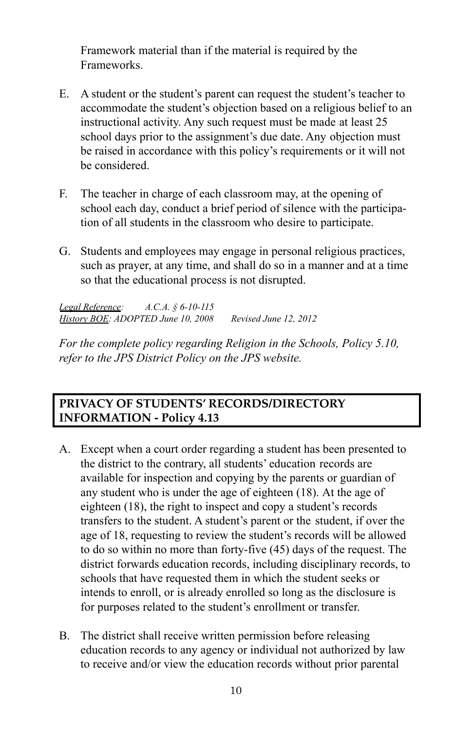Framework material than if the material is required by the Frameworks.

E. A student or the student's parent can request the student's teacher to accommodate the student's objection based on a religious belief to an instructional activity. Any such request must be made at least 25 school days prior to the assignment's due date. Any objection must be raised in accordance with this policy's requirements or it will not be considered.

F. The teacher in charge of each classroom may, at the opening of school each day, conduct a brief period of silence with the participation of all students in the classroom who desire to participate.

G. Students and employees may engage in personal religious practices, such as prayer, at any time, and shall do so in a manner and at a time so that the educational process is not disrupted.

*Legal Reference: A.C.A. § 6-10-115*
*History BOE: ADOPTED June 10, 2008 Revised June 12, 2012*

*For the complete policy regarding Religion in the Schools, Policy 5.10, refer to the JPS District Policy on the JPS website.*

## PRIVACY OF STUDENTS' RECORDS/DIRECTORY INFORMATION - Policy 4.13

A. Except when a court order regarding a student has been presented to the district to the contrary, all students' education records are available for inspection and copying by the parents or guardian of any student who is under the age of eighteen (18). At the age of eighteen (18), the right to inspect and copy a student's records transfers to the student. A student's parent or the student, if over the age of 18, requesting to review the student's records will be allowed to do so within no more than forty-five (45) days of the request. The district forwards education records, including disciplinary records, to schools that have requested them in which the student seeks or intends to enroll, or is already enrolled so long as the disclosure is for purposes related to the student's enrollment or transfer.

B. The district shall receive written permission before releasing education records to any agency or individual not authorized by law to receive and/or view the education records without prior parental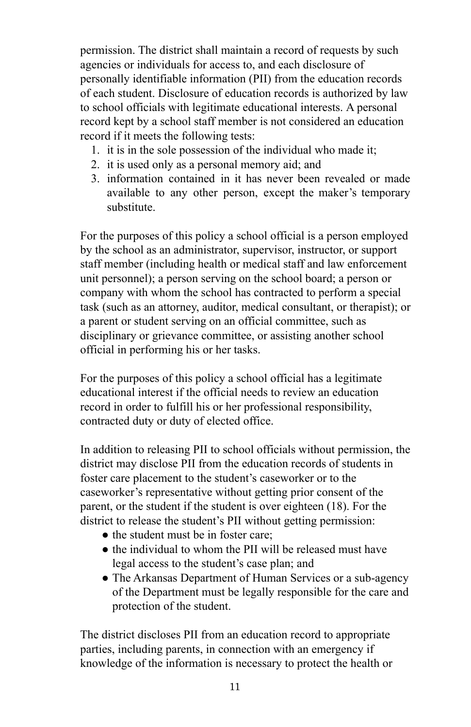permission. The district shall maintain a record of requests by such agencies or individuals for access to, and each disclosure of personally identifiable information (PII) from the education records of each student. Disclosure of education records is authorized by law to school officials with legitimate educational interests. A personal record kept by a school staff member is not considered an education record if it meets the following tests:

1. it is in the sole possession of the individual who made it;
2. it is used only as a personal memory aid; and
3. information contained in it has never been revealed or made available to any other person, except the maker's temporary substitute.

For the purposes of this policy a school official is a person employed by the school as an administrator, supervisor, instructor, or support staff member (including health or medical staff and law enforcement unit personnel); a person serving on the school board; a person or company with whom the school has contracted to perform a special task (such as an attorney, auditor, medical consultant, or therapist); or a parent or student serving on an official committee, such as disciplinary or grievance committee, or assisting another school official in performing his or her tasks.

For the purposes of this policy a school official has a legitimate educational interest if the official needs to review an education record in order to fulfill his or her professional responsibility, contracted duty or duty of elected office.

In addition to releasing PII to school officials without permission, the district may disclose PII from the education records of students in foster care placement to the student's caseworker or to the caseworker's representative without getting prior consent of the parent, or the student if the student is over eighteen (18). For the district to release the student's PII without getting permission:

- the student must be in foster care;
- the individual to whom the PII will be released must have legal access to the student's case plan; and
- The Arkansas Department of Human Services or a sub-agency of the Department must be legally responsible for the care and protection of the student.

The district discloses PII from an education record to appropriate parties, including parents, in connection with an emergency if knowledge of the information is necessary to protect the health or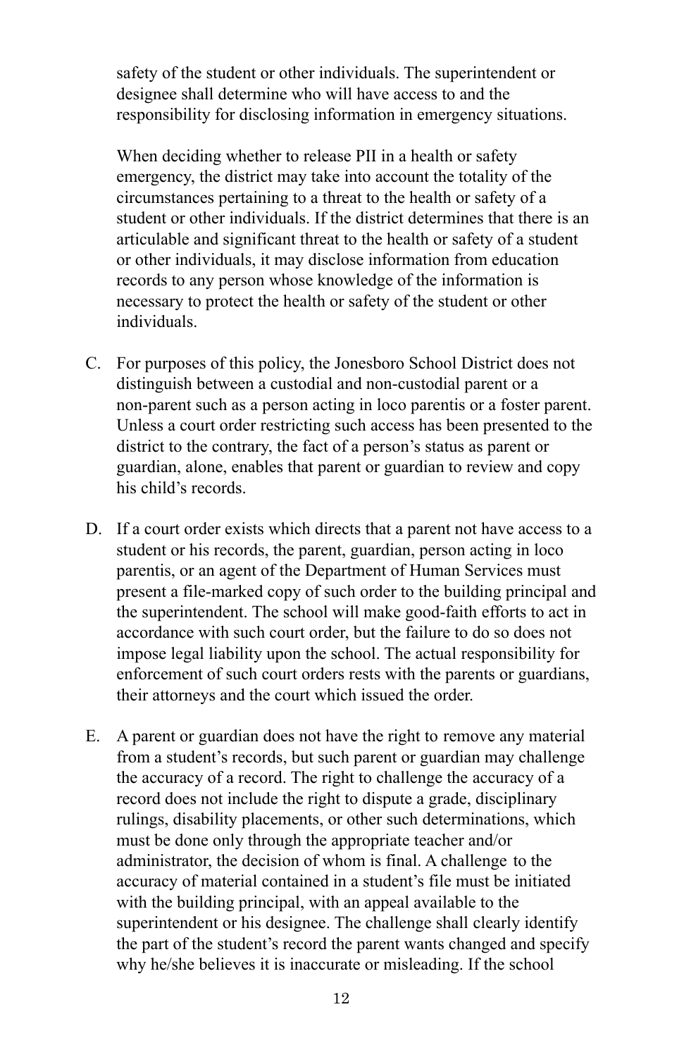safety of the student or other individuals. The superintendent or designee shall determine who will have access to and the responsibility for disclosing information in emergency situations.

When deciding whether to release PII in a health or safety emergency, the district may take into account the totality of the circumstances pertaining to a threat to the health or safety of a student or other individuals. If the district determines that there is an articulable and significant threat to the health or safety of a student or other individuals, it may disclose information from education records to any person whose knowledge of the information is necessary to protect the health or safety of the student or other individuals.

C. For purposes of this policy, the Jonesboro School District does not distinguish between a custodial and non-custodial parent or a non-parent such as a person acting in loco parentis or a foster parent. Unless a court order restricting such access has been presented to the district to the contrary, the fact of a person's status as parent or guardian, alone, enables that parent or guardian to review and copy his child's records.

D. If a court order exists which directs that a parent not have access to a student or his records, the parent, guardian, person acting in loco parentis, or an agent of the Department of Human Services must present a file-marked copy of such order to the building principal and the superintendent. The school will make good-faith efforts to act in accordance with such court order, but the failure to do so does not impose legal liability upon the school. The actual responsibility for enforcement of such court orders rests with the parents or guardians, their attorneys and the court which issued the order.

E. A parent or guardian does not have the right to remove any material from a student's records, but such parent or guardian may challenge the accuracy of a record. The right to challenge the accuracy of a record does not include the right to dispute a grade, disciplinary rulings, disability placements, or other such determinations, which must be done only through the appropriate teacher and/or administrator, the decision of whom is final. A challenge to the accuracy of material contained in a student's file must be initiated with the building principal, with an appeal available to the superintendent or his designee. The challenge shall clearly identify the part of the student's record the parent wants changed and specify why he/she believes it is inaccurate or misleading. If the school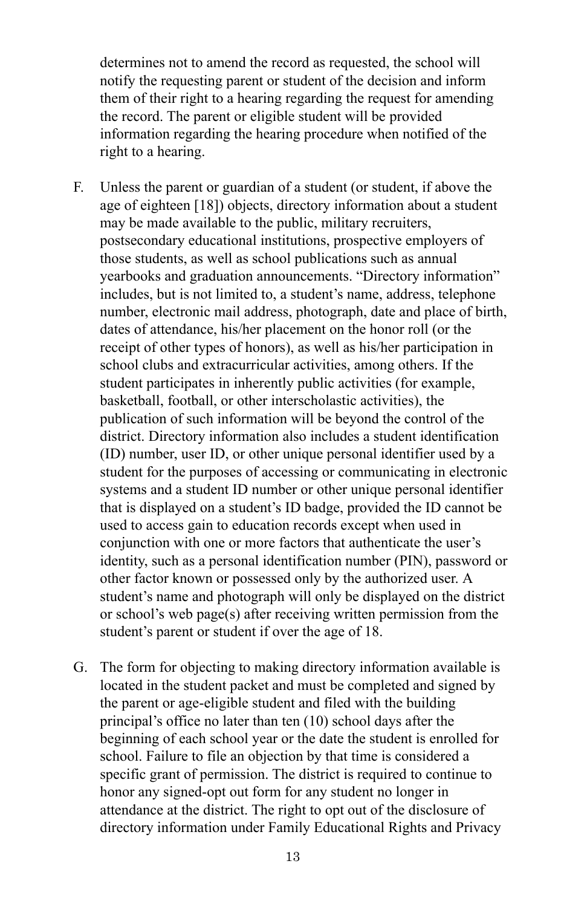determines not to amend the record as requested, the school will notify the requesting parent or student of the decision and inform them of their right to a hearing regarding the request for amending the record. The parent or eligible student will be provided information regarding the hearing procedure when notified of the right to a hearing.

F. Unless the parent or guardian of a student (or student, if above the age of eighteen [18]) objects, directory information about a student may be made available to the public, military recruiters, postsecondary educational institutions, prospective employers of those students, as well as school publications such as annual yearbooks and graduation announcements. "Directory information" includes, but is not limited to, a student's name, address, telephone number, electronic mail address, photograph, date and place of birth, dates of attendance, his/her placement on the honor roll (or the receipt of other types of honors), as well as his/her participation in school clubs and extracurricular activities, among others. If the student participates in inherently public activities (for example, basketball, football, or other interscholastic activities), the publication of such information will be beyond the control of the district. Directory information also includes a student identification (ID) number, user ID, or other unique personal identifier used by a student for the purposes of accessing or communicating in electronic systems and a student ID number or other unique personal identifier that is displayed on a student's ID badge, provided the ID cannot be used to access gain to education records except when used in conjunction with one or more factors that authenticate the user's identity, such as a personal identification number (PIN), password or other factor known or possessed only by the authorized user. A student's name and photograph will only be displayed on the district or school's web page(s) after receiving written permission from the student's parent or student if over the age of 18.

G. The form for objecting to making directory information available is located in the student packet and must be completed and signed by the parent or age-eligible student and filed with the building principal's office no later than ten (10) school days after the beginning of each school year or the date the student is enrolled for school. Failure to file an objection by that time is considered a specific grant of permission. The district is required to continue to honor any signed-opt out form for any student no longer in attendance at the district. The right to opt out of the disclosure of directory information under Family Educational Rights and Privacy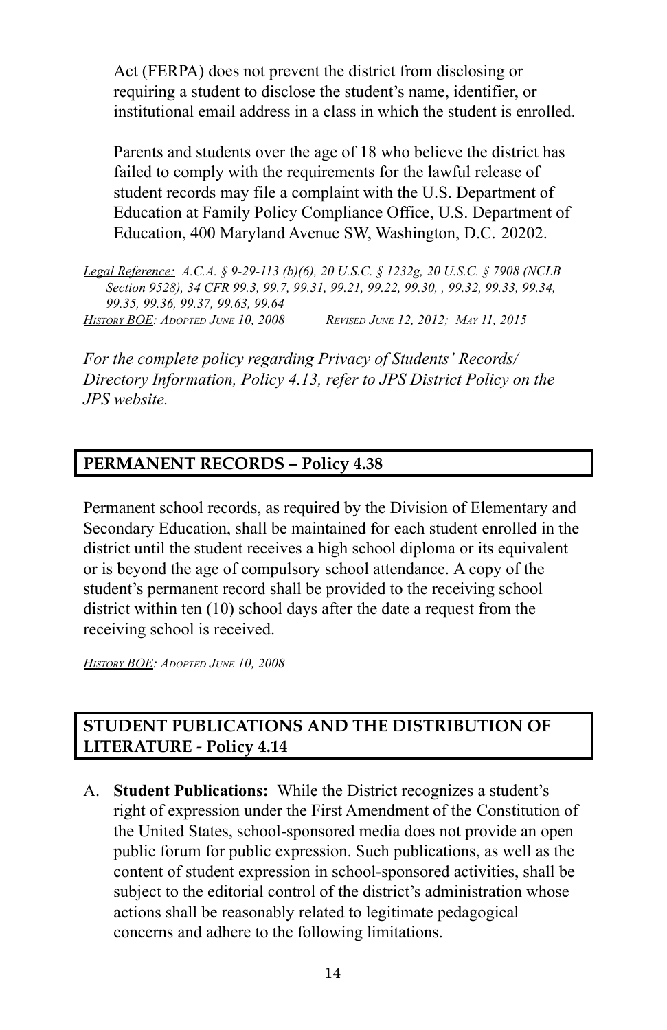Act (FERPA) does not prevent the district from disclosing or requiring a student to disclose the student's name, identifier, or institutional email address in a class in which the student is enrolled.

Parents and students over the age of 18 who believe the district has failed to comply with the requirements for the lawful release of student records may file a complaint with the U.S. Department of Education at Family Policy Compliance Office, U.S. Department of Education, 400 Maryland Avenue SW, Washington, D.C. 20202.

*Legal Reference: A.C.A. § 9-29-113 (b)(6), 20 U.S.C. § 1232g, 20 U.S.C. § 7908 (NCLB Section 9528), 34 CFR 99.3, 99.7, 99.31, 99.21, 99.22, 99.30, , 99.32, 99.33, 99.34, 99.35, 99.36, 99.37, 99.63, 99.64*
*History BOE: Adopted June 10, 2008 Revised June 12, 2012; May 11, 2015*

*For the complete policy regarding Privacy of Students' Records/ Directory Information, Policy 4.13, refer to JPS District Policy on the JPS website.*

## PERMANENT RECORDS – Policy 4.38

Permanent school records, as required by the Division of Elementary and Secondary Education, shall be maintained for each student enrolled in the district until the student receives a high school diploma or its equivalent or is beyond the age of compulsory school attendance. A copy of the student's permanent record shall be provided to the receiving school district within ten (10) school days after the date a request from the receiving school is received.

*History BOE: Adopted June 10, 2008*

## STUDENT PUBLICATIONS AND THE DISTRIBUTION OF LITERATURE - Policy 4.14

A. **Student Publications:** While the District recognizes a student's right of expression under the First Amendment of the Constitution of the United States, school-sponsored media does not provide an open public forum for public expression. Such publications, as well as the content of student expression in school-sponsored activities, shall be subject to the editorial control of the district's administration whose actions shall be reasonably related to legitimate pedagogical concerns and adhere to the following limitations.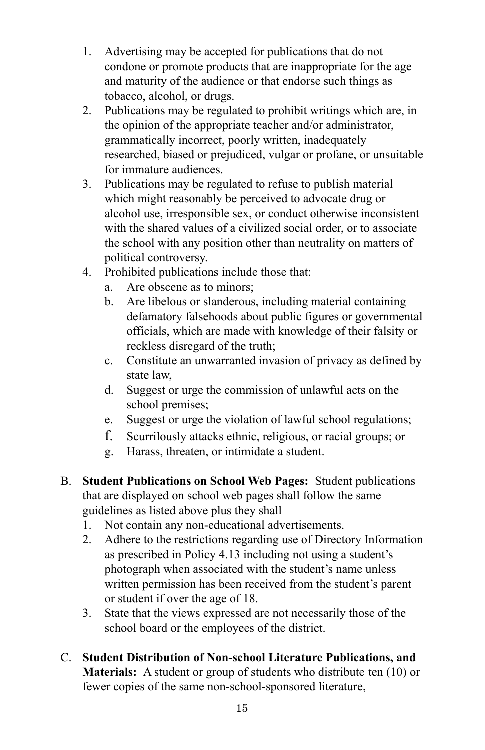1. Advertising may be accepted for publications that do not condone or promote products that are inappropriate for the age and maturity of the audience or that endorse such things as tobacco, alcohol, or drugs.
2. Publications may be regulated to prohibit writings which are, in the opinion of the appropriate teacher and/or administrator, grammatically incorrect, poorly written, inadequately researched, biased or prejudiced, vulgar or profane, or unsuitable for immature audiences.
3. Publications may be regulated to refuse to publish material which might reasonably be perceived to advocate drug or alcohol use, irresponsible sex, or conduct otherwise inconsistent with the shared values of a civilized social order, or to associate the school with any position other than neutrality on matters of political controversy.
4. Prohibited publications include those that:
   a. Are obscene as to minors;
   b. Are libelous or slanderous, including material containing defamatory falsehoods about public figures or governmental officials, which are made with knowledge of their falsity or reckless disregard of the truth;
   c. Constitute an unwarranted invasion of privacy as defined by state law,
   d. Suggest or urge the commission of unlawful acts on the school premises;
   e. Suggest or urge the violation of lawful school regulations;
   f. Scurrilously attacks ethnic, religious, or racial groups; or
   g. Harass, threaten, or intimidate a student.

B. **Student Publications on School Web Pages:** Student publications that are displayed on school web pages shall follow the same guidelines as listed above plus they shall
   1. Not contain any non-educational advertisements.
   2. Adhere to the restrictions regarding use of Directory Information as prescribed in Policy 4.13 including not using a student's photograph when associated with the student's name unless written permission has been received from the student's parent or student if over the age of 18.
   3. State that the views expressed are not necessarily those of the school board or the employees of the district.

C. **Student Distribution of Non-school Literature Publications, and Materials:** A student or group of students who distribute ten (10) or fewer copies of the same non-school-sponsored literature,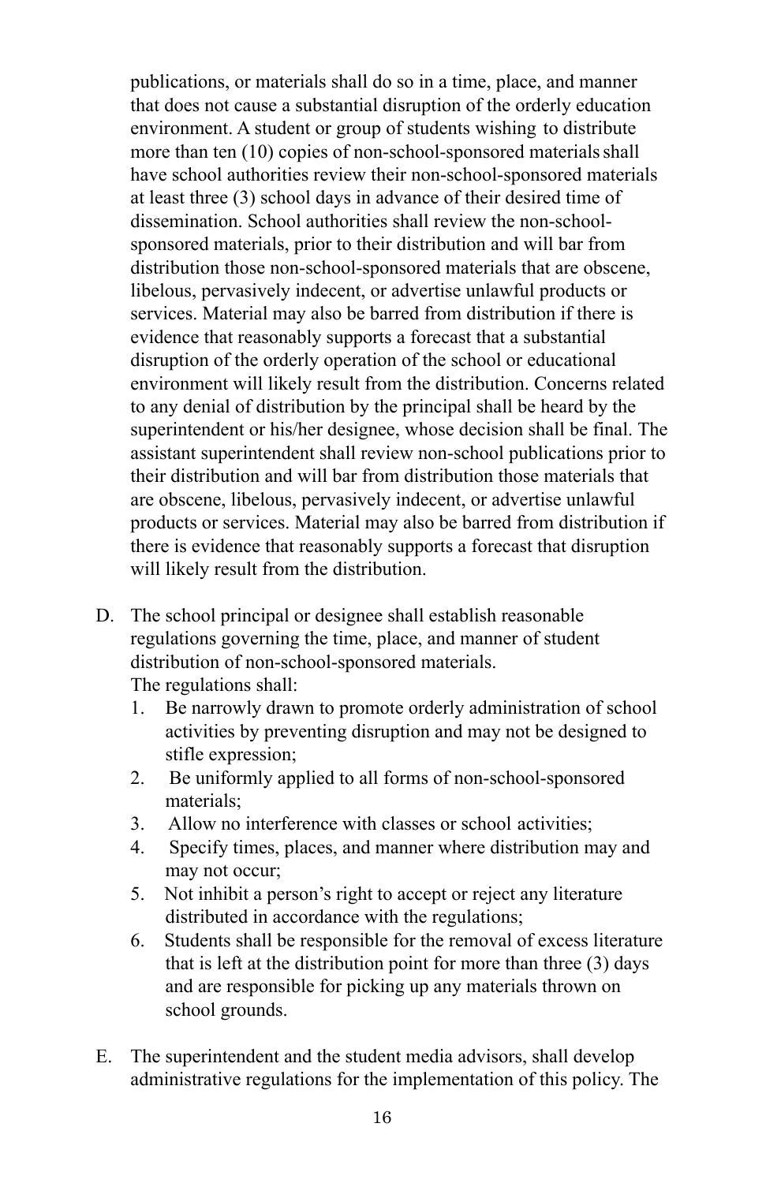publications, or materials shall do so in a time, place, and manner that does not cause a substantial disruption of the orderly education environment. A student or group of students wishing to distribute more than ten (10) copies of non-school-sponsored materials shall have school authorities review their non-school-sponsored materials at least three (3) school days in advance of their desired time of dissemination. School authorities shall review the non-school-sponsored materials, prior to their distribution and will bar from distribution those non-school-sponsored materials that are obscene, libelous, pervasively indecent, or advertise unlawful products or services. Material may also be barred from distribution if there is evidence that reasonably supports a forecast that a substantial disruption of the orderly operation of the school or educational environment will likely result from the distribution. Concerns related to any denial of distribution by the principal shall be heard by the superintendent or his/her designee, whose decision shall be final. The assistant superintendent shall review non-school publications prior to their distribution and will bar from distribution those materials that are obscene, libelous, pervasively indecent, or advertise unlawful products or services. Material may also be barred from distribution if there is evidence that reasonably supports a forecast that disruption will likely result from the distribution.

D. The school principal or designee shall establish reasonable regulations governing the time, place, and manner of student distribution of non-school-sponsored materials.
   The regulations shall:
   1. Be narrowly drawn to promote orderly administration of school activities by preventing disruption and may not be designed to stifle expression;
   2. Be uniformly applied to all forms of non-school-sponsored materials;
   3. Allow no interference with classes or school activities;
   4. Specify times, places, and manner where distribution may and may not occur;
   5. Not inhibit a person's right to accept or reject any literature distributed in accordance with the regulations;
   6. Students shall be responsible for the removal of excess literature that is left at the distribution point for more than three (3) days and are responsible for picking up any materials thrown on school grounds.

E. The superintendent and the student media advisors, shall develop administrative regulations for the implementation of this policy. The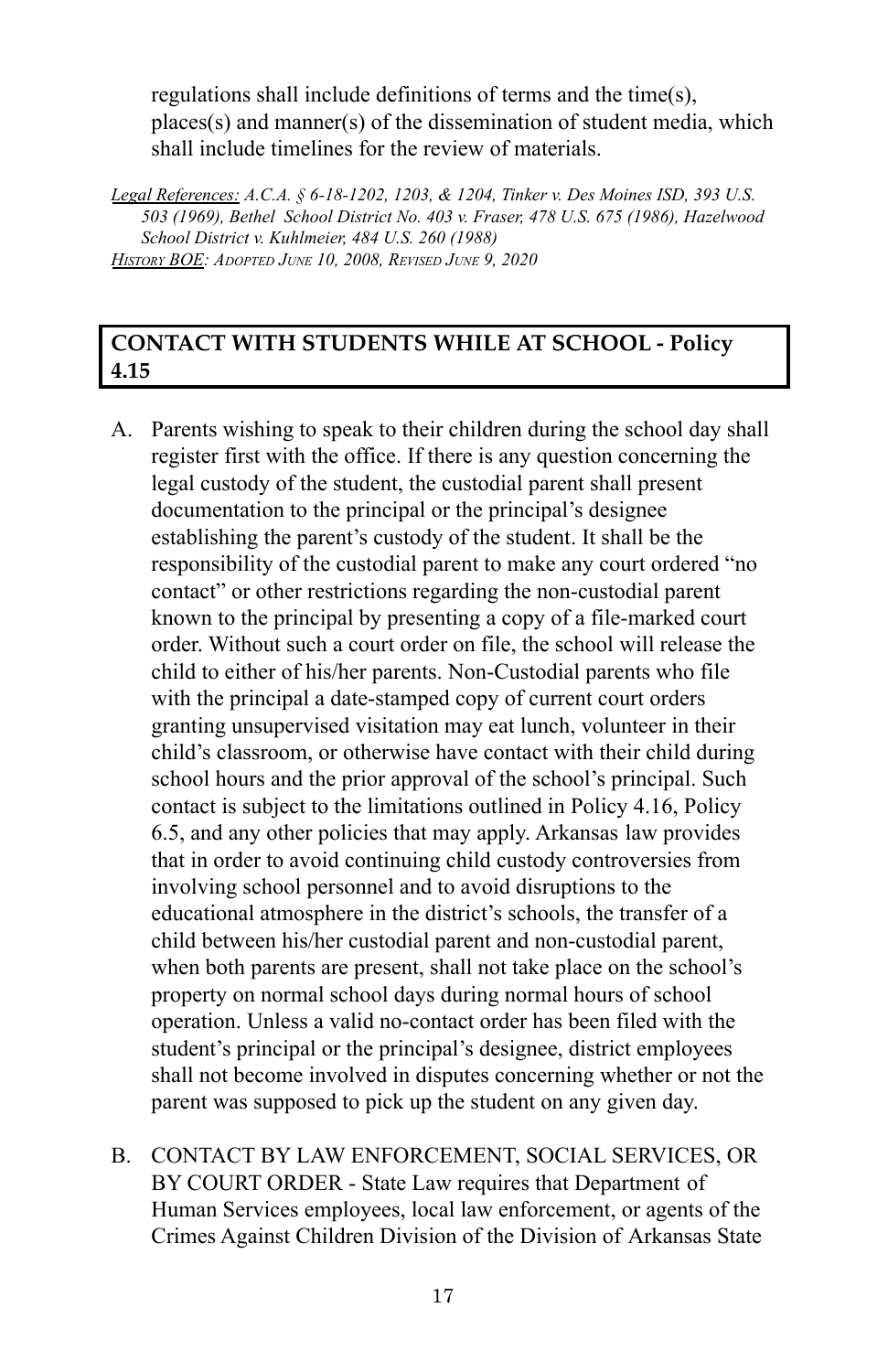regulations shall include definitions of terms and the time(s), places(s) and manner(s) of the dissemination of student media, which shall include timelines for the review of materials.

*Legal References: A.C.A. § 6-18-1202, 1203, & 1204, Tinker v. Des Moines ISD, 393 U.S. 503 (1969), Bethel School District No. 403 v. Fraser, 478 U.S. 675 (1986), Hazelwood School District v. Kuhlmeier, 484 U.S. 260 (1988)*
*History BOE: Adopted June 10, 2008, Revised June 9, 2020*

## CONTACT WITH STUDENTS WHILE AT SCHOOL - Policy 4.15

A. Parents wishing to speak to their children during the school day shall register first with the office. If there is any question concerning the legal custody of the student, the custodial parent shall present documentation to the principal or the principal's designee establishing the parent's custody of the student. It shall be the responsibility of the custodial parent to make any court ordered "no contact" or other restrictions regarding the non-custodial parent known to the principal by presenting a copy of a file-marked court order. Without such a court order on file, the school will release the child to either of his/her parents. Non-Custodial parents who file with the principal a date-stamped copy of current court orders granting unsupervised visitation may eat lunch, volunteer in their child's classroom, or otherwise have contact with their child during school hours and the prior approval of the school's principal. Such contact is subject to the limitations outlined in Policy 4.16, Policy 6.5, and any other policies that may apply. Arkansas law provides that in order to avoid continuing child custody controversies from involving school personnel and to avoid disruptions to the educational atmosphere in the district's schools, the transfer of a child between his/her custodial parent and non-custodial parent, when both parents are present, shall not take place on the school's property on normal school days during normal hours of school operation. Unless a valid no-contact order has been filed with the student's principal or the principal's designee, district employees shall not become involved in disputes concerning whether or not the parent was supposed to pick up the student on any given day.

B. CONTACT BY LAW ENFORCEMENT, SOCIAL SERVICES, OR BY COURT ORDER - State Law requires that Department of Human Services employees, local law enforcement, or agents of the Crimes Against Children Division of the Division of Arkansas State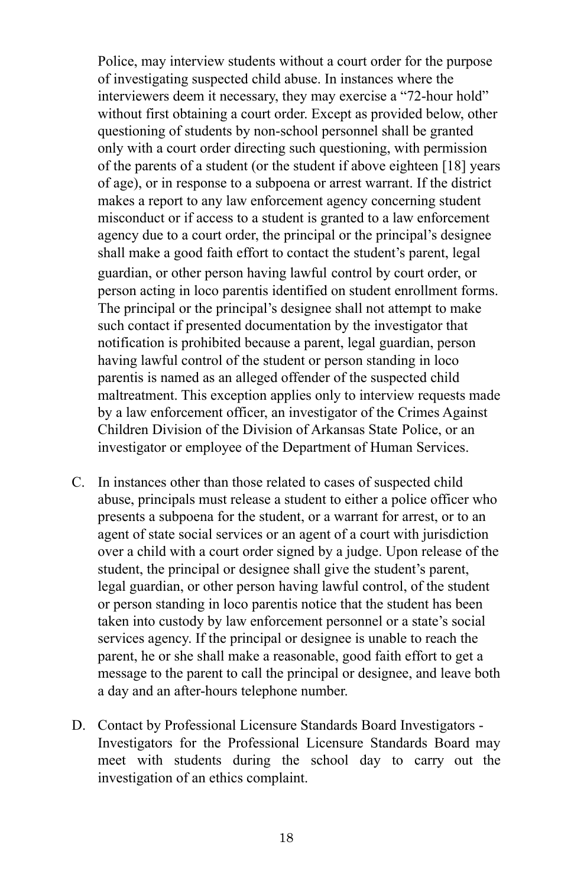Police, may interview students without a court order for the purpose of investigating suspected child abuse. In instances where the interviewers deem it necessary, they may exercise a "72-hour hold" without first obtaining a court order. Except as provided below, other questioning of students by non-school personnel shall be granted only with a court order directing such questioning, with permission of the parents of a student (or the student if above eighteen [18] years of age), or in response to a subpoena or arrest warrant. If the district makes a report to any law enforcement agency concerning student misconduct or if access to a student is granted to a law enforcement agency due to a court order, the principal or the principal's designee shall make a good faith effort to contact the student's parent, legal guardian, or other person having lawful control by court order, or person acting in loco parentis identified on student enrollment forms. The principal or the principal's designee shall not attempt to make such contact if presented documentation by the investigator that notification is prohibited because a parent, legal guardian, person having lawful control of the student or person standing in loco parentis is named as an alleged offender of the suspected child maltreatment. This exception applies only to interview requests made by a law enforcement officer, an investigator of the Crimes Against Children Division of the Division of Arkansas State Police, or an investigator or employee of the Department of Human Services.

C. In instances other than those related to cases of suspected child abuse, principals must release a student to either a police officer who presents a subpoena for the student, or a warrant for arrest, or to an agent of state social services or an agent of a court with jurisdiction over a child with a court order signed by a judge. Upon release of the student, the principal or designee shall give the student's parent, legal guardian, or other person having lawful control, of the student or person standing in loco parentis notice that the student has been taken into custody by law enforcement personnel or a state's social services agency. If the principal or designee is unable to reach the parent, he or she shall make a reasonable, good faith effort to get a message to the parent to call the principal or designee, and leave both a day and an after-hours telephone number.

D. Contact by Professional Licensure Standards Board Investigators - Investigators for the Professional Licensure Standards Board may meet with students during the school day to carry out the investigation of an ethics complaint.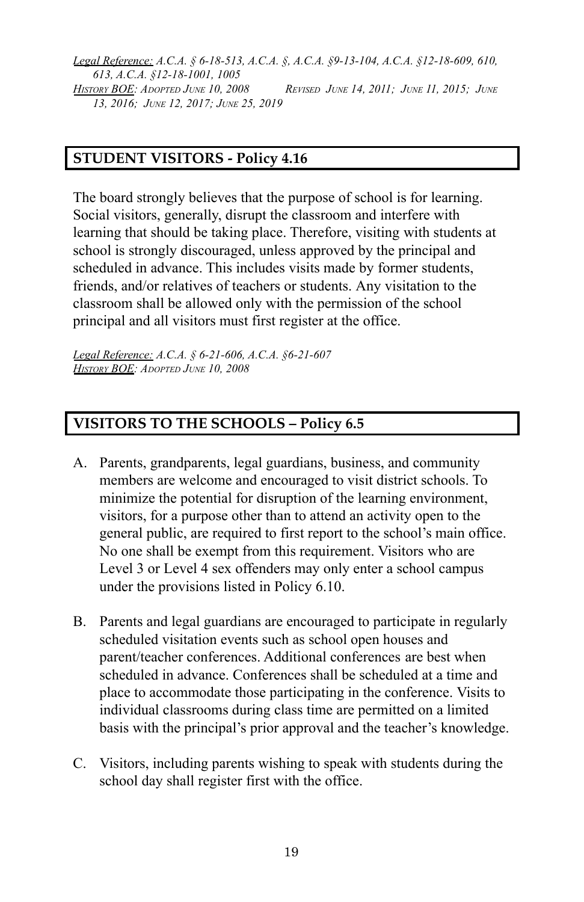*Legal Reference:* *A.C.A. § 6-18-513, A.C.A. §, A.C.A. §9-13-104, A.C.A. §12-18-609, 610, 613, A.C.A. §12-18-1001, 1005*
*History BOE: Adopted June 10, 2008 Revised June 14, 2011; June 11, 2015; June 13, 2016; June 12, 2017; June 25, 2019*

## STUDENT VISITORS - Policy 4.16

The board strongly believes that the purpose of school is for learning. Social visitors, generally, disrupt the classroom and interfere with learning that should be taking place. Therefore, visiting with students at school is strongly discouraged, unless approved by the principal and scheduled in advance. This includes visits made by former students, friends, and/or relatives of teachers or students. Any visitation to the classroom shall be allowed only with the permission of the school principal and all visitors must first register at the office.

*Legal Reference:* *A.C.A. § 6-21-606, A.C.A. §6-21-607*
*History BOE: Adopted June 10, 2008*

## VISITORS TO THE SCHOOLS – Policy 6.5

A. Parents, grandparents, legal guardians, business, and community members are welcome and encouraged to visit district schools. To minimize the potential for disruption of the learning environment, visitors, for a purpose other than to attend an activity open to the general public, are required to first report to the school's main office. No one shall be exempt from this requirement. Visitors who are Level 3 or Level 4 sex offenders may only enter a school campus under the provisions listed in Policy 6.10.

B. Parents and legal guardians are encouraged to participate in regularly scheduled visitation events such as school open houses and parent/teacher conferences. Additional conferences are best when scheduled in advance. Conferences shall be scheduled at a time and place to accommodate those participating in the conference. Visits to individual classrooms during class time are permitted on a limited basis with the principal's prior approval and the teacher's knowledge.

C. Visitors, including parents wishing to speak with students during the school day shall register first with the office.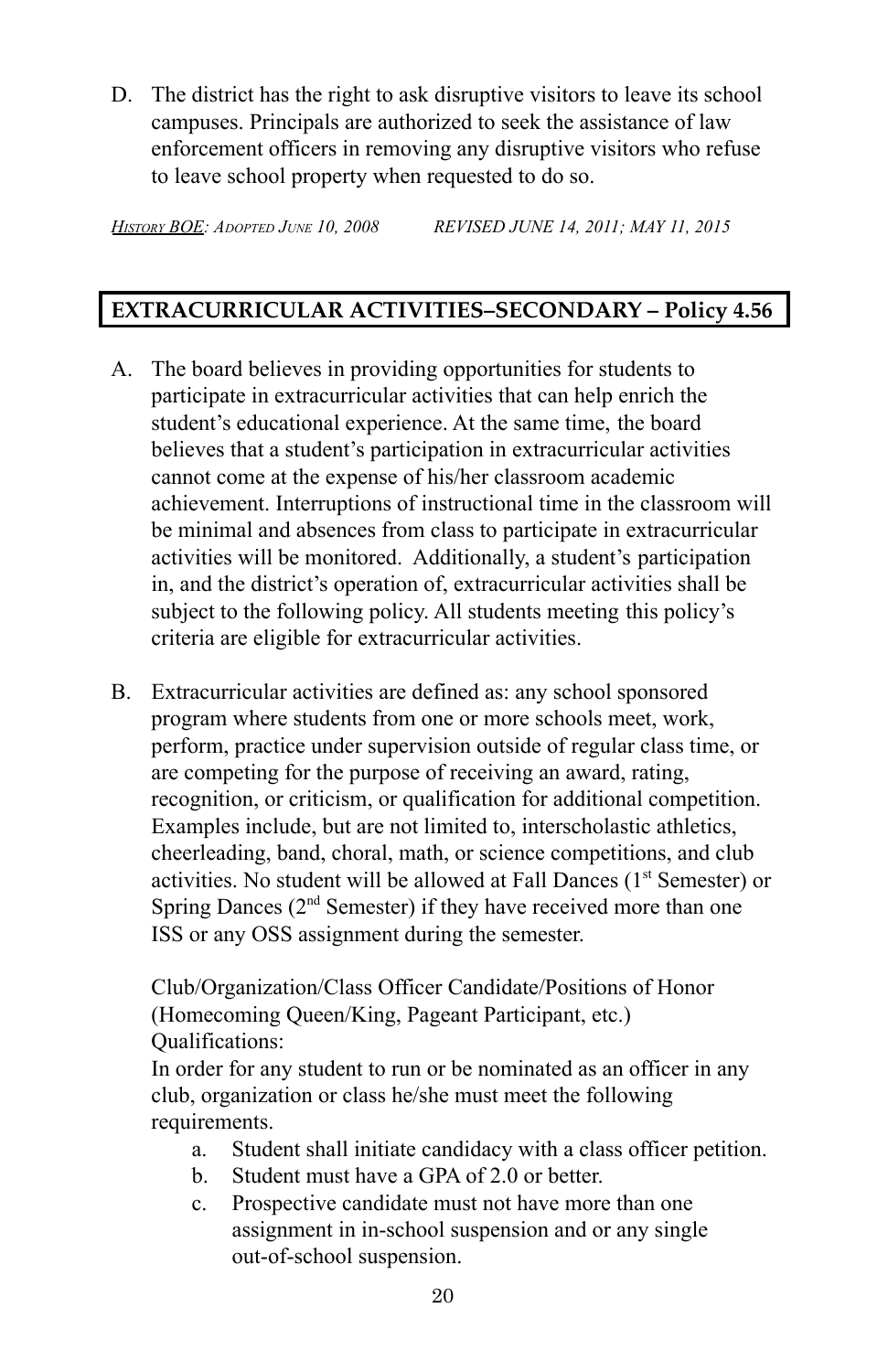D. The district has the right to ask disruptive visitors to leave its school campuses. Principals are authorized to seek the assistance of law enforcement officers in removing any disruptive visitors who refuse to leave school property when requested to do so.

*History BOE: Adopted June 10, 2008 REVISED JUNE 14, 2011; MAY 11, 2015*

## EXTRACURRICULAR ACTIVITIES–SECONDARY – Policy 4.56

A. The board believes in providing opportunities for students to participate in extracurricular activities that can help enrich the student's educational experience. At the same time, the board believes that a student's participation in extracurricular activities cannot come at the expense of his/her classroom academic achievement. Interruptions of instructional time in the classroom will be minimal and absences from class to participate in extracurricular activities will be monitored. Additionally, a student's participation in, and the district's operation of, extracurricular activities shall be subject to the following policy. All students meeting this policy's criteria are eligible for extracurricular activities.

B. Extracurricular activities are defined as: any school sponsored program where students from one or more schools meet, work, perform, practice under supervision outside of regular class time, or are competing for the purpose of receiving an award, rating, recognition, or criticism, or qualification for additional competition. Examples include, but are not limited to, interscholastic athletics, cheerleading, band, choral, math, or science competitions, and club activities. No student will be allowed at Fall Dances (1st Semester) or Spring Dances (2nd Semester) if they have received more than one ISS or any OSS assignment during the semester.

   Club/Organization/Class Officer Candidate/Positions of Honor (Homecoming Queen/King, Pageant Participant, etc.) Qualifications:
   In order for any student to run or be nominated as an officer in any club, organization or class he/she must meet the following requirements.

   a. Student shall initiate candidacy with a class officer petition.
   b. Student must have a GPA of 2.0 or better.
   c. Prospective candidate must not have more than one assignment in in-school suspension and or any single out-of-school suspension.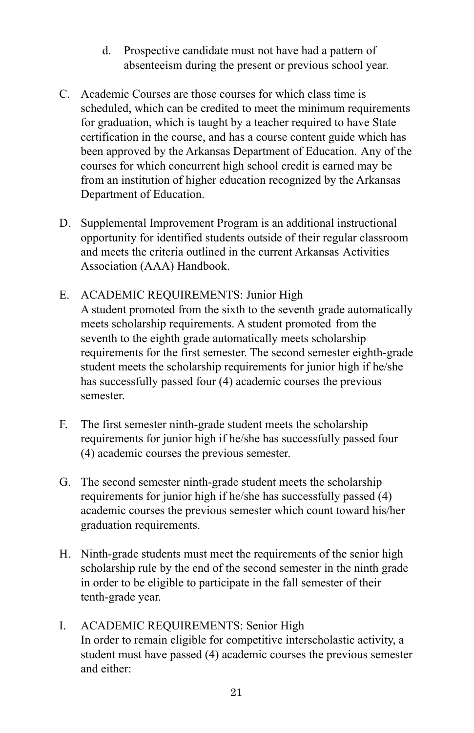d. Prospective candidate must not have had a pattern of absenteeism during the present or previous school year.

C. Academic Courses are those courses for which class time is scheduled, which can be credited to meet the minimum requirements for graduation, which is taught by a teacher required to have State certification in the course, and has a course content guide which has been approved by the Arkansas Department of Education. Any of the courses for which concurrent high school credit is earned may be from an institution of higher education recognized by the Arkansas Department of Education.

D. Supplemental Improvement Program is an additional instructional opportunity for identified students outside of their regular classroom and meets the criteria outlined in the current Arkansas Activities Association (AAA) Handbook.

E. ACADEMIC REQUIREMENTS: Junior High
   A student promoted from the sixth to the seventh grade automatically meets scholarship requirements. A student promoted from the seventh to the eighth grade automatically meets scholarship requirements for the first semester. The second semester eighth-grade student meets the scholarship requirements for junior high if he/she has successfully passed four (4) academic courses the previous semester.

F. The first semester ninth-grade student meets the scholarship requirements for junior high if he/she has successfully passed four (4) academic courses the previous semester.

G. The second semester ninth-grade student meets the scholarship requirements for junior high if he/she has successfully passed (4) academic courses the previous semester which count toward his/her graduation requirements.

H. Ninth-grade students must meet the requirements of the senior high scholarship rule by the end of the second semester in the ninth grade in order to be eligible to participate in the fall semester of their tenth-grade year.

I. ACADEMIC REQUIREMENTS: Senior High
   In order to remain eligible for competitive interscholastic activity, a student must have passed (4) academic courses the previous semester and either: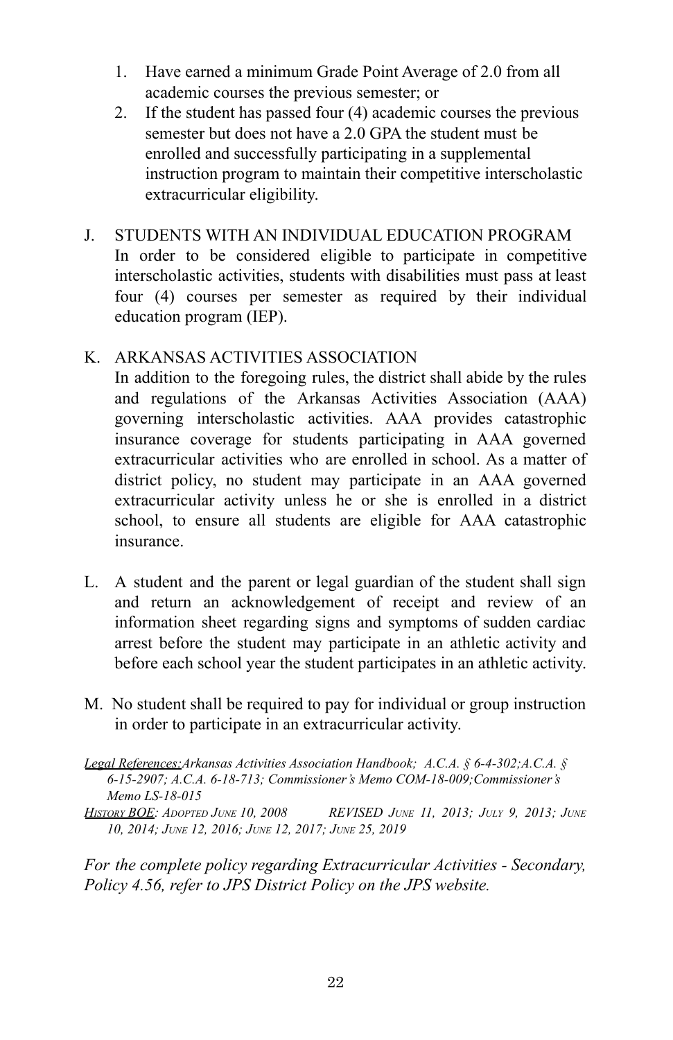1. Have earned a minimum Grade Point Average of 2.0 from all academic courses the previous semester; or
2. If the student has passed four (4) academic courses the previous semester but does not have a 2.0 GPA the student must be enrolled and successfully participating in a supplemental instruction program to maintain their competitive interscholastic extracurricular eligibility.

J. STUDENTS WITH AN INDIVIDUAL EDUCATION PROGRAM
In order to be considered eligible to participate in competitive interscholastic activities, students with disabilities must pass at least four (4) courses per semester as required by their individual education program (IEP).

K. ARKANSAS ACTIVITIES ASSOCIATION
In addition to the foregoing rules, the district shall abide by the rules and regulations of the Arkansas Activities Association (AAA) governing interscholastic activities. AAA provides catastrophic insurance coverage for students participating in AAA governed extracurricular activities who are enrolled in school. As a matter of district policy, no student may participate in an AAA governed extracurricular activity unless he or she is enrolled in a district school, to ensure all students are eligible for AAA catastrophic insurance.

L. A student and the parent or legal guardian of the student shall sign and return an acknowledgement of receipt and review of an information sheet regarding signs and symptoms of sudden cardiac arrest before the student may participate in an athletic activity and before each school year the student participates in an athletic activity.

M. No student shall be required to pay for individual or group instruction in order to participate in an extracurricular activity.

*Legal References:Arkansas Activities Association Handbook; A.C.A. § 6-4-302;A.C.A. § 6-15-2907; A.C.A. 6-18-713; Commissioner's Memo COM-18-009;Commissioner's Memo LS-18-015*

*History BOE: Adopted June 10, 2008 REVISED June 11, 2013; July 9, 2013; June 10, 2014; June 12, 2016; June 12, 2017; June 25, 2019*

*For the complete policy regarding Extracurricular Activities - Secondary, Policy 4.56, refer to JPS District Policy on the JPS website.*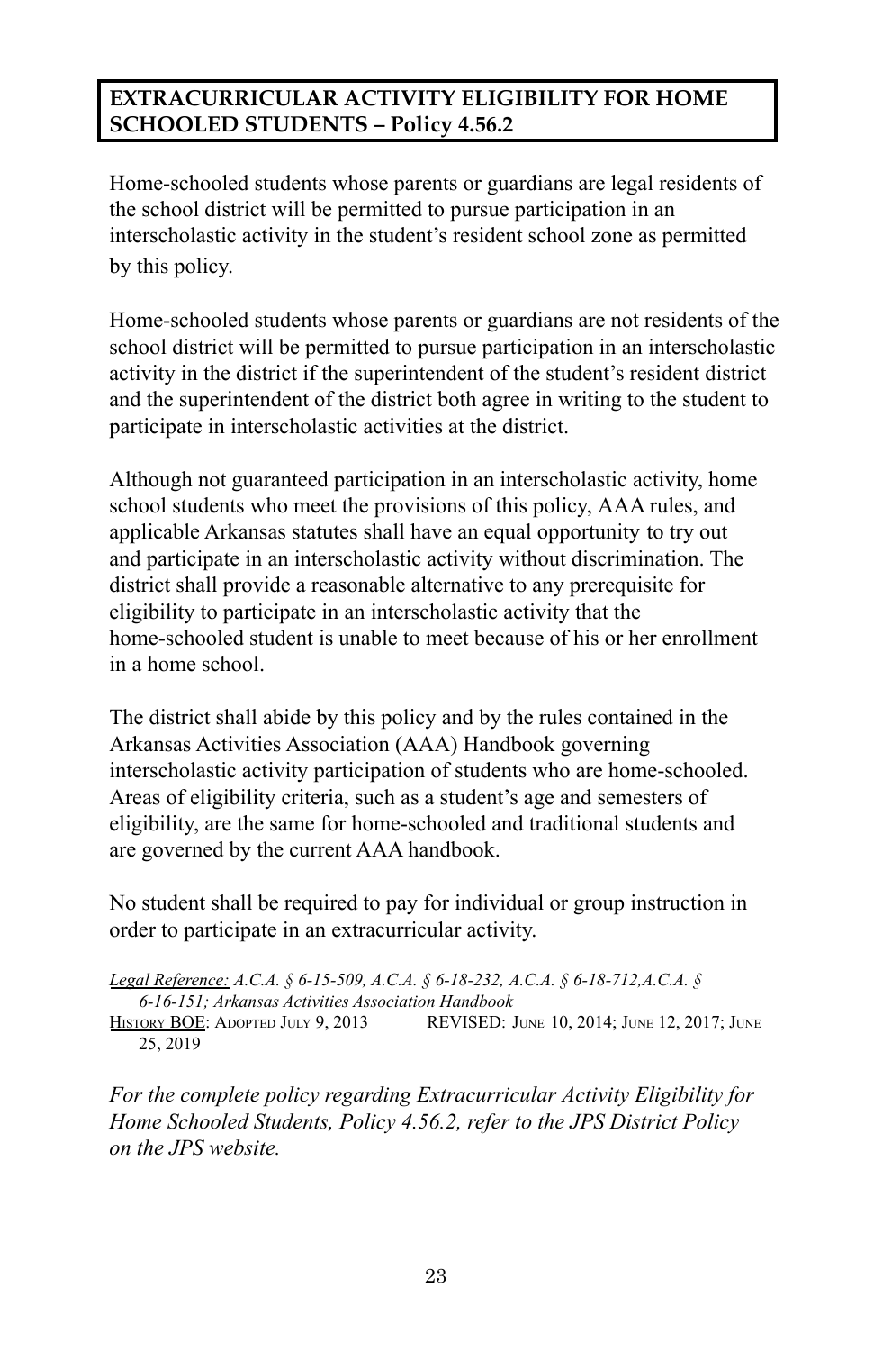## EXTRACURRICULAR ACTIVITY ELIGIBILITY FOR HOME SCHOOLED STUDENTS – Policy 4.56.2

Home-schooled students whose parents or guardians are legal residents of the school district will be permitted to pursue participation in an interscholastic activity in the student's resident school zone as permitted by this policy.

Home-schooled students whose parents or guardians are not residents of the school district will be permitted to pursue participation in an interscholastic activity in the district if the superintendent of the student's resident district and the superintendent of the district both agree in writing to the student to participate in interscholastic activities at the district.

Although not guaranteed participation in an interscholastic activity, home school students who meet the provisions of this policy, AAA rules, and applicable Arkansas statutes shall have an equal opportunity to try out and participate in an interscholastic activity without discrimination. The district shall provide a reasonable alternative to any prerequisite for eligibility to participate in an interscholastic activity that the home-schooled student is unable to meet because of his or her enrollment in a home school.

The district shall abide by this policy and by the rules contained in the Arkansas Activities Association (AAA) Handbook governing interscholastic activity participation of students who are home-schooled. Areas of eligibility criteria, such as a student's age and semesters of eligibility, are the same for home-schooled and traditional students and are governed by the current AAA handbook.

No student shall be required to pay for individual or group instruction in order to participate in an extracurricular activity.

Legal Reference: *A.C.A. § 6-15-509, A.C.A. § 6-18-232, A.C.A. § 6-18-712, A.C.A. § 6-16-151; Arkansas Activities Association Handbook*

History BOE: Adopted July 9, 2013 REVISED: June 10, 2014; June 12, 2017; June 25, 2019

*For the complete policy regarding Extracurricular Activity Eligibility for Home Schooled Students, Policy 4.56.2, refer to the JPS District Policy on the JPS website.*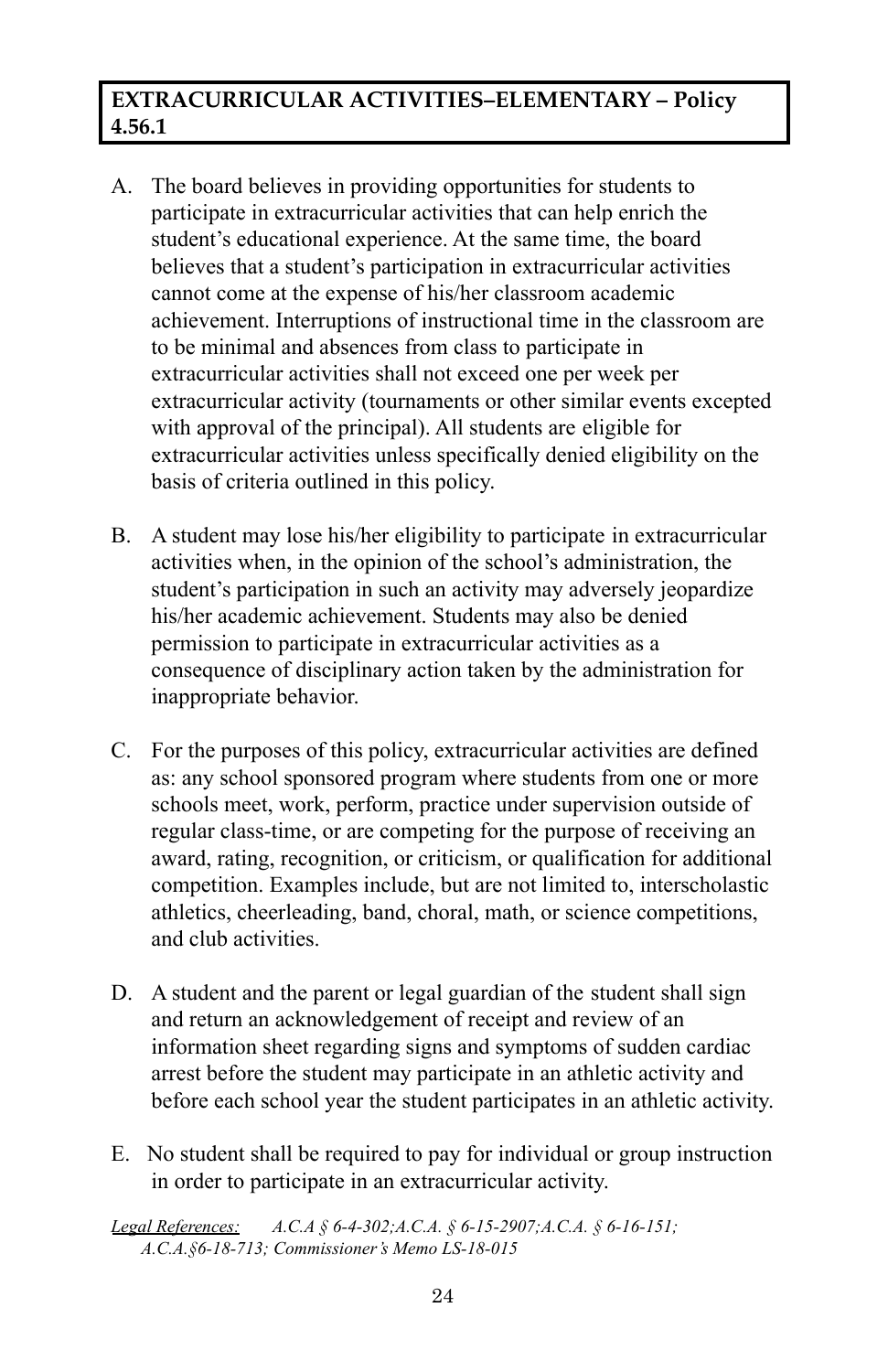## EXTRACURRICULAR ACTIVITIES–ELEMENTARY – Policy 4.56.1

A. The board believes in providing opportunities for students to participate in extracurricular activities that can help enrich the student's educational experience. At the same time, the board believes that a student's participation in extracurricular activities cannot come at the expense of his/her classroom academic achievement. Interruptions of instructional time in the classroom are to be minimal and absences from class to participate in extracurricular activities shall not exceed one per week per extracurricular activity (tournaments or other similar events excepted with approval of the principal). All students are eligible for extracurricular activities unless specifically denied eligibility on the basis of criteria outlined in this policy.

B. A student may lose his/her eligibility to participate in extracurricular activities when, in the opinion of the school's administration, the student's participation in such an activity may adversely jeopardize his/her academic achievement. Students may also be denied permission to participate in extracurricular activities as a consequence of disciplinary action taken by the administration for inappropriate behavior.

C. For the purposes of this policy, extracurricular activities are defined as: any school sponsored program where students from one or more schools meet, work, perform, practice under supervision outside of regular class-time, or are competing for the purpose of receiving an award, rating, recognition, or criticism, or qualification for additional competition. Examples include, but are not limited to, interscholastic athletics, cheerleading, band, choral, math, or science competitions, and club activities.

D. A student and the parent or legal guardian of the student shall sign and return an acknowledgement of receipt and review of an information sheet regarding signs and symptoms of sudden cardiac arrest before the student may participate in an athletic activity and before each school year the student participates in an athletic activity.

E. No student shall be required to pay for individual or group instruction in order to participate in an extracurricular activity.

*Legal References:* *A.C.A § 6-4-302;A.C.A. § 6-15-2907;A.C.A. § 6-16-151; A.C.A.§6-18-713; Commissioner's Memo LS-18-015*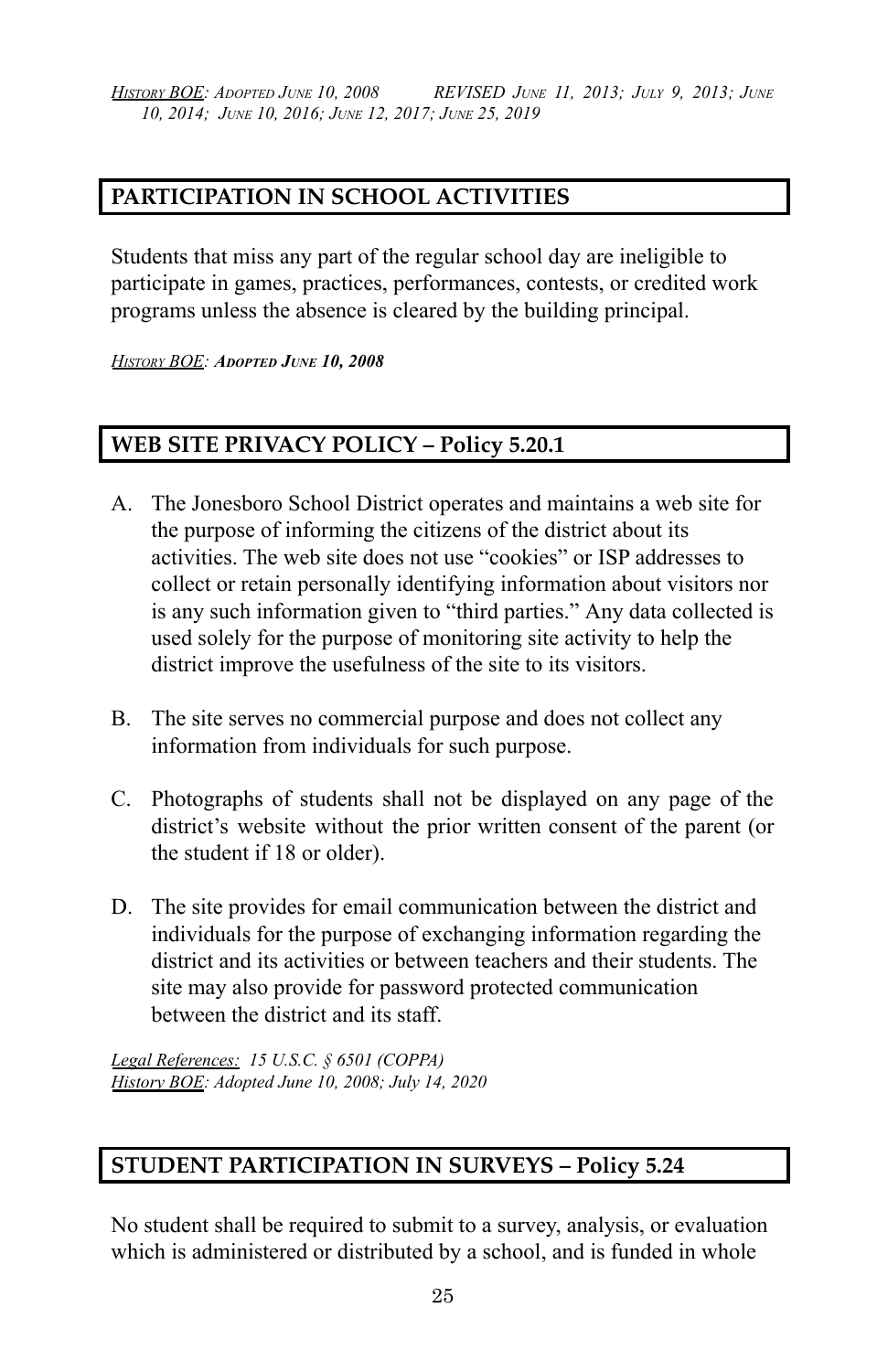*History BOE: Adopted June 10, 2008 REVISED June 11, 2013; July 9, 2013; June 10, 2014; June 10, 2016; June 12, 2017; June 25, 2019*

## PARTICIPATION IN SCHOOL ACTIVITIES

Students that miss any part of the regular school day are ineligible to participate in games, practices, performances, contests, or credited work programs unless the absence is cleared by the building principal.

*History BOE: **Adopted June 10, 2008***

## WEB SITE PRIVACY POLICY – Policy 5.20.1

A. The Jonesboro School District operates and maintains a web site for the purpose of informing the citizens of the district about its activities. The web site does not use "cookies" or ISP addresses to collect or retain personally identifying information about visitors nor is any such information given to "third parties." Any data collected is used solely for the purpose of monitoring site activity to help the district improve the usefulness of the site to its visitors.

B. The site serves no commercial purpose and does not collect any information from individuals for such purpose.

C. Photographs of students shall not be displayed on any page of the district's website without the prior written consent of the parent (or the student if 18 or older).

D. The site provides for email communication between the district and individuals for the purpose of exchanging information regarding the district and its activities or between teachers and their students. The site may also provide for password protected communication between the district and its staff.

*Legal References: 15 U.S.C. § 6501 (COPPA)*
*History BOE: Adopted June 10, 2008; July 14, 2020*

## STUDENT PARTICIPATION IN SURVEYS – Policy 5.24

No student shall be required to submit to a survey, analysis, or evaluation which is administered or distributed by a school, and is funded in whole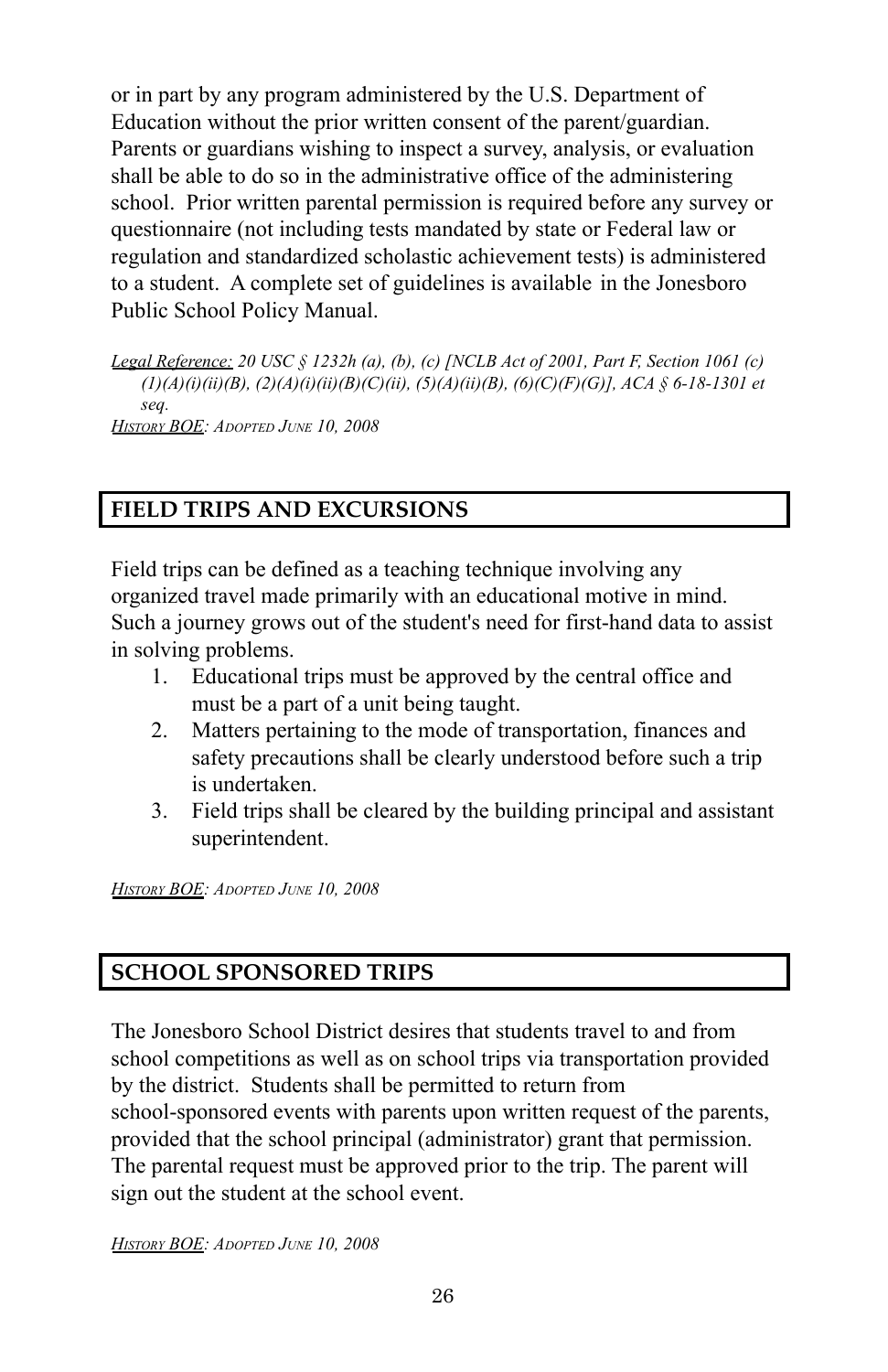or in part by any program administered by the U.S. Department of Education without the prior written consent of the parent/guardian. Parents or guardians wishing to inspect a survey, analysis, or evaluation shall be able to do so in the administrative office of the administering school. Prior written parental permission is required before any survey or questionnaire (not including tests mandated by state or Federal law or regulation and standardized scholastic achievement tests) is administered to a student. A complete set of guidelines is available in the Jonesboro Public School Policy Manual.

*Legal Reference: 20 USC § 1232h (a), (b), (c) [NCLB Act of 2001, Part F, Section 1061 (c) (1)(A)(i)(ii)(B), (2)(A)(i)(ii)(B)(C)(ii), (5)(A)(ii)(B), (6)(C)(F)(G)], ACA § 6-18-1301 et seq.*

*History BOE: Adopted June 10, 2008*

## FIELD TRIPS AND EXCURSIONS

Field trips can be defined as a teaching technique involving any organized travel made primarily with an educational motive in mind. Such a journey grows out of the student's need for first-hand data to assist in solving problems.

1. Educational trips must be approved by the central office and must be a part of a unit being taught.
2. Matters pertaining to the mode of transportation, finances and safety precautions shall be clearly understood before such a trip is undertaken.
3. Field trips shall be cleared by the building principal and assistant superintendent.

*History BOE: Adopted June 10, 2008*

## SCHOOL SPONSORED TRIPS

The Jonesboro School District desires that students travel to and from school competitions as well as on school trips via transportation provided by the district. Students shall be permitted to return from school-sponsored events with parents upon written request of the parents, provided that the school principal (administrator) grant that permission. The parental request must be approved prior to the trip. The parent will sign out the student at the school event.

*History BOE: Adopted June 10, 2008*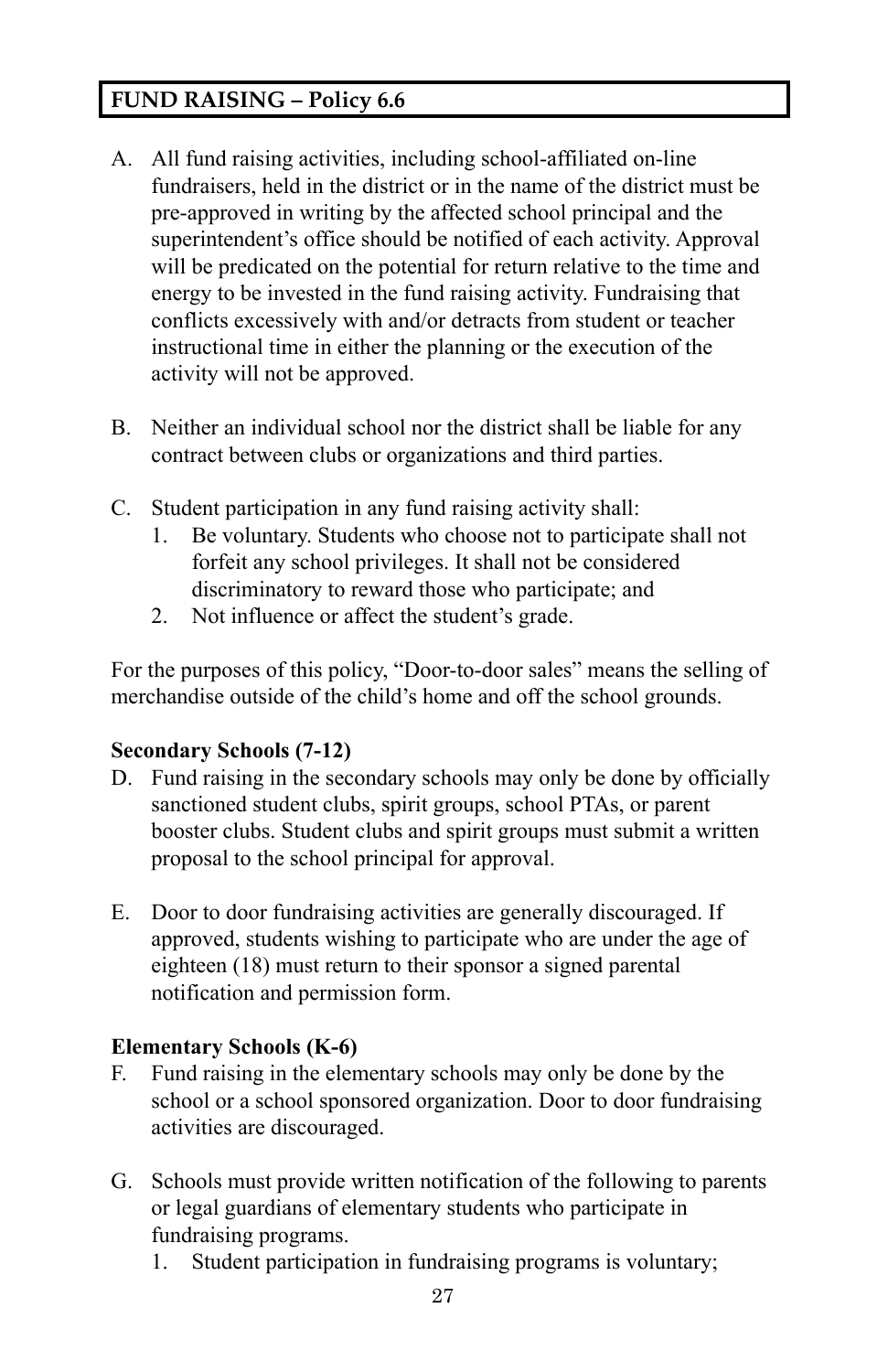## FUND RAISING – Policy 6.6

A. All fund raising activities, including school-affiliated on-line fundraisers, held in the district or in the name of the district must be pre-approved in writing by the affected school principal and the superintendent's office should be notified of each activity. Approval will be predicated on the potential for return relative to the time and energy to be invested in the fund raising activity. Fundraising that conflicts excessively with and/or detracts from student or teacher instructional time in either the planning or the execution of the activity will not be approved.

B. Neither an individual school nor the district shall be liable for any contract between clubs or organizations and third parties.

C. Student participation in any fund raising activity shall:
   1. Be voluntary. Students who choose not to participate shall not forfeit any school privileges. It shall not be considered discriminatory to reward those who participate; and
   2. Not influence or affect the student's grade.

For the purposes of this policy, "Door-to-door sales" means the selling of merchandise outside of the child's home and off the school grounds.

**Secondary Schools (7-12)**

D. Fund raising in the secondary schools may only be done by officially sanctioned student clubs, spirit groups, school PTAs, or parent booster clubs. Student clubs and spirit groups must submit a written proposal to the school principal for approval.

E. Door to door fundraising activities are generally discouraged. If approved, students wishing to participate who are under the age of eighteen (18) must return to their sponsor a signed parental notification and permission form.

**Elementary Schools (K-6)**

F. Fund raising in the elementary schools may only be done by the school or a school sponsored organization. Door to door fundraising activities are discouraged.

G. Schools must provide written notification of the following to parents or legal guardians of elementary students who participate in fundraising programs.
   1. Student participation in fundraising programs is voluntary;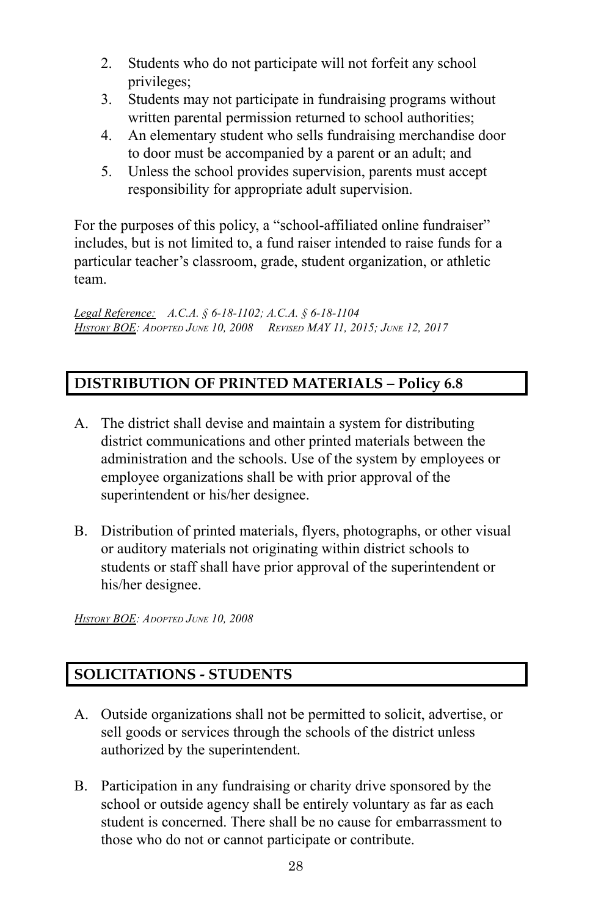2. Students who do not participate will not forfeit any school privileges;
3. Students may not participate in fundraising programs without written parental permission returned to school authorities;
4. An elementary student who sells fundraising merchandise door to door must be accompanied by a parent or an adult; and
5. Unless the school provides supervision, parents must accept responsibility for appropriate adult supervision.

For the purposes of this policy, a "school-affiliated online fundraiser" includes, but is not limited to, a fund raiser intended to raise funds for a particular teacher's classroom, grade, student organization, or athletic team.

*Legal Reference: A.C.A. § 6-18-1102; A.C.A. § 6-18-1104*
*History BOE: Adopted June 10, 2008 Revised MAY 11, 2015; June 12, 2017*

## DISTRIBUTION OF PRINTED MATERIALS – Policy 6.8

A. The district shall devise and maintain a system for distributing district communications and other printed materials between the administration and the schools. Use of the system by employees or employee organizations shall be with prior approval of the superintendent or his/her designee.

B. Distribution of printed materials, flyers, photographs, or other visual or auditory materials not originating within district schools to students or staff shall have prior approval of the superintendent or his/her designee.

*History BOE: Adopted June 10, 2008*

## SOLICITATIONS - STUDENTS

A. Outside organizations shall not be permitted to solicit, advertise, or sell goods or services through the schools of the district unless authorized by the superintendent.

B. Participation in any fundraising or charity drive sponsored by the school or outside agency shall be entirely voluntary as far as each student is concerned. There shall be no cause for embarrassment to those who do not or cannot participate or contribute.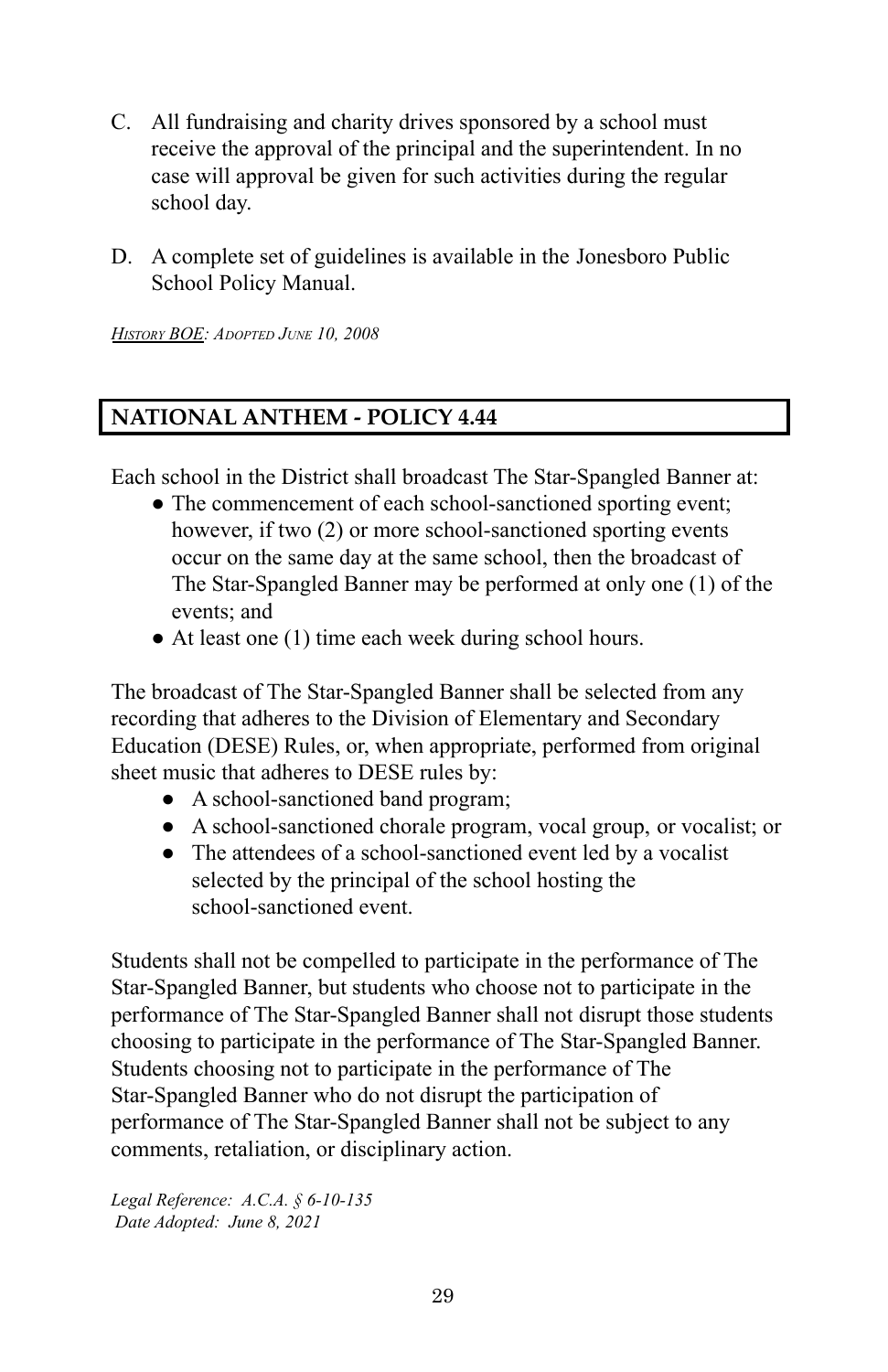C. All fundraising and charity drives sponsored by a school must receive the approval of the principal and the superintendent. In no case will approval be given for such activities during the regular school day.

D. A complete set of guidelines is available in the Jonesboro Public School Policy Manual.

*HISTORY BOE: ADOPTED JUNE 10, 2008*

## NATIONAL ANTHEM - POLICY 4.44

Each school in the District shall broadcast The Star-Spangled Banner at:

- The commencement of each school-sanctioned sporting event; however, if two (2) or more school-sanctioned sporting events occur on the same day at the same school, then the broadcast of The Star-Spangled Banner may be performed at only one (1) of the events; and
- At least one (1) time each week during school hours.

The broadcast of The Star-Spangled Banner shall be selected from any recording that adheres to the Division of Elementary and Secondary Education (DESE) Rules, or, when appropriate, performed from original sheet music that adheres to DESE rules by:

- A school-sanctioned band program;
- A school-sanctioned chorale program, vocal group, or vocalist; or
- The attendees of a school-sanctioned event led by a vocalist selected by the principal of the school hosting the school-sanctioned event.

Students shall not be compelled to participate in the performance of The Star-Spangled Banner, but students who choose not to participate in the performance of The Star-Spangled Banner shall not disrupt those students choosing to participate in the performance of The Star-Spangled Banner. Students choosing not to participate in the performance of The Star-Spangled Banner who do not disrupt the participation of performance of The Star-Spangled Banner shall not be subject to any comments, retaliation, or disciplinary action.

*Legal Reference: A.C.A. § 6-10-135*
*Date Adopted: June 8, 2021*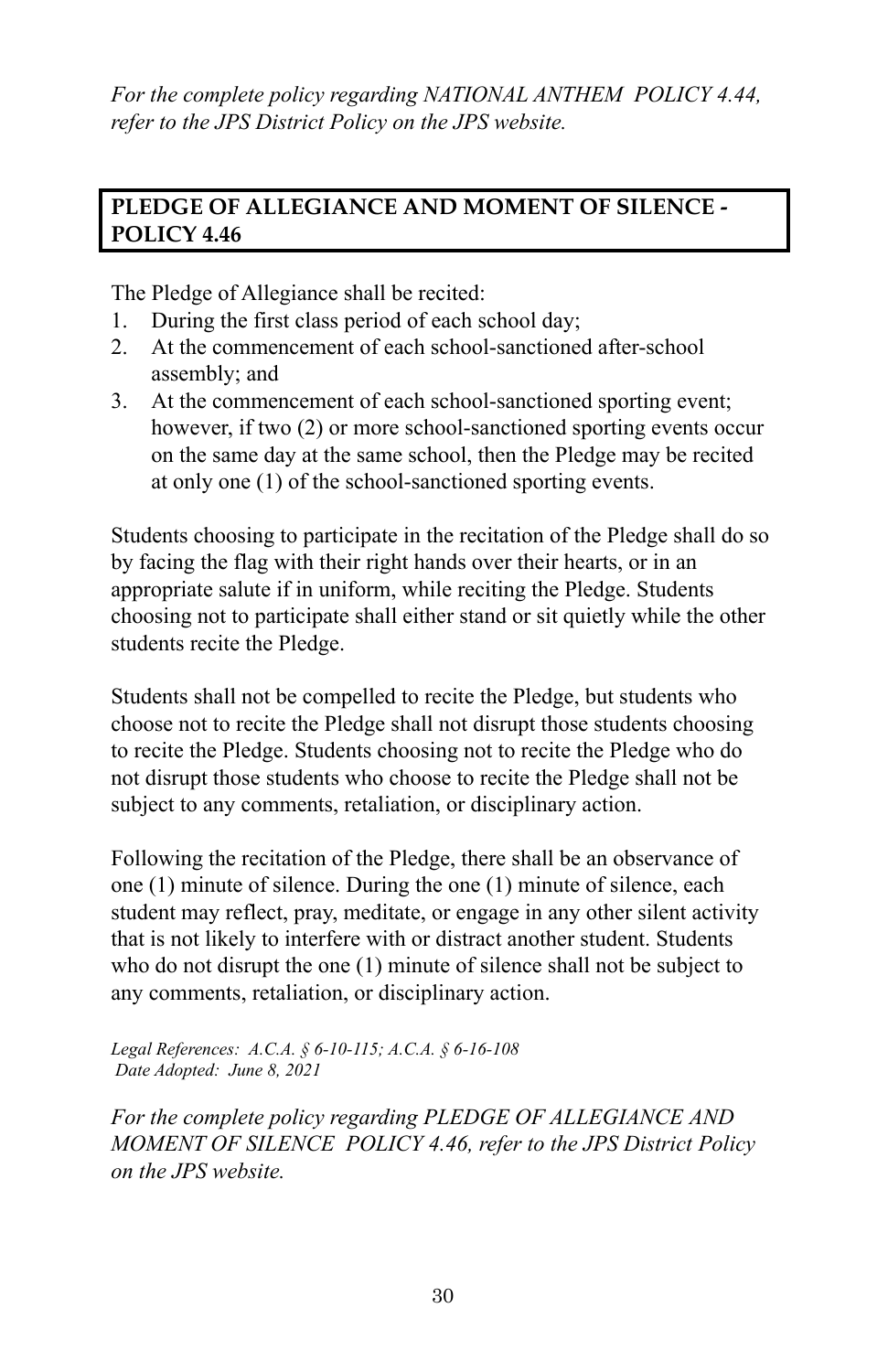*For the complete policy regarding NATIONAL ANTHEM POLICY 4.44, refer to the JPS District Policy on the JPS website.*

## PLEDGE OF ALLEGIANCE AND MOMENT OF SILENCE - POLICY 4.46

The Pledge of Allegiance shall be recited:

1. During the first class period of each school day;
2. At the commencement of each school-sanctioned after-school assembly; and
3. At the commencement of each school-sanctioned sporting event; however, if two (2) or more school-sanctioned sporting events occur on the same day at the same school, then the Pledge may be recited at only one (1) of the school-sanctioned sporting events.

Students choosing to participate in the recitation of the Pledge shall do so by facing the flag with their right hands over their hearts, or in an appropriate salute if in uniform, while reciting the Pledge. Students choosing not to participate shall either stand or sit quietly while the other students recite the Pledge.

Students shall not be compelled to recite the Pledge, but students who choose not to recite the Pledge shall not disrupt those students choosing to recite the Pledge. Students choosing not to recite the Pledge who do not disrupt those students who choose to recite the Pledge shall not be subject to any comments, retaliation, or disciplinary action.

Following the recitation of the Pledge, there shall be an observance of one (1) minute of silence. During the one (1) minute of silence, each student may reflect, pray, meditate, or engage in any other silent activity that is not likely to interfere with or distract another student. Students who do not disrupt the one (1) minute of silence shall not be subject to any comments, retaliation, or disciplinary action.

*Legal References: A.C.A. § 6-10-115; A.C.A. § 6-16-108*
*Date Adopted: June 8, 2021*

*For the complete policy regarding PLEDGE OF ALLEGIANCE AND MOMENT OF SILENCE POLICY 4.46, refer to the JPS District Policy on the JPS website.*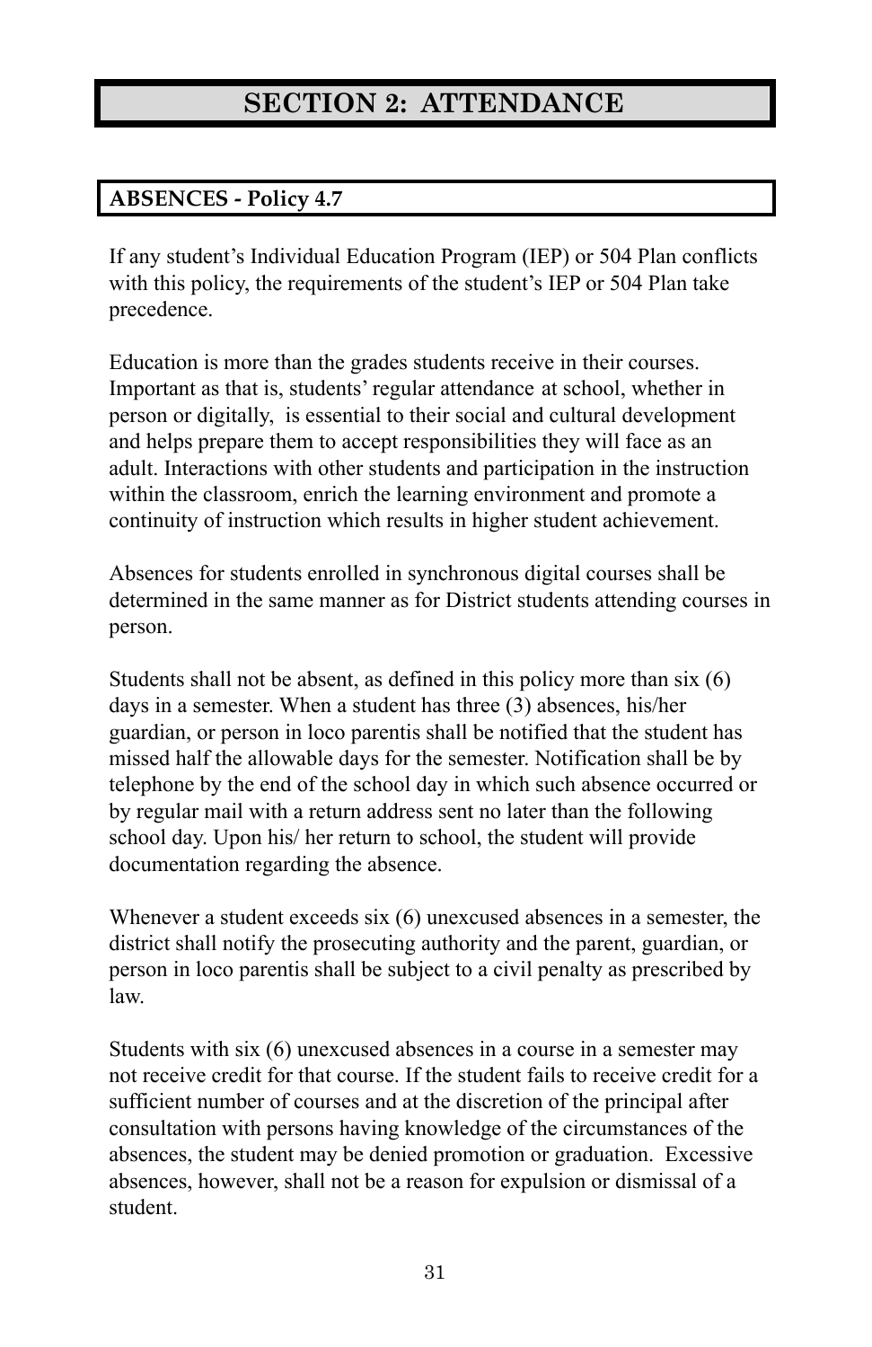# SECTION 2: ATTENDANCE

## ABSENCES - Policy 4.7

If any student's Individual Education Program (IEP) or 504 Plan conflicts with this policy, the requirements of the student's IEP or 504 Plan take precedence.

Education is more than the grades students receive in their courses. Important as that is, students' regular attendance at school, whether in person or digitally, is essential to their social and cultural development and helps prepare them to accept responsibilities they will face as an adult. Interactions with other students and participation in the instruction within the classroom, enrich the learning environment and promote a continuity of instruction which results in higher student achievement.

Absences for students enrolled in synchronous digital courses shall be determined in the same manner as for District students attending courses in person.

Students shall not be absent, as defined in this policy more than six (6) days in a semester. When a student has three (3) absences, his/her guardian, or person in loco parentis shall be notified that the student has missed half the allowable days for the semester. Notification shall be by telephone by the end of the school day in which such absence occurred or by regular mail with a return address sent no later than the following school day. Upon his/ her return to school, the student will provide documentation regarding the absence.

Whenever a student exceeds six (6) unexcused absences in a semester, the district shall notify the prosecuting authority and the parent, guardian, or person in loco parentis shall be subject to a civil penalty as prescribed by law.

Students with six (6) unexcused absences in a course in a semester may not receive credit for that course. If the student fails to receive credit for a sufficient number of courses and at the discretion of the principal after consultation with persons having knowledge of the circumstances of the absences, the student may be denied promotion or graduation. Excessive absences, however, shall not be a reason for expulsion or dismissal of a student.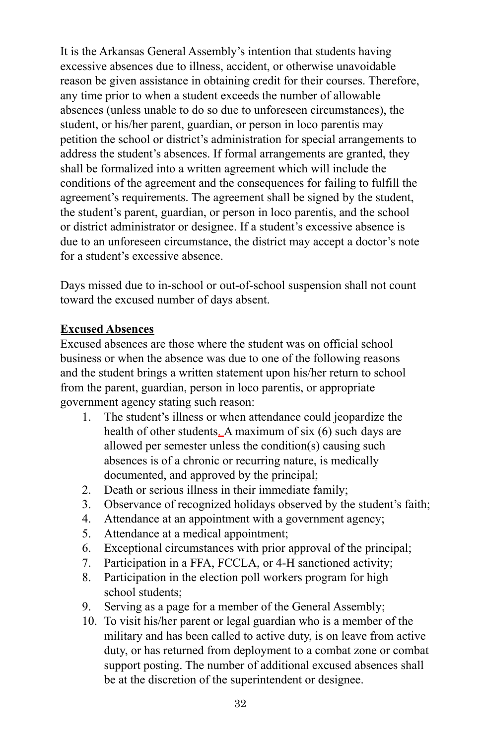It is the Arkansas General Assembly's intention that students having excessive absences due to illness, accident, or otherwise unavoidable reason be given assistance in obtaining credit for their courses. Therefore, any time prior to when a student exceeds the number of allowable absences (unless unable to do so due to unforeseen circumstances), the student, or his/her parent, guardian, or person in loco parentis may petition the school or district's administration for special arrangements to address the student's absences. If formal arrangements are granted, they shall be formalized into a written agreement which will include the conditions of the agreement and the consequences for failing to fulfill the agreement's requirements. The agreement shall be signed by the student, the student's parent, guardian, or person in loco parentis, and the school or district administrator or designee. If a student's excessive absence is due to an unforeseen circumstance, the district may accept a doctor's note for a student's excessive absence.

Days missed due to in-school or out-of-school suspension shall not count toward the excused number of days absent.

**Excused Absences**

Excused absences are those where the student was on official school business or when the absence was due to one of the following reasons and the student brings a written statement upon his/her return to school from the parent, guardian, person in loco parentis, or appropriate government agency stating such reason:

1. The student's illness or when attendance could jeopardize the health of other students. A maximum of six (6) such days are allowed per semester unless the condition(s) causing such absences is of a chronic or recurring nature, is medically documented, and approved by the principal;
2. Death or serious illness in their immediate family;
3. Observance of recognized holidays observed by the student's faith;
4. Attendance at an appointment with a government agency;
5. Attendance at a medical appointment;
6. Exceptional circumstances with prior approval of the principal;
7. Participation in a FFA, FCCLA, or 4-H sanctioned activity;
8. Participation in the election poll workers program for high school students;
9. Serving as a page for a member of the General Assembly;
10. To visit his/her parent or legal guardian who is a member of the military and has been called to active duty, is on leave from active duty, or has returned from deployment to a combat zone or combat support posting. The number of additional excused absences shall be at the discretion of the superintendent or designee.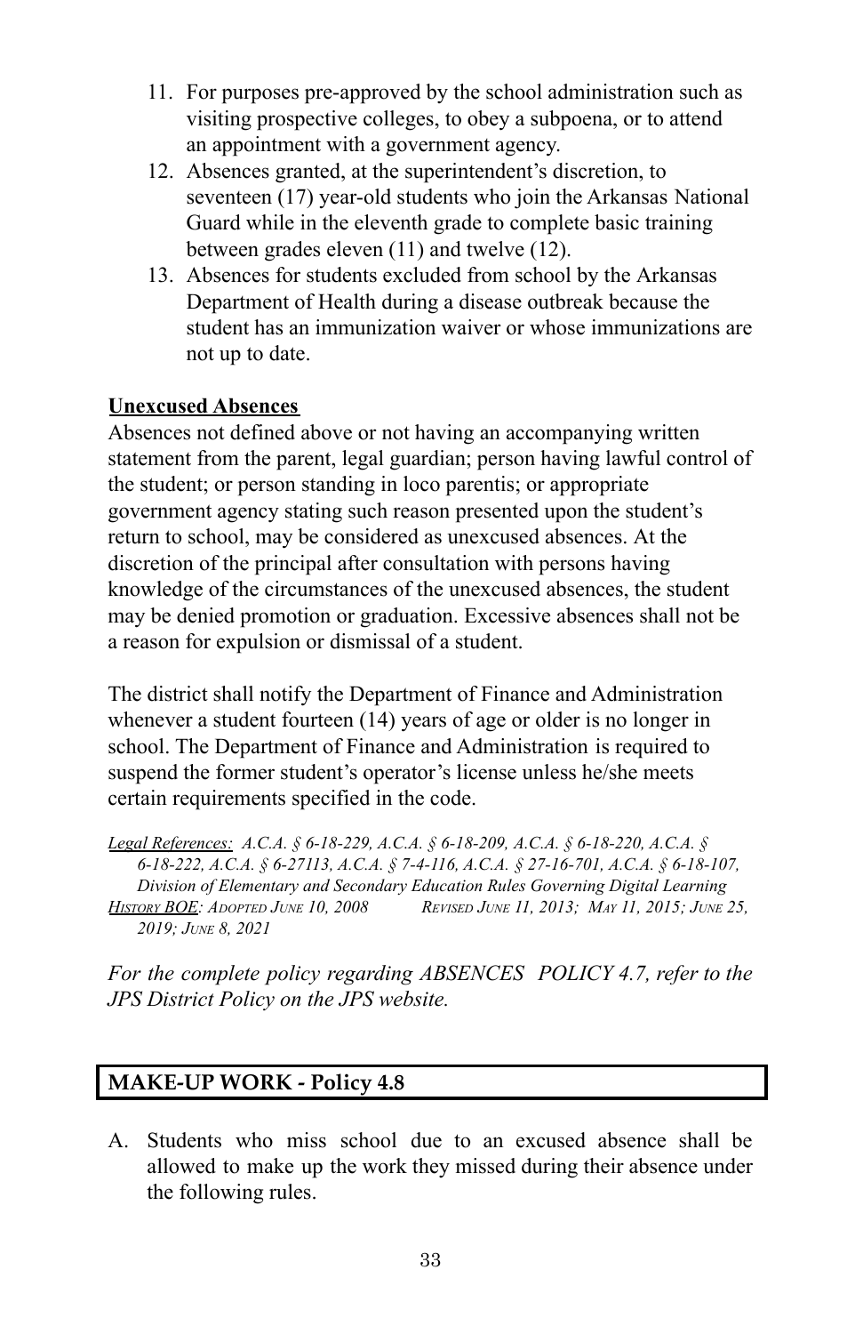11. For purposes pre-approved by the school administration such as visiting prospective colleges, to obey a subpoena, or to attend an appointment with a government agency.
12. Absences granted, at the superintendent's discretion, to seventeen (17) year-old students who join the Arkansas National Guard while in the eleventh grade to complete basic training between grades eleven (11) and twelve (12).
13. Absences for students excluded from school by the Arkansas Department of Health during a disease outbreak because the student has an immunization waiver or whose immunizations are not up to date.

**Unexcused Absences**

Absences not defined above or not having an accompanying written statement from the parent, legal guardian; person having lawful control of the student; or person standing in loco parentis; or appropriate government agency stating such reason presented upon the student's return to school, may be considered as unexcused absences. At the discretion of the principal after consultation with persons having knowledge of the circumstances of the unexcused absences, the student may be denied promotion or graduation. Excessive absences shall not be a reason for expulsion or dismissal of a student.

The district shall notify the Department of Finance and Administration whenever a student fourteen (14) years of age or older is no longer in school. The Department of Finance and Administration is required to suspend the former student's operator's license unless he/she meets certain requirements specified in the code.

*Legal References: A.C.A. § 6-18-229, A.C.A. § 6-18-209, A.C.A. § 6-18-220, A.C.A. § 6-18-222, A.C.A. § 6-27113, A.C.A. § 7-4-116, A.C.A. § 27-16-701, A.C.A. § 6-18-107, Division of Elementary and Secondary Education Rules Governing Digital Learning*
*History BOE: Adopted June 10, 2008 Revised June 11, 2013; May 11, 2015; June 25, 2019; June 8, 2021*

*For the complete policy regarding ABSENCES POLICY 4.7, refer to the JPS District Policy on the JPS website.*

## MAKE-UP WORK - Policy 4.8

A. Students who miss school due to an excused absence shall be allowed to make up the work they missed during their absence under the following rules.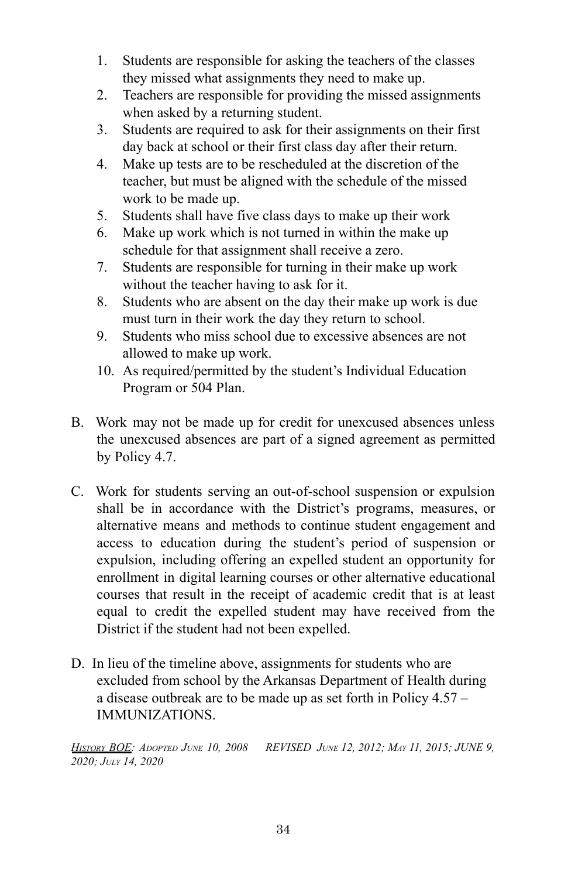1. Students are responsible for asking the teachers of the classes they missed what assignments they need to make up.
2. Teachers are responsible for providing the missed assignments when asked by a returning student.
3. Students are required to ask for their assignments on their first day back at school or their first class day after their return.
4. Make up tests are to be rescheduled at the discretion of the teacher, but must be aligned with the schedule of the missed work to be made up.
5. Students shall have five class days to make up their work
6. Make up work which is not turned in within the make up schedule for that assignment shall receive a zero.
7. Students are responsible for turning in their make up work without the teacher having to ask for it.
8. Students who are absent on the day their make up work is due must turn in their work the day they return to school.
9. Students who miss school due to excessive absences are not allowed to make up work.
10. As required/permitted by the student's Individual Education Program or 504 Plan.

B. Work may not be made up for credit for unexcused absences unless the unexcused absences are part of a signed agreement as permitted by Policy 4.7.

C. Work for students serving an out-of-school suspension or expulsion shall be in accordance with the District's programs, measures, or alternative means and methods to continue student engagement and access to education during the student's period of suspension or expulsion, including offering an expelled student an opportunity for enrollment in digital learning courses or other alternative educational courses that result in the receipt of academic credit that is at least equal to credit the expelled student may have received from the District if the student had not been expelled.

D. In lieu of the timeline above, assignments for students who are excluded from school by the Arkansas Department of Health during a disease outbreak are to be made up as set forth in Policy 4.57 – IMMUNIZATIONS.

*History BOE: Adopted June 10, 2008 REVISED June 12, 2012; May 11, 2015; JUNE 9, 2020; July 14, 2020*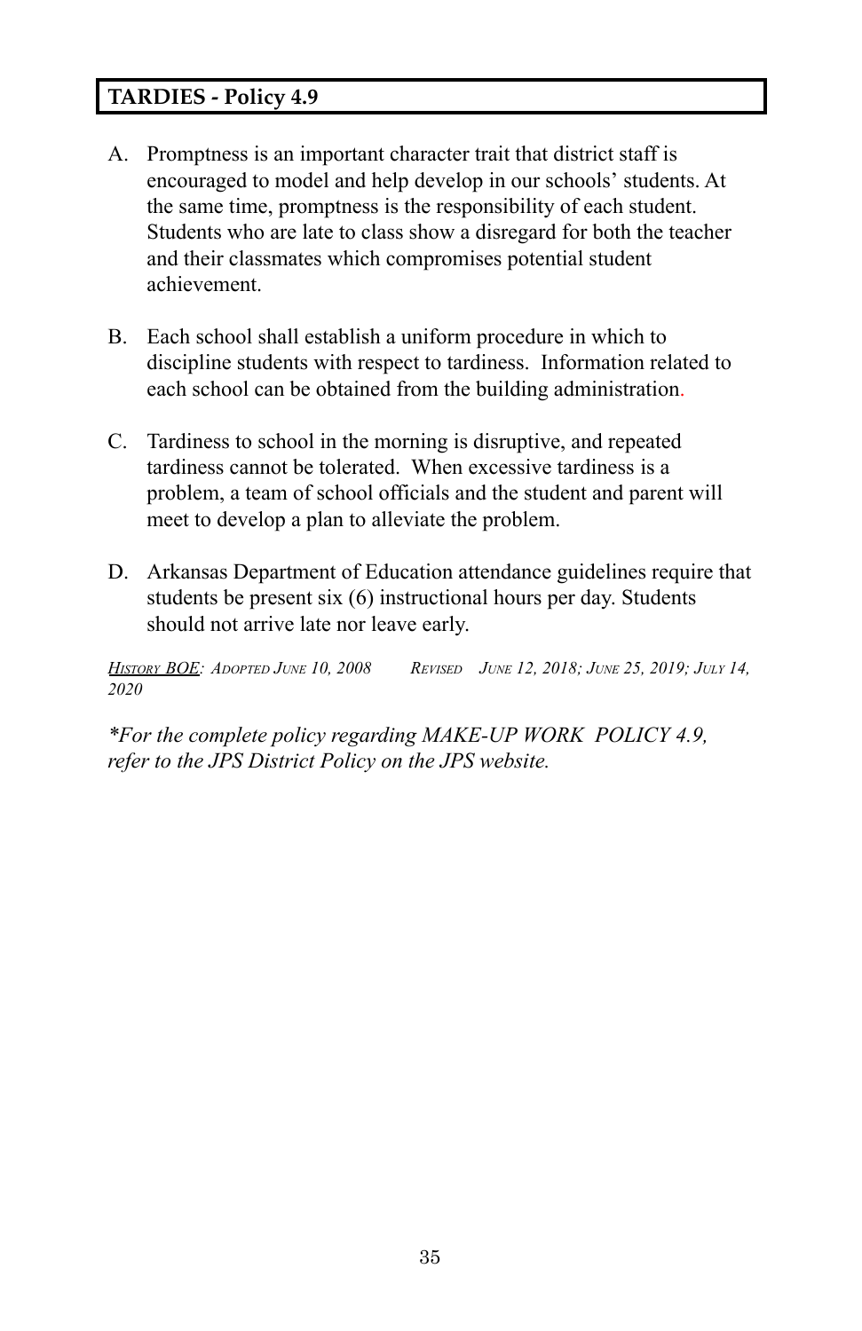## TARDIES - Policy 4.9

A. Promptness is an important character trait that district staff is encouraged to model and help develop in our schools' students. At the same time, promptness is the responsibility of each student. Students who are late to class show a disregard for both the teacher and their classmates which compromises potential student achievement.

B. Each school shall establish a uniform procedure in which to discipline students with respect to tardiness. Information related to each school can be obtained from the building administration.

C. Tardiness to school in the morning is disruptive, and repeated tardiness cannot be tolerated. When excessive tardiness is a problem, a team of school officials and the student and parent will meet to develop a plan to alleviate the problem.

D. Arkansas Department of Education attendance guidelines require that students be present six (6) instructional hours per day. Students should not arrive late nor leave early.

*History BOE: Adopted June 10, 2008 Revised June 12, 2018; June 25, 2019; July 14, 2020*

*\*For the complete policy regarding MAKE-UP WORK POLICY 4.9, refer to the JPS District Policy on the JPS website.*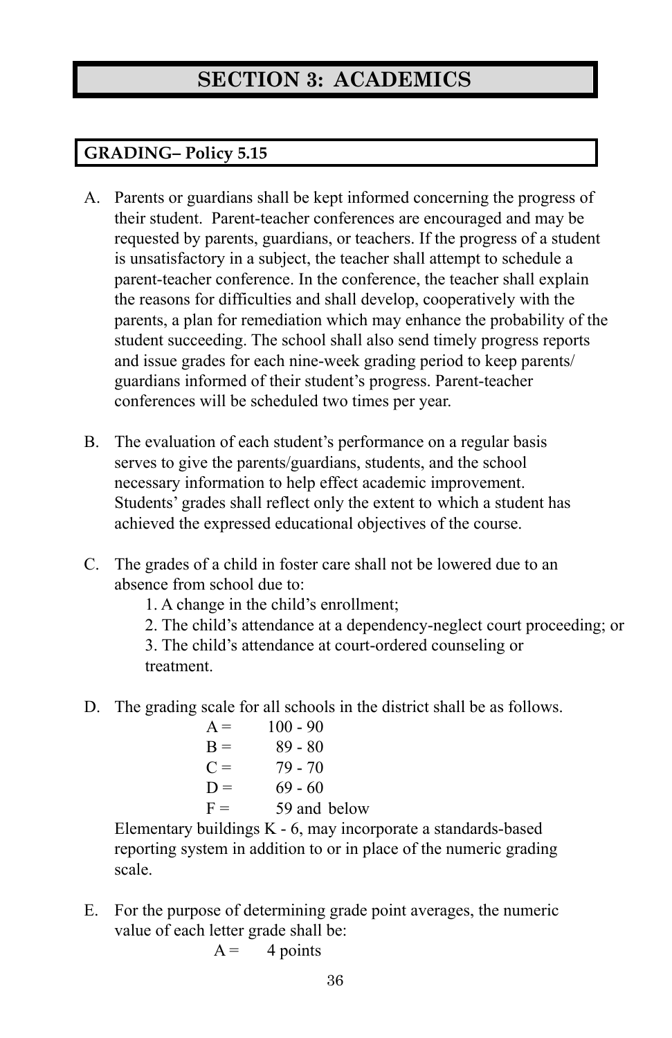# SECTION 3: ACADEMICS

## GRADING– Policy 5.15

A. Parents or guardians shall be kept informed concerning the progress of their student. Parent-teacher conferences are encouraged and may be requested by parents, guardians, or teachers. If the progress of a student is unsatisfactory in a subject, the teacher shall attempt to schedule a parent-teacher conference. In the conference, the teacher shall explain the reasons for difficulties and shall develop, cooperatively with the parents, a plan for remediation which may enhance the probability of the student succeeding. The school shall also send timely progress reports and issue grades for each nine-week grading period to keep parents/ guardians informed of their student's progress. Parent-teacher conferences will be scheduled two times per year.

B. The evaluation of each student's performance on a regular basis serves to give the parents/guardians, students, and the school necessary information to help effect academic improvement. Students' grades shall reflect only the extent to which a student has achieved the expressed educational objectives of the course.

C. The grades of a child in foster care shall not be lowered due to an absence from school due to:
   1. A change in the child's enrollment;
   2. The child's attendance at a dependency-neglect court proceeding; or
   3. The child's attendance at court-ordered counseling or treatment.

D. The grading scale for all schools in the district shall be as follows.

   A = 100 - 90
   B = 89 - 80
   C = 79 - 70
   D = 69 - 60
   F = 59 and below

   Elementary buildings K - 6, may incorporate a standards-based reporting system in addition to or in place of the numeric grading scale.

E. For the purpose of determining grade point averages, the numeric value of each letter grade shall be:

   A = 4 points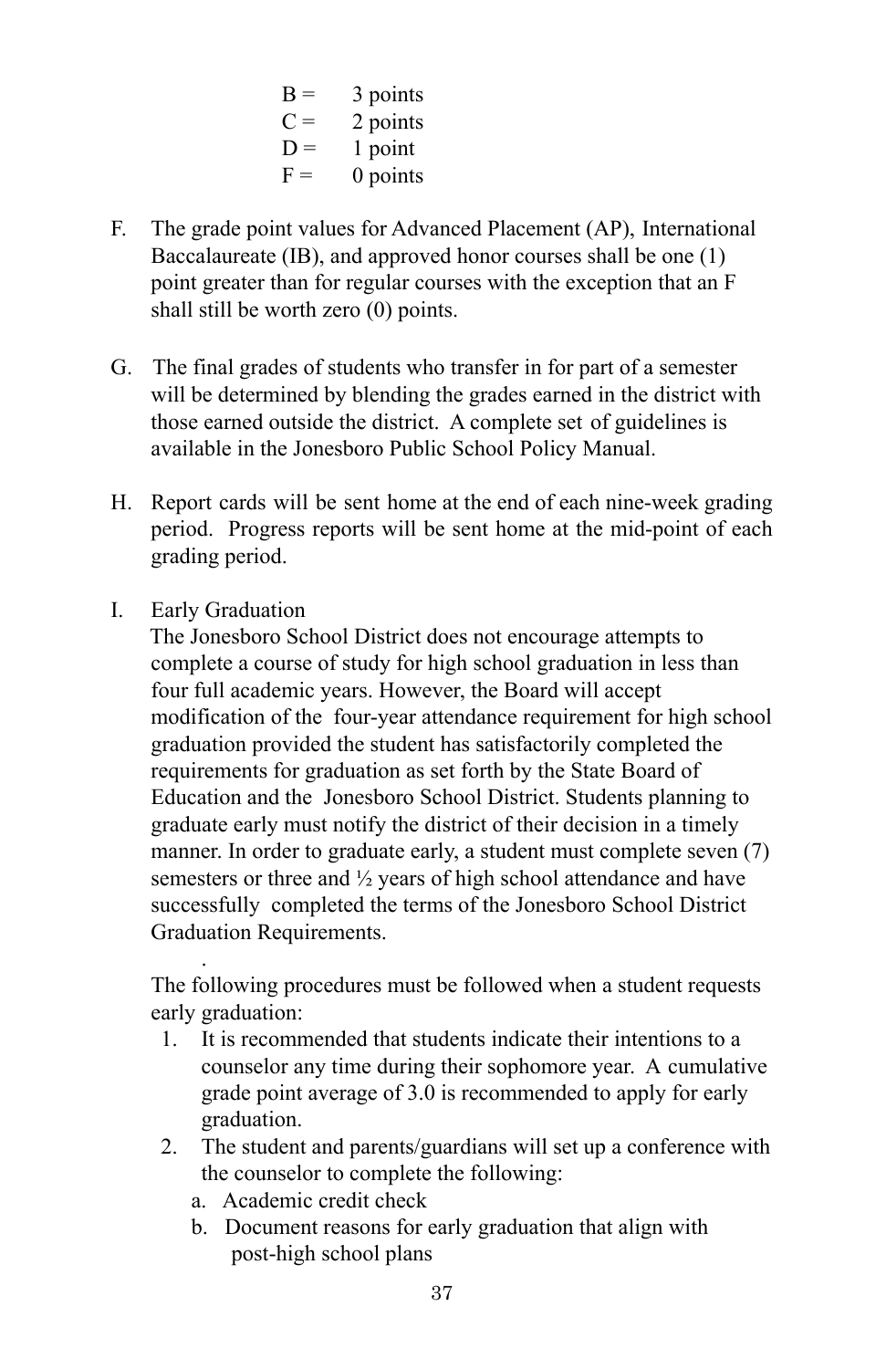B = 3 points
C = 2 points
D = 1 point
F = 0 points

F. The grade point values for Advanced Placement (AP), International Baccalaureate (IB), and approved honor courses shall be one (1) point greater than for regular courses with the exception that an F shall still be worth zero (0) points.

G. The final grades of students who transfer in for part of a semester will be determined by blending the grades earned in the district with those earned outside the district. A complete set of guidelines is available in the Jonesboro Public School Policy Manual.

H. Report cards will be sent home at the end of each nine-week grading period. Progress reports will be sent home at the mid-point of each grading period.

I. Early Graduation
The Jonesboro School District does not encourage attempts to complete a course of study for high school graduation in less than four full academic years. However, the Board will accept modification of the four-year attendance requirement for high school graduation provided the student has satisfactorily completed the requirements for graduation as set forth by the State Board of Education and the Jonesboro School District. Students planning to graduate early must notify the district of their decision in a timely manner. In order to graduate early, a student must complete seven (7) semesters or three and ½ years of high school attendance and have successfully completed the terms of the Jonesboro School District Graduation Requirements.

.

The following procedures must be followed when a student requests early graduation:

1. It is recommended that students indicate their intentions to a counselor any time during their sophomore year. A cumulative grade point average of 3.0 is recommended to apply for early graduation.
2. The student and parents/guardians will set up a conference with the counselor to complete the following:
   a. Academic credit check
   b. Document reasons for early graduation that align with post-high school plans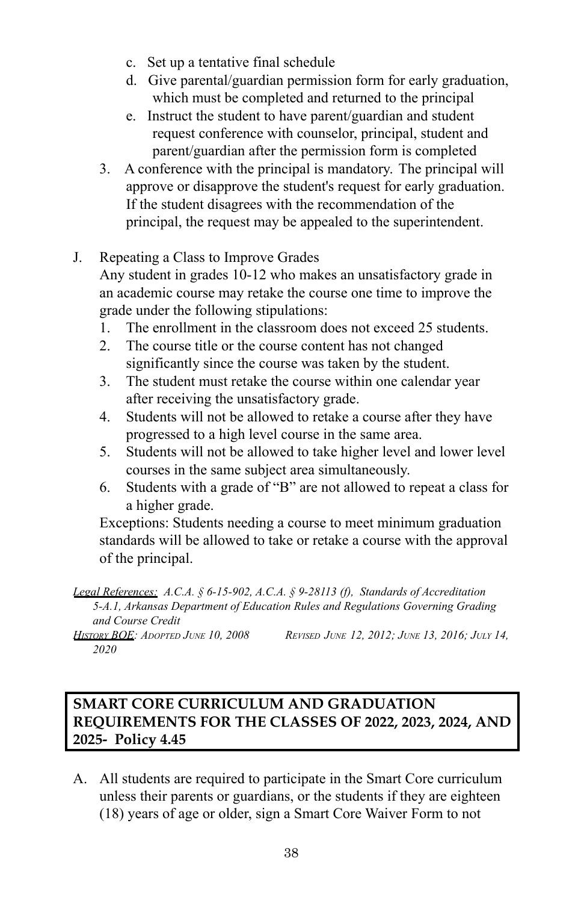c. Set up a tentative final schedule
d. Give parental/guardian permission form for early graduation, which must be completed and returned to the principal
e. Instruct the student to have parent/guardian and student request conference with counselor, principal, student and parent/guardian after the permission form is completed

3. A conference with the principal is mandatory. The principal will approve or disapprove the student's request for early graduation. If the student disagrees with the recommendation of the principal, the request may be appealed to the superintendent.

J. Repeating a Class to Improve Grades

Any student in grades 10-12 who makes an unsatisfactory grade in an academic course may retake the course one time to improve the grade under the following stipulations:

1. The enrollment in the classroom does not exceed 25 students.
2. The course title or the course content has not changed significantly since the course was taken by the student.
3. The student must retake the course within one calendar year after receiving the unsatisfactory grade.
4. Students will not be allowed to retake a course after they have progressed to a high level course in the same area.
5. Students will not be allowed to take higher level and lower level courses in the same subject area simultaneously.
6. Students with a grade of "B" are not allowed to repeat a class for a higher grade.

Exceptions: Students needing a course to meet minimum graduation standards will be allowed to take or retake a course with the approval of the principal.

*Legal References: A.C.A. § 6-15-902, A.C.A. § 9-28113 (f), Standards of Accreditation 5-A.1, Arkansas Department of Education Rules and Regulations Governing Grading and Course Credit*

*History BOE: Adopted June 10, 2008 Revised June 12, 2012; June 13, 2016; July 14, 2020*

## SMART CORE CURRICULUM AND GRADUATION REQUIREMENTS FOR THE CLASSES OF 2022, 2023, 2024, AND 2025- Policy 4.45

A. All students are required to participate in the Smart Core curriculum unless their parents or guardians, or the students if they are eighteen (18) years of age or older, sign a Smart Core Waiver Form to not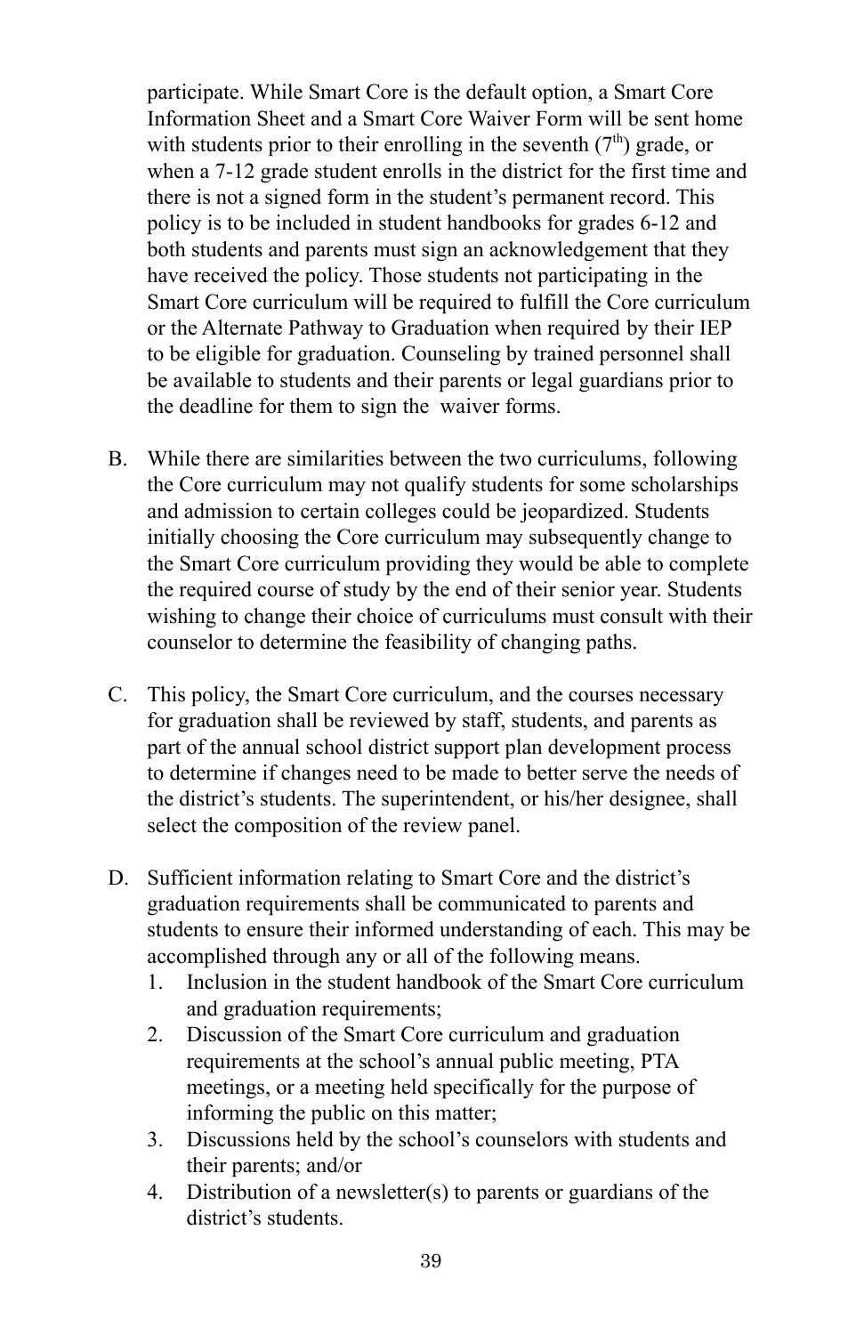participate. While Smart Core is the default option, a Smart Core Information Sheet and a Smart Core Waiver Form will be sent home with students prior to their enrolling in the seventh (7th) grade, or when a 7-12 grade student enrolls in the district for the first time and there is not a signed form in the student's permanent record. This policy is to be included in student handbooks for grades 6-12 and both students and parents must sign an acknowledgement that they have received the policy. Those students not participating in the Smart Core curriculum will be required to fulfill the Core curriculum or the Alternate Pathway to Graduation when required by their IEP to be eligible for graduation. Counseling by trained personnel shall be available to students and their parents or legal guardians prior to the deadline for them to sign the waiver forms.

B. While there are similarities between the two curriculums, following the Core curriculum may not qualify students for some scholarships and admission to certain colleges could be jeopardized. Students initially choosing the Core curriculum may subsequently change to the Smart Core curriculum providing they would be able to complete the required course of study by the end of their senior year. Students wishing to change their choice of curriculums must consult with their counselor to determine the feasibility of changing paths.

C. This policy, the Smart Core curriculum, and the courses necessary for graduation shall be reviewed by staff, students, and parents as part of the annual school district support plan development process to determine if changes need to be made to better serve the needs of the district's students. The superintendent, or his/her designee, shall select the composition of the review panel.

D. Sufficient information relating to Smart Core and the district's graduation requirements shall be communicated to parents and students to ensure their informed understanding of each. This may be accomplished through any or all of the following means.
   1. Inclusion in the student handbook of the Smart Core curriculum and graduation requirements;
   2. Discussion of the Smart Core curriculum and graduation requirements at the school's annual public meeting, PTA meetings, or a meeting held specifically for the purpose of informing the public on this matter;
   3. Discussions held by the school's counselors with students and their parents; and/or
   4. Distribution of a newsletter(s) to parents or guardians of the district's students.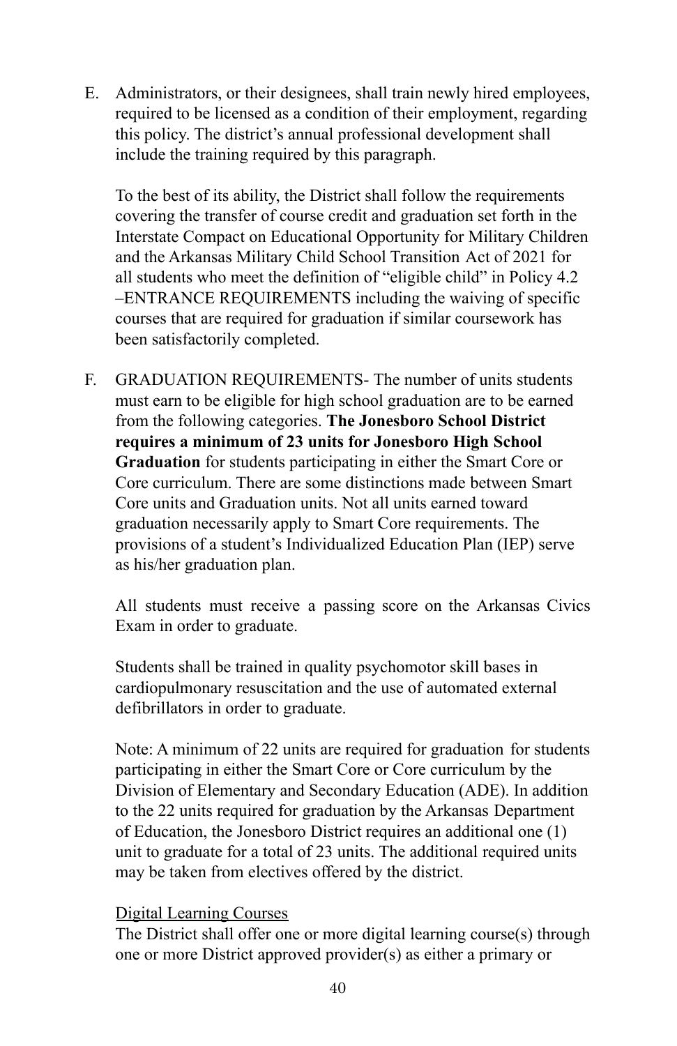E. Administrators, or their designees, shall train newly hired employees, required to be licensed as a condition of their employment, regarding this policy. The district's annual professional development shall include the training required by this paragraph.

   To the best of its ability, the District shall follow the requirements covering the transfer of course credit and graduation set forth in the Interstate Compact on Educational Opportunity for Military Children and the Arkansas Military Child School Transition Act of 2021 for all students who meet the definition of "eligible child" in Policy 4.2 –ENTRANCE REQUIREMENTS including the waiving of specific courses that are required for graduation if similar coursework has been satisfactorily completed.

F. GRADUATION REQUIREMENTS- The number of units students must earn to be eligible for high school graduation are to be earned from the following categories. **The Jonesboro School District requires a minimum of 23 units for Jonesboro High School Graduation** for students participating in either the Smart Core or Core curriculum. There are some distinctions made between Smart Core units and Graduation units. Not all units earned toward graduation necessarily apply to Smart Core requirements. The provisions of a student's Individualized Education Plan (IEP) serve as his/her graduation plan.

   All students must receive a passing score on the Arkansas Civics Exam in order to graduate.

   Students shall be trained in quality psychomotor skill bases in cardiopulmonary resuscitation and the use of automated external defibrillators in order to graduate.

   Note: A minimum of 22 units are required for graduation for students participating in either the Smart Core or Core curriculum by the Division of Elementary and Secondary Education (ADE). In addition to the 22 units required for graduation by the Arkansas Department of Education, the Jonesboro District requires an additional one (1) unit to graduate for a total of 23 units. The additional required units may be taken from electives offered by the district.

   <u>Digital Learning Courses</u>
   The District shall offer one or more digital learning course(s) through one or more District approved provider(s) as either a primary or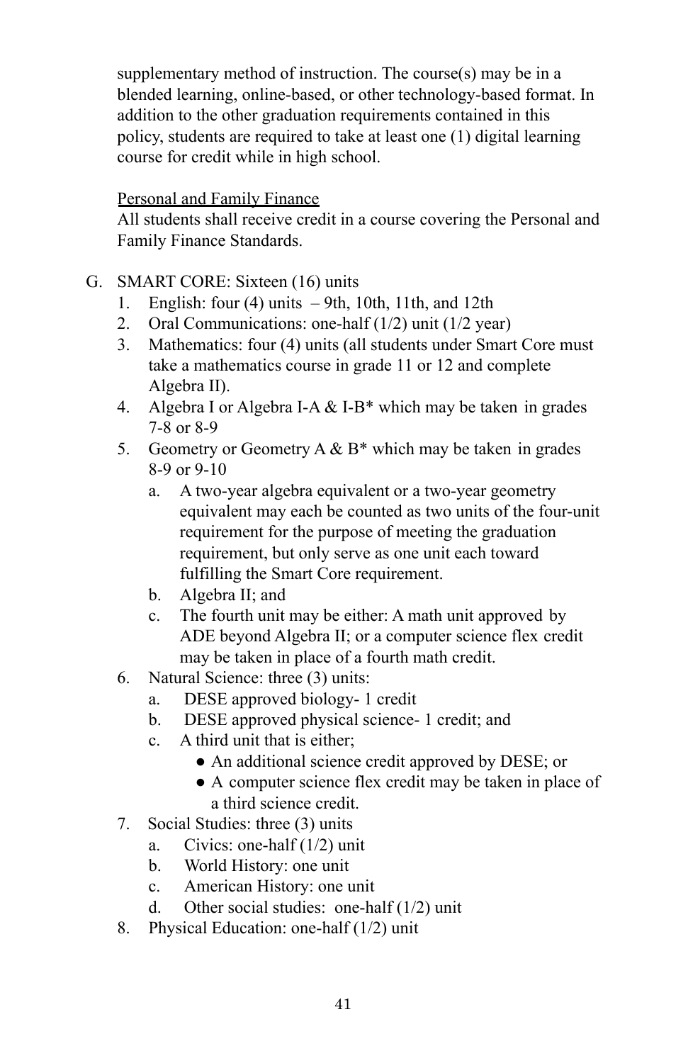supplementary method of instruction. The course(s) may be in a blended learning, online-based, or other technology-based format. In addition to the other graduation requirements contained in this policy, students are required to take at least one (1) digital learning course for credit while in high school.

<u>Personal and Family Finance</u>
All students shall receive credit in a course covering the Personal and Family Finance Standards.

G. SMART CORE: Sixteen (16) units
   1. English: four (4) units – 9th, 10th, 11th, and 12th
   2. Oral Communications: one-half (1/2) unit (1/2 year)
   3. Mathematics: four (4) units (all students under Smart Core must take a mathematics course in grade 11 or 12 and complete Algebra II).
   4. Algebra I or Algebra I-A & I-B* which may be taken in grades 7-8 or 8-9
   5. Geometry or Geometry A & B* which may be taken in grades 8-9 or 9-10
      a. A two-year algebra equivalent or a two-year geometry equivalent may each be counted as two units of the four-unit requirement for the purpose of meeting the graduation requirement, but only serve as one unit each toward fulfilling the Smart Core requirement.
      b. Algebra II; and
      c. The fourth unit may be either: A math unit approved by ADE beyond Algebra II; or a computer science flex credit may be taken in place of a fourth math credit.
   6. Natural Science: three (3) units:
      a. DESE approved biology- 1 credit
      b. DESE approved physical science- 1 credit; and
      c. A third unit that is either;
         - An additional science credit approved by DESE; or
         - A computer science flex credit may be taken in place of a third science credit.
   7. Social Studies: three (3) units
      a. Civics: one-half (1/2) unit
      b. World History: one unit
      c. American History: one unit
      d. Other social studies: one-half (1/2) unit
   8. Physical Education: one-half (1/2) unit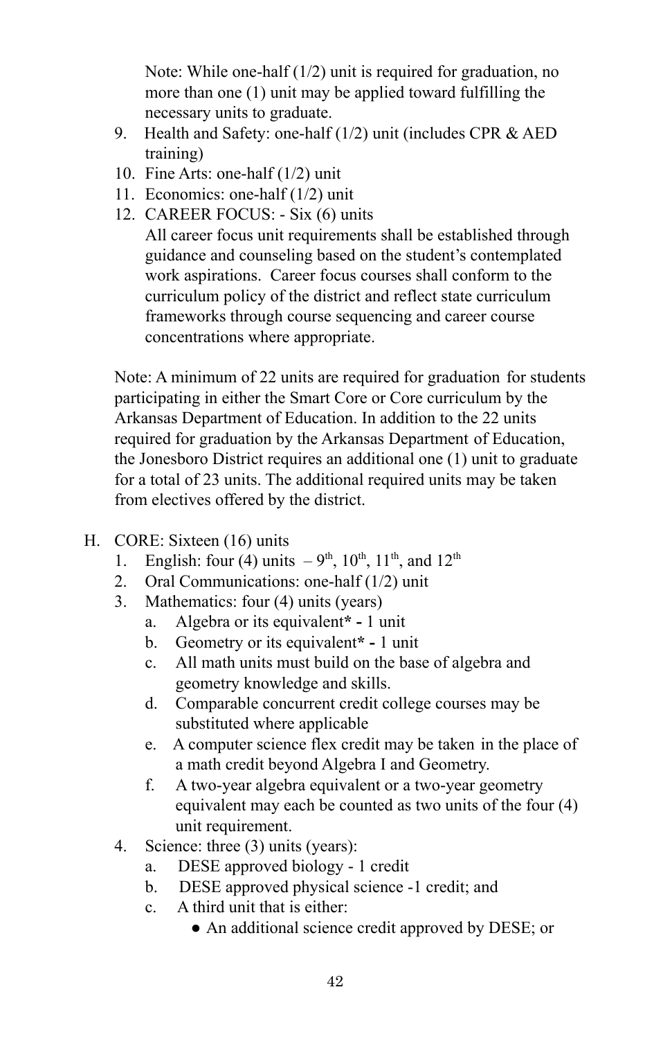Note: While one-half (1/2) unit is required for graduation, no more than one (1) unit may be applied toward fulfilling the necessary units to graduate.

9. Health and Safety: one-half (1/2) unit (includes CPR & AED training)
10. Fine Arts: one-half (1/2) unit
11. Economics: one-half (1/2) unit
12. CAREER FOCUS: - Six (6) units
    All career focus unit requirements shall be established through guidance and counseling based on the student's contemplated work aspirations. Career focus courses shall conform to the curriculum policy of the district and reflect state curriculum frameworks through course sequencing and career course concentrations where appropriate.

Note: A minimum of 22 units are required for graduation for students participating in either the Smart Core or Core curriculum by the Arkansas Department of Education. In addition to the 22 units required for graduation by the Arkansas Department of Education, the Jonesboro District requires an additional one (1) unit to graduate for a total of 23 units. The additional required units may be taken from electives offered by the district.

H. CORE: Sixteen (16) units
   1. English: four (4) units – $9^{th}$, $10^{th}$, $11^{th}$, and $12^{th}$
   2. Oral Communications: one-half (1/2) unit
   3. Mathematics: four (4) units (years)
      a. Algebra or its equivalent* - 1 unit
      b. Geometry or its equivalent* - 1 unit
      c. All math units must build on the base of algebra and geometry knowledge and skills.
      d. Comparable concurrent credit college courses may be substituted where applicable
      e. A computer science flex credit may be taken in the place of a math credit beyond Algebra I and Geometry.
      f. A two-year algebra equivalent or a two-year geometry equivalent may each be counted as two units of the four (4) unit requirement.
   4. Science: three (3) units (years):
      a. DESE approved biology - 1 credit
      b. DESE approved physical science -1 credit; and
      c. A third unit that is either:
         - An additional science credit approved by DESE; or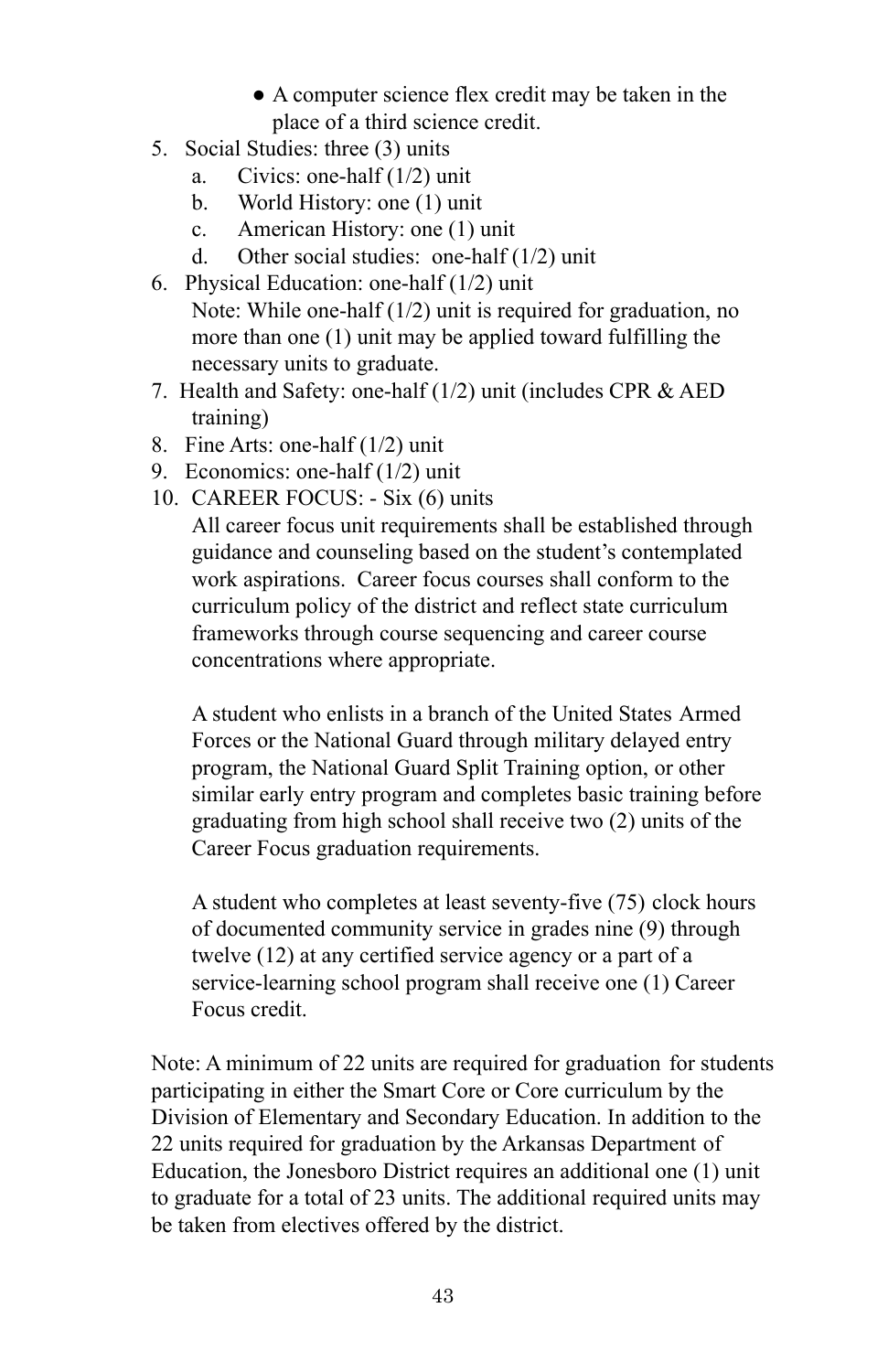- A computer science flex credit may be taken in the place of a third science credit.

5. Social Studies: three (3) units
    a. Civics: one-half (1/2) unit
    b. World History: one (1) unit
    c. American History: one (1) unit
    d. Other social studies: one-half (1/2) unit
6. Physical Education: one-half (1/2) unit
   Note: While one-half (1/2) unit is required for graduation, no more than one (1) unit may be applied toward fulfilling the necessary units to graduate.
7. Health and Safety: one-half (1/2) unit (includes CPR & AED training)
8. Fine Arts: one-half (1/2) unit
9. Economics: one-half (1/2) unit
10. CAREER FOCUS: - Six (6) units
    All career focus unit requirements shall be established through guidance and counseling based on the student's contemplated work aspirations. Career focus courses shall conform to the curriculum policy of the district and reflect state curriculum frameworks through course sequencing and career course concentrations where appropriate.

    A student who enlists in a branch of the United States Armed Forces or the National Guard through military delayed entry program, the National Guard Split Training option, or other similar early entry program and completes basic training before graduating from high school shall receive two (2) units of the Career Focus graduation requirements.

    A student who completes at least seventy-five (75) clock hours of documented community service in grades nine (9) through twelve (12) at any certified service agency or a part of a service-learning school program shall receive one (1) Career Focus credit.

Note: A minimum of 22 units are required for graduation for students participating in either the Smart Core or Core curriculum by the Division of Elementary and Secondary Education. In addition to the 22 units required for graduation by the Arkansas Department of Education, the Jonesboro District requires an additional one (1) unit to graduate for a total of 23 units. The additional required units may be taken from electives offered by the district.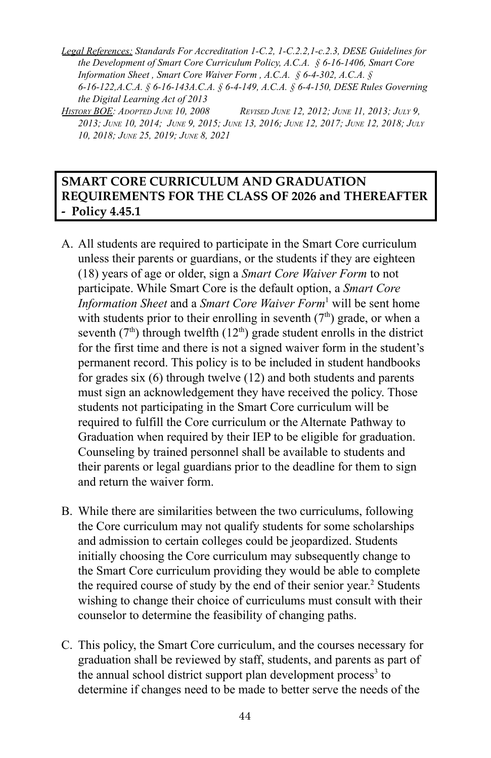*Legal References: Standards For Accreditation 1-C.2, 1-C.2.2,1-c.2.3, DESE Guidelines for the Development of Smart Core Curriculum Policy, A.C.A. § 6-16-1406, Smart Core Information Sheet , Smart Core Waiver Form , A.C.A. § 6-4-302, A.C.A. § 6-16-122,A.C.A. § 6-16-143A.C.A. § 6-4-149, A.C.A. § 6-4-150, DESE Rules Governing the Digital Learning Act of 2013*

*History BOE: Adopted June 10, 2008 Revised June 12, 2012; June 11, 2013; July 9, 2013; June 10, 2014; June 9, 2015; June 13, 2016; June 12, 2017; June 12, 2018; July 10, 2018; June 25, 2019; June 8, 2021*

## SMART CORE CURRICULUM AND GRADUATION REQUIREMENTS FOR THE CLASS OF 2026 and THEREAFTER - Policy 4.45.1

A. All students are required to participate in the Smart Core curriculum unless their parents or guardians, or the students if they are eighteen (18) years of age or older, sign a *Smart Core Waiver Form* to not participate. While Smart Core is the default option, a *Smart Core Information Sheet* and a *Smart Core Waiver Form*[1] will be sent home with students prior to their enrolling in seventh (7th) grade, or when a seventh (7th) through twelfth (12th) grade student enrolls in the district for the first time and there is not a signed waiver form in the student's permanent record. This policy is to be included in student handbooks for grades six (6) through twelve (12) and both students and parents must sign an acknowledgement they have received the policy. Those students not participating in the Smart Core curriculum will be required to fulfill the Core curriculum or the Alternate Pathway to Graduation when required by their IEP to be eligible for graduation. Counseling by trained personnel shall be available to students and their parents or legal guardians prior to the deadline for them to sign and return the waiver form.

B. While there are similarities between the two curriculums, following the Core curriculum may not qualify students for some scholarships and admission to certain colleges could be jeopardized. Students initially choosing the Core curriculum may subsequently change to the Smart Core curriculum providing they would be able to complete the required course of study by the end of their senior year.[2] Students wishing to change their choice of curriculums must consult with their counselor to determine the feasibility of changing paths.

C. This policy, the Smart Core curriculum, and the courses necessary for graduation shall be reviewed by staff, students, and parents as part of the annual school district support plan development process[3] to determine if changes need to be made to better serve the needs of the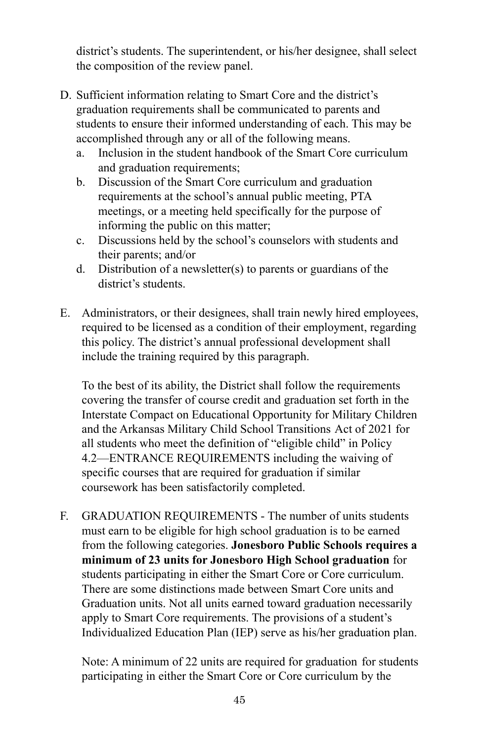district's students. The superintendent, or his/her designee, shall select the composition of the review panel.

D. Sufficient information relating to Smart Core and the district's graduation requirements shall be communicated to parents and students to ensure their informed understanding of each. This may be accomplished through any or all of the following means.
   a. Inclusion in the student handbook of the Smart Core curriculum and graduation requirements;
   b. Discussion of the Smart Core curriculum and graduation requirements at the school's annual public meeting, PTA meetings, or a meeting held specifically for the purpose of informing the public on this matter;
   c. Discussions held by the school's counselors with students and their parents; and/or
   d. Distribution of a newsletter(s) to parents or guardians of the district's students.

E. Administrators, or their designees, shall train newly hired employees, required to be licensed as a condition of their employment, regarding this policy. The district's annual professional development shall include the training required by this paragraph.

   To the best of its ability, the District shall follow the requirements covering the transfer of course credit and graduation set forth in the Interstate Compact on Educational Opportunity for Military Children and the Arkansas Military Child School Transitions Act of 2021 for all students who meet the definition of "eligible child" in Policy 4.2—ENTRANCE REQUIREMENTS including the waiving of specific courses that are required for graduation if similar coursework has been satisfactorily completed.

F. GRADUATION REQUIREMENTS - The number of units students must earn to be eligible for high school graduation is to be earned from the following categories. **Jonesboro Public Schools requires a minimum of 23 units for Jonesboro High School graduation** for students participating in either the Smart Core or Core curriculum. There are some distinctions made between Smart Core units and Graduation units. Not all units earned toward graduation necessarily apply to Smart Core requirements. The provisions of a student's Individualized Education Plan (IEP) serve as his/her graduation plan.

   Note: A minimum of 22 units are required for graduation for students participating in either the Smart Core or Core curriculum by the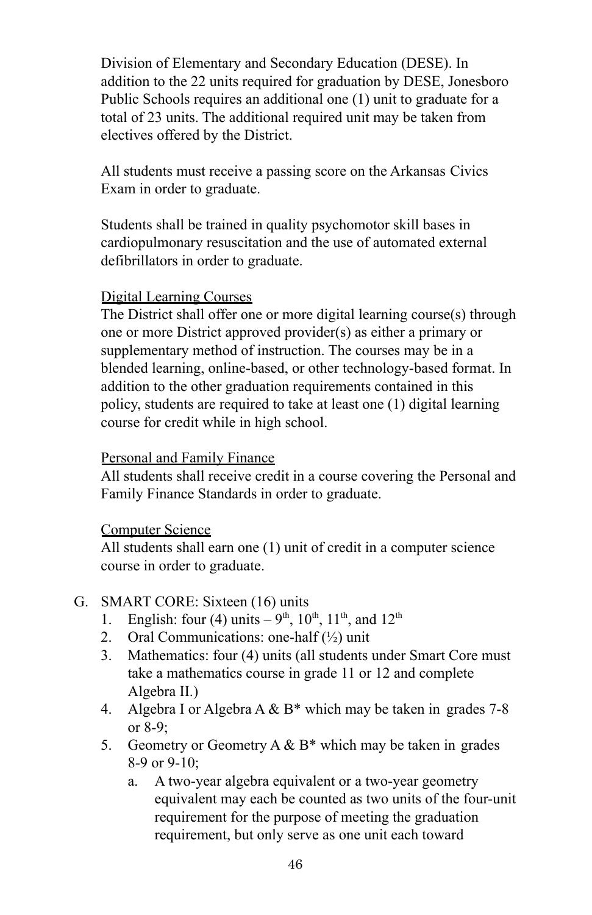Division of Elementary and Secondary Education (DESE). In addition to the 22 units required for graduation by DESE, Jonesboro Public Schools requires an additional one (1) unit to graduate for a total of 23 units. The additional required unit may be taken from electives offered by the District.

All students must receive a passing score on the Arkansas Civics Exam in order to graduate.

Students shall be trained in quality psychomotor skill bases in cardiopulmonary resuscitation and the use of automated external defibrillators in order to graduate.

<u>Digital Learning Courses</u>
The District shall offer one or more digital learning course(s) through one or more District approved provider(s) as either a primary or supplementary method of instruction. The courses may be in a blended learning, online-based, or other technology-based format. In addition to the other graduation requirements contained in this policy, students are required to take at least one (1) digital learning course for credit while in high school.

<u>Personal and Family Finance</u>
All students shall receive credit in a course covering the Personal and Family Finance Standards in order to graduate.

<u>Computer Science</u>
All students shall earn one (1) unit of credit in a computer science course in order to graduate.

G. SMART CORE: Sixteen (16) units
   1. English: four (4) units – 9th, 10th, 11th, and 12th
   2. Oral Communications: one-half (½) unit
   3. Mathematics: four (4) units (all students under Smart Core must take a mathematics course in grade 11 or 12 and complete Algebra II.)
   4. Algebra I or Algebra A & B* which may be taken in grades 7-8 or 8-9;
   5. Geometry or Geometry A & B* which may be taken in grades 8-9 or 9-10;
      a. A two-year algebra equivalent or a two-year geometry equivalent may each be counted as two units of the four-unit requirement for the purpose of meeting the graduation requirement, but only serve as one unit each toward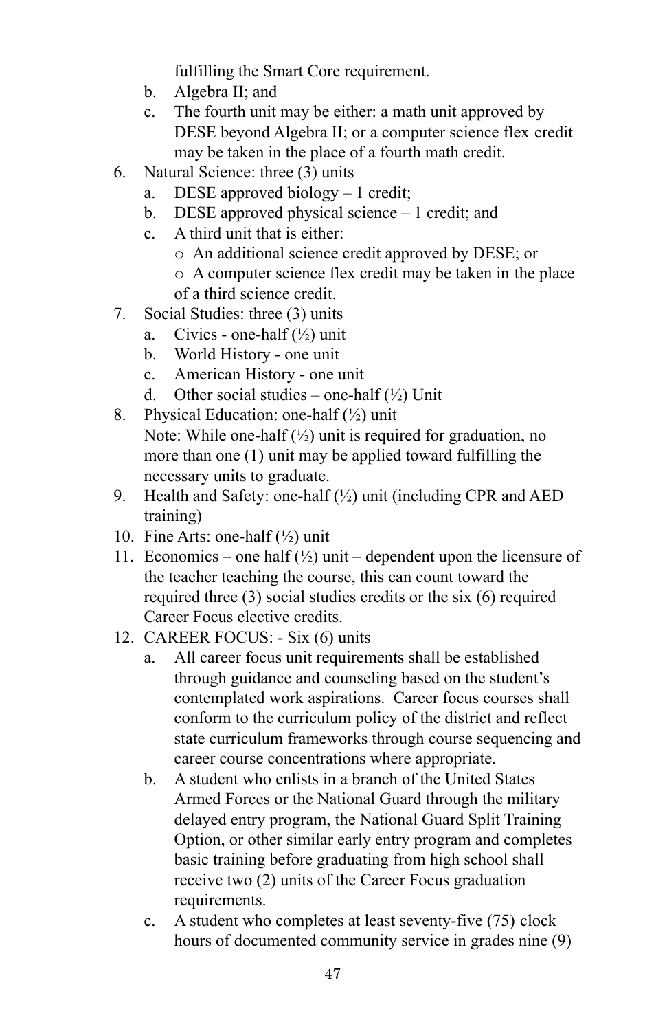fulfilling the Smart Core requirement.

   b. Algebra II; and
   c. The fourth unit may be either: a math unit approved by DESE beyond Algebra II; or a computer science flex credit may be taken in the place of a fourth math credit.

6. Natural Science: three (3) units
   a. DESE approved biology – 1 credit;
   b. DESE approved physical science – 1 credit; and
   c. A third unit that is either:
      - An additional science credit approved by DESE; or
      - A computer science flex credit may be taken in the place of a third science credit.
7. Social Studies: three (3) units
   a. Civics - one-half (½) unit
   b. World History - one unit
   c. American History - one unit
   d. Other social studies – one-half (½) Unit
8. Physical Education: one-half (½) unit
   Note: While one-half (½) unit is required for graduation, no more than one (1) unit may be applied toward fulfilling the necessary units to graduate.
9. Health and Safety: one-half (½) unit (including CPR and AED training)
10. Fine Arts: one-half (½) unit
11. Economics – one half (½) unit – dependent upon the licensure of the teacher teaching the course, this can count toward the required three (3) social studies credits or the six (6) required Career Focus elective credits.
12. CAREER FOCUS: - Six (6) units
    a. All career focus unit requirements shall be established through guidance and counseling based on the student's contemplated work aspirations. Career focus courses shall conform to the curriculum policy of the district and reflect state curriculum frameworks through course sequencing and career course concentrations where appropriate.
    b. A student who enlists in a branch of the United States Armed Forces or the National Guard through the military delayed entry program, the National Guard Split Training Option, or other similar early entry program and completes basic training before graduating from high school shall receive two (2) units of the Career Focus graduation requirements.
    c. A student who completes at least seventy-five (75) clock hours of documented community service in grades nine (9)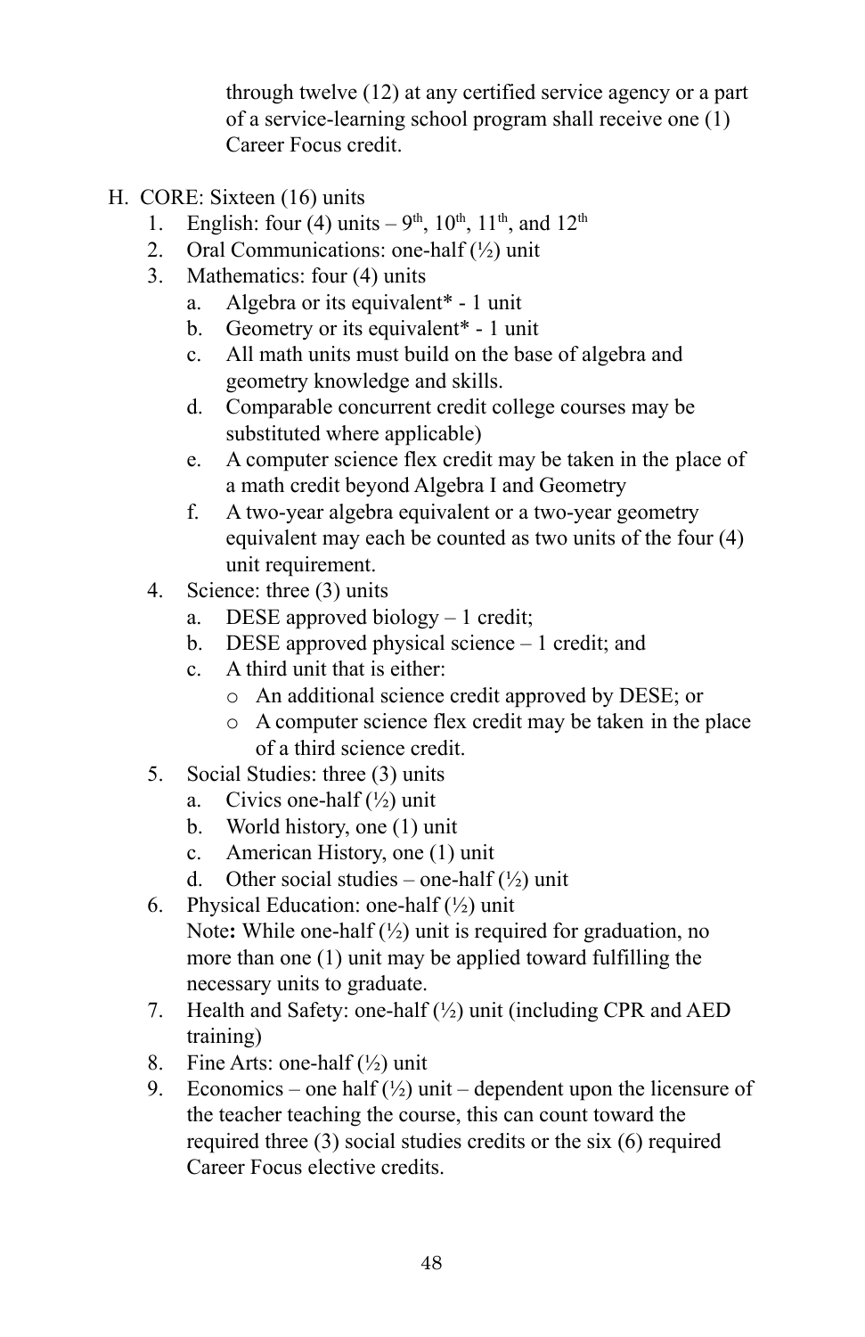through twelve (12) at any certified service agency or a part of a service-learning school program shall receive one (1) Career Focus credit.

H. CORE: Sixteen (16) units
   1. English: four (4) units – 9th, 10th, 11th, and 12th
   2. Oral Communications: one-half (½) unit
   3. Mathematics: four (4) units
      a. Algebra or its equivalent* - 1 unit
      b. Geometry or its equivalent* - 1 unit
      c. All math units must build on the base of algebra and geometry knowledge and skills.
      d. Comparable concurrent credit college courses may be substituted where applicable)
      e. A computer science flex credit may be taken in the place of a math credit beyond Algebra I and Geometry
      f. A two-year algebra equivalent or a two-year geometry equivalent may each be counted as two units of the four (4) unit requirement.
   4. Science: three (3) units
      a. DESE approved biology – 1 credit;
      b. DESE approved physical science – 1 credit; and
      c. A third unit that is either:
         - An additional science credit approved by DESE; or
         - A computer science flex credit may be taken in the place of a third science credit.
   5. Social Studies: three (3) units
      a. Civics one-half (½) unit
      b. World history, one (1) unit
      c. American History, one (1) unit
      d. Other social studies – one-half (½) unit
   6. Physical Education: one-half (½) unit
      Note**:** While one-half (½) unit is required for graduation, no more than one (1) unit may be applied toward fulfilling the necessary units to graduate.
   7. Health and Safety: one-half (½) unit (including CPR and AED training)
   8. Fine Arts: one-half (½) unit
   9. Economics – one half (½) unit – dependent upon the licensure of the teacher teaching the course, this can count toward the required three (3) social studies credits or the six (6) required Career Focus elective credits.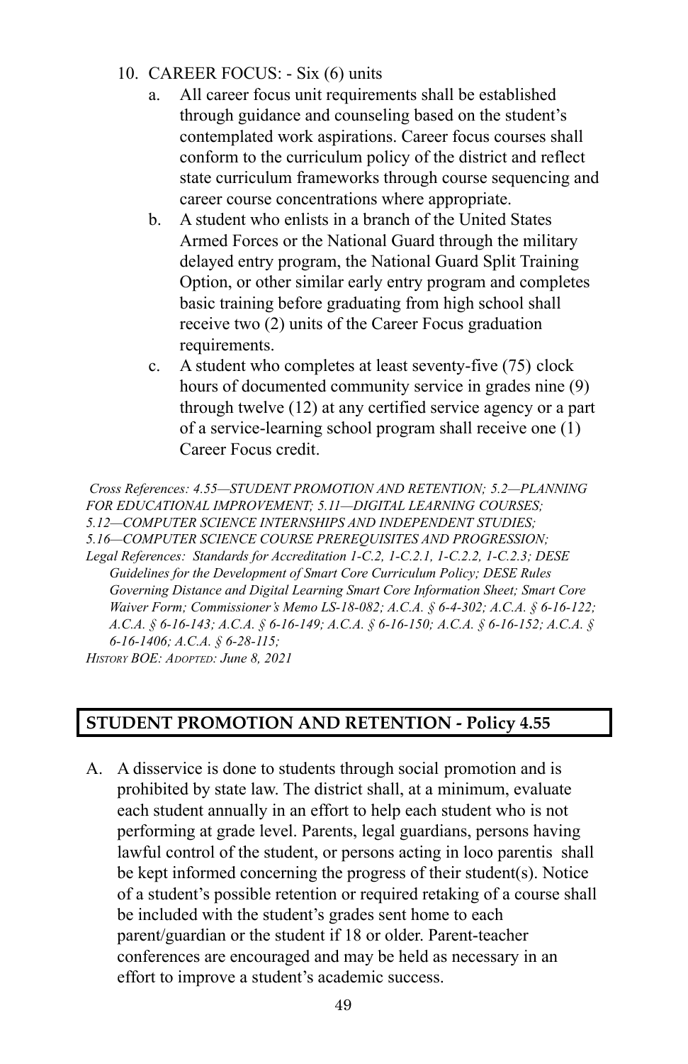10. CAREER FOCUS: - Six (6) units
    a. All career focus unit requirements shall be established through guidance and counseling based on the student's contemplated work aspirations. Career focus courses shall conform to the curriculum policy of the district and reflect state curriculum frameworks through course sequencing and career course concentrations where appropriate.
    b. A student who enlists in a branch of the United States Armed Forces or the National Guard through the military delayed entry program, the National Guard Split Training Option, or other similar early entry program and completes basic training before graduating from high school shall receive two (2) units of the Career Focus graduation requirements.
    c. A student who completes at least seventy-five (75) clock hours of documented community service in grades nine (9) through twelve (12) at any certified service agency or a part of a service-learning school program shall receive one (1) Career Focus credit.

*Cross References: 4.55—STUDENT PROMOTION AND RETENTION; 5.2—PLANNING FOR EDUCATIONAL IMPROVEMENT; 5.11—DIGITAL LEARNING COURSES; 5.12—COMPUTER SCIENCE INTERNSHIPS AND INDEPENDENT STUDIES; 5.16—COMPUTER SCIENCE COURSE PREREQUISITES AND PROGRESSION;*
*Legal References: Standards for Accreditation 1-C.2, 1-C.2.1, 1-C.2.2, 1-C.2.3; DESE Guidelines for the Development of Smart Core Curriculum Policy; DESE Rules Governing Distance and Digital Learning Smart Core Information Sheet; Smart Core Waiver Form; Commissioner's Memo LS-18-082; A.C.A. § 6-4-302; A.C.A. § 6-16-122; A.C.A. § 6-16-143; A.C.A. § 6-16-149; A.C.A. § 6-16-150; A.C.A. § 6-16-152; A.C.A. § 6-16-1406; A.C.A. § 6-28-115;*
*HISTORY BOE: ADOPTED: June 8, 2021*

## STUDENT PROMOTION AND RETENTION - Policy 4.55

A. A disservice is done to students through social promotion and is prohibited by state law. The district shall, at a minimum, evaluate each student annually in an effort to help each student who is not performing at grade level. Parents, legal guardians, persons having lawful control of the student, or persons acting in loco parentis shall be kept informed concerning the progress of their student(s). Notice of a student's possible retention or required retaking of a course shall be included with the student's grades sent home to each parent/guardian or the student if 18 or older. Parent-teacher conferences are encouraged and may be held as necessary in an effort to improve a student's academic success.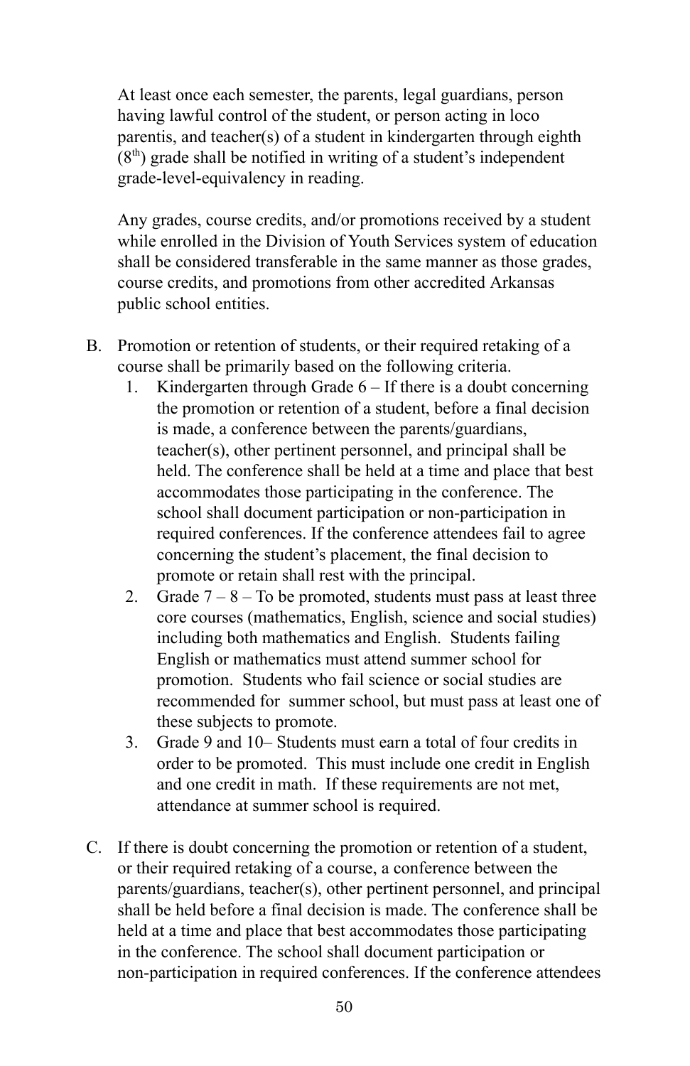At least once each semester, the parents, legal guardians, person having lawful control of the student, or person acting in loco parentis, and teacher(s) of a student in kindergarten through eighth ($8^{th}$) grade shall be notified in writing of a student's independent grade-level-equivalency in reading.

Any grades, course credits, and/or promotions received by a student while enrolled in the Division of Youth Services system of education shall be considered transferable in the same manner as those grades, course credits, and promotions from other accredited Arkansas public school entities.

B. Promotion or retention of students, or their required retaking of a course shall be primarily based on the following criteria.
   1. Kindergarten through Grade 6 – If there is a doubt concerning the promotion or retention of a student, before a final decision is made, a conference between the parents/guardians, teacher(s), other pertinent personnel, and principal shall be held. The conference shall be held at a time and place that best accommodates those participating in the conference. The school shall document participation or non-participation in required conferences. If the conference attendees fail to agree concerning the student's placement, the final decision to promote or retain shall rest with the principal.
   2. Grade 7 – 8 – To be promoted, students must pass at least three core courses (mathematics, English, science and social studies) including both mathematics and English. Students failing English or mathematics must attend summer school for promotion. Students who fail science or social studies are recommended for summer school, but must pass at least one of these subjects to promote.
   3. Grade 9 and 10– Students must earn a total of four credits in order to be promoted. This must include one credit in English and one credit in math. If these requirements are not met, attendance at summer school is required.

C. If there is doubt concerning the promotion or retention of a student, or their required retaking of a course, a conference between the parents/guardians, teacher(s), other pertinent personnel, and principal shall be held before a final decision is made. The conference shall be held at a time and place that best accommodates those participating in the conference. The school shall document participation or non-participation in required conferences. If the conference attendees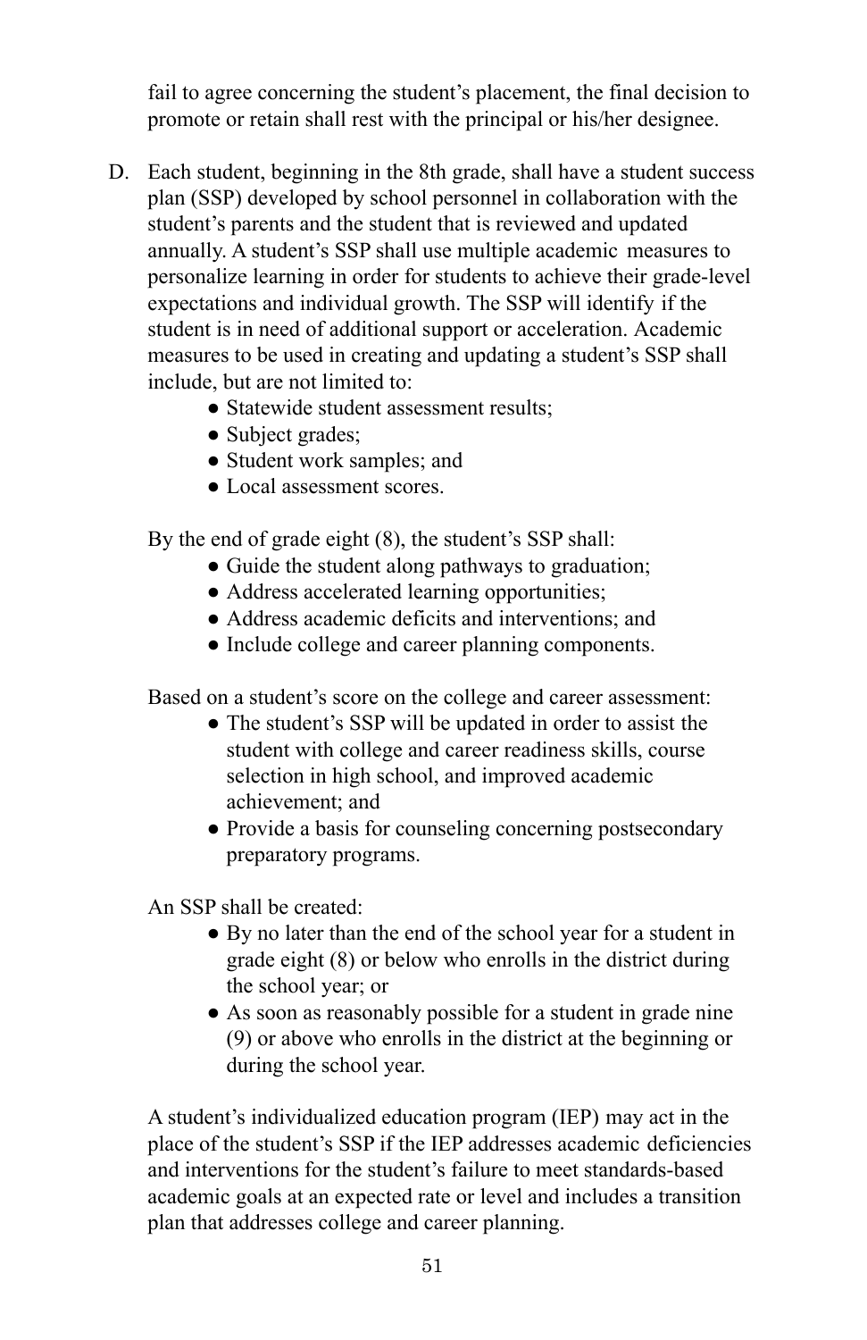fail to agree concerning the student's placement, the final decision to promote or retain shall rest with the principal or his/her designee.

D. Each student, beginning in the 8th grade, shall have a student success plan (SSP) developed by school personnel in collaboration with the student's parents and the student that is reviewed and updated annually. A student's SSP shall use multiple academic measures to personalize learning in order for students to achieve their grade-level expectations and individual growth. The SSP will identify if the student is in need of additional support or acceleration. Academic measures to be used in creating and updating a student's SSP shall include, but are not limited to:

   - Statewide student assessment results;
   - Subject grades;
   - Student work samples; and
   - Local assessment scores.

   By the end of grade eight (8), the student's SSP shall:

   - Guide the student along pathways to graduation;
   - Address accelerated learning opportunities;
   - Address academic deficits and interventions; and
   - Include college and career planning components.

   Based on a student's score on the college and career assessment:

   - The student's SSP will be updated in order to assist the student with college and career readiness skills, course selection in high school, and improved academic achievement; and
   - Provide a basis for counseling concerning postsecondary preparatory programs.

   An SSP shall be created:

   - By no later than the end of the school year for a student in grade eight (8) or below who enrolls in the district during the school year; or
   - As soon as reasonably possible for a student in grade nine (9) or above who enrolls in the district at the beginning or during the school year.

   A student's individualized education program (IEP) may act in the place of the student's SSP if the IEP addresses academic deficiencies and interventions for the student's failure to meet standards-based academic goals at an expected rate or level and includes a transition plan that addresses college and career planning.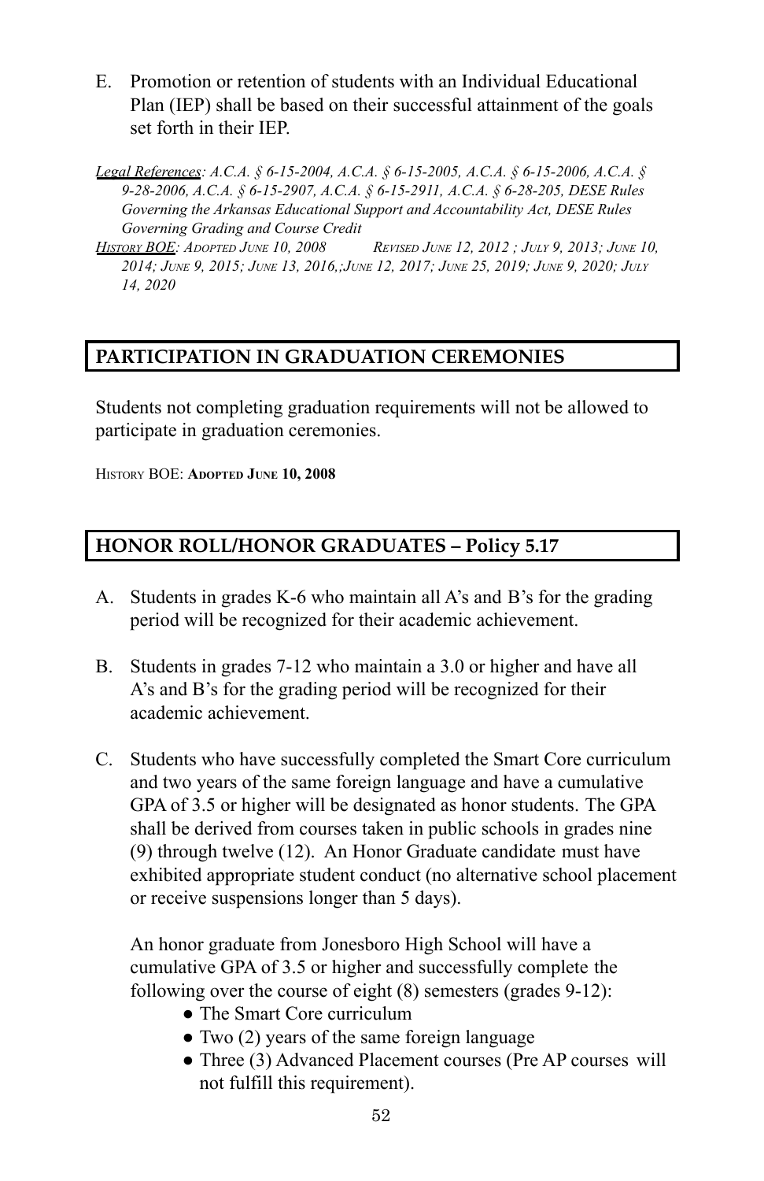E. Promotion or retention of students with an Individual Educational Plan (IEP) shall be based on their successful attainment of the goals set forth in their IEP.

*Legal References: A.C.A. § 6-15-2004, A.C.A. § 6-15-2005, A.C.A. § 6-15-2006, A.C.A. § 9-28-2006, A.C.A. § 6-15-2907, A.C.A. § 6-15-2911, A.C.A. § 6-28-205, DESE Rules Governing the Arkansas Educational Support and Accountability Act, DESE Rules Governing Grading and Course Credit*

*History BOE: Adopted June 10, 2008 Revised June 12, 2012 ; July 9, 2013; June 10, 2014; June 9, 2015; June 13, 2016,;June 12, 2017; June 25, 2019; June 9, 2020; July 14, 2020*

## PARTICIPATION IN GRADUATION CEREMONIES

Students not completing graduation requirements will not be allowed to participate in graduation ceremonies.

History BOE: **Adopted June 10, 2008**

## HONOR ROLL/HONOR GRADUATES – Policy 5.17

A. Students in grades K-6 who maintain all A's and B's for the grading period will be recognized for their academic achievement.

B. Students in grades 7-12 who maintain a 3.0 or higher and have all A's and B's for the grading period will be recognized for their academic achievement.

C. Students who have successfully completed the Smart Core curriculum and two years of the same foreign language and have a cumulative GPA of 3.5 or higher will be designated as honor students. The GPA shall be derived from courses taken in public schools in grades nine (9) through twelve (12). An Honor Graduate candidate must have exhibited appropriate student conduct (no alternative school placement or receive suspensions longer than 5 days).

   An honor graduate from Jonesboro High School will have a cumulative GPA of 3.5 or higher and successfully complete the following over the course of eight (8) semesters (grades 9-12):

   - The Smart Core curriculum
   - Two (2) years of the same foreign language
   - Three (3) Advanced Placement courses (Pre AP courses will not fulfill this requirement).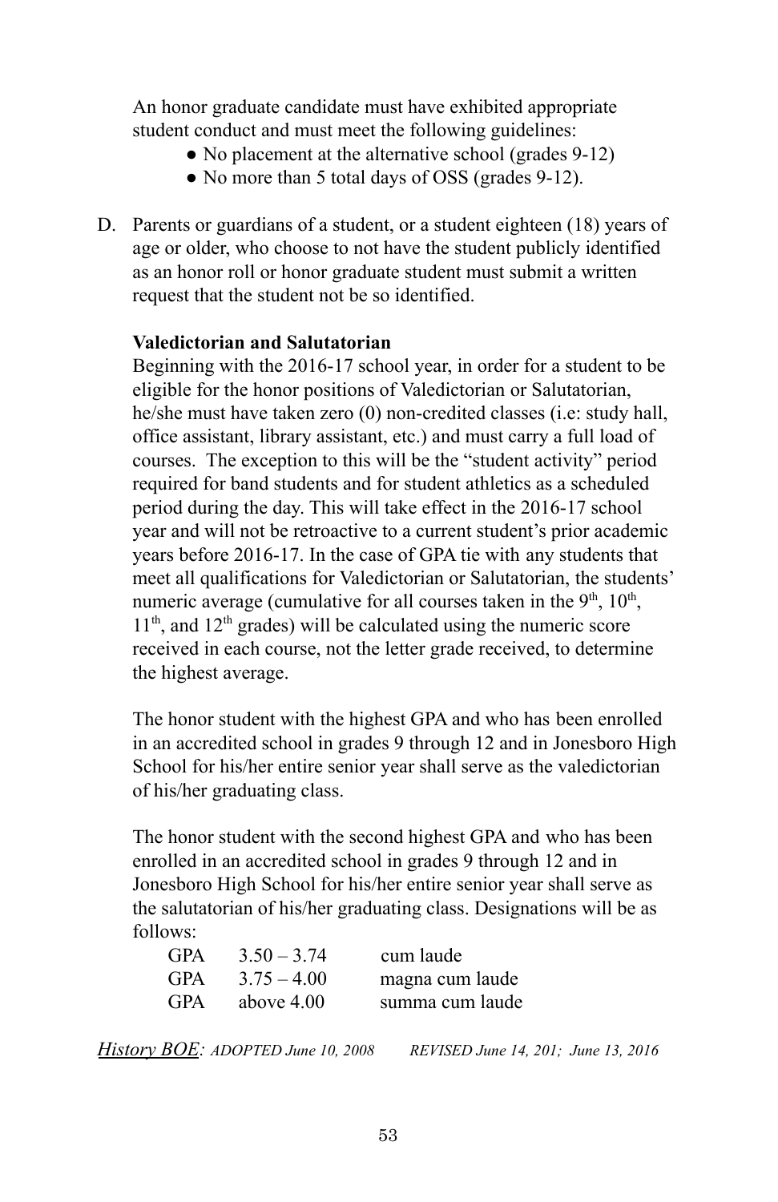An honor graduate candidate must have exhibited appropriate student conduct and must meet the following guidelines:

- No placement at the alternative school (grades 9-12)
- No more than 5 total days of OSS (grades 9-12).

D. Parents or guardians of a student, or a student eighteen (18) years of age or older, who choose to not have the student publicly identified as an honor roll or honor graduate student must submit a written request that the student not be so identified.

**Valedictorian and Salutatorian**

Beginning with the 2016-17 school year, in order for a student to be eligible for the honor positions of Valedictorian or Salutatorian, he/she must have taken zero (0) non-credited classes (i.e: study hall, office assistant, library assistant, etc.) and must carry a full load of courses. The exception to this will be the "student activity" period required for band students and for student athletics as a scheduled period during the day. This will take effect in the 2016-17 school year and will not be retroactive to a current student's prior academic years before 2016-17. In the case of GPA tie with any students that meet all qualifications for Valedictorian or Salutatorian, the students' numeric average (cumulative for all courses taken in the 9th, 10th, 11th, and 12th grades) will be calculated using the numeric score received in each course, not the letter grade received, to determine the highest average.

The honor student with the highest GPA and who has been enrolled in an accredited school in grades 9 through 12 and in Jonesboro High School for his/her entire senior year shall serve as the valedictorian of his/her graduating class.

The honor student with the second highest GPA and who has been enrolled in an accredited school in grades 9 through 12 and in Jonesboro High School for his/her entire senior year shall serve as the salutatorian of his/her graduating class. Designations will be as follows:

| | | |
|---|---|---|
| GPA | 3.50 – 3.74 | cum laude |
| GPA | 3.75 – 4.00 | magna cum laude |
| GPA | above 4.00 | summa cum laude |

*History BOE: ADOPTED June 10, 2008   REVISED June 14, 201; June 13, 2016*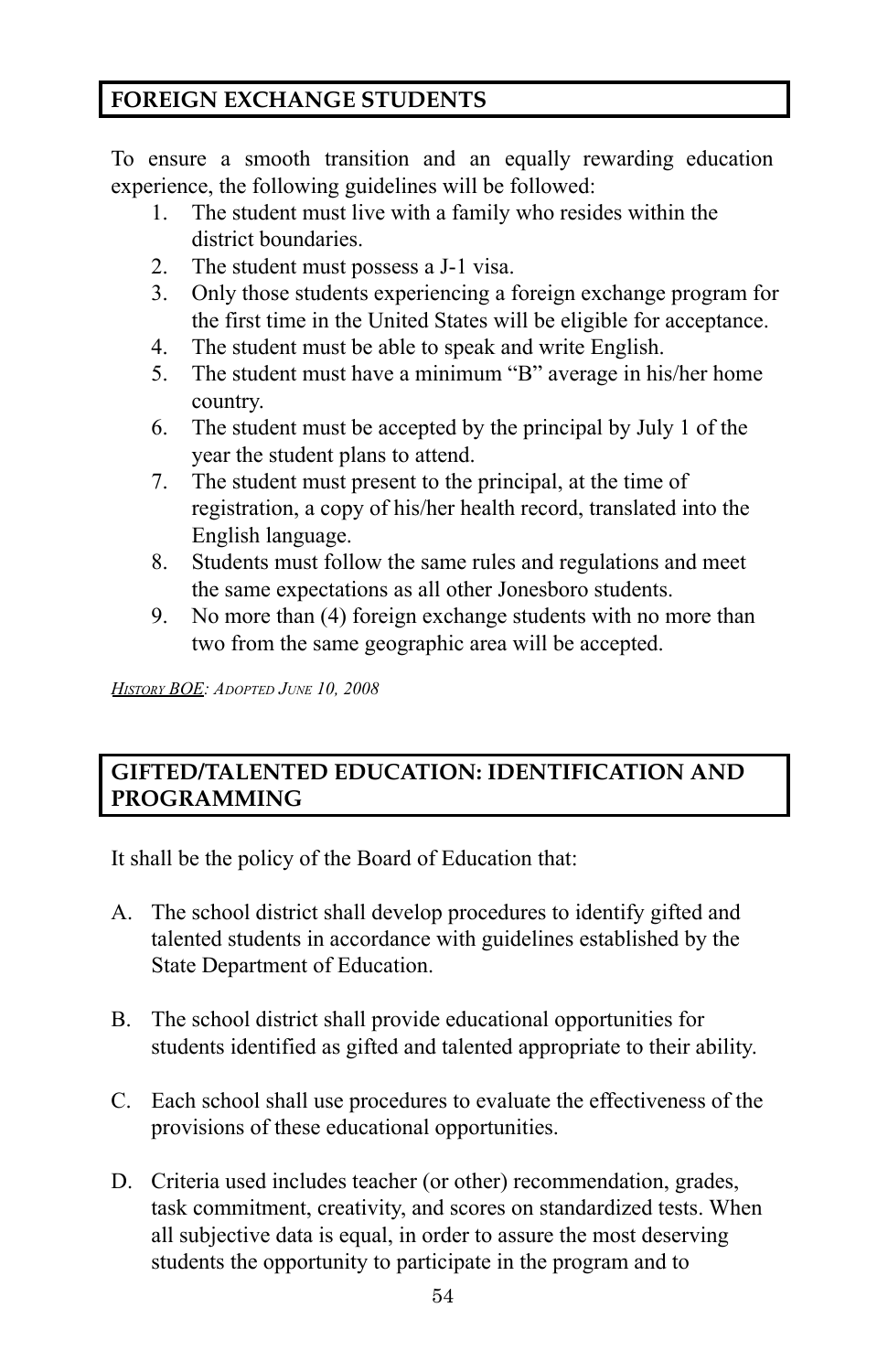## FOREIGN EXCHANGE STUDENTS

To ensure a smooth transition and an equally rewarding education experience, the following guidelines will be followed:

1. The student must live with a family who resides within the district boundaries.
2. The student must possess a J-1 visa.
3. Only those students experiencing a foreign exchange program for the first time in the United States will be eligible for acceptance.
4. The student must be able to speak and write English.
5. The student must have a minimum "B" average in his/her home country.
6. The student must be accepted by the principal by July 1 of the year the student plans to attend.
7. The student must present to the principal, at the time of registration, a copy of his/her health record, translated into the English language.
8. Students must follow the same rules and regulations and meet the same expectations as all other Jonesboro students.
9. No more than (4) foreign exchange students with no more than two from the same geographic area will be accepted.

*History BOE: Adopted June 10, 2008*

## GIFTED/TALENTED EDUCATION: IDENTIFICATION AND PROGRAMMING

It shall be the policy of the Board of Education that:

A. The school district shall develop procedures to identify gifted and talented students in accordance with guidelines established by the State Department of Education.

B. The school district shall provide educational opportunities for students identified as gifted and talented appropriate to their ability.

C. Each school shall use procedures to evaluate the effectiveness of the provisions of these educational opportunities.

D. Criteria used includes teacher (or other) recommendation, grades, task commitment, creativity, and scores on standardized tests. When all subjective data is equal, in order to assure the most deserving students the opportunity to participate in the program and to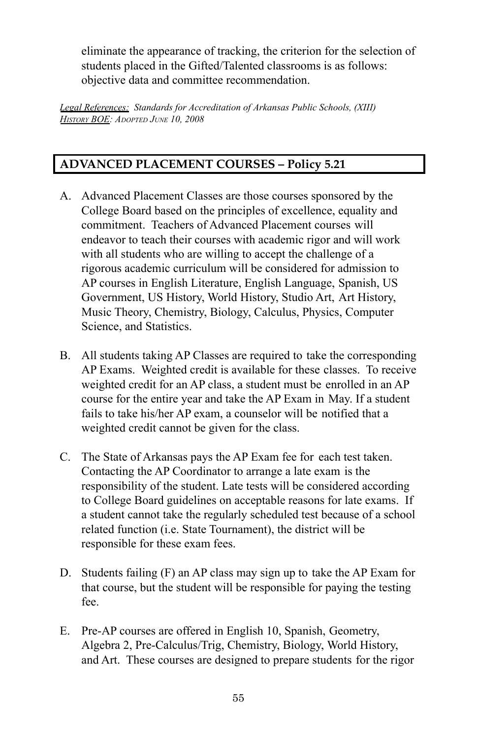eliminate the appearance of tracking, the criterion for the selection of students placed in the Gifted/Talented classrooms is as follows: objective data and committee recommendation.

*Legal References: Standards for Accreditation of Arkansas Public Schools, (XIII)*
*History BOE: Adopted June 10, 2008*

## ADVANCED PLACEMENT COURSES – Policy 5.21

A. Advanced Placement Classes are those courses sponsored by the College Board based on the principles of excellence, equality and commitment. Teachers of Advanced Placement courses will endeavor to teach their courses with academic rigor and will work with all students who are willing to accept the challenge of a rigorous academic curriculum will be considered for admission to AP courses in English Literature, English Language, Spanish, US Government, US History, World History, Studio Art, Art History, Music Theory, Chemistry, Biology, Calculus, Physics, Computer Science, and Statistics.

B. All students taking AP Classes are required to take the corresponding AP Exams. Weighted credit is available for these classes. To receive weighted credit for an AP class, a student must be enrolled in an AP course for the entire year and take the AP Exam in May. If a student fails to take his/her AP exam, a counselor will be notified that a weighted credit cannot be given for the class.

C. The State of Arkansas pays the AP Exam fee for each test taken. Contacting the AP Coordinator to arrange a late exam is the responsibility of the student. Late tests will be considered according to College Board guidelines on acceptable reasons for late exams. If a student cannot take the regularly scheduled test because of a school related function (i.e. State Tournament), the district will be responsible for these exam fees.

D. Students failing (F) an AP class may sign up to take the AP Exam for that course, but the student will be responsible for paying the testing fee.

E. Pre-AP courses are offered in English 10, Spanish, Geometry, Algebra 2, Pre-Calculus/Trig, Chemistry, Biology, World History, and Art. These courses are designed to prepare students for the rigor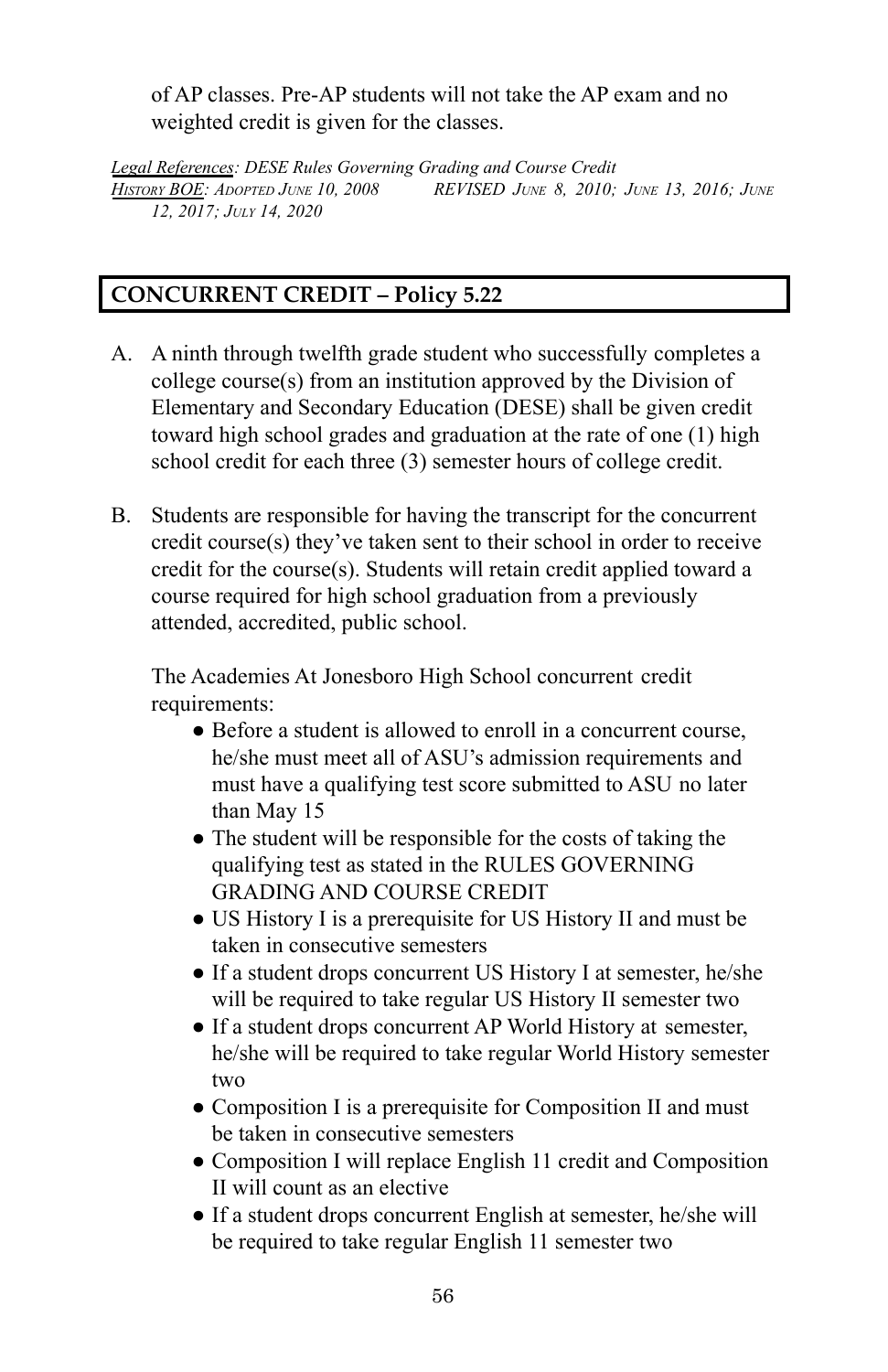of AP classes. Pre-AP students will not take the AP exam and no weighted credit is given for the classes.

*Legal References: DESE Rules Governing Grading and Course Credit*
*HISTORY BOE: ADOPTED JUNE 10, 2008 REVISED JUNE 8, 2010; JUNE 13, 2016; JUNE 12, 2017; JULY 14, 2020*

## CONCURRENT CREDIT – Policy 5.22

A. A ninth through twelfth grade student who successfully completes a college course(s) from an institution approved by the Division of Elementary and Secondary Education (DESE) shall be given credit toward high school grades and graduation at the rate of one (1) high school credit for each three (3) semester hours of college credit.

B. Students are responsible for having the transcript for the concurrent credit course(s) they've taken sent to their school in order to receive credit for the course(s). Students will retain credit applied toward a course required for high school graduation from a previously attended, accredited, public school.

The Academies At Jonesboro High School concurrent credit requirements:

- Before a student is allowed to enroll in a concurrent course, he/she must meet all of ASU's admission requirements and must have a qualifying test score submitted to ASU no later than May 15
- The student will be responsible for the costs of taking the qualifying test as stated in the RULES GOVERNING GRADING AND COURSE CREDIT
- US History I is a prerequisite for US History II and must be taken in consecutive semesters
- If a student drops concurrent US History I at semester, he/she will be required to take regular US History II semester two
- If a student drops concurrent AP World History at semester, he/she will be required to take regular World History semester two
- Composition I is a prerequisite for Composition II and must be taken in consecutive semesters
- Composition I will replace English 11 credit and Composition II will count as an elective
- If a student drops concurrent English at semester, he/she will be required to take regular English 11 semester two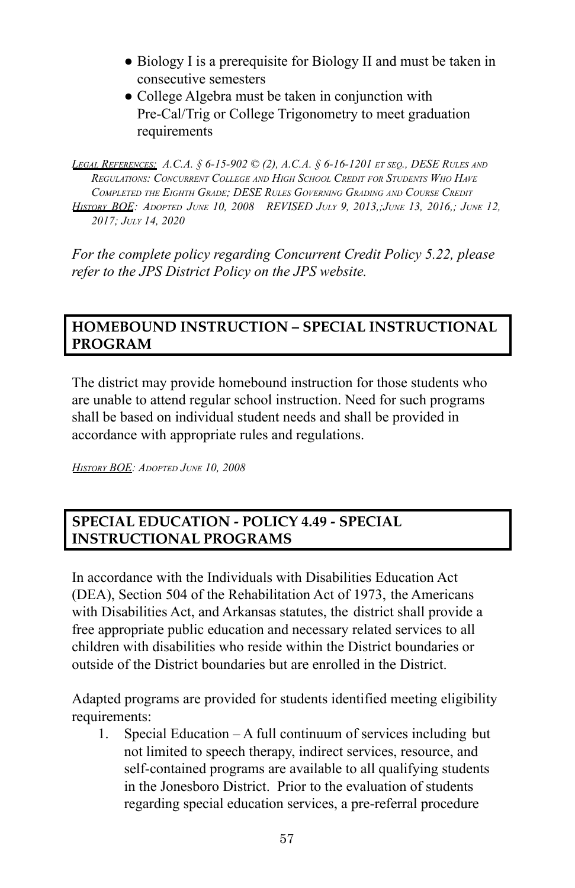- Biology I is a prerequisite for Biology II and must be taken in consecutive semesters
- College Algebra must be taken in conjunction with Pre-Cal/Trig or College Trigonometry to meet graduation requirements

*LEGAL REFERENCES: A.C.A. § 6-15-902 © (2), A.C.A. § 6-16-1201 ET SEQ., DESE RULES AND REGULATIONS: CONCURRENT COLLEGE AND HIGH SCHOOL CREDIT FOR STUDENTS WHO HAVE COMPLETED THE EIGHTH GRADE; DESE RULES GOVERNING GRADING AND COURSE CREDIT*
*HISTORY BOE: ADOPTED JUNE 10, 2008 REVISED JULY 9, 2013,;JUNE 13, 2016,; JUNE 12, 2017; JULY 14, 2020*

*For the complete policy regarding Concurrent Credit Policy 5.22, please refer to the JPS District Policy on the JPS website.*

## HOMEBOUND INSTRUCTION – SPECIAL INSTRUCTIONAL PROGRAM

The district may provide homebound instruction for those students who are unable to attend regular school instruction. Need for such programs shall be based on individual student needs and shall be provided in accordance with appropriate rules and regulations.

*HISTORY BOE: ADOPTED JUNE 10, 2008*

## SPECIAL EDUCATION - POLICY 4.49 - SPECIAL INSTRUCTIONAL PROGRAMS

In accordance with the Individuals with Disabilities Education Act (DEA), Section 504 of the Rehabilitation Act of 1973, the Americans with Disabilities Act, and Arkansas statutes, the district shall provide a free appropriate public education and necessary related services to all children with disabilities who reside within the District boundaries or outside of the District boundaries but are enrolled in the District.

Adapted programs are provided for students identified meeting eligibility requirements:

1. Special Education – A full continuum of services including but not limited to speech therapy, indirect services, resource, and self-contained programs are available to all qualifying students in the Jonesboro District. Prior to the evaluation of students regarding special education services, a pre-referral procedure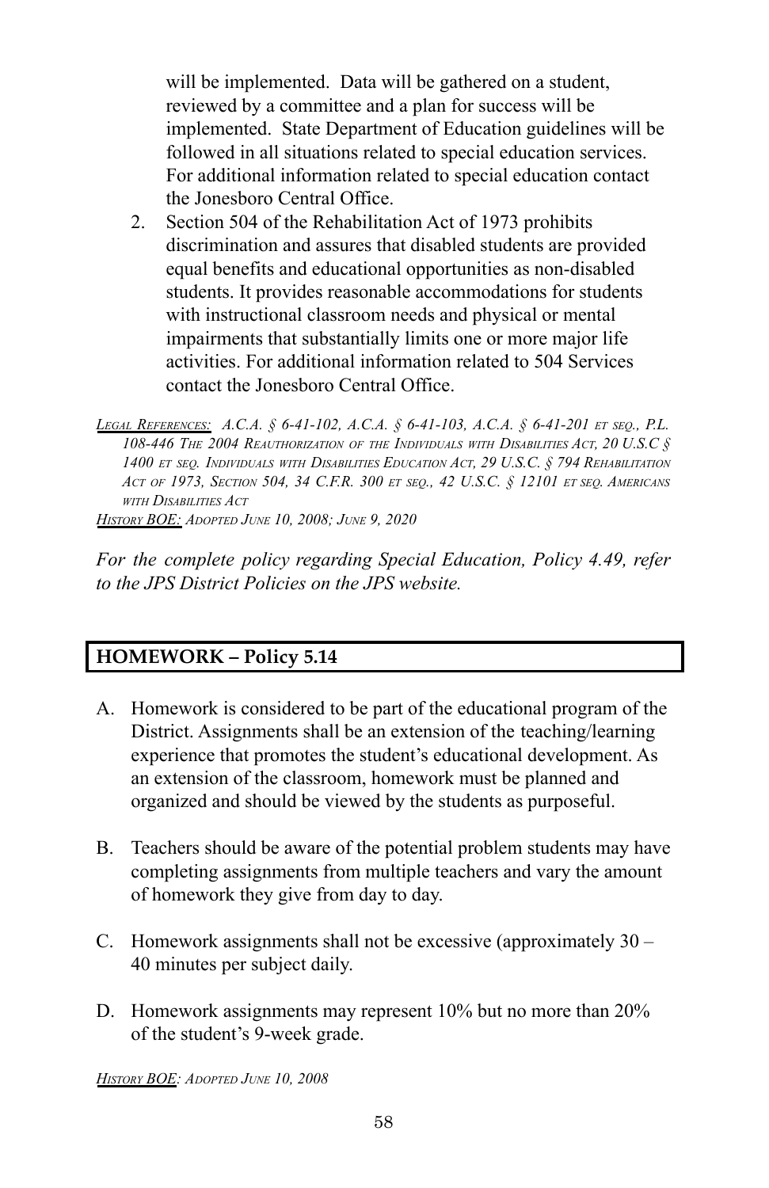will be implemented. Data will be gathered on a student, reviewed by a committee and a plan for success will be implemented. State Department of Education guidelines will be followed in all situations related to special education services. For additional information related to special education contact the Jonesboro Central Office.

2. Section 504 of the Rehabilitation Act of 1973 prohibits discrimination and assures that disabled students are provided equal benefits and educational opportunities as non-disabled students. It provides reasonable accommodations for students with instructional classroom needs and physical or mental impairments that substantially limits one or more major life activities. For additional information related to 504 Services contact the Jonesboro Central Office.

*Legal References: A.C.A. § 6-41-102, A.C.A. § 6-41-103, A.C.A. § 6-41-201 et seq., P.L. 108-446 The 2004 Reauthorization of the Individuals with Disabilities Act, 20 U.S.C § 1400 et seq. Individuals with Disabilities Education Act, 29 U.S.C. § 794 Rehabilitation Act of 1973, Section 504, 34 C.F.R. 300 et seq., 42 U.S.C. § 12101 et seq. Americans with Disabilities Act*

*History BOE: Adopted June 10, 2008; June 9, 2020*

*For the complete policy regarding Special Education, Policy 4.49, refer to the JPS District Policies on the JPS website.*

## HOMEWORK – Policy 5.14

A. Homework is considered to be part of the educational program of the District. Assignments shall be an extension of the teaching/learning experience that promotes the student's educational development. As an extension of the classroom, homework must be planned and organized and should be viewed by the students as purposeful.

B. Teachers should be aware of the potential problem students may have completing assignments from multiple teachers and vary the amount of homework they give from day to day.

C. Homework assignments shall not be excessive (approximately 30 – 40 minutes per subject daily.

D. Homework assignments may represent 10% but no more than 20% of the student's 9-week grade.

*History BOE: Adopted June 10, 2008*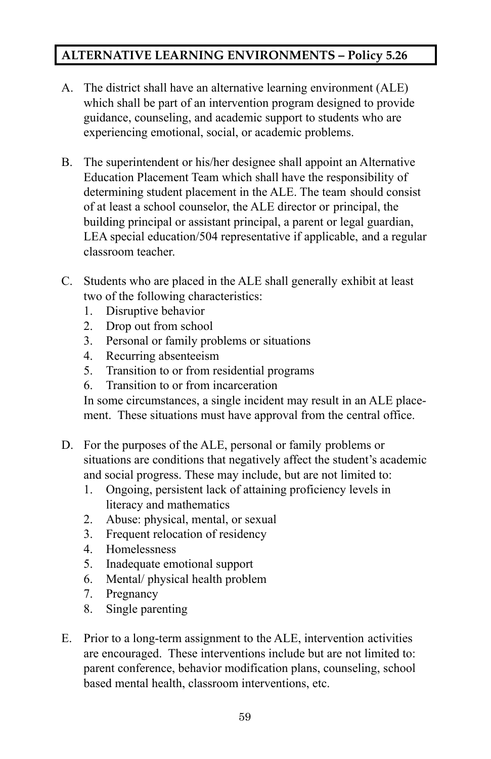## ALTERNATIVE LEARNING ENVIRONMENTS – Policy 5.26

A. The district shall have an alternative learning environment (ALE) which shall be part of an intervention program designed to provide guidance, counseling, and academic support to students who are experiencing emotional, social, or academic problems.

B. The superintendent or his/her designee shall appoint an Alternative Education Placement Team which shall have the responsibility of determining student placement in the ALE. The team should consist of at least a school counselor, the ALE director or principal, the building principal or assistant principal, a parent or legal guardian, LEA special education/504 representative if applicable, and a regular classroom teacher.

C. Students who are placed in the ALE shall generally exhibit at least two of the following characteristics:
   1. Disruptive behavior
   2. Drop out from school
   3. Personal or family problems or situations
   4. Recurring absenteeism
   5. Transition to or from residential programs
   6. Transition to or from incarceration

   In some circumstances, a single incident may result in an ALE placement. These situations must have approval from the central office.

D. For the purposes of the ALE, personal or family problems or situations are conditions that negatively affect the student's academic and social progress. These may include, but are not limited to:
   1. Ongoing, persistent lack of attaining proficiency levels in literacy and mathematics
   2. Abuse: physical, mental, or sexual
   3. Frequent relocation of residency
   4. Homelessness
   5. Inadequate emotional support
   6. Mental/ physical health problem
   7. Pregnancy
   8. Single parenting

E. Prior to a long-term assignment to the ALE, intervention activities are encouraged. These interventions include but are not limited to: parent conference, behavior modification plans, counseling, school based mental health, classroom interventions, etc.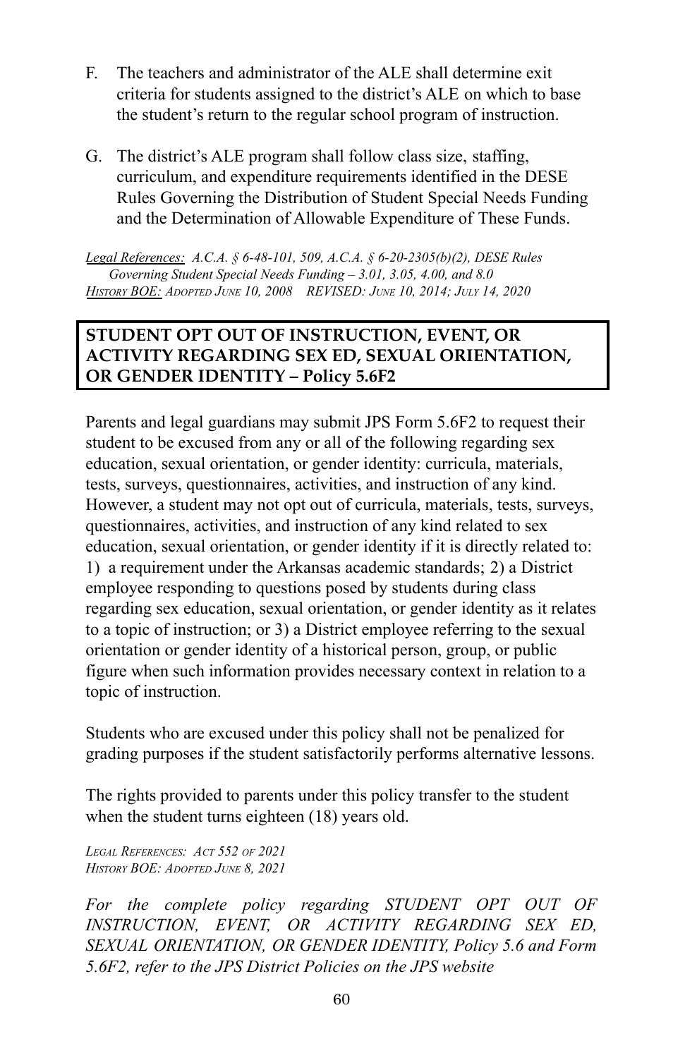F. The teachers and administrator of the ALE shall determine exit criteria for students assigned to the district's ALE on which to base the student's return to the regular school program of instruction.

G. The district's ALE program shall follow class size, staffing, curriculum, and expenditure requirements identified in the DESE Rules Governing the Distribution of Student Special Needs Funding and the Determination of Allowable Expenditure of These Funds.

*Legal References: A.C.A. § 6-48-101, 509, A.C.A. § 6-20-2305(b)(2), DESE Rules Governing Student Special Needs Funding – 3.01, 3.05, 4.00, and 8.0*
*History BOE: Adopted June 10, 2008 Revised: June 10, 2014; July 14, 2020*

## STUDENT OPT OUT OF INSTRUCTION, EVENT, OR ACTIVITY REGARDING SEX ED, SEXUAL ORIENTATION, OR GENDER IDENTITY – Policy 5.6F2

Parents and legal guardians may submit JPS Form 5.6F2 to request their student to be excused from any or all of the following regarding sex education, sexual orientation, or gender identity: curricula, materials, tests, surveys, questionnaires, activities, and instruction of any kind. However, a student may not opt out of curricula, materials, tests, surveys, questionnaires, activities, and instruction of any kind related to sex education, sexual orientation, or gender identity if it is directly related to: 1) a requirement under the Arkansas academic standards; 2) a District employee responding to questions posed by students during class regarding sex education, sexual orientation, or gender identity as it relates to a topic of instruction; or 3) a District employee referring to the sexual orientation or gender identity of a historical person, group, or public figure when such information provides necessary context in relation to a topic of instruction.

Students who are excused under this policy shall not be penalized for grading purposes if the student satisfactorily performs alternative lessons.

The rights provided to parents under this policy transfer to the student when the student turns eighteen (18) years old.

*Legal References: Act 552 of 2021*
*History BOE: Adopted June 8, 2021*

*For the complete policy regarding STUDENT OPT OUT OF INSTRUCTION, EVENT, OR ACTIVITY REGARDING SEX ED, SEXUAL ORIENTATION, OR GENDER IDENTITY, Policy 5.6 and Form 5.6F2, refer to the JPS District Policies on the JPS website*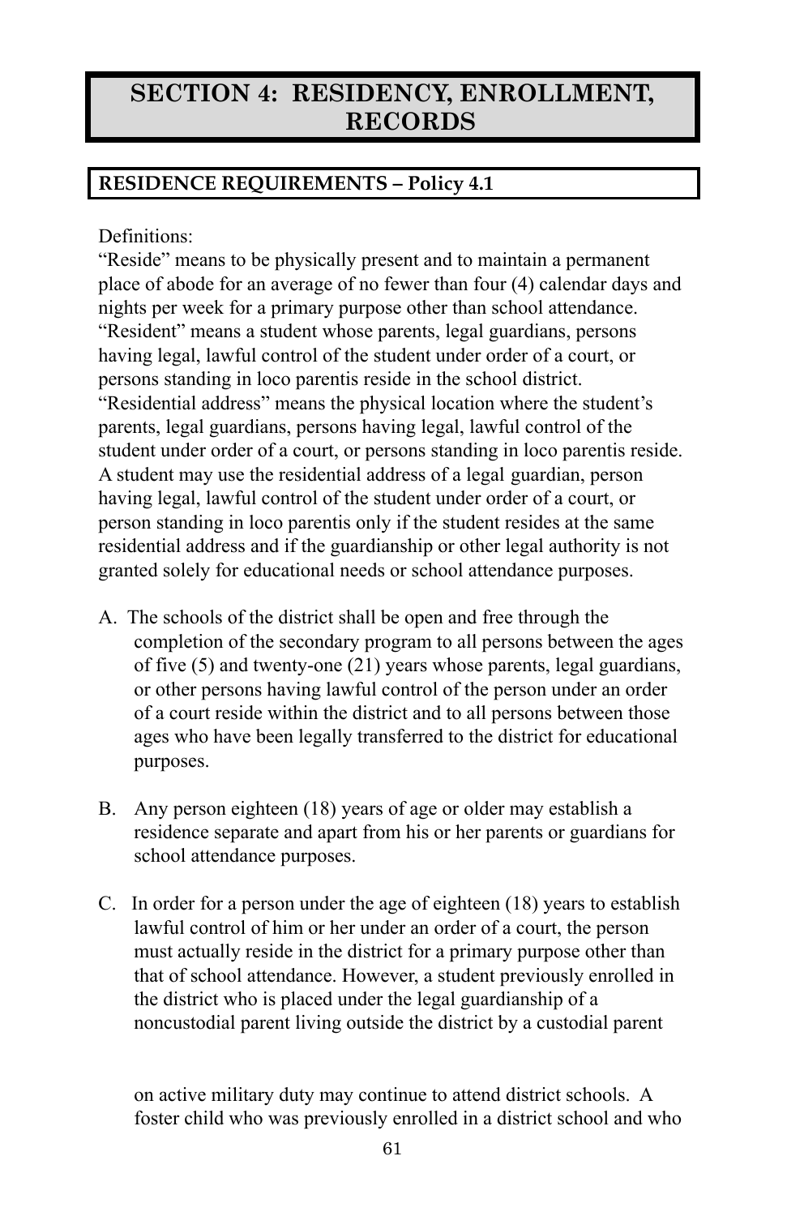# SECTION 4: RESIDENCY, ENROLLMENT, RECORDS

## RESIDENCE REQUIREMENTS – Policy 4.1

Definitions:

"Reside" means to be physically present and to maintain a permanent place of abode for an average of no fewer than four (4) calendar days and nights per week for a primary purpose other than school attendance.

"Resident" means a student whose parents, legal guardians, persons having legal, lawful control of the student under order of a court, or persons standing in loco parentis reside in the school district.

"Residential address" means the physical location where the student's parents, legal guardians, persons having legal, lawful control of the student under order of a court, or persons standing in loco parentis reside. A student may use the residential address of a legal guardian, person having legal, lawful control of the student under order of a court, or person standing in loco parentis only if the student resides at the same residential address and if the guardianship or other legal authority is not granted solely for educational needs or school attendance purposes.

A. The schools of the district shall be open and free through the completion of the secondary program to all persons between the ages of five (5) and twenty-one (21) years whose parents, legal guardians, or other persons having lawful control of the person under an order of a court reside within the district and to all persons between those ages who have been legally transferred to the district for educational purposes.

B. Any person eighteen (18) years of age or older may establish a residence separate and apart from his or her parents or guardians for school attendance purposes.

C. In order for a person under the age of eighteen (18) years to establish lawful control of him or her under an order of a court, the person must actually reside in the district for a primary purpose other than that of school attendance. However, a student previously enrolled in the district who is placed under the legal guardianship of a noncustodial parent living outside the district by a custodial parent on active military duty may continue to attend district schools. A foster child who was previously enrolled in a district school and who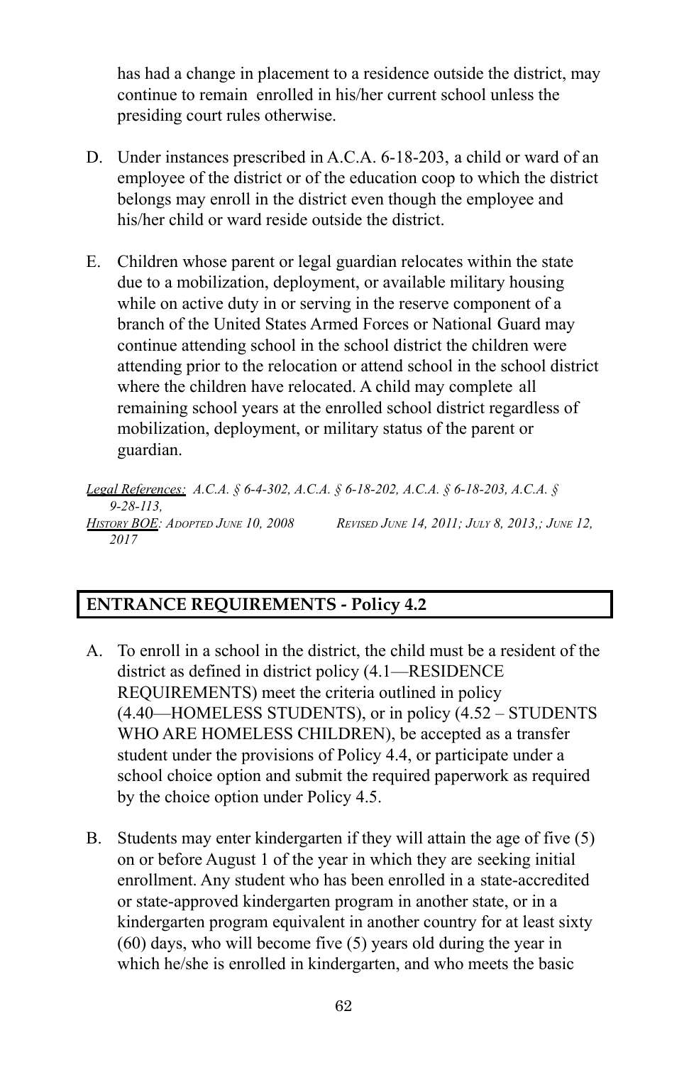has had a change in placement to a residence outside the district, may continue to remain enrolled in his/her current school unless the presiding court rules otherwise.

D. Under instances prescribed in A.C.A. 6-18-203, a child or ward of an employee of the district or of the education coop to which the district belongs may enroll in the district even though the employee and his/her child or ward reside outside the district.

E. Children whose parent or legal guardian relocates within the state due to a mobilization, deployment, or available military housing while on active duty in or serving in the reserve component of a branch of the United States Armed Forces or National Guard may continue attending school in the school district the children were attending prior to the relocation or attend school in the school district where the children have relocated. A child may complete all remaining school years at the enrolled school district regardless of mobilization, deployment, or military status of the parent or guardian.

*Legal References: A.C.A. § 6-4-302, A.C.A. § 6-18-202, A.C.A. § 6-18-203, A.C.A. § 9-28-113,*
*History BOE: Adopted June 10, 2008 Revised June 14, 2011; July 8, 2013,; June 12, 2017*

## ENTRANCE REQUIREMENTS - Policy 4.2

A. To enroll in a school in the district, the child must be a resident of the district as defined in district policy (4.1—RESIDENCE REQUIREMENTS) meet the criteria outlined in policy (4.40—HOMELESS STUDENTS), or in policy (4.52 – STUDENTS WHO ARE HOMELESS CHILDREN), be accepted as a transfer student under the provisions of Policy 4.4, or participate under a school choice option and submit the required paperwork as required by the choice option under Policy 4.5.

B. Students may enter kindergarten if they will attain the age of five (5) on or before August 1 of the year in which they are seeking initial enrollment. Any student who has been enrolled in a state-accredited or state-approved kindergarten program in another state, or in a kindergarten program equivalent in another country for at least sixty (60) days, who will become five (5) years old during the year in which he/she is enrolled in kindergarten, and who meets the basic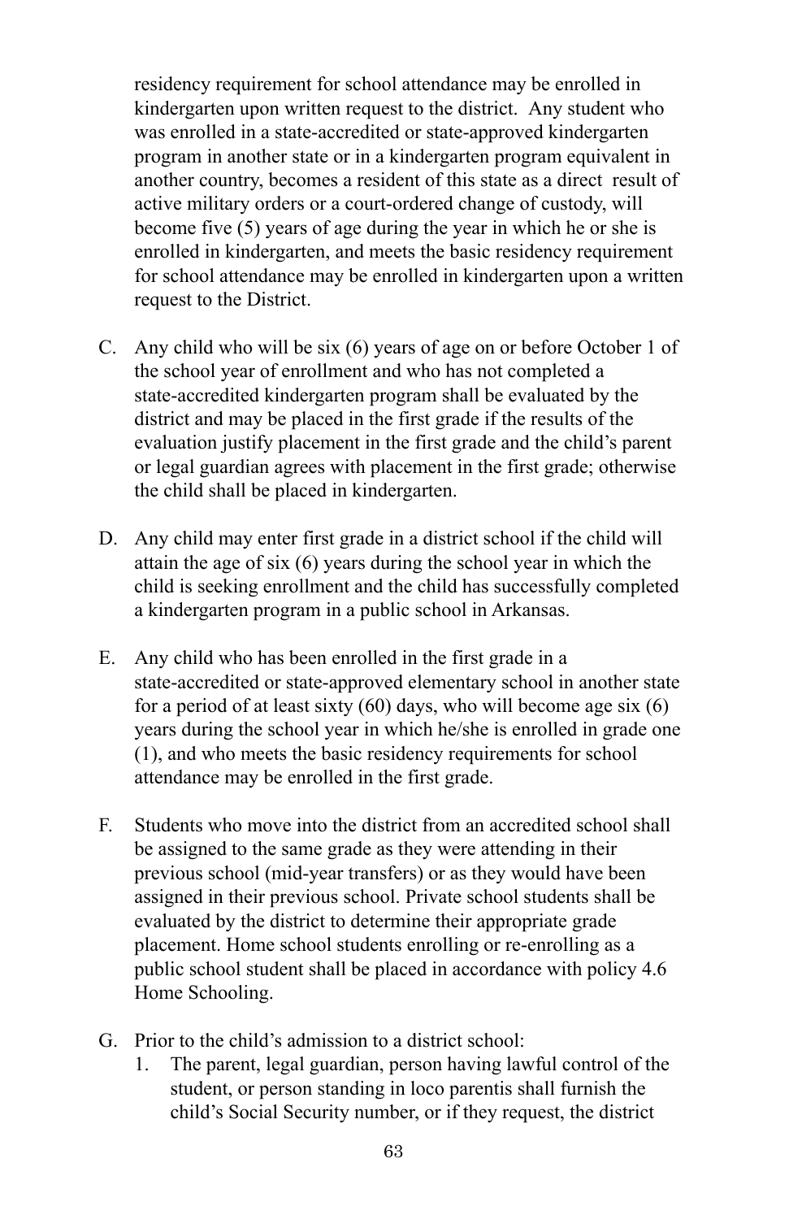residency requirement for school attendance may be enrolled in kindergarten upon written request to the district. Any student who was enrolled in a state-accredited or state-approved kindergarten program in another state or in a kindergarten program equivalent in another country, becomes a resident of this state as a direct result of active military orders or a court-ordered change of custody, will become five (5) years of age during the year in which he or she is enrolled in kindergarten, and meets the basic residency requirement for school attendance may be enrolled in kindergarten upon a written request to the District.

C. Any child who will be six (6) years of age on or before October 1 of the school year of enrollment and who has not completed a state-accredited kindergarten program shall be evaluated by the district and may be placed in the first grade if the results of the evaluation justify placement in the first grade and the child's parent or legal guardian agrees with placement in the first grade; otherwise the child shall be placed in kindergarten.

D. Any child may enter first grade in a district school if the child will attain the age of six (6) years during the school year in which the child is seeking enrollment and the child has successfully completed a kindergarten program in a public school in Arkansas.

E. Any child who has been enrolled in the first grade in a state-accredited or state-approved elementary school in another state for a period of at least sixty (60) days, who will become age six (6) years during the school year in which he/she is enrolled in grade one (1), and who meets the basic residency requirements for school attendance may be enrolled in the first grade.

F. Students who move into the district from an accredited school shall be assigned to the same grade as they were attending in their previous school (mid-year transfers) or as they would have been assigned in their previous school. Private school students shall be evaluated by the district to determine their appropriate grade placement. Home school students enrolling or re-enrolling as a public school student shall be placed in accordance with policy 4.6 Home Schooling.

G. Prior to the child's admission to a district school:
   1. The parent, legal guardian, person having lawful control of the student, or person standing in loco parentis shall furnish the child's Social Security number, or if they request, the district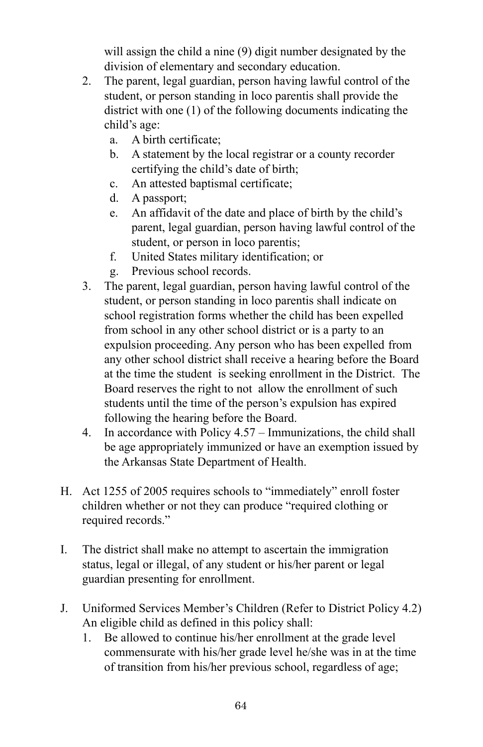will assign the child a nine (9) digit number designated by the division of elementary and secondary education.

2. The parent, legal guardian, person having lawful control of the student, or person standing in loco parentis shall provide the district with one (1) of the following documents indicating the child's age:
   a. A birth certificate;
   b. A statement by the local registrar or a county recorder certifying the child's date of birth;
   c. An attested baptismal certificate;
   d. A passport;
   e. An affidavit of the date and place of birth by the child's parent, legal guardian, person having lawful control of the student, or person in loco parentis;
   f. United States military identification; or
   g. Previous school records.
3. The parent, legal guardian, person having lawful control of the student, or person standing in loco parentis shall indicate on school registration forms whether the child has been expelled from school in any other school district or is a party to an expulsion proceeding. Any person who has been expelled from any other school district shall receive a hearing before the Board at the time the student is seeking enrollment in the District. The Board reserves the right to not allow the enrollment of such students until the time of the person's expulsion has expired following the hearing before the Board.
4. In accordance with Policy 4.57 – Immunizations, the child shall be age appropriately immunized or have an exemption issued by the Arkansas State Department of Health.

H. Act 1255 of 2005 requires schools to "immediately" enroll foster children whether or not they can produce "required clothing or required records."

I. The district shall make no attempt to ascertain the immigration status, legal or illegal, of any student or his/her parent or legal guardian presenting for enrollment.

J. Uniformed Services Member's Children (Refer to District Policy 4.2) An eligible child as defined in this policy shall:
   1. Be allowed to continue his/her enrollment at the grade level commensurate with his/her grade level he/she was in at the time of transition from his/her previous school, regardless of age;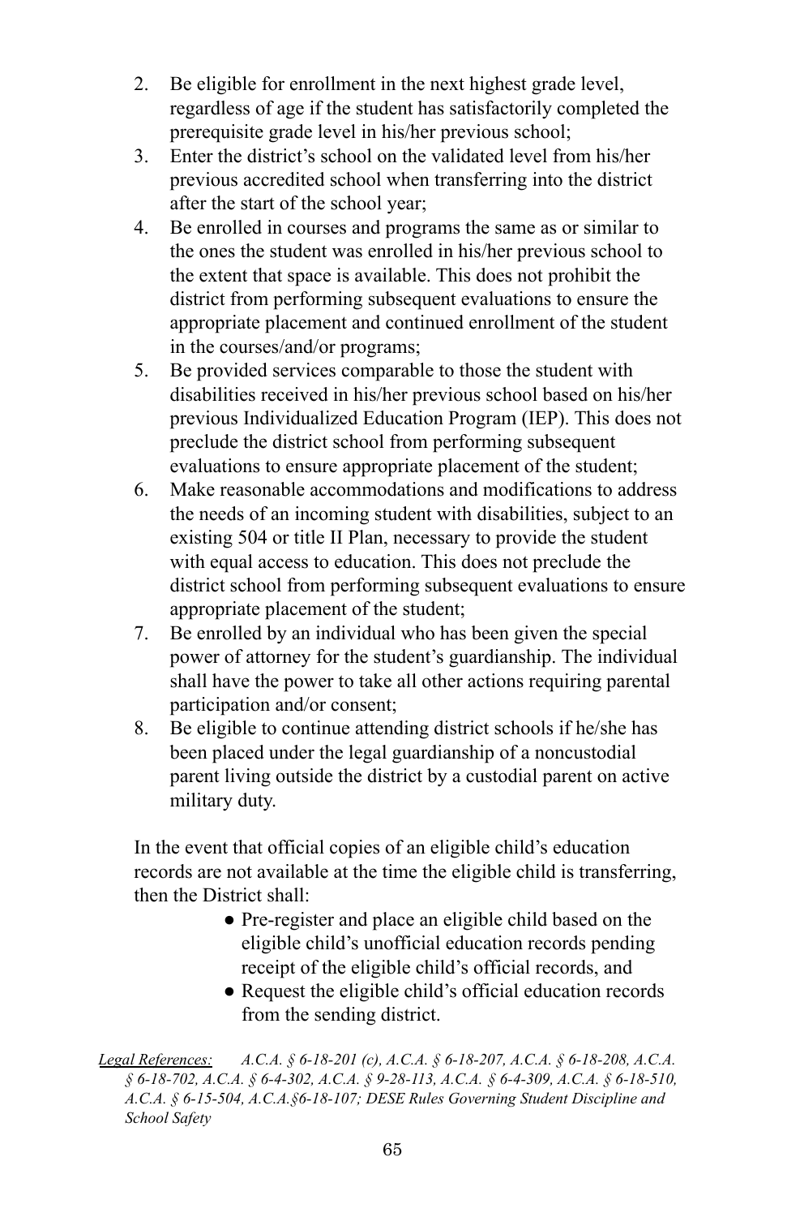2. Be eligible for enrollment in the next highest grade level, regardless of age if the student has satisfactorily completed the prerequisite grade level in his/her previous school;
3. Enter the district's school on the validated level from his/her previous accredited school when transferring into the district after the start of the school year;
4. Be enrolled in courses and programs the same as or similar to the ones the student was enrolled in his/her previous school to the extent that space is available. This does not prohibit the district from performing subsequent evaluations to ensure the appropriate placement and continued enrollment of the student in the courses/and/or programs;
5. Be provided services comparable to those the student with disabilities received in his/her previous school based on his/her previous Individualized Education Program (IEP). This does not preclude the district school from performing subsequent evaluations to ensure appropriate placement of the student;
6. Make reasonable accommodations and modifications to address the needs of an incoming student with disabilities, subject to an existing 504 or title II Plan, necessary to provide the student with equal access to education. This does not preclude the district school from performing subsequent evaluations to ensure appropriate placement of the student;
7. Be enrolled by an individual who has been given the special power of attorney for the student's guardianship. The individual shall have the power to take all other actions requiring parental participation and/or consent;
8. Be eligible to continue attending district schools if he/she has been placed under the legal guardianship of a noncustodial parent living outside the district by a custodial parent on active military duty.

In the event that official copies of an eligible child's education records are not available at the time the eligible child is transferring, then the District shall:

- Pre-register and place an eligible child based on the eligible child's unofficial education records pending receipt of the eligible child's official records, and
- Request the eligible child's official education records from the sending district.

*Legal References:* *A.C.A. § 6-18-201 (c), A.C.A. § 6-18-207, A.C.A. § 6-18-208, A.C.A. § 6-18-702, A.C.A. § 6-4-302, A.C.A. § 9-28-113, A.C.A. § 6-4-309, A.C.A. § 6-18-510, A.C.A. § 6-15-504, A.C.A.§6-18-107; DESE Rules Governing Student Discipline and School Safety*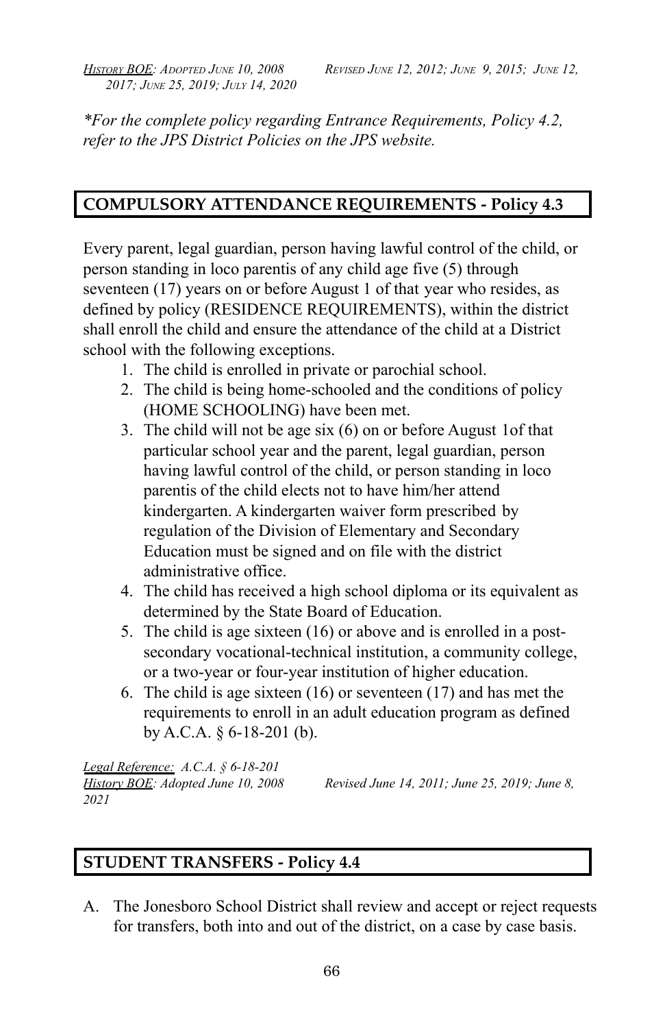*History BOE: Adopted June 10, 2008 Revised June 12, 2012; June 9, 2015; June 12, 2017; June 25, 2019; July 14, 2020*

*\*For the complete policy regarding Entrance Requirements, Policy 4.2, refer to the JPS District Policies on the JPS website.*

## COMPULSORY ATTENDANCE REQUIREMENTS - Policy 4.3

Every parent, legal guardian, person having lawful control of the child, or person standing in loco parentis of any child age five (5) through seventeen (17) years on or before August 1 of that year who resides, as defined by policy (RESIDENCE REQUIREMENTS), within the district shall enroll the child and ensure the attendance of the child at a District school with the following exceptions.

1. The child is enrolled in private or parochial school.
2. The child is being home-schooled and the conditions of policy (HOME SCHOOLING) have been met.
3. The child will not be age six (6) on or before August 1of that particular school year and the parent, legal guardian, person having lawful control of the child, or person standing in loco parentis of the child elects not to have him/her attend kindergarten. A kindergarten waiver form prescribed by regulation of the Division of Elementary and Secondary Education must be signed and on file with the district administrative office.
4. The child has received a high school diploma or its equivalent as determined by the State Board of Education.
5. The child is age sixteen (16) or above and is enrolled in a post-secondary vocational-technical institution, a community college, or a two-year or four-year institution of higher education.
6. The child is age sixteen (16) or seventeen (17) and has met the requirements to enroll in an adult education program as defined by A.C.A. § 6-18-201 (b).

*Legal Reference: A.C.A. § 6-18-201*
*History BOE: Adopted June 10, 2008 Revised June 14, 2011; June 25, 2019; June 8, 2021*

## STUDENT TRANSFERS - Policy 4.4

A. The Jonesboro School District shall review and accept or reject requests for transfers, both into and out of the district, on a case by case basis.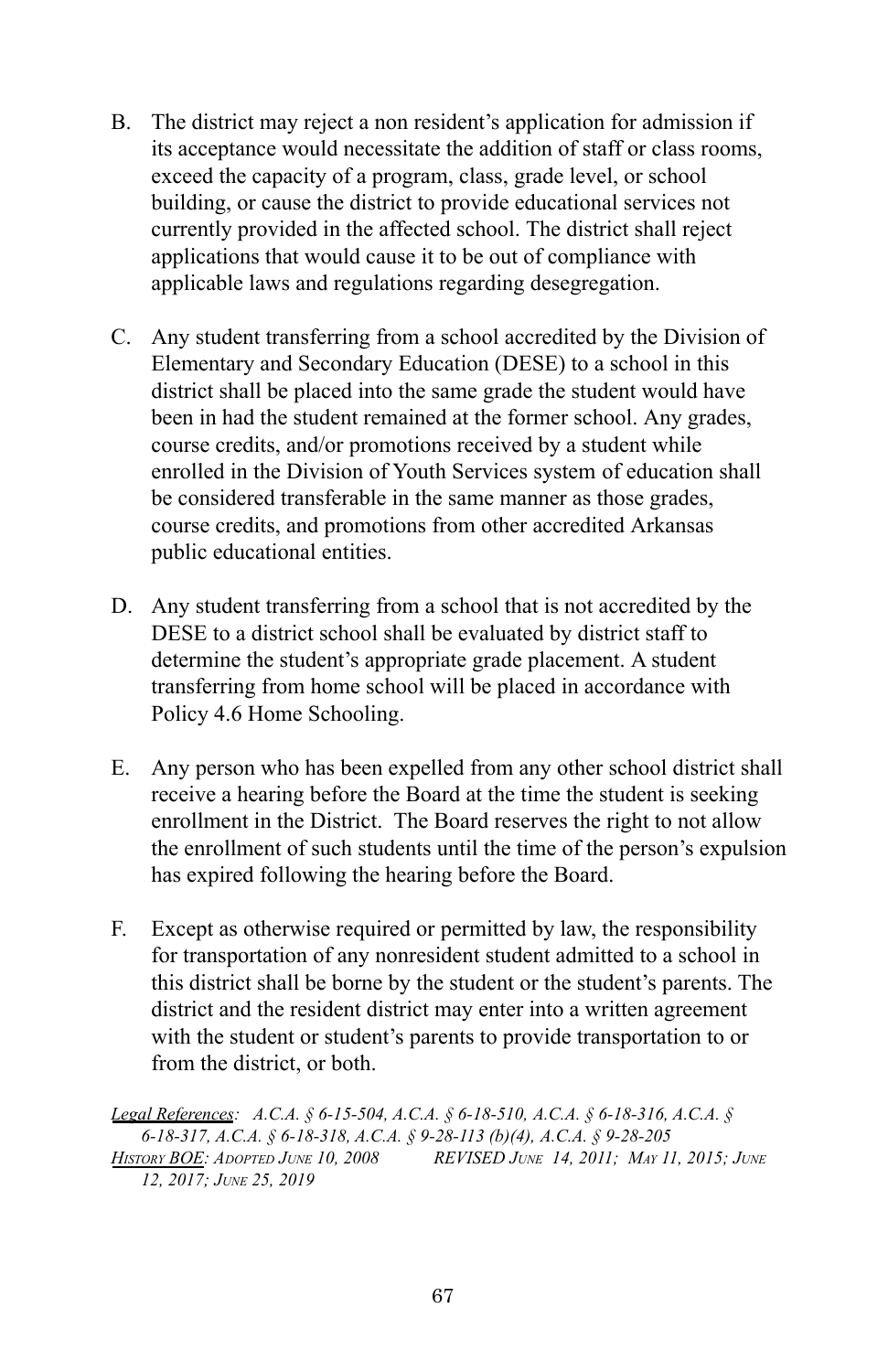B. The district may reject a non resident's application for admission if its acceptance would necessitate the addition of staff or class rooms, exceed the capacity of a program, class, grade level, or school building, or cause the district to provide educational services not currently provided in the affected school. The district shall reject applications that would cause it to be out of compliance with applicable laws and regulations regarding desegregation.

C. Any student transferring from a school accredited by the Division of Elementary and Secondary Education (DESE) to a school in this district shall be placed into the same grade the student would have been in had the student remained at the former school. Any grades, course credits, and/or promotions received by a student while enrolled in the Division of Youth Services system of education shall be considered transferable in the same manner as those grades, course credits, and promotions from other accredited Arkansas public educational entities.

D. Any student transferring from a school that is not accredited by the DESE to a district school shall be evaluated by district staff to determine the student's appropriate grade placement. A student transferring from home school will be placed in accordance with Policy 4.6 Home Schooling.

E. Any person who has been expelled from any other school district shall receive a hearing before the Board at the time the student is seeking enrollment in the District. The Board reserves the right to not allow the enrollment of such students until the time of the person's expulsion has expired following the hearing before the Board.

F. Except as otherwise required or permitted by law, the responsibility for transportation of any nonresident student admitted to a school in this district shall be borne by the student or the student's parents. The district and the resident district may enter into a written agreement with the student or student's parents to provide transportation to or from the district, or both.

*Legal References: A.C.A. § 6-15-504, A.C.A. § 6-18-510, A.C.A. § 6-18-316, A.C.A. § 6-18-317, A.C.A. § 6-18-318, A.C.A. § 9-28-113 (b)(4), A.C.A. § 9-28-205*
*History BOE: Adopted June 10, 2008 REVISED June 14, 2011; May 11, 2015; June 12, 2017; June 25, 2019*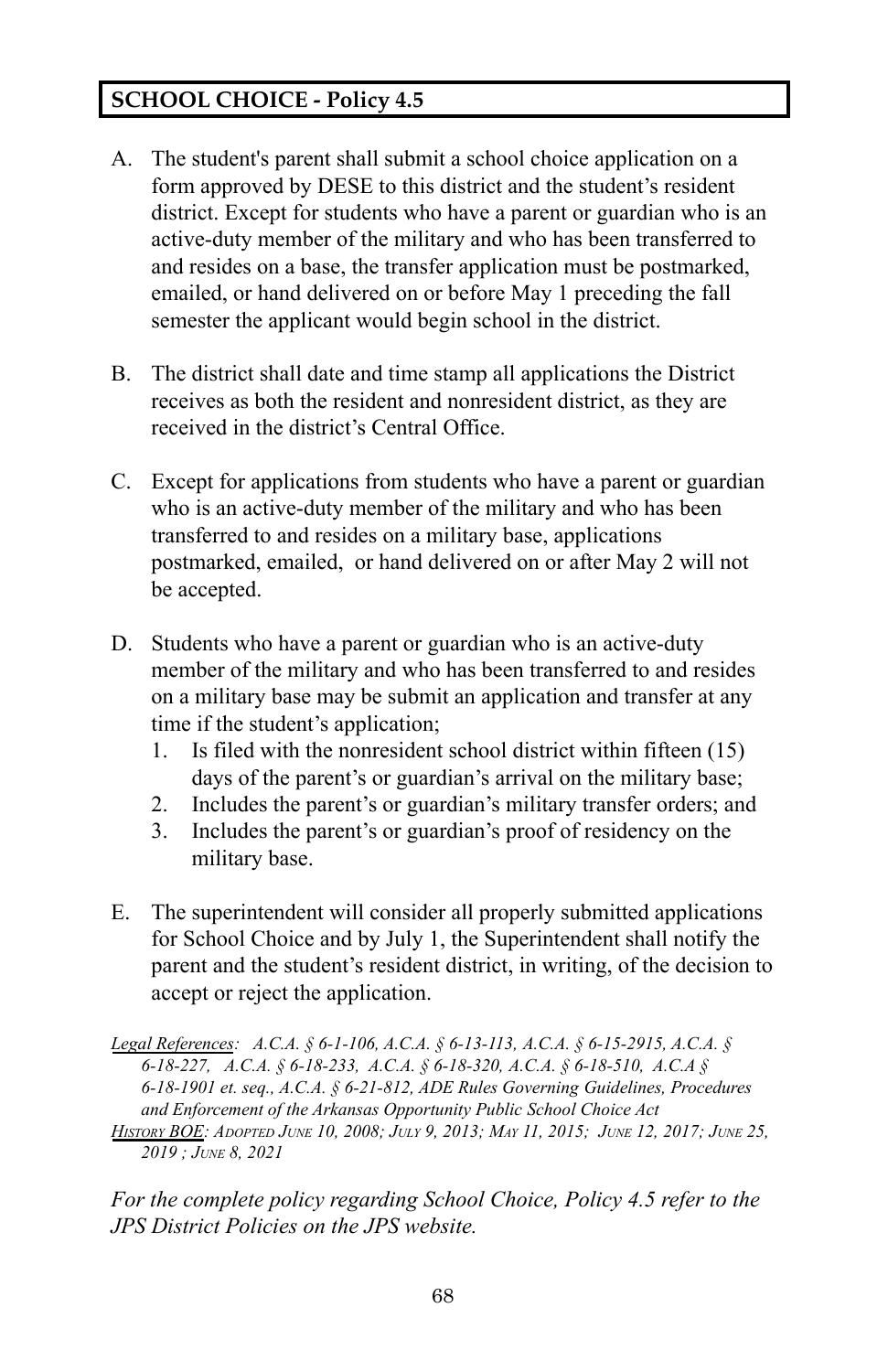## SCHOOL CHOICE - Policy 4.5

A. The student's parent shall submit a school choice application on a form approved by DESE to this district and the student's resident district. Except for students who have a parent or guardian who is an active-duty member of the military and who has been transferred to and resides on a base, the transfer application must be postmarked, emailed, or hand delivered on or before May 1 preceding the fall semester the applicant would begin school in the district.

B. The district shall date and time stamp all applications the District receives as both the resident and nonresident district, as they are received in the district's Central Office.

C. Except for applications from students who have a parent or guardian who is an active-duty member of the military and who has been transferred to and resides on a military base, applications postmarked, emailed, or hand delivered on or after May 2 will not be accepted.

D. Students who have a parent or guardian who is an active-duty member of the military and who has been transferred to and resides on a military base may be submit an application and transfer at any time if the student's application;
   1. Is filed with the nonresident school district within fifteen (15) days of the parent's or guardian's arrival on the military base;
   2. Includes the parent's or guardian's military transfer orders; and
   3. Includes the parent's or guardian's proof of residency on the military base.

E. The superintendent will consider all properly submitted applications for School Choice and by July 1, the Superintendent shall notify the parent and the student's resident district, in writing, of the decision to accept or reject the application.

*Legal References: A.C.A. § 6-1-106, A.C.A. § 6-13-113, A.C.A. § 6-15-2915, A.C.A. § 6-18-227, A.C.A. § 6-18-233, A.C.A. § 6-18-320, A.C.A. § 6-18-510, A.C.A § 6-18-1901 et. seq., A.C.A. § 6-21-812, ADE Rules Governing Guidelines, Procedures and Enforcement of the Arkansas Opportunity Public School Choice Act*

*History BOE: Adopted June 10, 2008; July 9, 2013; May 11, 2015; June 12, 2017; June 25, 2019 ; June 8, 2021*

*For the complete policy regarding School Choice, Policy 4.5 refer to the JPS District Policies on the JPS website.*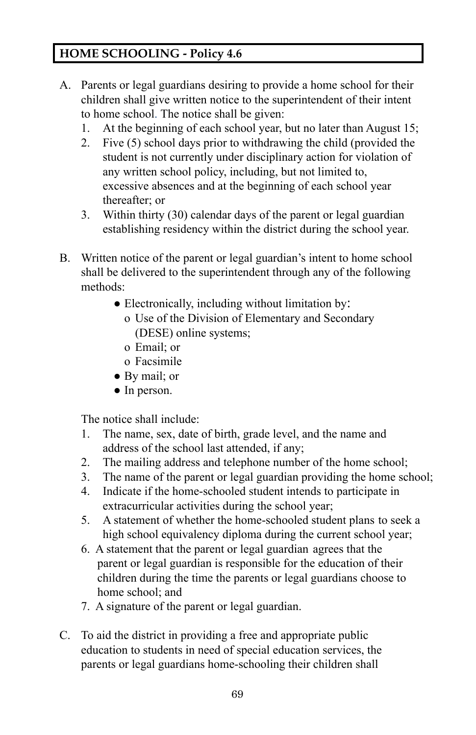## HOME SCHOOLING - Policy 4.6

A. Parents or legal guardians desiring to provide a home school for their children shall give written notice to the superintendent of their intent to home school. The notice shall be given:
   1. At the beginning of each school year, but no later than August 15;
   2. Five (5) school days prior to withdrawing the child (provided the student is not currently under disciplinary action for violation of any written school policy, including, but not limited to, excessive absences and at the beginning of each school year thereafter; or
   3. Within thirty (30) calendar days of the parent or legal guardian establishing residency within the district during the school year.

B. Written notice of the parent or legal guardian's intent to home school shall be delivered to the superintendent through any of the following methods:
   - Electronically, including without limitation by:
     - Use of the Division of Elementary and Secondary (DESE) online systems;
     - Email; or
     - Facsimile
   - By mail; or
   - In person.

   The notice shall include:
   1. The name, sex, date of birth, grade level, and the name and address of the school last attended, if any;
   2. The mailing address and telephone number of the home school;
   3. The name of the parent or legal guardian providing the home school;
   4. Indicate if the home-schooled student intends to participate in extracurricular activities during the school year;
   5. A statement of whether the home-schooled student plans to seek a high school equivalency diploma during the current school year;
   6. A statement that the parent or legal guardian agrees that the parent or legal guardian is responsible for the education of their children during the time the parents or legal guardians choose to home school; and
   7. A signature of the parent or legal guardian.

C. To aid the district in providing a free and appropriate public education to students in need of special education services, the parents or legal guardians home-schooling their children shall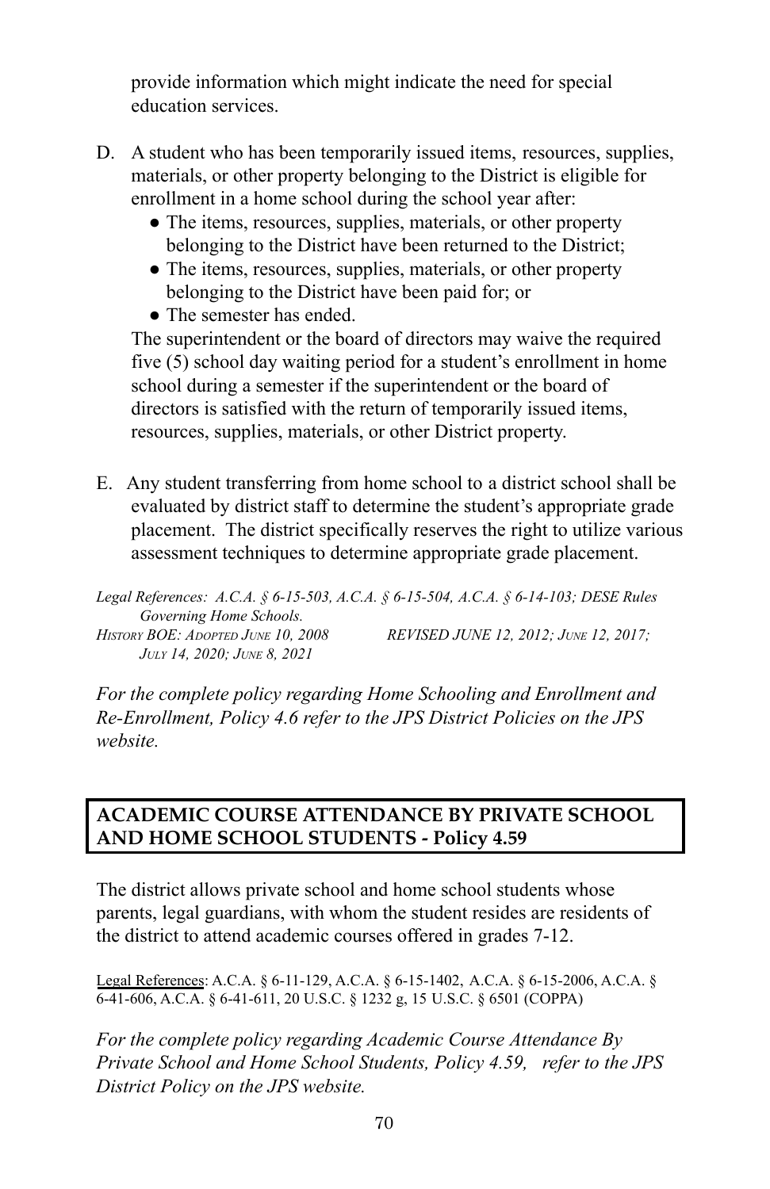provide information which might indicate the need for special education services.

D. A student who has been temporarily issued items, resources, supplies, materials, or other property belonging to the District is eligible for enrollment in a home school during the school year after:
   - The items, resources, supplies, materials, or other property belonging to the District have been returned to the District;
   - The items, resources, supplies, materials, or other property belonging to the District have been paid for; or
   - The semester has ended.

   The superintendent or the board of directors may waive the required five (5) school day waiting period for a student's enrollment in home school during a semester if the superintendent or the board of directors is satisfied with the return of temporarily issued items, resources, supplies, materials, or other District property.

E. Any student transferring from home school to a district school shall be evaluated by district staff to determine the student's appropriate grade placement. The district specifically reserves the right to utilize various assessment techniques to determine appropriate grade placement.

*Legal References: A.C.A. § 6-15-503, A.C.A. § 6-15-504, A.C.A. § 6-14-103; DESE Rules Governing Home Schools.*
*History BOE: Adopted June 10, 2008 REVISED JUNE 12, 2012; June 12, 2017; July 14, 2020; June 8, 2021*

*For the complete policy regarding Home Schooling and Enrollment and Re-Enrollment, Policy 4.6 refer to the JPS District Policies on the JPS website.*

## ACADEMIC COURSE ATTENDANCE BY PRIVATE SCHOOL AND HOME SCHOOL STUDENTS - Policy 4.59

The district allows private school and home school students whose parents, legal guardians, with whom the student resides are residents of the district to attend academic courses offered in grades 7-12.

Legal References: A.C.A. § 6-11-129, A.C.A. § 6-15-1402, A.C.A. § 6-15-2006, A.C.A. § 6-41-606, A.C.A. § 6-41-611, 20 U.S.C. § 1232 g, 15 U.S.C. § 6501 (COPPA)

*For the complete policy regarding Academic Course Attendance By Private School and Home School Students, Policy 4.59, refer to the JPS District Policy on the JPS website.*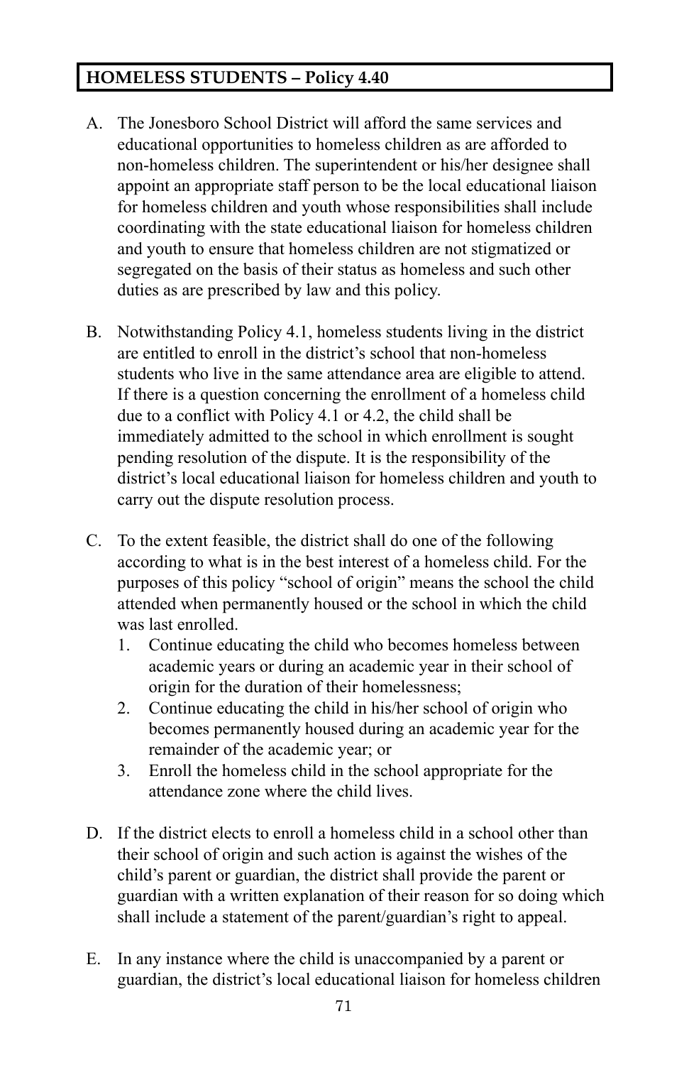## HOMELESS STUDENTS – Policy 4.40

A. The Jonesboro School District will afford the same services and educational opportunities to homeless children as are afforded to non-homeless children. The superintendent or his/her designee shall appoint an appropriate staff person to be the local educational liaison for homeless children and youth whose responsibilities shall include coordinating with the state educational liaison for homeless children and youth to ensure that homeless children are not stigmatized or segregated on the basis of their status as homeless and such other duties as are prescribed by law and this policy.

B. Notwithstanding Policy 4.1, homeless students living in the district are entitled to enroll in the district's school that non-homeless students who live in the same attendance area are eligible to attend. If there is a question concerning the enrollment of a homeless child due to a conflict with Policy 4.1 or 4.2, the child shall be immediately admitted to the school in which enrollment is sought pending resolution of the dispute. It is the responsibility of the district's local educational liaison for homeless children and youth to carry out the dispute resolution process.

C. To the extent feasible, the district shall do one of the following according to what is in the best interest of a homeless child. For the purposes of this policy "school of origin" means the school the child attended when permanently housed or the school in which the child was last enrolled.
   1. Continue educating the child who becomes homeless between academic years or during an academic year in their school of origin for the duration of their homelessness;
   2. Continue educating the child in his/her school of origin who becomes permanently housed during an academic year for the remainder of the academic year; or
   3. Enroll the homeless child in the school appropriate for the attendance zone where the child lives.

D. If the district elects to enroll a homeless child in a school other than their school of origin and such action is against the wishes of the child's parent or guardian, the district shall provide the parent or guardian with a written explanation of their reason for so doing which shall include a statement of the parent/guardian's right to appeal.

E. In any instance where the child is unaccompanied by a parent or guardian, the district's local educational liaison for homeless children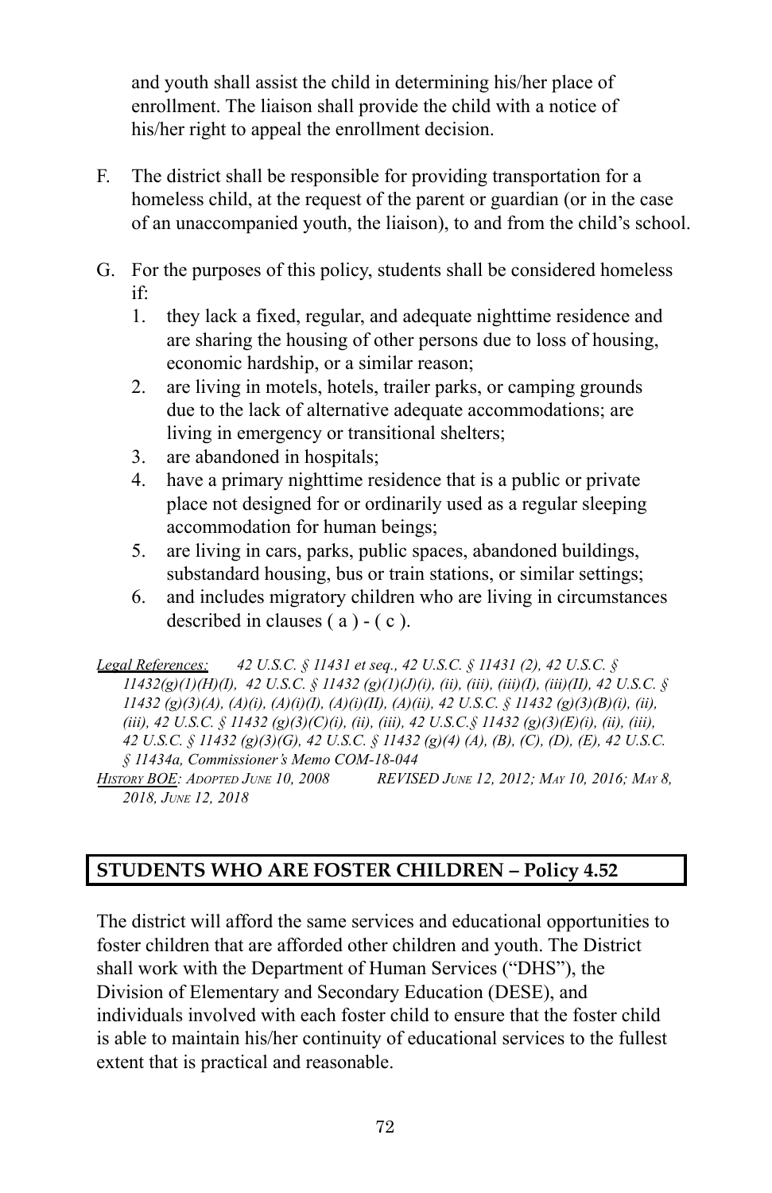and youth shall assist the child in determining his/her place of enrollment. The liaison shall provide the child with a notice of his/her right to appeal the enrollment decision.

F. The district shall be responsible for providing transportation for a homeless child, at the request of the parent or guardian (or in the case of an unaccompanied youth, the liaison), to and from the child's school.

G. For the purposes of this policy, students shall be considered homeless if:
   1. they lack a fixed, regular, and adequate nighttime residence and are sharing the housing of other persons due to loss of housing, economic hardship, or a similar reason;
   2. are living in motels, hotels, trailer parks, or camping grounds due to the lack of alternative adequate accommodations; are living in emergency or transitional shelters;
   3. are abandoned in hospitals;
   4. have a primary nighttime residence that is a public or private place not designed for or ordinarily used as a regular sleeping accommodation for human beings;
   5. are living in cars, parks, public spaces, abandoned buildings, substandard housing, bus or train stations, or similar settings;
   6. and includes migratory children who are living in circumstances described in clauses ( a ) - ( c ).

*Legal References: 42 U.S.C. § 11431 et seq., 42 U.S.C. § 11431 (2), 42 U.S.C. § 11432(g)(1)(H)(I), 42 U.S.C. § 11432 (g)(1)(J)(i), (ii), (iii), (iii)(I), (iii)(II), 42 U.S.C. § 11432 (g)(3)(A), (A)(i), (A)(i)(I), (A)(i)(II), (A)(ii), 42 U.S.C. § 11432 (g)(3)(B)(i), (ii), (iii), 42 U.S.C. § 11432 (g)(3)(C)(i), (ii), (iii), 42 U.S.C.§ 11432 (g)(3)(E)(i), (ii), (iii), 42 U.S.C. § 11432 (g)(3)(G), 42 U.S.C. § 11432 (g)(4) (A), (B), (C), (D), (E), 42 U.S.C. § 11434a, Commissioner's Memo COM-18-044*

*History BOE: Adopted June 10, 2008 REVISED June 12, 2012; May 10, 2016; May 8, 2018, June 12, 2018*

## STUDENTS WHO ARE FOSTER CHILDREN – Policy 4.52

The district will afford the same services and educational opportunities to foster children that are afforded other children and youth. The District shall work with the Department of Human Services ("DHS"), the Division of Elementary and Secondary Education (DESE), and individuals involved with each foster child to ensure that the foster child is able to maintain his/her continuity of educational services to the fullest extent that is practical and reasonable.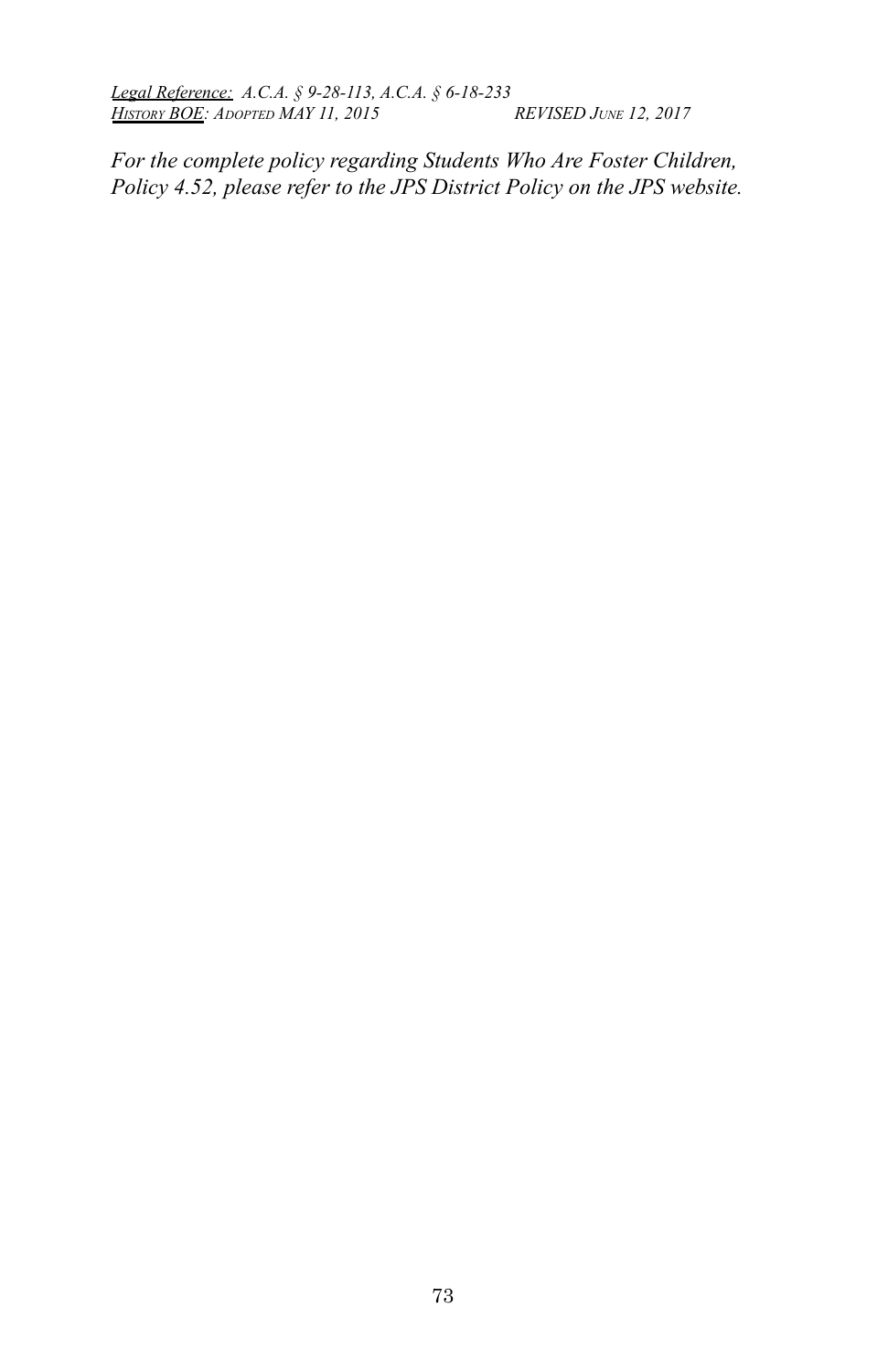*<u>Legal Reference:</u> A.C.A. § 9-28-113, A.C.A. § 6-18-233*
*<u>History BOE</u>: Adopted MAY 11, 2015 REVISED June 12, 2017*

***For the complete policy regarding Students Who Are Foster Children, Policy 4.52, please refer to the JPS District Policy on the JPS website.***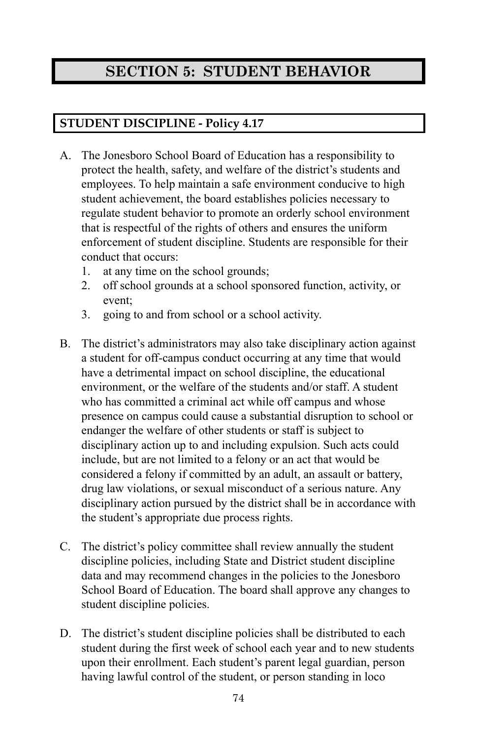# SECTION 5: STUDENT BEHAVIOR

## STUDENT DISCIPLINE - Policy 4.17

A. The Jonesboro School Board of Education has a responsibility to protect the health, safety, and welfare of the district's students and employees. To help maintain a safe environment conducive to high student achievement, the board establishes policies necessary to regulate student behavior to promote an orderly school environment that is respectful of the rights of others and ensures the uniform enforcement of student discipline. Students are responsible for their conduct that occurs:
   1. at any time on the school grounds;
   2. off school grounds at a school sponsored function, activity, or event;
   3. going to and from school or a school activity.

B. The district's administrators may also take disciplinary action against a student for off-campus conduct occurring at any time that would have a detrimental impact on school discipline, the educational environment, or the welfare of the students and/or staff. A student who has committed a criminal act while off campus and whose presence on campus could cause a substantial disruption to school or endanger the welfare of other students or staff is subject to disciplinary action up to and including expulsion. Such acts could include, but are not limited to a felony or an act that would be considered a felony if committed by an adult, an assault or battery, drug law violations, or sexual misconduct of a serious nature. Any disciplinary action pursued by the district shall be in accordance with the student's appropriate due process rights.

C. The district's policy committee shall review annually the student discipline policies, including State and District student discipline data and may recommend changes in the policies to the Jonesboro School Board of Education. The board shall approve any changes to student discipline policies.

D. The district's student discipline policies shall be distributed to each student during the first week of school each year and to new students upon their enrollment. Each student's parent legal guardian, person having lawful control of the student, or person standing in loco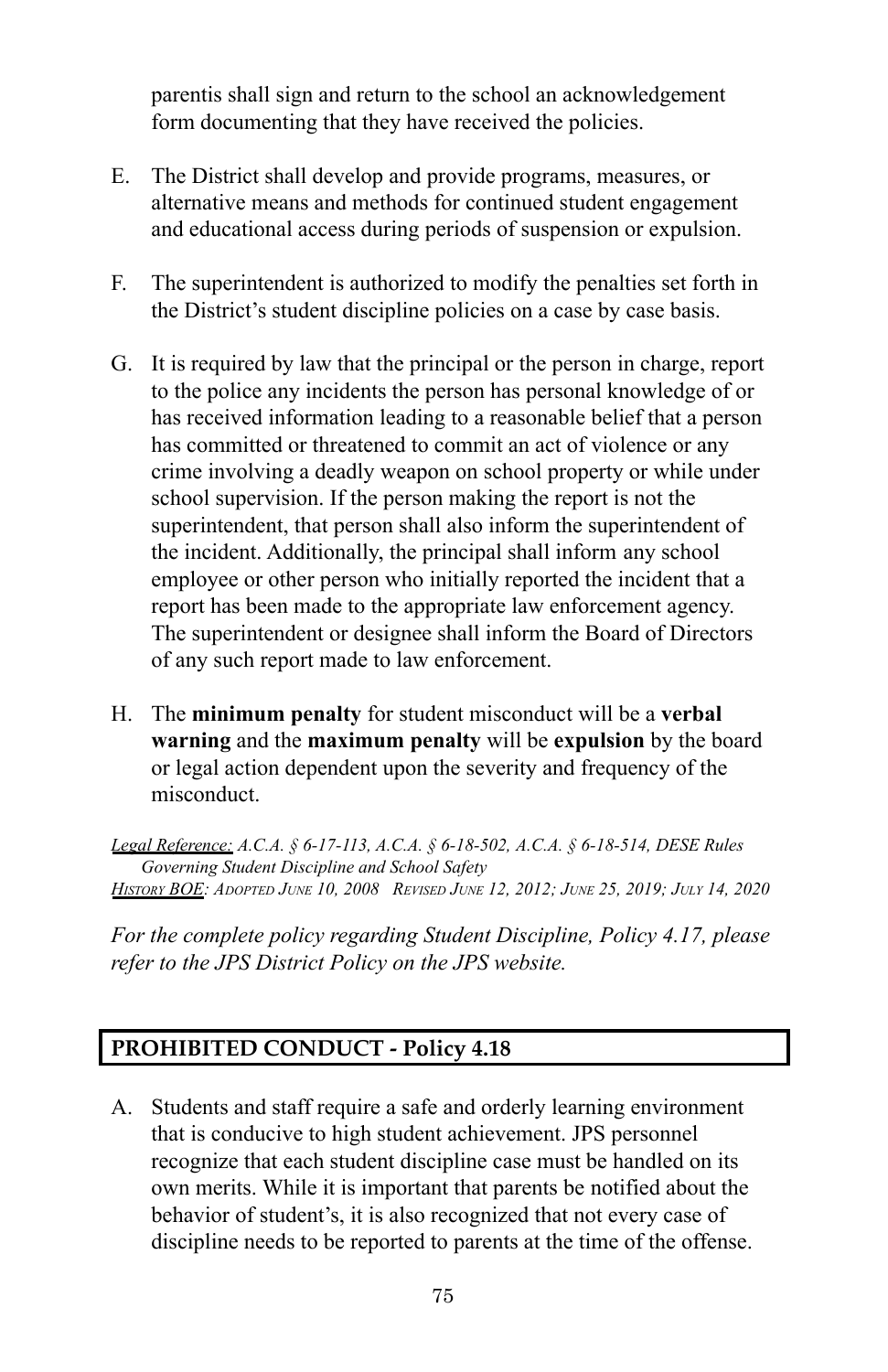parentis shall sign and return to the school an acknowledgement form documenting that they have received the policies.

E. The District shall develop and provide programs, measures, or alternative means and methods for continued student engagement and educational access during periods of suspension or expulsion.

F. The superintendent is authorized to modify the penalties set forth in the District's student discipline policies on a case by case basis.

G. It is required by law that the principal or the person in charge, report to the police any incidents the person has personal knowledge of or has received information leading to a reasonable belief that a person has committed or threatened to commit an act of violence or any crime involving a deadly weapon on school property or while under school supervision. If the person making the report is not the superintendent, that person shall also inform the superintendent of the incident. Additionally, the principal shall inform any school employee or other person who initially reported the incident that a report has been made to the appropriate law enforcement agency. The superintendent or designee shall inform the Board of Directors of any such report made to law enforcement.

H. The **minimum penalty** for student misconduct will be a **verbal warning** and the **maximum penalty** will be **expulsion** by the board or legal action dependent upon the severity and frequency of the misconduct.

*Legal Reference: A.C.A. § 6-17-113, A.C.A. § 6-18-502, A.C.A. § 6-18-514, DESE Rules Governing Student Discipline and School Safety*
*History BOE: Adopted June 10, 2008 Revised June 12, 2012; June 25, 2019; July 14, 2020*

*For the complete policy regarding Student Discipline, Policy 4.17, please refer to the JPS District Policy on the JPS website.*

## PROHIBITED CONDUCT - Policy 4.18

A. Students and staff require a safe and orderly learning environment that is conducive to high student achievement. JPS personnel recognize that each student discipline case must be handled on its own merits. While it is important that parents be notified about the behavior of student's, it is also recognized that not every case of discipline needs to be reported to parents at the time of the offense.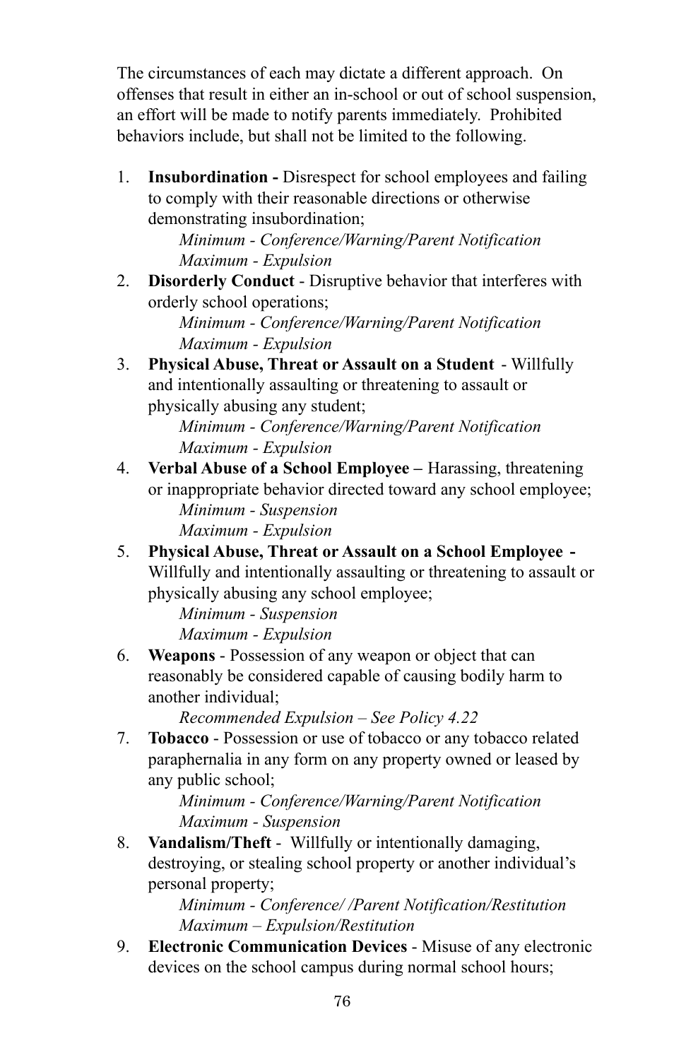The circumstances of each may dictate a different approach. On offenses that result in either an in-school or out of school suspension, an effort will be made to notify parents immediately. Prohibited behaviors include, but shall not be limited to the following.

1. **Insubordination -** Disrespect for school employees and failing to comply with their reasonable directions or otherwise demonstrating insubordination;
   *Minimum - Conference/Warning/Parent Notification*
   *Maximum - Expulsion*
2. **Disorderly Conduct** - Disruptive behavior that interferes with orderly school operations;
   *Minimum - Conference/Warning/Parent Notification*
   *Maximum - Expulsion*
3. **Physical Abuse, Threat or Assault on a Student** - Willfully and intentionally assaulting or threatening to assault or physically abusing any student;
   *Minimum - Conference/Warning/Parent Notification*
   *Maximum - Expulsion*
4. **Verbal Abuse of a School Employee –** Harassing, threatening or inappropriate behavior directed toward any school employee;
   *Minimum - Suspension*
   *Maximum - Expulsion*
5. **Physical Abuse, Threat or Assault on a School Employee -** Willfully and intentionally assaulting or threatening to assault or physically abusing any school employee;
   *Minimum - Suspension*
   *Maximum - Expulsion*
6. **Weapons** - Possession of any weapon or object that can reasonably be considered capable of causing bodily harm to another individual;
   *Recommended Expulsion – See Policy 4.22*
7. **Tobacco** - Possession or use of tobacco or any tobacco related paraphernalia in any form on any property owned or leased by any public school;
   *Minimum - Conference/Warning/Parent Notification*
   *Maximum - Suspension*
8. **Vandalism/Theft** - Willfully or intentionally damaging, destroying, or stealing school property or another individual's personal property;
   *Minimum - Conference/ /Parent Notification/Restitution*
   *Maximum – Expulsion/Restitution*
9. **Electronic Communication Devices** - Misuse of any electronic devices on the school campus during normal school hours;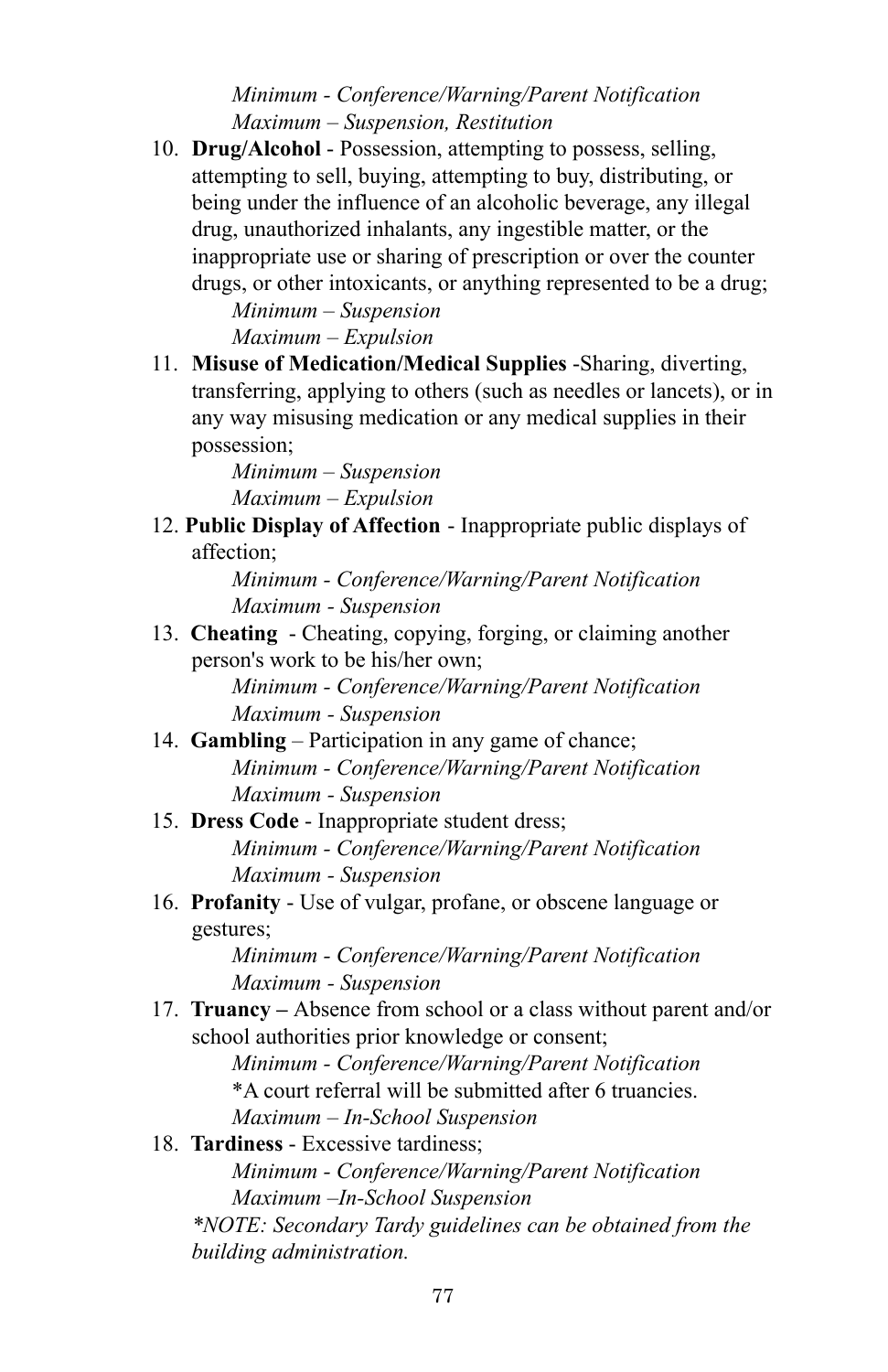*Minimum - Conference/Warning/Parent Notification*
*Maximum – Suspension, Restitution*

10. **Drug/Alcohol** - Possession, attempting to possess, selling, attempting to sell, buying, attempting to buy, distributing, or being under the influence of an alcoholic beverage, any illegal drug, unauthorized inhalants, any ingestible matter, or the inappropriate use or sharing of prescription or over the counter drugs, or other intoxicants, or anything represented to be a drug;
    *Minimum – Suspension*
    *Maximum – Expulsion*
11. **Misuse of Medication/Medical Supplies** -Sharing, diverting, transferring, applying to others (such as needles or lancets), or in any way misusing medication or any medical supplies in their possession;
    *Minimum – Suspension*
    *Maximum – Expulsion*
12. **Public Display of Affection** - Inappropriate public displays of affection;
    *Minimum - Conference/Warning/Parent Notification*
    *Maximum - Suspension*
13. **Cheating** - Cheating, copying, forging, or claiming another person's work to be his/her own;
    *Minimum - Conference/Warning/Parent Notification*
    *Maximum - Suspension*
14. **Gambling** – Participation in any game of chance;
    *Minimum - Conference/Warning/Parent Notification*
    *Maximum - Suspension*
15. **Dress Code** - Inappropriate student dress;
    *Minimum - Conference/Warning/Parent Notification*
    *Maximum - Suspension*
16. **Profanity** - Use of vulgar, profane, or obscene language or gestures;
    *Minimum - Conference/Warning/Parent Notification*
    *Maximum - Suspension*
17. **Truancy –** Absence from school or a class without parent and/or school authorities prior knowledge or consent;
    *Minimum - Conference/Warning/Parent Notification*
    *A court referral will be submitted after 6 truancies.
    *Maximum – In-School Suspension*
18. **Tardiness** - Excessive tardiness;
    *Minimum - Conference/Warning/Parent Notification*
    *Maximum –In-School Suspension*

    *\*NOTE: Secondary Tardy guidelines can be obtained from the building administration.*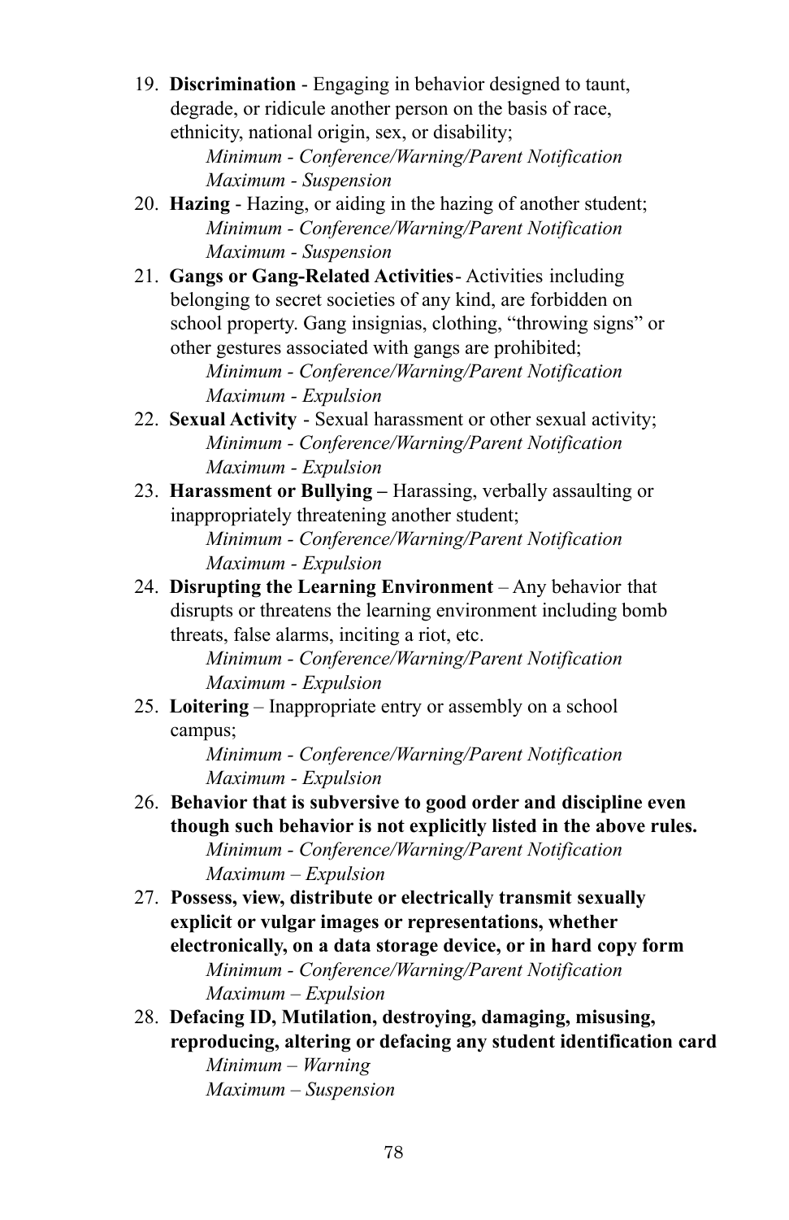19. **Discrimination** - Engaging in behavior designed to taunt, degrade, or ridicule another person on the basis of race, ethnicity, national origin, sex, or disability;
    *Minimum - Conference/Warning/Parent Notification*
    *Maximum - Suspension*
20. **Hazing** - Hazing, or aiding in the hazing of another student;
    *Minimum - Conference/Warning/Parent Notification*
    *Maximum - Suspension*
21. **Gangs or Gang-Related Activities**- Activities including belonging to secret societies of any kind, are forbidden on school property. Gang insignias, clothing, "throwing signs" or other gestures associated with gangs are prohibited;
    *Minimum - Conference/Warning/Parent Notification*
    *Maximum - Expulsion*
22. **Sexual Activity** - Sexual harassment or other sexual activity;
    *Minimum - Conference/Warning/Parent Notification*
    *Maximum - Expulsion*
23. **Harassment or Bullying –** Harassing, verbally assaulting or inappropriately threatening another student;
    *Minimum - Conference/Warning/Parent Notification*
    *Maximum - Expulsion*
24. **Disrupting the Learning Environment** – Any behavior that disrupts or threatens the learning environment including bomb threats, false alarms, inciting a riot, etc.
    *Minimum - Conference/Warning/Parent Notification*
    *Maximum - Expulsion*
25. **Loitering** – Inappropriate entry or assembly on a school campus;
    *Minimum - Conference/Warning/Parent Notification*
    *Maximum - Expulsion*
26. **Behavior that is subversive to good order and discipline even though such behavior is not explicitly listed in the above rules.**
    *Minimum - Conference/Warning/Parent Notification*
    *Maximum – Expulsion*
27. **Possess, view, distribute or electrically transmit sexually explicit or vulgar images or representations, whether electronically, on a data storage device, or in hard copy form**
    *Minimum - Conference/Warning/Parent Notification*
    *Maximum – Expulsion*
28. **Defacing ID, Mutilation, destroying, damaging, misusing, reproducing, altering or defacing any student identification card**
    *Minimum – Warning*
    *Maximum – Suspension*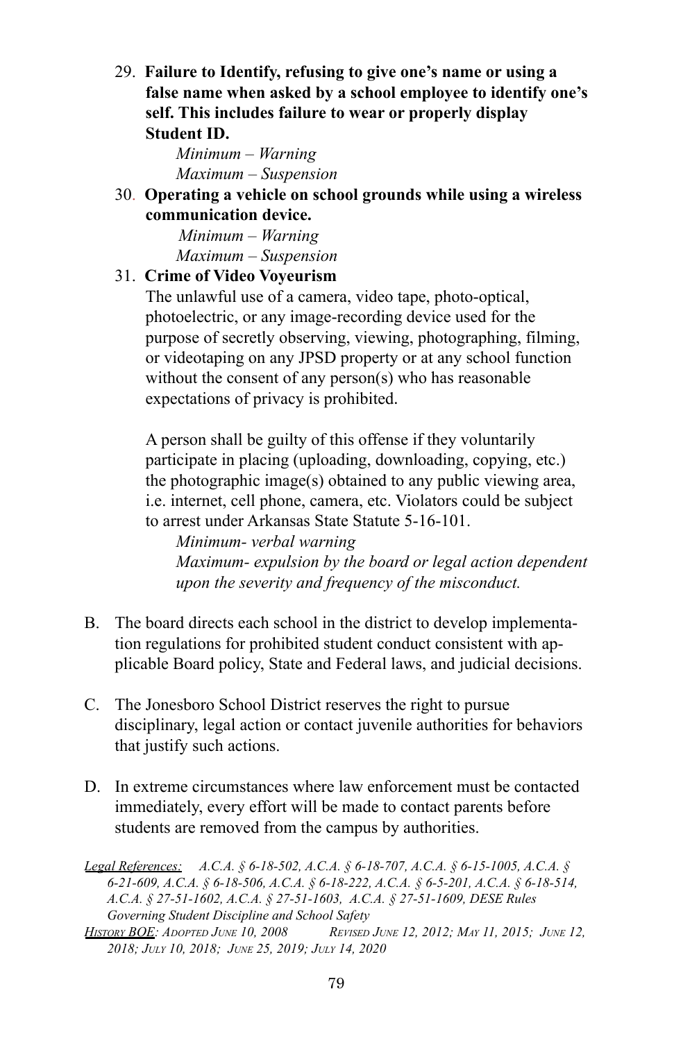29. **Failure to Identify, refusing to give one's name or using a false name when asked by a school employee to identify one's self. This includes failure to wear or properly display Student ID.**

    *Minimum – Warning*
    *Maximum – Suspension*

30. **Operating a vehicle on school grounds while using a wireless communication device.**

    *Minimum – Warning*
    *Maximum – Suspension*

31. **Crime of Video Voyeurism**

    The unlawful use of a camera, video tape, photo-optical, photoelectric, or any image-recording device used for the purpose of secretly observing, viewing, photographing, filming, or videotaping on any JPSD property or at any school function without the consent of any person(s) who has reasonable expectations of privacy is prohibited.

    A person shall be guilty of this offense if they voluntarily participate in placing (uploading, downloading, copying, etc.) the photographic image(s) obtained to any public viewing area, i.e. internet, cell phone, camera, etc. Violators could be subject to arrest under Arkansas State Statute 5-16-101.

    *Minimum- verbal warning*
    *Maximum- expulsion by the board or legal action dependent upon the severity and frequency of the misconduct.*

B. The board directs each school in the district to develop implementation regulations for prohibited student conduct consistent with applicable Board policy, State and Federal laws, and judicial decisions.

C. The Jonesboro School District reserves the right to pursue disciplinary, legal action or contact juvenile authorities for behaviors that justify such actions.

D. In extreme circumstances where law enforcement must be contacted immediately, every effort will be made to contact parents before students are removed from the campus by authorities.

*Legal References:* *A.C.A. § 6-18-502, A.C.A. § 6-18-707, A.C.A. § 6-15-1005, A.C.A. § 6-21-609, A.C.A. § 6-18-506, A.C.A. § 6-18-222, A.C.A. § 6-5-201, A.C.A. § 6-18-514, A.C.A. § 27-51-1602, A.C.A. § 27-51-1603, A.C.A. § 27-51-1609, DESE Rules Governing Student Discipline and School Safety*

*History BOE: Adopted June 10, 2008 Revised June 12, 2012; May 11, 2015; June 12, 2018; July 10, 2018; June 25, 2019; July 14, 2020*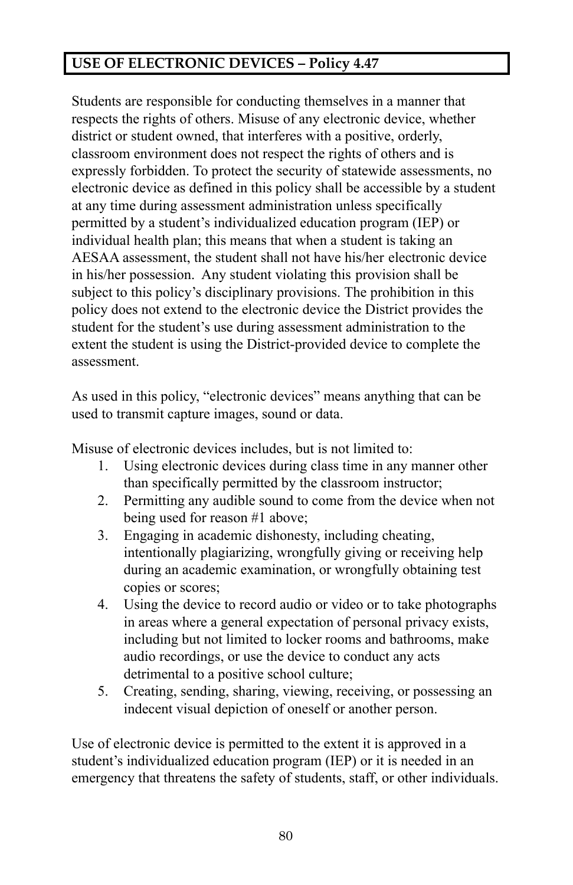## USE OF ELECTRONIC DEVICES – Policy 4.47

Students are responsible for conducting themselves in a manner that respects the rights of others. Misuse of any electronic device, whether district or student owned, that interferes with a positive, orderly, classroom environment does not respect the rights of others and is expressly forbidden. To protect the security of statewide assessments, no electronic device as defined in this policy shall be accessible by a student at any time during assessment administration unless specifically permitted by a student's individualized education program (IEP) or individual health plan; this means that when a student is taking an AESAA assessment, the student shall not have his/her electronic device in his/her possession. Any student violating this provision shall be subject to this policy's disciplinary provisions. The prohibition in this policy does not extend to the electronic device the District provides the student for the student's use during assessment administration to the extent the student is using the District-provided device to complete the assessment.

As used in this policy, "electronic devices" means anything that can be used to transmit capture images, sound or data.

Misuse of electronic devices includes, but is not limited to:

1. Using electronic devices during class time in any manner other than specifically permitted by the classroom instructor;
2. Permitting any audible sound to come from the device when not being used for reason #1 above;
3. Engaging in academic dishonesty, including cheating, intentionally plagiarizing, wrongfully giving or receiving help during an academic examination, or wrongfully obtaining test copies or scores;
4. Using the device to record audio or video or to take photographs in areas where a general expectation of personal privacy exists, including but not limited to locker rooms and bathrooms, make audio recordings, or use the device to conduct any acts detrimental to a positive school culture;
5. Creating, sending, sharing, viewing, receiving, or possessing an indecent visual depiction of oneself or another person.

Use of electronic device is permitted to the extent it is approved in a student's individualized education program (IEP) or it is needed in an emergency that threatens the safety of students, staff, or other individuals.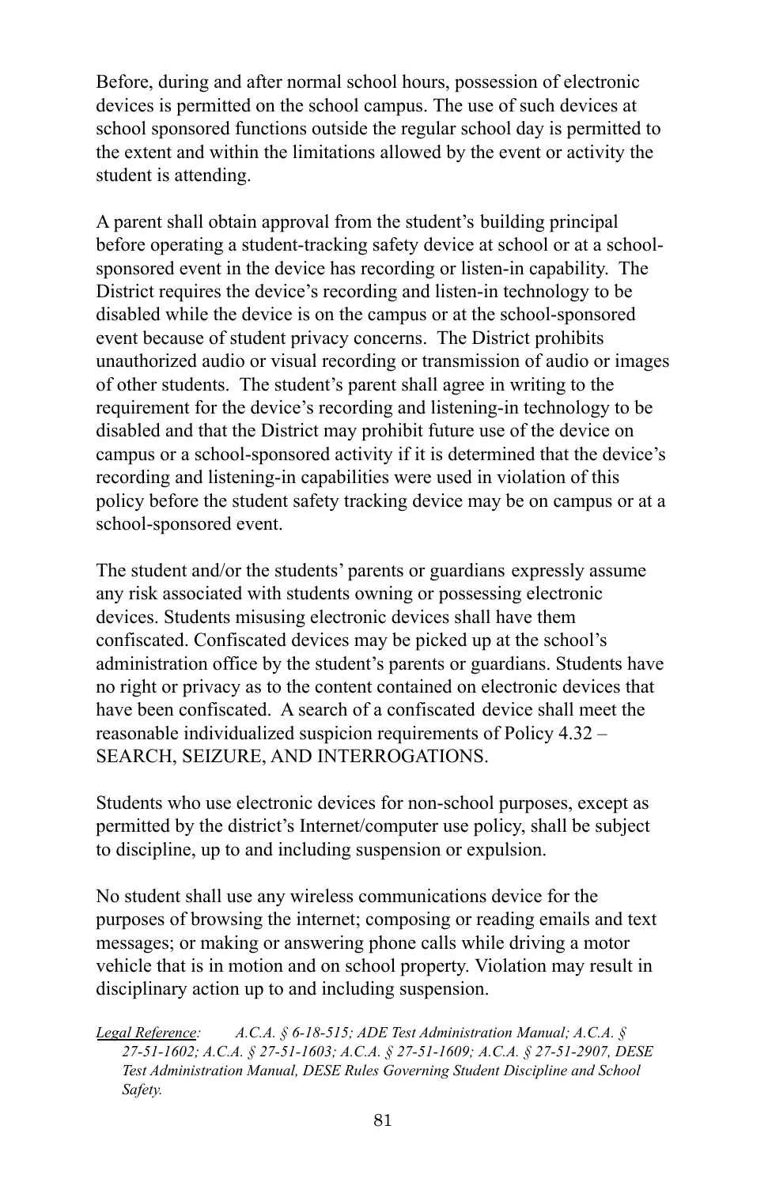Before, during and after normal school hours, possession of electronic devices is permitted on the school campus. The use of such devices at school sponsored functions outside the regular school day is permitted to the extent and within the limitations allowed by the event or activity the student is attending.

A parent shall obtain approval from the student's building principal before operating a student-tracking safety device at school or at a school-sponsored event in the device has recording or listen-in capability. The District requires the device's recording and listen-in technology to be disabled while the device is on the campus or at the school-sponsored event because of student privacy concerns. The District prohibits unauthorized audio or visual recording or transmission of audio or images of other students. The student's parent shall agree in writing to the requirement for the device's recording and listening-in technology to be disabled and that the District may prohibit future use of the device on campus or a school-sponsored activity if it is determined that the device's recording and listening-in capabilities were used in violation of this policy before the student safety tracking device may be on campus or at a school-sponsored event.

The student and/or the students' parents or guardians expressly assume any risk associated with students owning or possessing electronic devices. Students misusing electronic devices shall have them confiscated. Confiscated devices may be picked up at the school's administration office by the student's parents or guardians. Students have no right or privacy as to the content contained on electronic devices that have been confiscated. A search of a confiscated device shall meet the reasonable individualized suspicion requirements of Policy 4.32 – SEARCH, SEIZURE, AND INTERROGATIONS.

Students who use electronic devices for non-school purposes, except as permitted by the district's Internet/computer use policy, shall be subject to discipline, up to and including suspension or expulsion.

No student shall use any wireless communications device for the purposes of browsing the internet; composing or reading emails and text messages; or making or answering phone calls while driving a motor vehicle that is in motion and on school property. Violation may result in disciplinary action up to and including suspension.

*Legal Reference:* *A.C.A. § 6-18-515; ADE Test Administration Manual; A.C.A. § 27-51-1602; A.C.A. § 27-51-1603; A.C.A. § 27-51-1609; A.C.A. § 27-51-2907, DESE Test Administration Manual, DESE Rules Governing Student Discipline and School Safety.*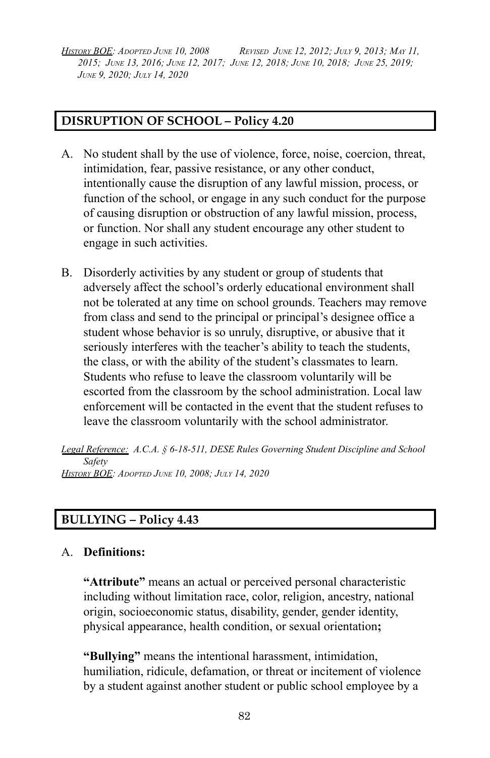*History BOE: Adopted June 10, 2008   Revised June 12, 2012; July 9, 2013; May 11, 2015; June 13, 2016; June 12, 2017; June 12, 2018; June 10, 2018; June 25, 2019; June 9, 2020; July 14, 2020*

## DISRUPTION OF SCHOOL – Policy 4.20

A. No student shall by the use of violence, force, noise, coercion, threat, intimidation, fear, passive resistance, or any other conduct, intentionally cause the disruption of any lawful mission, process, or function of the school, or engage in any such conduct for the purpose of causing disruption or obstruction of any lawful mission, process, or function. Nor shall any student encourage any other student to engage in such activities.

B. Disorderly activities by any student or group of students that adversely affect the school's orderly educational environment shall not be tolerated at any time on school grounds. Teachers may remove from class and send to the principal or principal's designee office a student whose behavior is so unruly, disruptive, or abusive that it seriously interferes with the teacher's ability to teach the students, the class, or with the ability of the student's classmates to learn. Students who refuse to leave the classroom voluntarily will be escorted from the classroom by the school administration. Local law enforcement will be contacted in the event that the student refuses to leave the classroom voluntarily with the school administrator.

*Legal Reference: A.C.A. § 6-18-511, DESE Rules Governing Student Discipline and School Safety*
*History BOE: Adopted June 10, 2008; July 14, 2020*

## BULLYING – Policy 4.43

A. **Definitions:**

**"Attribute"** means an actual or perceived personal characteristic including without limitation race, color, religion, ancestry, national origin, socioeconomic status, disability, gender, gender identity, physical appearance, health condition, or sexual orientation**;**

**"Bullying"** means the intentional harassment, intimidation, humiliation, ridicule, defamation, or threat or incitement of violence by a student against another student or public school employee by a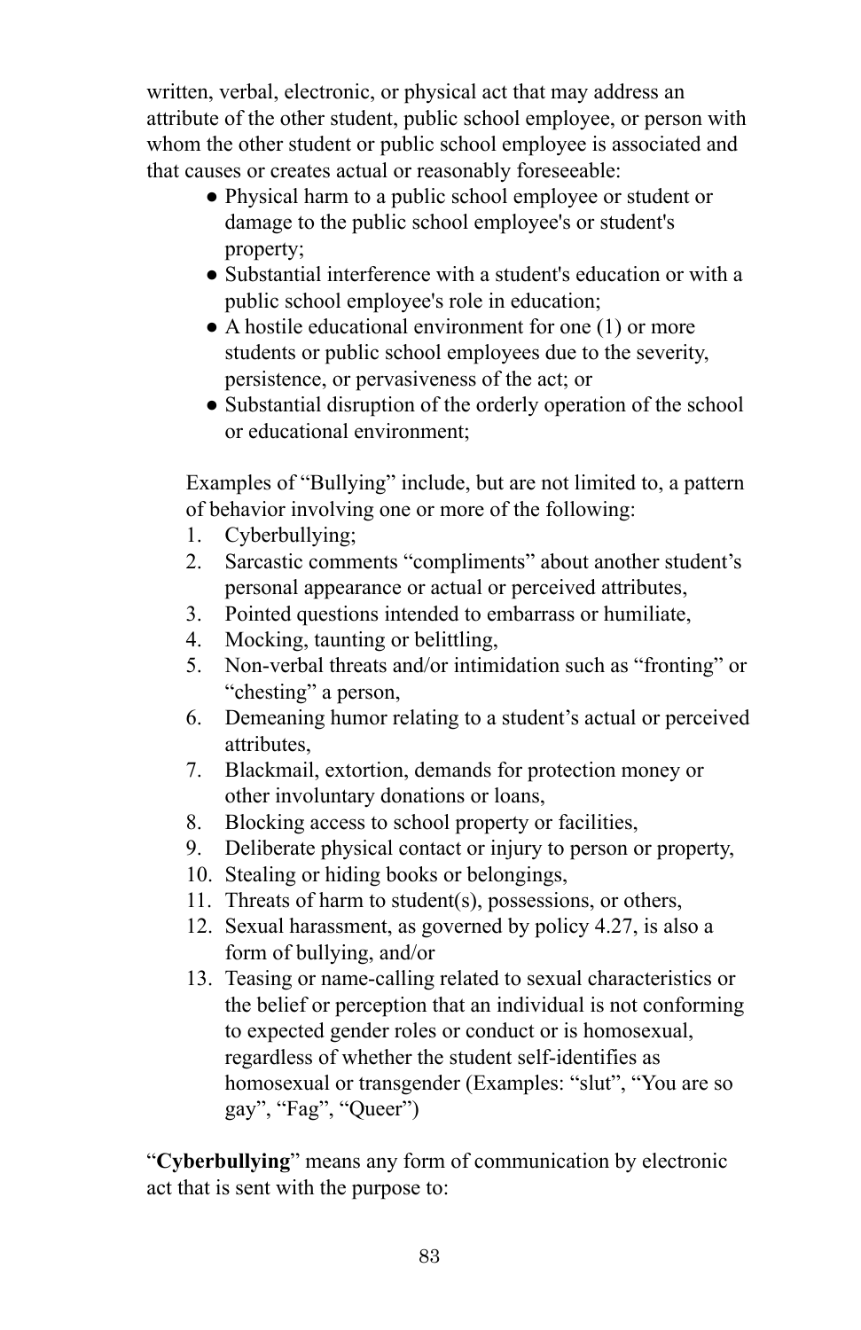written, verbal, electronic, or physical act that may address an attribute of the other student, public school employee, or person with whom the other student or public school employee is associated and that causes or creates actual or reasonably foreseeable:

- Physical harm to a public school employee or student or damage to the public school employee's or student's property;
- Substantial interference with a student's education or with a public school employee's role in education;
- A hostile educational environment for one (1) or more students or public school employees due to the severity, persistence, or pervasiveness of the act; or
- Substantial disruption of the orderly operation of the school or educational environment;

Examples of "Bullying" include, but are not limited to, a pattern of behavior involving one or more of the following:

1. Cyberbullying;
2. Sarcastic comments "compliments" about another student's personal appearance or actual or perceived attributes,
3. Pointed questions intended to embarrass or humiliate,
4. Mocking, taunting or belittling,
5. Non-verbal threats and/or intimidation such as "fronting" or "chesting" a person,
6. Demeaning humor relating to a student's actual or perceived attributes,
7. Blackmail, extortion, demands for protection money or other involuntary donations or loans,
8. Blocking access to school property or facilities,
9. Deliberate physical contact or injury to person or property,
10. Stealing or hiding books or belongings,
11. Threats of harm to student(s), possessions, or others,
12. Sexual harassment, as governed by policy 4.27, is also a form of bullying, and/or
13. Teasing or name-calling related to sexual characteristics or the belief or perception that an individual is not conforming to expected gender roles or conduct or is homosexual, regardless of whether the student self-identifies as homosexual or transgender (Examples: "slut", "You are so gay", "Fag", "Queer")

"**Cyberbullying**" means any form of communication by electronic act that is sent with the purpose to: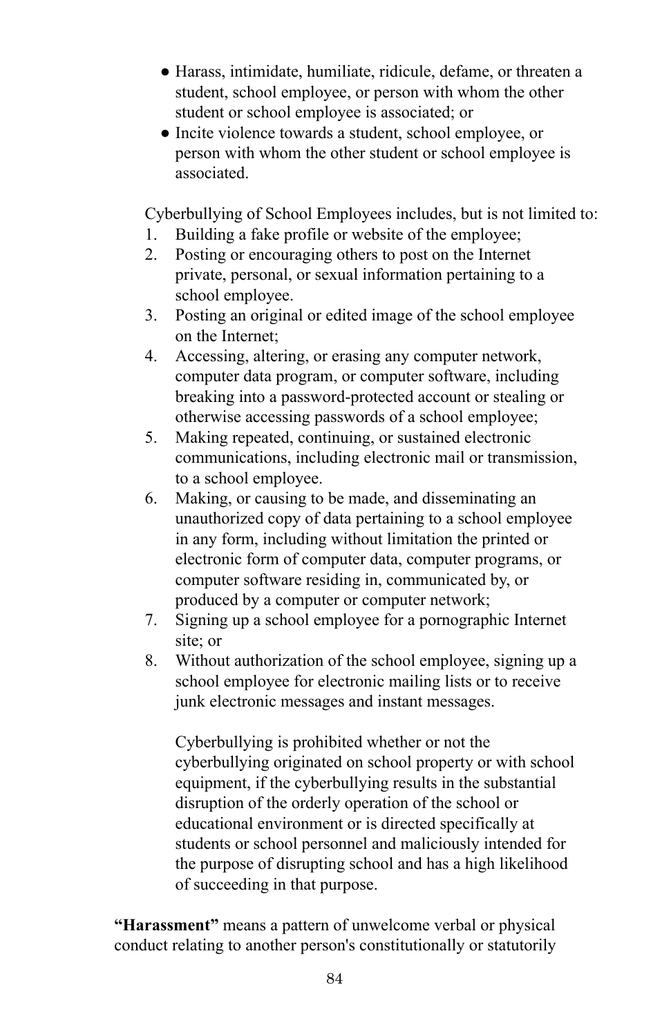- Harass, intimidate, humiliate, ridicule, defame, or threaten a student, school employee, or person with whom the other student or school employee is associated; or
- Incite violence towards a student, school employee, or person with whom the other student or school employee is associated.

Cyberbullying of School Employees includes, but is not limited to:

1. Building a fake profile or website of the employee;
2. Posting or encouraging others to post on the Internet private, personal, or sexual information pertaining to a school employee.
3. Posting an original or edited image of the school employee on the Internet;
4. Accessing, altering, or erasing any computer network, computer data program, or computer software, including breaking into a password-protected account or stealing or otherwise accessing passwords of a school employee;
5. Making repeated, continuing, or sustained electronic communications, including electronic mail or transmission, to a school employee.
6. Making, or causing to be made, and disseminating an unauthorized copy of data pertaining to a school employee in any form, including without limitation the printed or electronic form of computer data, computer programs, or computer software residing in, communicated by, or produced by a computer or computer network;
7. Signing up a school employee for a pornographic Internet site; or
8. Without authorization of the school employee, signing up a school employee for electronic mailing lists or to receive junk electronic messages and instant messages.

   Cyberbullying is prohibited whether or not the cyberbullying originated on school property or with school equipment, if the cyberbullying results in the substantial disruption of the orderly operation of the school or educational environment or is directed specifically at students or school personnel and maliciously intended for the purpose of disrupting school and has a high likelihood of succeeding in that purpose.

**"Harassment"** means a pattern of unwelcome verbal or physical conduct relating to another person's constitutionally or statutorily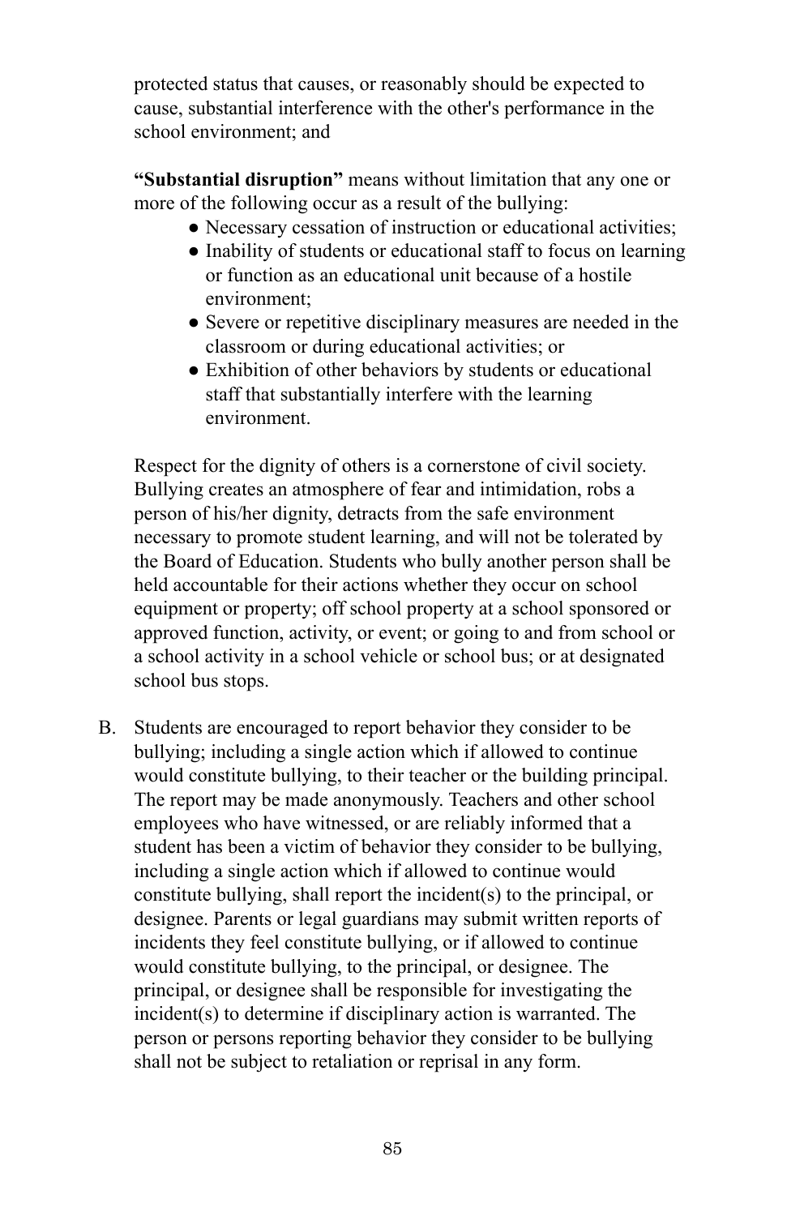protected status that causes, or reasonably should be expected to cause, substantial interference with the other's performance in the school environment; and

**"Substantial disruption"** means without limitation that any one or more of the following occur as a result of the bullying:

- Necessary cessation of instruction or educational activities;
- Inability of students or educational staff to focus on learning or function as an educational unit because of a hostile environment;
- Severe or repetitive disciplinary measures are needed in the classroom or during educational activities; or
- Exhibition of other behaviors by students or educational staff that substantially interfere with the learning environment.

Respect for the dignity of others is a cornerstone of civil society. Bullying creates an atmosphere of fear and intimidation, robs a person of his/her dignity, detracts from the safe environment necessary to promote student learning, and will not be tolerated by the Board of Education. Students who bully another person shall be held accountable for their actions whether they occur on school equipment or property; off school property at a school sponsored or approved function, activity, or event; or going to and from school or a school activity in a school vehicle or school bus; or at designated school bus stops.

B. Students are encouraged to report behavior they consider to be bullying; including a single action which if allowed to continue would constitute bullying, to their teacher or the building principal. The report may be made anonymously. Teachers and other school employees who have witnessed, or are reliably informed that a student has been a victim of behavior they consider to be bullying, including a single action which if allowed to continue would constitute bullying, shall report the incident(s) to the principal, or designee. Parents or legal guardians may submit written reports of incidents they feel constitute bullying, or if allowed to continue would constitute bullying, to the principal, or designee. The principal, or designee shall be responsible for investigating the incident(s) to determine if disciplinary action is warranted. The person or persons reporting behavior they consider to be bullying shall not be subject to retaliation or reprisal in any form.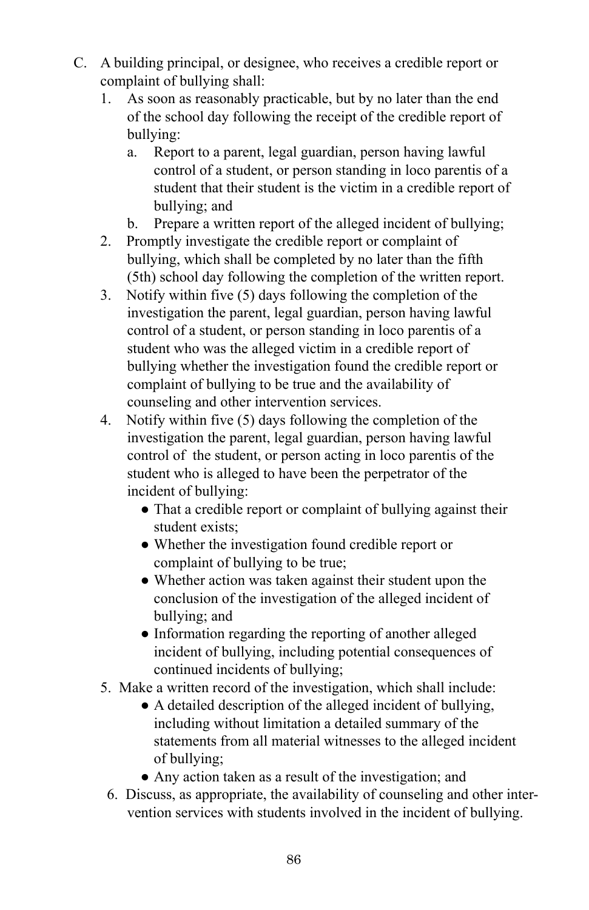C. A building principal, or designee, who receives a credible report or complaint of bullying shall:
   1. As soon as reasonably practicable, but by no later than the end of the school day following the receipt of the credible report of bullying:
      a. Report to a parent, legal guardian, person having lawful control of a student, or person standing in loco parentis of a student that their student is the victim in a credible report of bullying; and
      b. Prepare a written report of the alleged incident of bullying;
   2. Promptly investigate the credible report or complaint of bullying, which shall be completed by no later than the fifth (5th) school day following the completion of the written report.
   3. Notify within five (5) days following the completion of the investigation the parent, legal guardian, person having lawful control of a student, or person standing in loco parentis of a student who was the alleged victim in a credible report of bullying whether the investigation found the credible report or complaint of bullying to be true and the availability of counseling and other intervention services.
   4. Notify within five (5) days following the completion of the investigation the parent, legal guardian, person having lawful control of the student, or person acting in loco parentis of the student who is alleged to have been the perpetrator of the incident of bullying:
      - That a credible report or complaint of bullying against their student exists;
      - Whether the investigation found credible report or complaint of bullying to be true;
      - Whether action was taken against their student upon the conclusion of the investigation of the alleged incident of bullying; and
      - Information regarding the reporting of another alleged incident of bullying, including potential consequences of continued incidents of bullying;
   5. Make a written record of the investigation, which shall include:
      - A detailed description of the alleged incident of bullying, including without limitation a detailed summary of the statements from all material witnesses to the alleged incident of bullying;
      - Any action taken as a result of the investigation; and
   6. Discuss, as appropriate, the availability of counseling and other intervention services with students involved in the incident of bullying.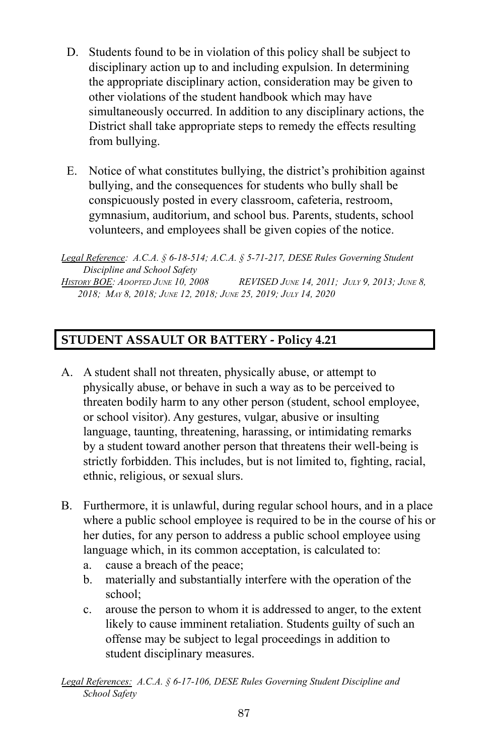D. Students found to be in violation of this policy shall be subject to disciplinary action up to and including expulsion. In determining the appropriate disciplinary action, consideration may be given to other violations of the student handbook which may have simultaneously occurred. In addition to any disciplinary actions, the District shall take appropriate steps to remedy the effects resulting from bullying.

E. Notice of what constitutes bullying, the district's prohibition against bullying, and the consequences for students who bully shall be conspicuously posted in every classroom, cafeteria, restroom, gymnasium, auditorium, and school bus. Parents, students, school volunteers, and employees shall be given copies of the notice.

*Legal Reference: A.C.A. § 6-18-514; A.C.A. § 5-71-217, DESE Rules Governing Student Discipline and School Safety*
*History BOE: Adopted June 10, 2008 REVISED June 14, 2011; July 9, 2013; June 8, 2018; May 8, 2018; June 12, 2018; June 25, 2019; July 14, 2020*

## STUDENT ASSAULT OR BATTERY - Policy 4.21

A. A student shall not threaten, physically abuse, or attempt to physically abuse, or behave in such a way as to be perceived to threaten bodily harm to any other person (student, school employee, or school visitor). Any gestures, vulgar, abusive or insulting language, taunting, threatening, harassing, or intimidating remarks by a student toward another person that threatens their well-being is strictly forbidden. This includes, but is not limited to, fighting, racial, ethnic, religious, or sexual slurs.

B. Furthermore, it is unlawful, during regular school hours, and in a place where a public school employee is required to be in the course of his or her duties, for any person to address a public school employee using language which, in its common acceptation, is calculated to:
   a. cause a breach of the peace;
   b. materially and substantially interfere with the operation of the school;
   c. arouse the person to whom it is addressed to anger, to the extent likely to cause imminent retaliation. Students guilty of such an offense may be subject to legal proceedings in addition to student disciplinary measures.

*Legal References: A.C.A. § 6-17-106, DESE Rules Governing Student Discipline and School Safety*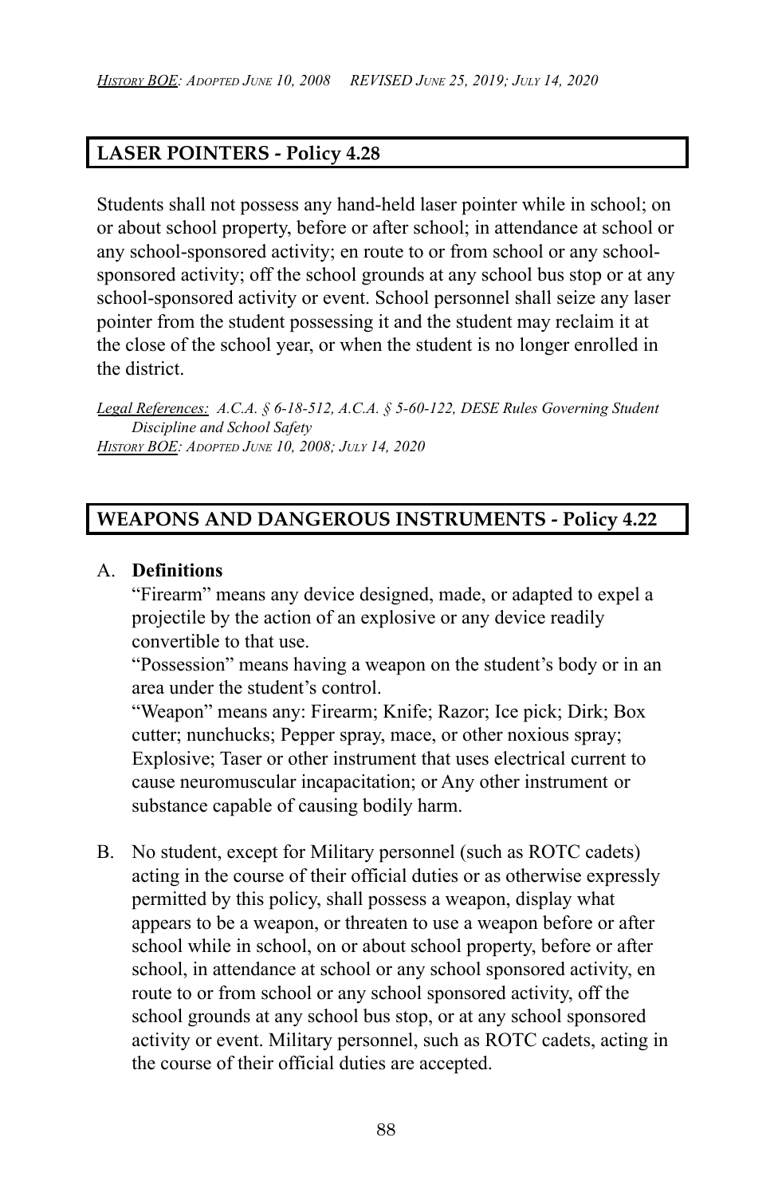*History BOE: Adopted June 10, 2008 REVISED June 25, 2019; July 14, 2020*

## LASER POINTERS - Policy 4.28

Students shall not possess any hand-held laser pointer while in school; on or about school property, before or after school; in attendance at school or any school-sponsored activity; en route to or from school or any school-sponsored activity; off the school grounds at any school bus stop or at any school-sponsored activity or event. School personnel shall seize any laser pointer from the student possessing it and the student may reclaim it at the close of the school year, or when the student is no longer enrolled in the district.

*Legal References: A.C.A. § 6-18-512, A.C.A. § 5-60-122, DESE Rules Governing Student Discipline and School Safety*
*History BOE: Adopted June 10, 2008; July 14, 2020*

## WEAPONS AND DANGEROUS INSTRUMENTS - Policy 4.22

A. **Definitions**
"Firearm" means any device designed, made, or adapted to expel a projectile by the action of an explosive or any device readily convertible to that use.
"Possession" means having a weapon on the student's body or in an area under the student's control.
"Weapon" means any: Firearm; Knife; Razor; Ice pick; Dirk; Box cutter; nunchucks; Pepper spray, mace, or other noxious spray; Explosive; Taser or other instrument that uses electrical current to cause neuromuscular incapacitation; or Any other instrument or substance capable of causing bodily harm.

B. No student, except for Military personnel (such as ROTC cadets) acting in the course of their official duties or as otherwise expressly permitted by this policy, shall possess a weapon, display what appears to be a weapon, or threaten to use a weapon before or after school while in school, on or about school property, before or after school, in attendance at school or any school sponsored activity, en route to or from school or any school sponsored activity, off the school grounds at any school bus stop, or at any school sponsored activity or event. Military personnel, such as ROTC cadets, acting in the course of their official duties are accepted.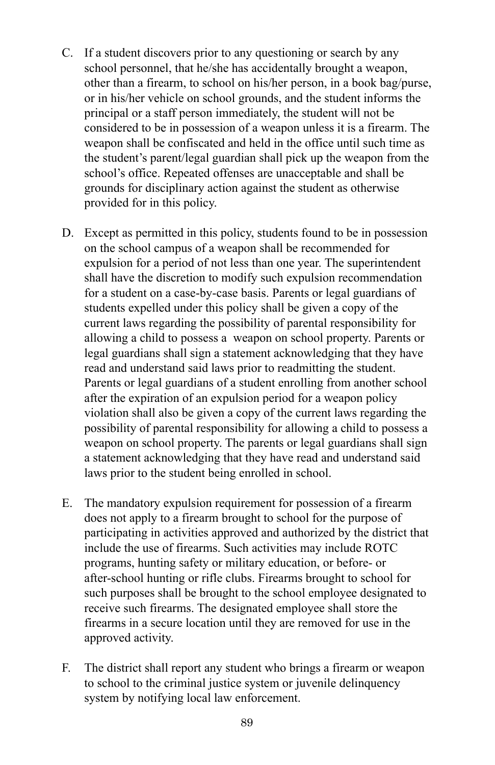C. If a student discovers prior to any questioning or search by any school personnel, that he/she has accidentally brought a weapon, other than a firearm, to school on his/her person, in a book bag/purse, or in his/her vehicle on school grounds, and the student informs the principal or a staff person immediately, the student will not be considered to be in possession of a weapon unless it is a firearm. The weapon shall be confiscated and held in the office until such time as the student's parent/legal guardian shall pick up the weapon from the school's office. Repeated offenses are unacceptable and shall be grounds for disciplinary action against the student as otherwise provided for in this policy.

D. Except as permitted in this policy, students found to be in possession on the school campus of a weapon shall be recommended for expulsion for a period of not less than one year. The superintendent shall have the discretion to modify such expulsion recommendation for a student on a case-by-case basis. Parents or legal guardians of students expelled under this policy shall be given a copy of the current laws regarding the possibility of parental responsibility for allowing a child to possess a weapon on school property. Parents or legal guardians shall sign a statement acknowledging that they have read and understand said laws prior to readmitting the student. Parents or legal guardians of a student enrolling from another school after the expiration of an expulsion period for a weapon policy violation shall also be given a copy of the current laws regarding the possibility of parental responsibility for allowing a child to possess a weapon on school property. The parents or legal guardians shall sign a statement acknowledging that they have read and understand said laws prior to the student being enrolled in school.

E. The mandatory expulsion requirement for possession of a firearm does not apply to a firearm brought to school for the purpose of participating in activities approved and authorized by the district that include the use of firearms. Such activities may include ROTC programs, hunting safety or military education, or before- or after-school hunting or rifle clubs. Firearms brought to school for such purposes shall be brought to the school employee designated to receive such firearms. The designated employee shall store the firearms in a secure location until they are removed for use in the approved activity.

F. The district shall report any student who brings a firearm or weapon to school to the criminal justice system or juvenile delinquency system by notifying local law enforcement.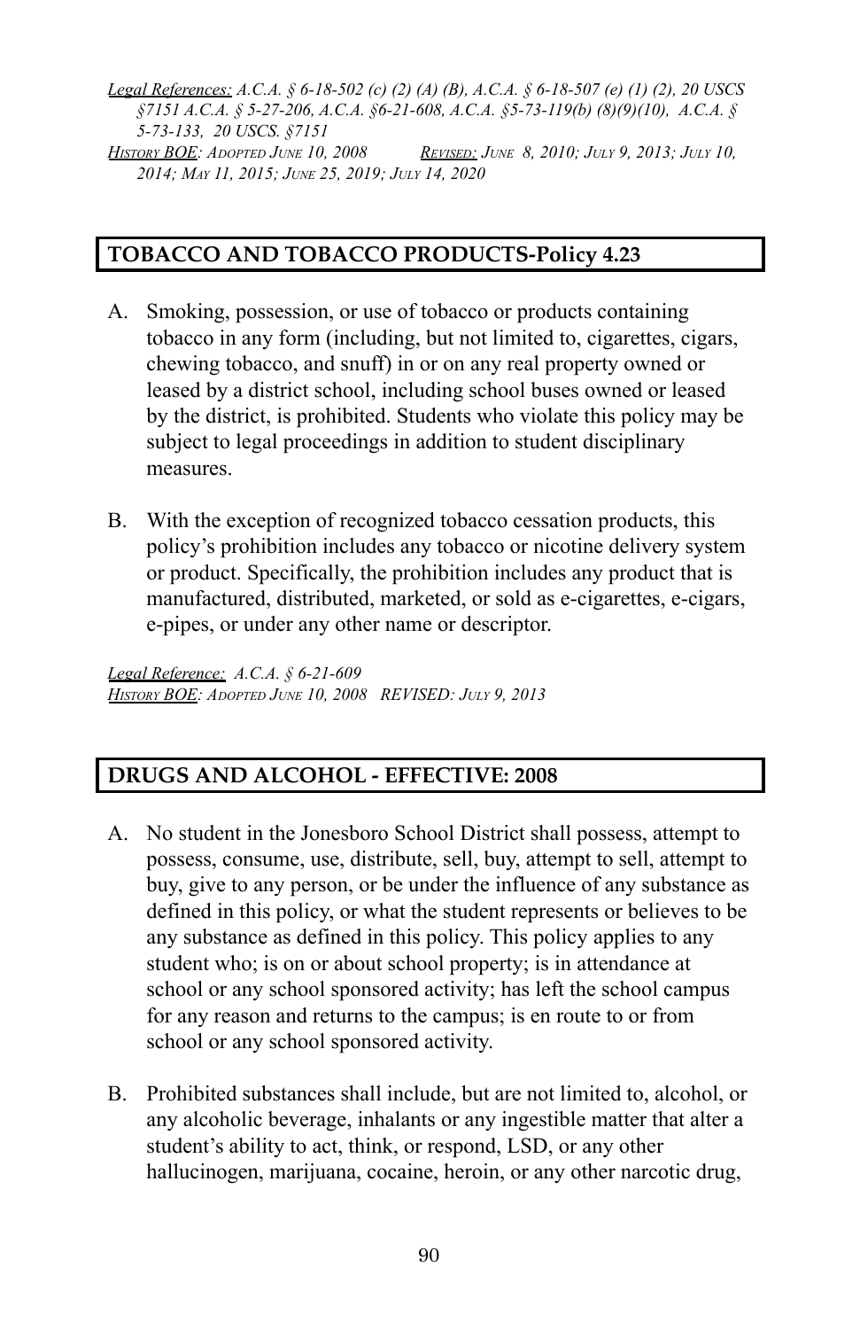*Legal References: A.C.A. § 6-18-502 (c) (2) (A) (B), A.C.A. § 6-18-507 (e) (1) (2), 20 USCS §7151 A.C.A. § 5-27-206, A.C.A. §6-21-608, A.C.A. §5-73-119(b) (8)(9)(10), A.C.A. § 5-73-133, 20 USCS. §7151*
*History BOE: Adopted June 10, 2008 Revised: June 8, 2010; July 9, 2013; July 10, 2014; May 11, 2015; June 25, 2019; July 14, 2020*

## TOBACCO AND TOBACCO PRODUCTS-Policy 4.23

A. Smoking, possession, or use of tobacco or products containing tobacco in any form (including, but not limited to, cigarettes, cigars, chewing tobacco, and snuff) in or on any real property owned or leased by a district school, including school buses owned or leased by the district, is prohibited. Students who violate this policy may be subject to legal proceedings in addition to student disciplinary measures.

B. With the exception of recognized tobacco cessation products, this policy's prohibition includes any tobacco or nicotine delivery system or product. Specifically, the prohibition includes any product that is manufactured, distributed, marketed, or sold as e-cigarettes, e-cigars, e-pipes, or under any other name or descriptor.

*Legal Reference: A.C.A. § 6-21-609*
*History BOE: Adopted June 10, 2008 REVISED: July 9, 2013*

## DRUGS AND ALCOHOL - EFFECTIVE: 2008

A. No student in the Jonesboro School District shall possess, attempt to possess, consume, use, distribute, sell, buy, attempt to sell, attempt to buy, give to any person, or be under the influence of any substance as defined in this policy, or what the student represents or believes to be any substance as defined in this policy. This policy applies to any student who; is on or about school property; is in attendance at school or any school sponsored activity; has left the school campus for any reason and returns to the campus; is en route to or from school or any school sponsored activity.

B. Prohibited substances shall include, but are not limited to, alcohol, or any alcoholic beverage, inhalants or any ingestible matter that alter a student's ability to act, think, or respond, LSD, or any other hallucinogen, marijuana, cocaine, heroin, or any other narcotic drug,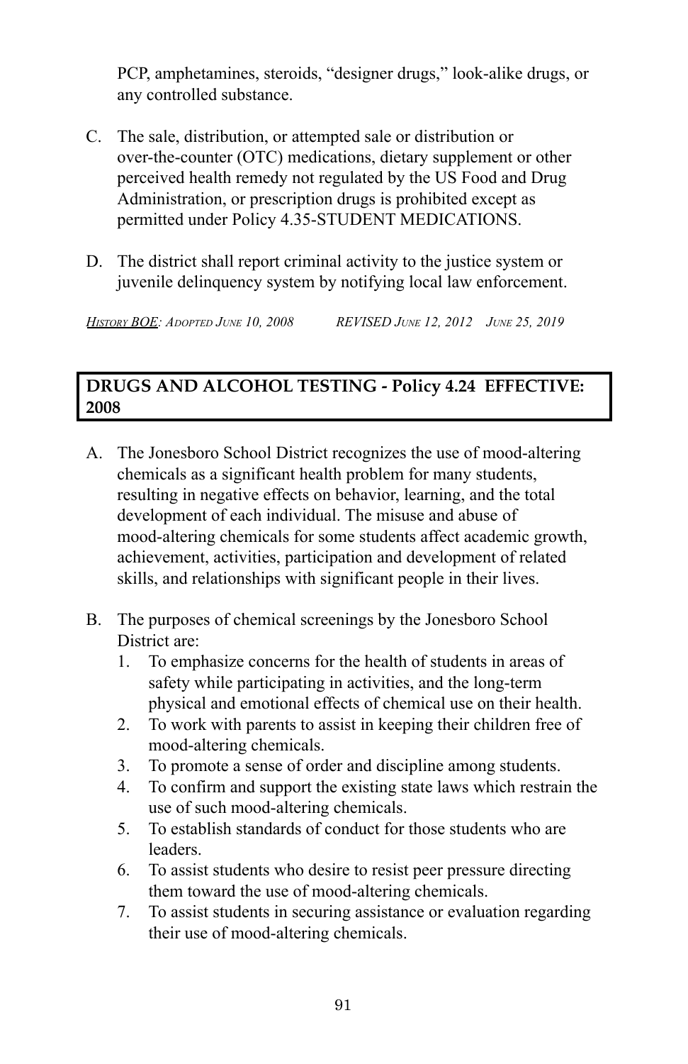PCP, amphetamines, steroids, "designer drugs," look-alike drugs, or any controlled substance.

C. The sale, distribution, or attempted sale or distribution or over-the-counter (OTC) medications, dietary supplement or other perceived health remedy not regulated by the US Food and Drug Administration, or prescription drugs is prohibited except as permitted under Policy 4.35-STUDENT MEDICATIONS.

D. The district shall report criminal activity to the justice system or juvenile delinquency system by notifying local law enforcement.

*History BOE: Adopted June 10, 2008 REVISED June 12, 2012 June 25, 2019*

## DRUGS AND ALCOHOL TESTING - Policy 4.24 EFFECTIVE: 2008

A. The Jonesboro School District recognizes the use of mood-altering chemicals as a significant health problem for many students, resulting in negative effects on behavior, learning, and the total development of each individual. The misuse and abuse of mood-altering chemicals for some students affect academic growth, achievement, activities, participation and development of related skills, and relationships with significant people in their lives.

B. The purposes of chemical screenings by the Jonesboro School District are:
   1. To emphasize concerns for the health of students in areas of safety while participating in activities, and the long-term physical and emotional effects of chemical use on their health.
   2. To work with parents to assist in keeping their children free of mood-altering chemicals.
   3. To promote a sense of order and discipline among students.
   4. To confirm and support the existing state laws which restrain the use of such mood-altering chemicals.
   5. To establish standards of conduct for those students who are leaders.
   6. To assist students who desire to resist peer pressure directing them toward the use of mood-altering chemicals.
   7. To assist students in securing assistance or evaluation regarding their use of mood-altering chemicals.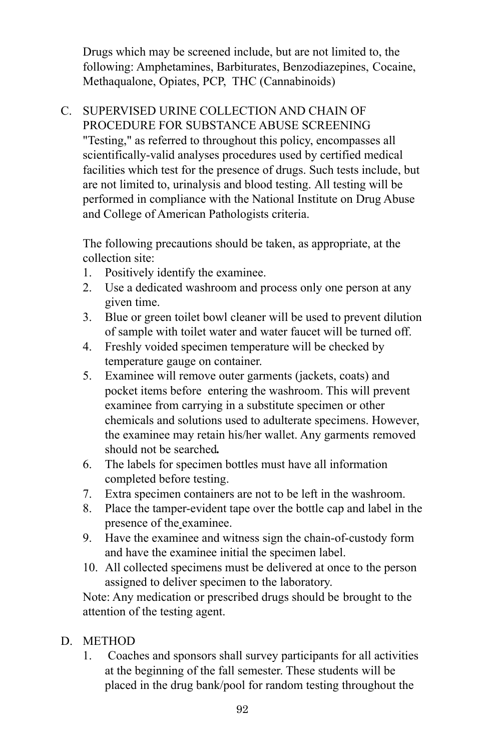Drugs which may be screened include, but are not limited to, the following: Amphetamines, Barbiturates, Benzodiazepines, Cocaine, Methaqualone, Opiates, PCP, THC (Cannabinoids)

C. SUPERVISED URINE COLLECTION AND CHAIN OF PROCEDURE FOR SUBSTANCE ABUSE SCREENING

"Testing," as referred to throughout this policy, encompasses all scientifically-valid analyses procedures used by certified medical facilities which test for the presence of drugs. Such tests include, but are not limited to, urinalysis and blood testing. All testing will be performed in compliance with the National Institute on Drug Abuse and College of American Pathologists criteria.

The following precautions should be taken, as appropriate, at the collection site:

1. Positively identify the examinee.
2. Use a dedicated washroom and process only one person at any given time.
3. Blue or green toilet bowl cleaner will be used to prevent dilution of sample with toilet water and water faucet will be turned off.
4. Freshly voided specimen temperature will be checked by temperature gauge on container.
5. Examinee will remove outer garments (jackets, coats) and pocket items before entering the washroom. This will prevent examinee from carrying in a substitute specimen or other chemicals and solutions used to adulterate specimens. However, the examinee may retain his/her wallet. Any garments removed should not be searched**.**
6. The labels for specimen bottles must have all information completed before testing.
7. Extra specimen containers are not to be left in the washroom.
8. Place the tamper-evident tape over the bottle cap and label in the presence of the examinee.
9. Have the examinee and witness sign the chain-of-custody form and have the examinee initial the specimen label.
10. All collected specimens must be delivered at once to the person assigned to deliver specimen to the laboratory.

Note: Any medication or prescribed drugs should be brought to the attention of the testing agent.

D. METHOD

1. Coaches and sponsors shall survey participants for all activities at the beginning of the fall semester. These students will be placed in the drug bank/pool for random testing throughout the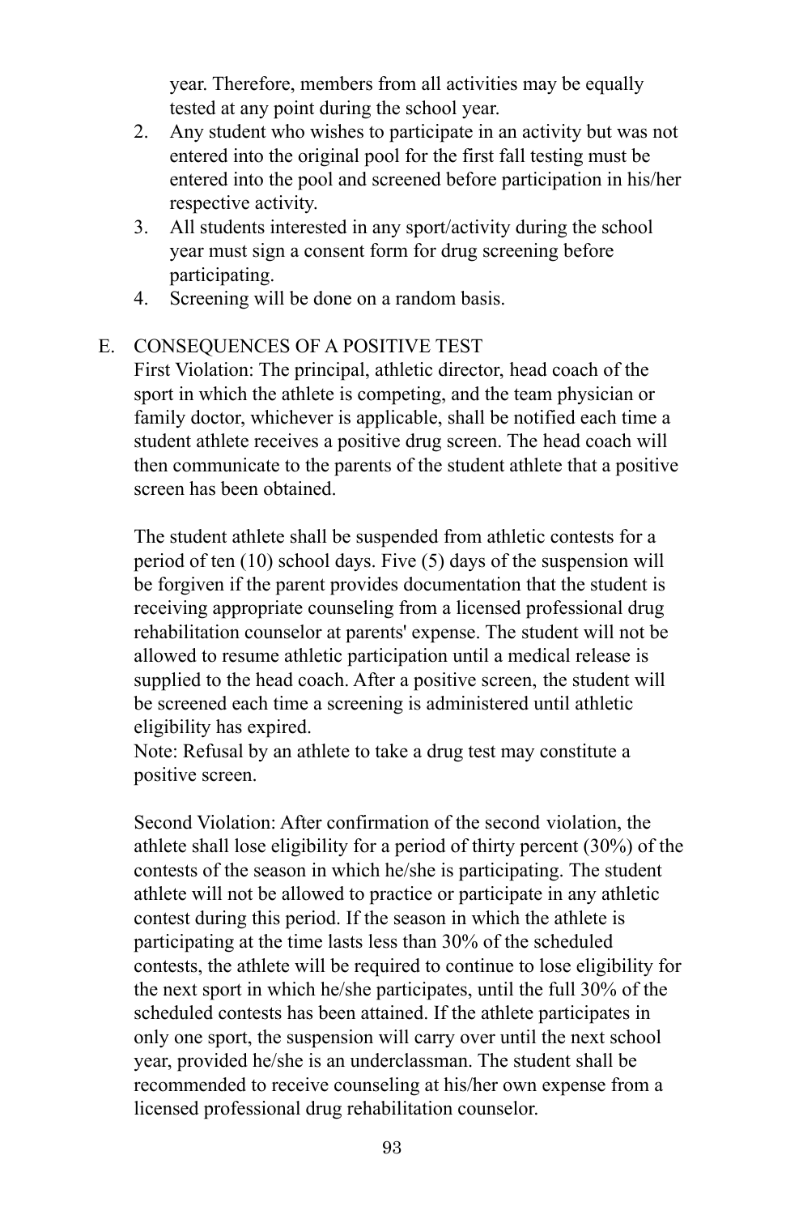year. Therefore, members from all activities may be equally tested at any point during the school year.

2. Any student who wishes to participate in an activity but was not entered into the original pool for the first fall testing must be entered into the pool and screened before participation in his/her respective activity.
3. All students interested in any sport/activity during the school year must sign a consent form for drug screening before participating.
4. Screening will be done on a random basis.

E. CONSEQUENCES OF A POSITIVE TEST

First Violation: The principal, athletic director, head coach of the sport in which the athlete is competing, and the team physician or family doctor, whichever is applicable, shall be notified each time a student athlete receives a positive drug screen. The head coach will then communicate to the parents of the student athlete that a positive screen has been obtained.

The student athlete shall be suspended from athletic contests for a period of ten (10) school days. Five (5) days of the suspension will be forgiven if the parent provides documentation that the student is receiving appropriate counseling from a licensed professional drug rehabilitation counselor at parents' expense. The student will not be allowed to resume athletic participation until a medical release is supplied to the head coach. After a positive screen, the student will be screened each time a screening is administered until athletic eligibility has expired.

Note: Refusal by an athlete to take a drug test may constitute a positive screen.

Second Violation: After confirmation of the second violation, the athlete shall lose eligibility for a period of thirty percent (30%) of the contests of the season in which he/she is participating. The student athlete will not be allowed to practice or participate in any athletic contest during this period. If the season in which the athlete is participating at the time lasts less than 30% of the scheduled contests, the athlete will be required to continue to lose eligibility for the next sport in which he/she participates, until the full 30% of the scheduled contests has been attained. If the athlete participates in only one sport, the suspension will carry over until the next school year, provided he/she is an underclassman. The student shall be recommended to receive counseling at his/her own expense from a licensed professional drug rehabilitation counselor.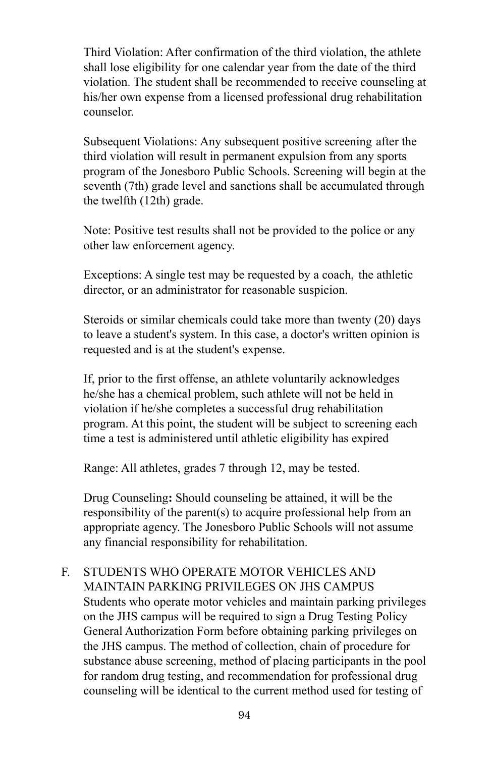Third Violation: After confirmation of the third violation, the athlete shall lose eligibility for one calendar year from the date of the third violation. The student shall be recommended to receive counseling at his/her own expense from a licensed professional drug rehabilitation counselor.

Subsequent Violations: Any subsequent positive screening after the third violation will result in permanent expulsion from any sports program of the Jonesboro Public Schools. Screening will begin at the seventh (7th) grade level and sanctions shall be accumulated through the twelfth (12th) grade.

Note: Positive test results shall not be provided to the police or any other law enforcement agency.

Exceptions: A single test may be requested by a coach, the athletic director, or an administrator for reasonable suspicion.

Steroids or similar chemicals could take more than twenty (20) days to leave a student's system. In this case, a doctor's written opinion is requested and is at the student's expense.

If, prior to the first offense, an athlete voluntarily acknowledges he/she has a chemical problem, such athlete will not be held in violation if he/she completes a successful drug rehabilitation program. At this point, the student will be subject to screening each time a test is administered until athletic eligibility has expired

Range: All athletes, grades 7 through 12, may be tested.

Drug Counseling**:** Should counseling be attained, it will be the responsibility of the parent(s) to acquire professional help from an appropriate agency. The Jonesboro Public Schools will not assume any financial responsibility for rehabilitation.

F. STUDENTS WHO OPERATE MOTOR VEHICLES AND MAINTAIN PARKING PRIVILEGES ON JHS CAMPUS

Students who operate motor vehicles and maintain parking privileges on the JHS campus will be required to sign a Drug Testing Policy General Authorization Form before obtaining parking privileges on the JHS campus. The method of collection, chain of procedure for substance abuse screening, method of placing participants in the pool for random drug testing, and recommendation for professional drug counseling will be identical to the current method used for testing of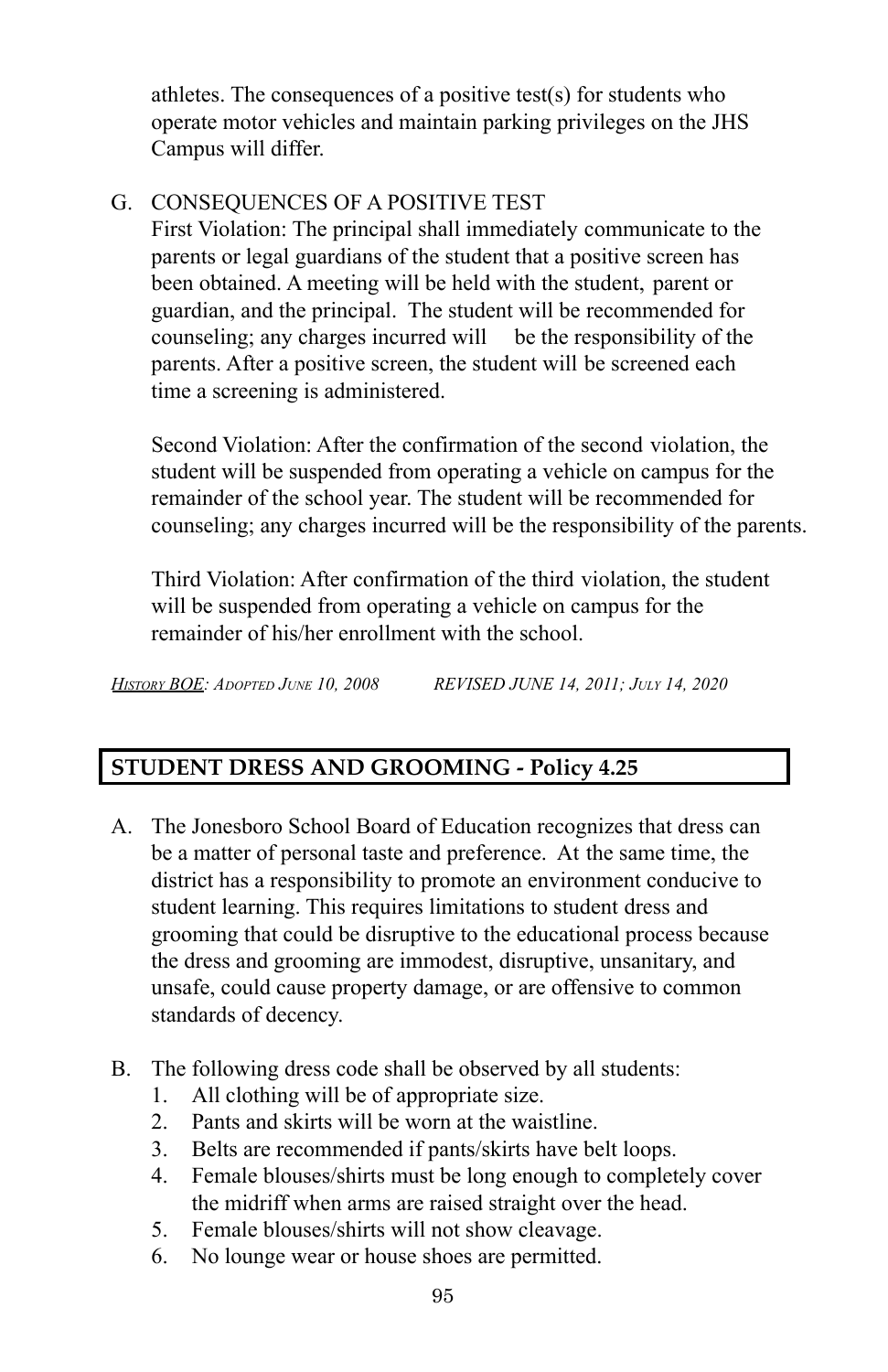athletes. The consequences of a positive test(s) for students who operate motor vehicles and maintain parking privileges on the JHS Campus will differ.

G. CONSEQUENCES OF A POSITIVE TEST

First Violation: The principal shall immediately communicate to the parents or legal guardians of the student that a positive screen has been obtained. A meeting will be held with the student, parent or guardian, and the principal. The student will be recommended for counseling; any charges incurred will be the responsibility of the parents. After a positive screen, the student will be screened each time a screening is administered.

Second Violation: After the confirmation of the second violation, the student will be suspended from operating a vehicle on campus for the remainder of the school year. The student will be recommended for counseling; any charges incurred will be the responsibility of the parents.

Third Violation: After confirmation of the third violation, the student will be suspended from operating a vehicle on campus for the remainder of his/her enrollment with the school.

*History BOE: Adopted June 10, 2008 REVISED JUNE 14, 2011; July 14, 2020*

## STUDENT DRESS AND GROOMING - Policy 4.25

A. The Jonesboro School Board of Education recognizes that dress can be a matter of personal taste and preference. At the same time, the district has a responsibility to promote an environment conducive to student learning. This requires limitations to student dress and grooming that could be disruptive to the educational process because the dress and grooming are immodest, disruptive, unsanitary, and unsafe, could cause property damage, or are offensive to common standards of decency.

B. The following dress code shall be observed by all students:
   1. All clothing will be of appropriate size.
   2. Pants and skirts will be worn at the waistline.
   3. Belts are recommended if pants/skirts have belt loops.
   4. Female blouses/shirts must be long enough to completely cover the midriff when arms are raised straight over the head.
   5. Female blouses/shirts will not show cleavage.
   6. No lounge wear or house shoes are permitted.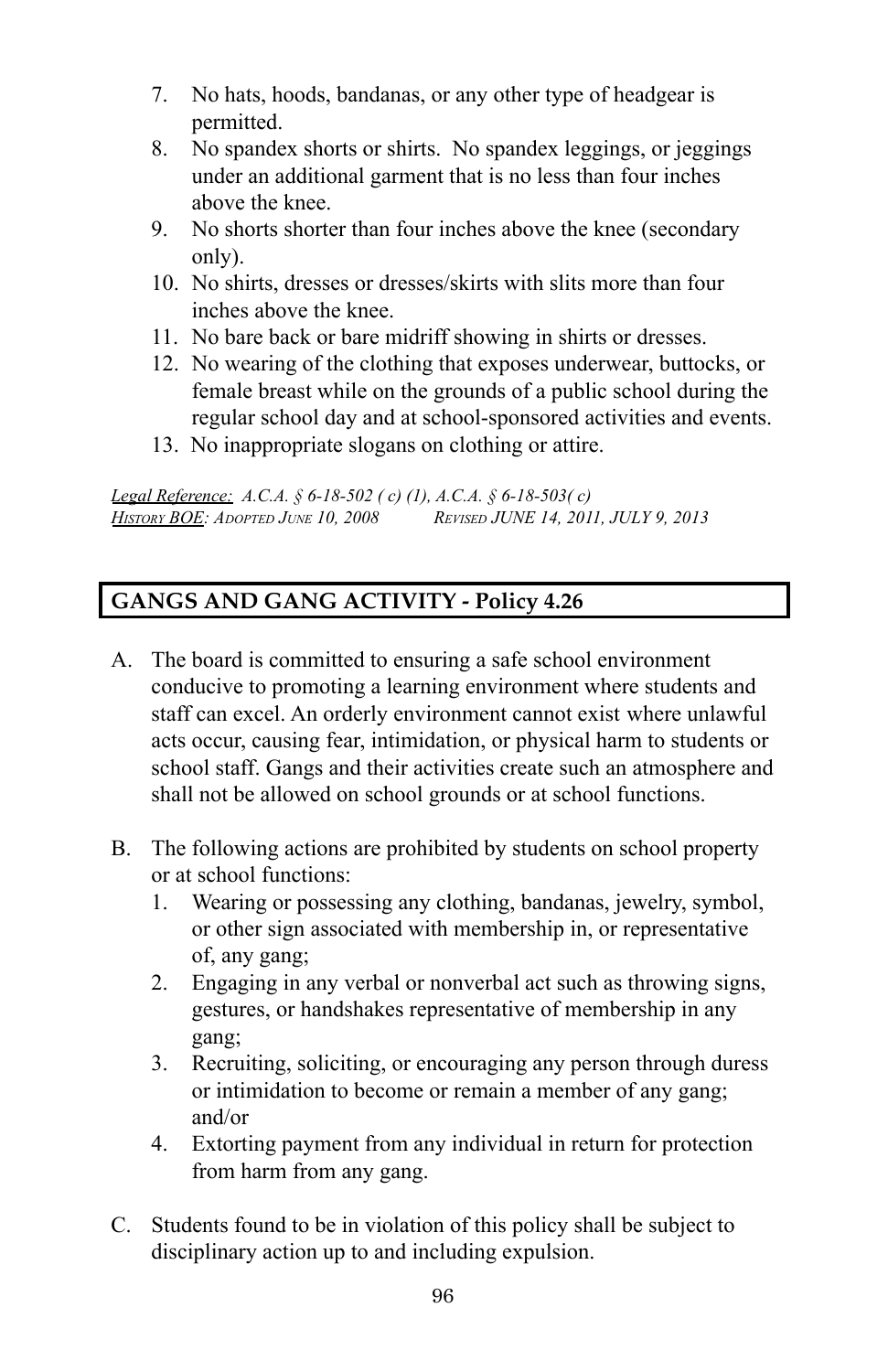7. No hats, hoods, bandanas, or any other type of headgear is permitted.
8. No spandex shorts or shirts. No spandex leggings, or jeggings under an additional garment that is no less than four inches above the knee.
9. No shorts shorter than four inches above the knee (secondary only).
10. No shirts, dresses or dresses/skirts with slits more than four inches above the knee.
11. No bare back or bare midriff showing in shirts or dresses.
12. No wearing of the clothing that exposes underwear, buttocks, or female breast while on the grounds of a public school during the regular school day and at school-sponsored activities and events.
13. No inappropriate slogans on clothing or attire.

*Legal Reference:* *A.C.A. § 6-18-502 ( c) (1), A.C.A. § 6-18-503( c)*
*History BOE: Adopted June 10, 2008 Revised JUNE 14, 2011, JULY 9, 2013*

## GANGS AND GANG ACTIVITY - Policy 4.26

A. The board is committed to ensuring a safe school environment conducive to promoting a learning environment where students and staff can excel. An orderly environment cannot exist where unlawful acts occur, causing fear, intimidation, or physical harm to students or school staff. Gangs and their activities create such an atmosphere and shall not be allowed on school grounds or at school functions.

B. The following actions are prohibited by students on school property or at school functions:
   1. Wearing or possessing any clothing, bandanas, jewelry, symbol, or other sign associated with membership in, or representative of, any gang;
   2. Engaging in any verbal or nonverbal act such as throwing signs, gestures, or handshakes representative of membership in any gang;
   3. Recruiting, soliciting, or encouraging any person through duress or intimidation to become or remain a member of any gang; and/or
   4. Extorting payment from any individual in return for protection from harm from any gang.

C. Students found to be in violation of this policy shall be subject to disciplinary action up to and including expulsion.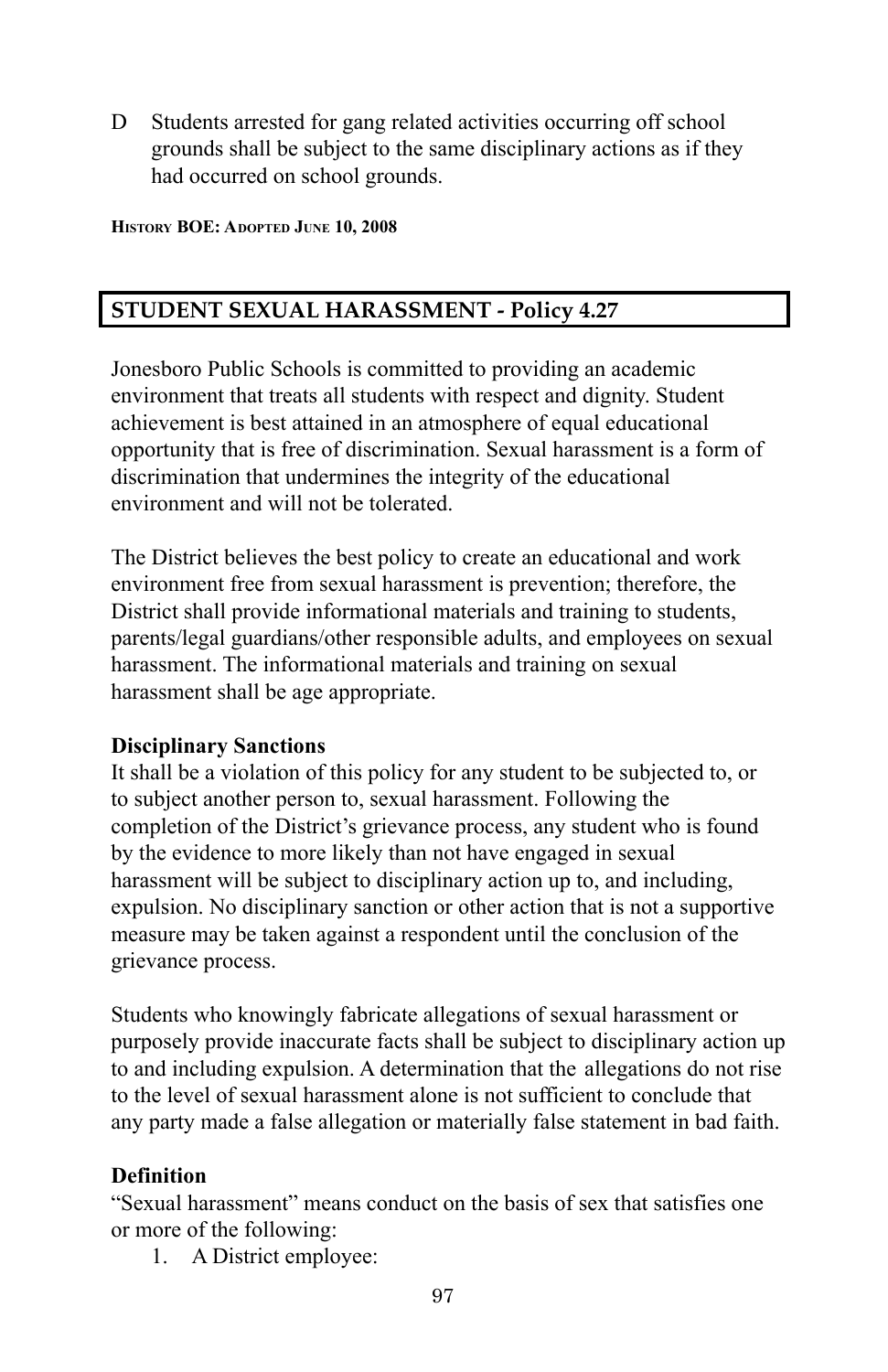D Students arrested for gang related activities occurring off school grounds shall be subject to the same disciplinary actions as if they had occurred on school grounds.

**History BOE: Adopted June 10, 2008**

## STUDENT SEXUAL HARASSMENT - Policy 4.27

Jonesboro Public Schools is committed to providing an academic environment that treats all students with respect and dignity. Student achievement is best attained in an atmosphere of equal educational opportunity that is free of discrimination. Sexual harassment is a form of discrimination that undermines the integrity of the educational environment and will not be tolerated.

The District believes the best policy to create an educational and work environment free from sexual harassment is prevention; therefore, the District shall provide informational materials and training to students, parents/legal guardians/other responsible adults, and employees on sexual harassment. The informational materials and training on sexual harassment shall be age appropriate.

**Disciplinary Sanctions**

It shall be a violation of this policy for any student to be subjected to, or to subject another person to, sexual harassment. Following the completion of the District's grievance process, any student who is found by the evidence to more likely than not have engaged in sexual harassment will be subject to disciplinary action up to, and including, expulsion. No disciplinary sanction or other action that is not a supportive measure may be taken against a respondent until the conclusion of the grievance process.

Students who knowingly fabricate allegations of sexual harassment or purposely provide inaccurate facts shall be subject to disciplinary action up to and including expulsion. A determination that the allegations do not rise to the level of sexual harassment alone is not sufficient to conclude that any party made a false allegation or materially false statement in bad faith.

**Definition**

"Sexual harassment" means conduct on the basis of sex that satisfies one or more of the following:

1. A District employee: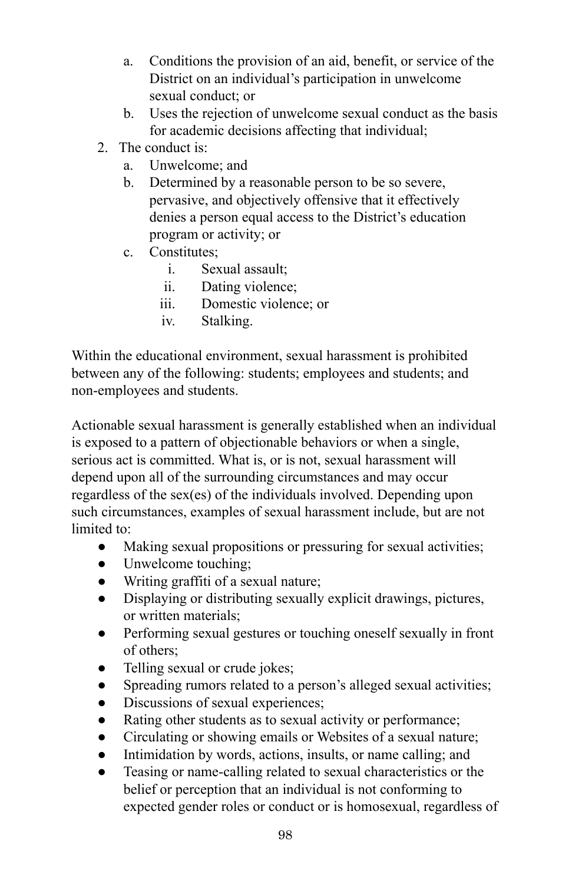a. Conditions the provision of an aid, benefit, or service of the District on an individual's participation in unwelcome sexual conduct; or
   b. Uses the rejection of unwelcome sexual conduct as the basis for academic decisions affecting that individual;
2. The conduct is:
   a. Unwelcome; and
   b. Determined by a reasonable person to be so severe, pervasive, and objectively offensive that it effectively denies a person equal access to the District's education program or activity; or
   c. Constitutes;
      i. Sexual assault;
      ii. Dating violence;
      iii. Domestic violence; or
      iv. Stalking.

Within the educational environment, sexual harassment is prohibited between any of the following: students; employees and students; and non-employees and students.

Actionable sexual harassment is generally established when an individual is exposed to a pattern of objectionable behaviors or when a single, serious act is committed. What is, or is not, sexual harassment will depend upon all of the surrounding circumstances and may occur regardless of the sex(es) of the individuals involved. Depending upon such circumstances, examples of sexual harassment include, but are not limited to:

- Making sexual propositions or pressuring for sexual activities;
- Unwelcome touching;
- Writing graffiti of a sexual nature;
- Displaying or distributing sexually explicit drawings, pictures, or written materials;
- Performing sexual gestures or touching oneself sexually in front of others;
- Telling sexual or crude jokes;
- Spreading rumors related to a person's alleged sexual activities;
- Discussions of sexual experiences;
- Rating other students as to sexual activity or performance;
- Circulating or showing emails or Websites of a sexual nature;
- Intimidation by words, actions, insults, or name calling; and
- Teasing or name-calling related to sexual characteristics or the belief or perception that an individual is not conforming to expected gender roles or conduct or is homosexual, regardless of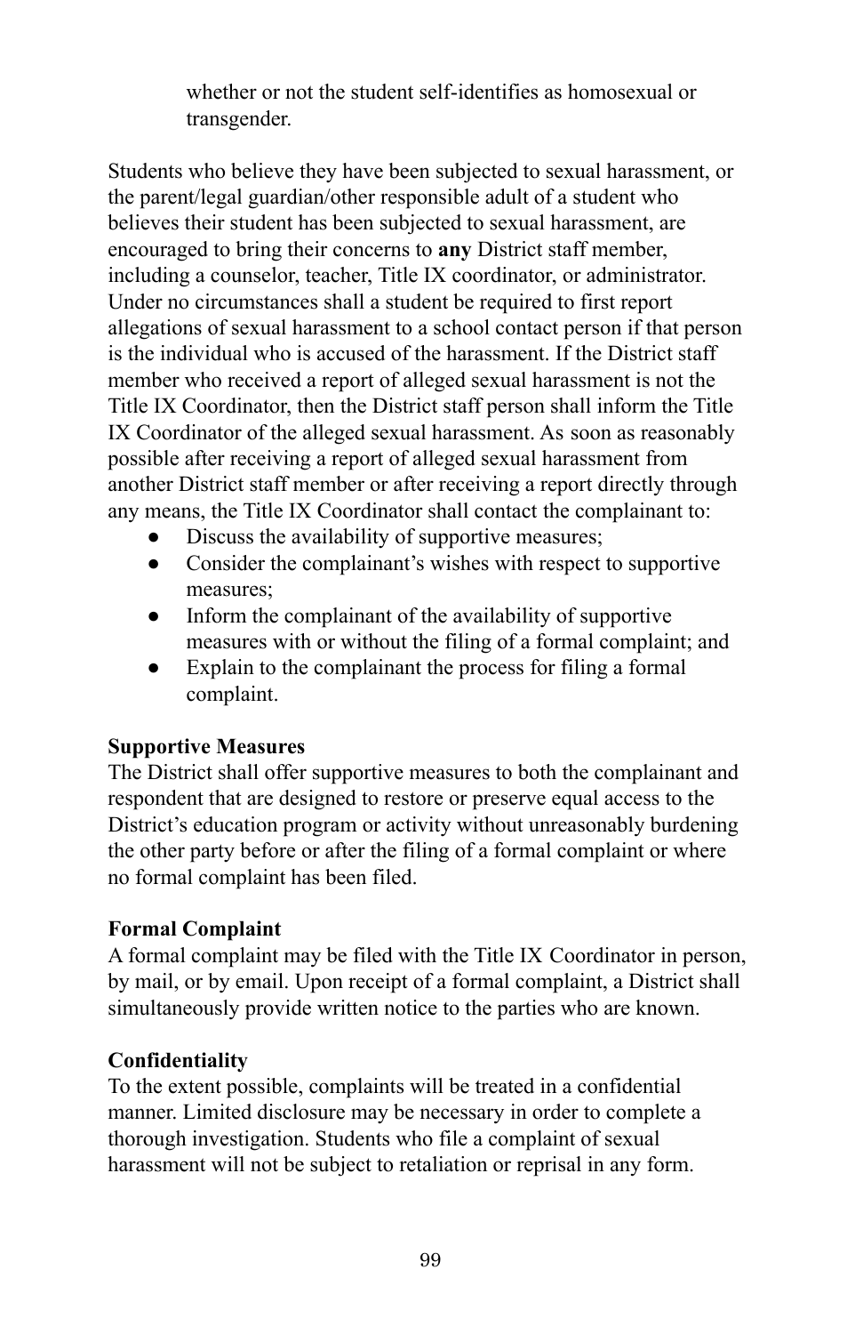whether or not the student self-identifies as homosexual or transgender.

Students who believe they have been subjected to sexual harassment, or the parent/legal guardian/other responsible adult of a student who believes their student has been subjected to sexual harassment, are encouraged to bring their concerns to **any** District staff member, including a counselor, teacher, Title IX coordinator, or administrator. Under no circumstances shall a student be required to first report allegations of sexual harassment to a school contact person if that person is the individual who is accused of the harassment. If the District staff member who received a report of alleged sexual harassment is not the Title IX Coordinator, then the District staff person shall inform the Title IX Coordinator of the alleged sexual harassment. As soon as reasonably possible after receiving a report of alleged sexual harassment from another District staff member or after receiving a report directly through any means, the Title IX Coordinator shall contact the complainant to:

- Discuss the availability of supportive measures;
- Consider the complainant's wishes with respect to supportive measures;
- Inform the complainant of the availability of supportive measures with or without the filing of a formal complaint; and
- Explain to the complainant the process for filing a formal complaint.

**Supportive Measures**

The District shall offer supportive measures to both the complainant and respondent that are designed to restore or preserve equal access to the District's education program or activity without unreasonably burdening the other party before or after the filing of a formal complaint or where no formal complaint has been filed.

**Formal Complaint**

A formal complaint may be filed with the Title IX Coordinator in person, by mail, or by email. Upon receipt of a formal complaint, a District shall simultaneously provide written notice to the parties who are known.

**Confidentiality**

To the extent possible, complaints will be treated in a confidential manner. Limited disclosure may be necessary in order to complete a thorough investigation. Students who file a complaint of sexual harassment will not be subject to retaliation or reprisal in any form.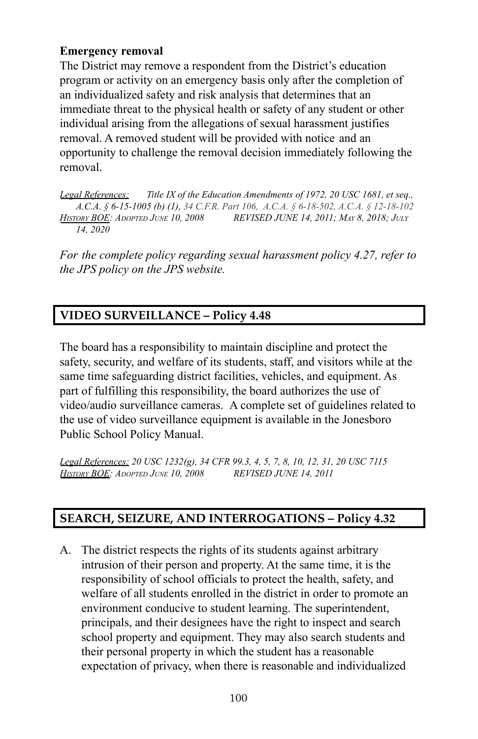**Emergency removal**

The District may remove a respondent from the District's education program or activity on an emergency basis only after the completion of an individualized safety and risk analysis that determines that an immediate threat to the physical health or safety of any student or other individual arising from the allegations of sexual harassment justifies removal. A removed student will be provided with notice and an opportunity to challenge the removal decision immediately following the removal.

*Legal References: Title IX of the Education Amendments of 1972, 20 USC 1681, et seq., A.C.A. § 6-15-1005 (b) (1), 34 C.F.R. Part 106, A.C.A. § 6-18-502, A.C.A. § 12-18-102*
*History BOE: Adopted June 10, 2008 REVISED JUNE 14, 2011; May 8, 2018; July 14, 2020*

*For the complete policy regarding sexual harassment policy 4.27, refer to the JPS policy on the JPS website.*

## VIDEO SURVEILLANCE – Policy 4.48

The board has a responsibility to maintain discipline and protect the safety, security, and welfare of its students, staff, and visitors while at the same time safeguarding district facilities, vehicles, and equipment. As part of fulfilling this responsibility, the board authorizes the use of video/audio surveillance cameras. A complete set of guidelines related to the use of video surveillance equipment is available in the Jonesboro Public School Policy Manual.

*Legal References: 20 USC 1232(g), 34 CFR 99.3, 4, 5, 7, 8, 10, 12, 31, 20 USC 7115*
*History BOE: Adopted June 10, 2008 REVISED JUNE 14, 2011*

## SEARCH, SEIZURE, AND INTERROGATIONS – Policy 4.32

A. The district respects the rights of its students against arbitrary intrusion of their person and property. At the same time, it is the responsibility of school officials to protect the health, safety, and welfare of all students enrolled in the district in order to promote an environment conducive to student learning. The superintendent, principals, and their designees have the right to inspect and search school property and equipment. They may also search students and their personal property in which the student has a reasonable expectation of privacy, when there is reasonable and individualized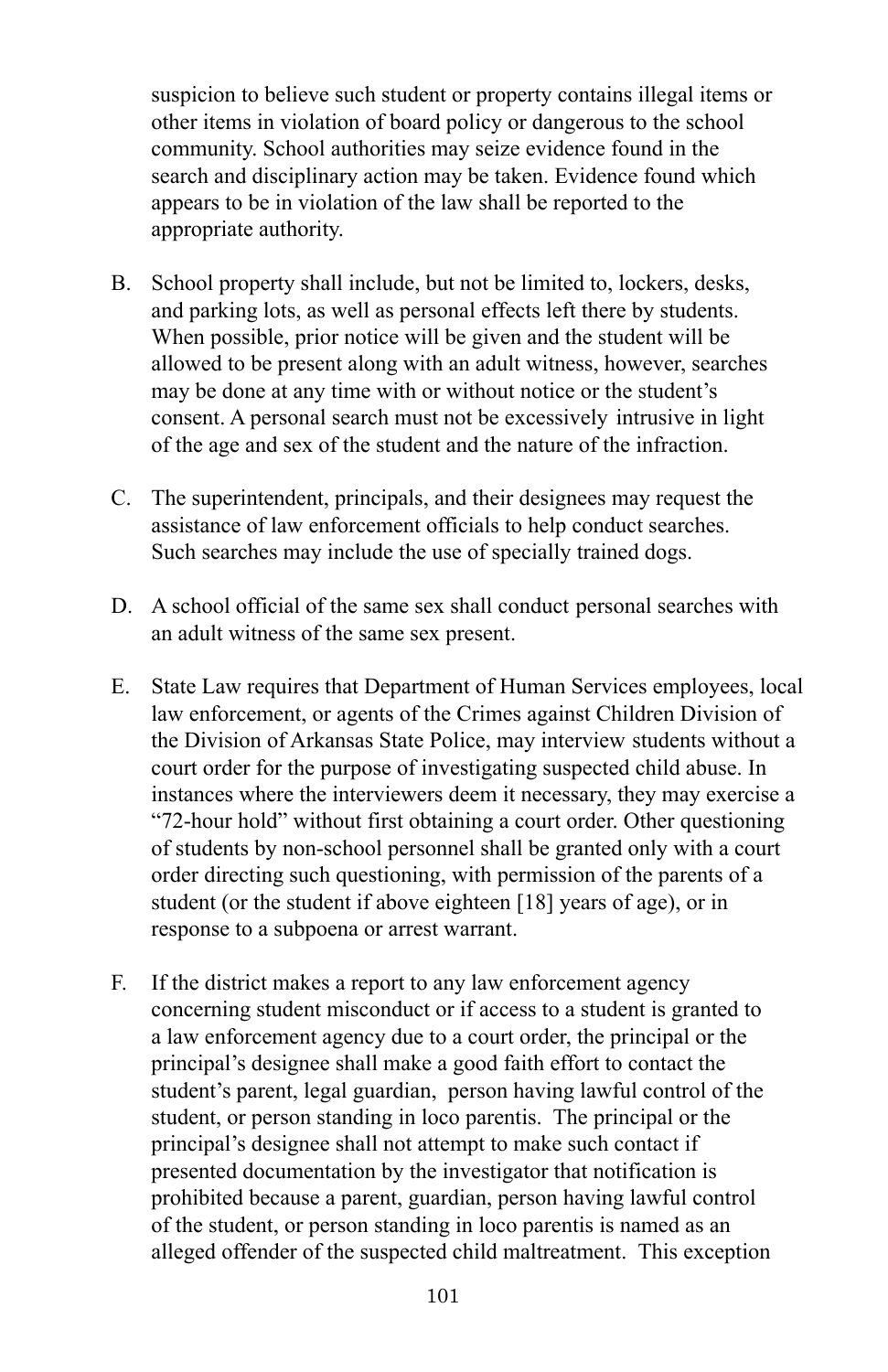suspicion to believe such student or property contains illegal items or other items in violation of board policy or dangerous to the school community. School authorities may seize evidence found in the search and disciplinary action may be taken. Evidence found which appears to be in violation of the law shall be reported to the appropriate authority.

B. School property shall include, but not be limited to, lockers, desks, and parking lots, as well as personal effects left there by students. When possible, prior notice will be given and the student will be allowed to be present along with an adult witness, however, searches may be done at any time with or without notice or the student's consent. A personal search must not be excessively intrusive in light of the age and sex of the student and the nature of the infraction.

C. The superintendent, principals, and their designees may request the assistance of law enforcement officials to help conduct searches. Such searches may include the use of specially trained dogs.

D. A school official of the same sex shall conduct personal searches with an adult witness of the same sex present.

E. State Law requires that Department of Human Services employees, local law enforcement, or agents of the Crimes against Children Division of the Division of Arkansas State Police, may interview students without a court order for the purpose of investigating suspected child abuse. In instances where the interviewers deem it necessary, they may exercise a "72-hour hold" without first obtaining a court order. Other questioning of students by non-school personnel shall be granted only with a court order directing such questioning, with permission of the parents of a student (or the student if above eighteen [18] years of age), or in response to a subpoena or arrest warrant.

F. If the district makes a report to any law enforcement agency concerning student misconduct or if access to a student is granted to a law enforcement agency due to a court order, the principal or the principal's designee shall make a good faith effort to contact the student's parent, legal guardian, person having lawful control of the student, or person standing in loco parentis. The principal or the principal's designee shall not attempt to make such contact if presented documentation by the investigator that notification is prohibited because a parent, guardian, person having lawful control of the student, or person standing in loco parentis is named as an alleged offender of the suspected child maltreatment. This exception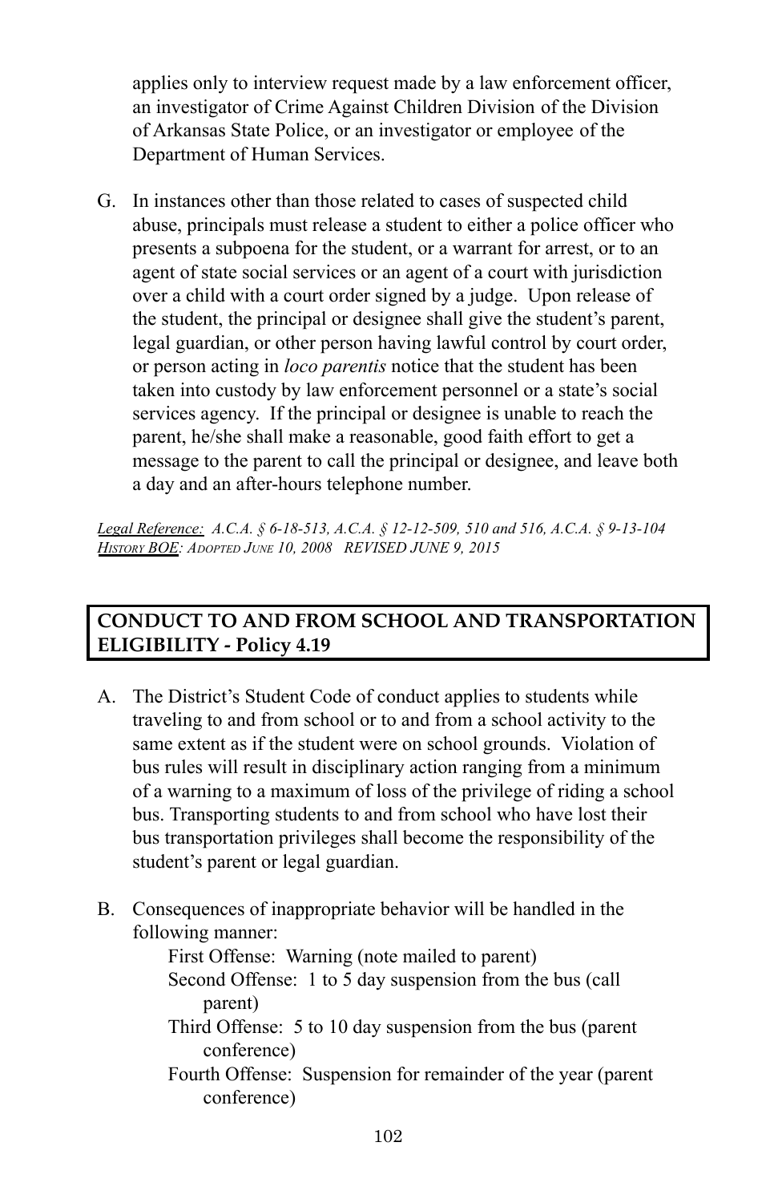applies only to interview request made by a law enforcement officer, an investigator of Crime Against Children Division of the Division of Arkansas State Police, or an investigator or employee of the Department of Human Services.

G. In instances other than those related to cases of suspected child abuse, principals must release a student to either a police officer who presents a subpoena for the student, or a warrant for arrest, or to an agent of state social services or an agent of a court with jurisdiction over a child with a court order signed by a judge. Upon release of the student, the principal or designee shall give the student's parent, legal guardian, or other person having lawful control by court order, or person acting in *loco parentis* notice that the student has been taken into custody by law enforcement personnel or a state's social services agency. If the principal or designee is unable to reach the parent, he/she shall make a reasonable, good faith effort to get a message to the parent to call the principal or designee, and leave both a day and an after-hours telephone number.

*Legal Reference: A.C.A. § 6-18-513, A.C.A. § 12-12-509, 510 and 516, A.C.A. § 9-13-104*
*History BOE: Adopted June 10, 2008 REVISED JUNE 9, 2015*

## CONDUCT TO AND FROM SCHOOL AND TRANSPORTATION ELIGIBILITY - Policy 4.19

A. The District's Student Code of conduct applies to students while traveling to and from school or to and from a school activity to the same extent as if the student were on school grounds. Violation of bus rules will result in disciplinary action ranging from a minimum of a warning to a maximum of loss of the privilege of riding a school bus. Transporting students to and from school who have lost their bus transportation privileges shall become the responsibility of the student's parent or legal guardian.

B. Consequences of inappropriate behavior will be handled in the following manner:

    First Offense: Warning (note mailed to parent)
    Second Offense: 1 to 5 day suspension from the bus (call parent)
    Third Offense: 5 to 10 day suspension from the bus (parent conference)
    Fourth Offense: Suspension for remainder of the year (parent conference)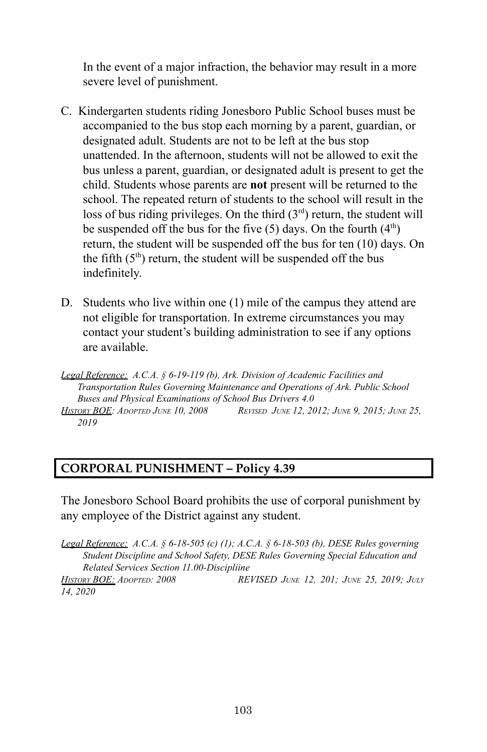In the event of a major infraction, the behavior may result in a more severe level of punishment.

C. Kindergarten students riding Jonesboro Public School buses must be accompanied to the bus stop each morning by a parent, guardian, or designated adult. Students are not to be left at the bus stop unattended. In the afternoon, students will not be allowed to exit the bus unless a parent, guardian, or designated adult is present to get the child. Students whose parents are **not** present will be returned to the school. The repeated return of students to the school will result in the loss of bus riding privileges. On the third (3rd) return, the student will be suspended off the bus for the five (5) days. On the fourth (4th) return, the student will be suspended off the bus for ten (10) days. On the fifth (5th) return, the student will be suspended off the bus indefinitely.

D. Students who live within one (1) mile of the campus they attend are not eligible for transportation. In extreme circumstances you may contact your student's building administration to see if any options are available.

*Legal Reference: A.C.A. § 6-19-119 (b), Ark. Division of Academic Facilities and Transportation Rules Governing Maintenance and Operations of Ark. Public School Buses and Physical Examinations of School Bus Drivers 4.0*
*History BOE: Adopted June 10, 2008 Revised June 12, 2012; June 9, 2015; June 25, 2019*

## CORPORAL PUNISHMENT – Policy 4.39

The Jonesboro School Board prohibits the use of corporal punishment by any employee of the District against any student.

*Legal Reference: A.C.A. § 6-18-505 (c) (1); A.C.A. § 6-18-503 (b), DESE Rules governing Student Discipline and School Safety, DESE Rules Governing Special Education and Related Services Section 11.00-Discipliine*
*History BOE: Adopted: 2008 REVISED June 12, 201; June 25, 2019; July 14, 2020*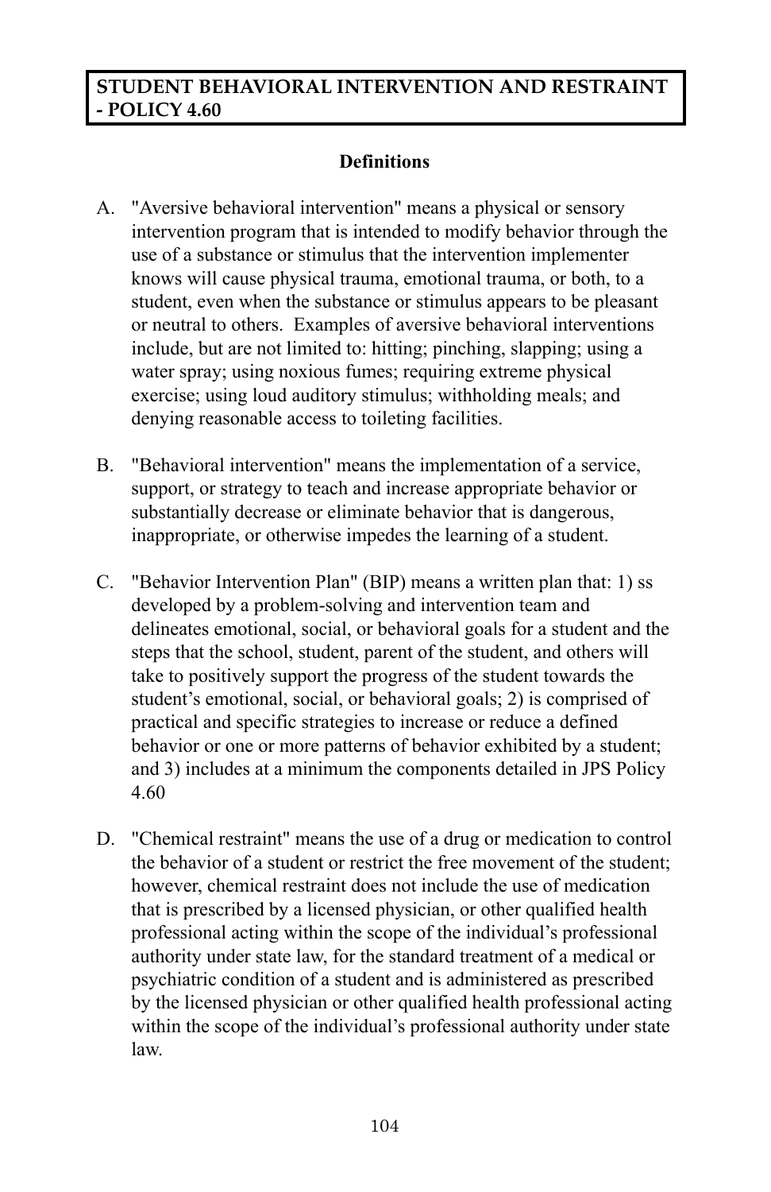# STUDENT BEHAVIORAL INTERVENTION AND RESTRAINT - POLICY 4.60

## Definitions

A. "Aversive behavioral intervention" means a physical or sensory intervention program that is intended to modify behavior through the use of a substance or stimulus that the intervention implementer knows will cause physical trauma, emotional trauma, or both, to a student, even when the substance or stimulus appears to be pleasant or neutral to others. Examples of aversive behavioral interventions include, but are not limited to: hitting; pinching, slapping; using a water spray; using noxious fumes; requiring extreme physical exercise; using loud auditory stimulus; withholding meals; and denying reasonable access to toileting facilities.

B. "Behavioral intervention" means the implementation of a service, support, or strategy to teach and increase appropriate behavior or substantially decrease or eliminate behavior that is dangerous, inappropriate, or otherwise impedes the learning of a student.

C. "Behavior Intervention Plan" (BIP) means a written plan that: 1) ss developed by a problem-solving and intervention team and delineates emotional, social, or behavioral goals for a student and the steps that the school, student, parent of the student, and others will take to positively support the progress of the student towards the student's emotional, social, or behavioral goals; 2) is comprised of practical and specific strategies to increase or reduce a defined behavior or one or more patterns of behavior exhibited by a student; and 3) includes at a minimum the components detailed in JPS Policy 4.60

D. "Chemical restraint" means the use of a drug or medication to control the behavior of a student or restrict the free movement of the student; however, chemical restraint does not include the use of medication that is prescribed by a licensed physician, or other qualified health professional acting within the scope of the individual's professional authority under state law, for the standard treatment of a medical or psychiatric condition of a student and is administered as prescribed by the licensed physician or other qualified health professional acting within the scope of the individual's professional authority under state law.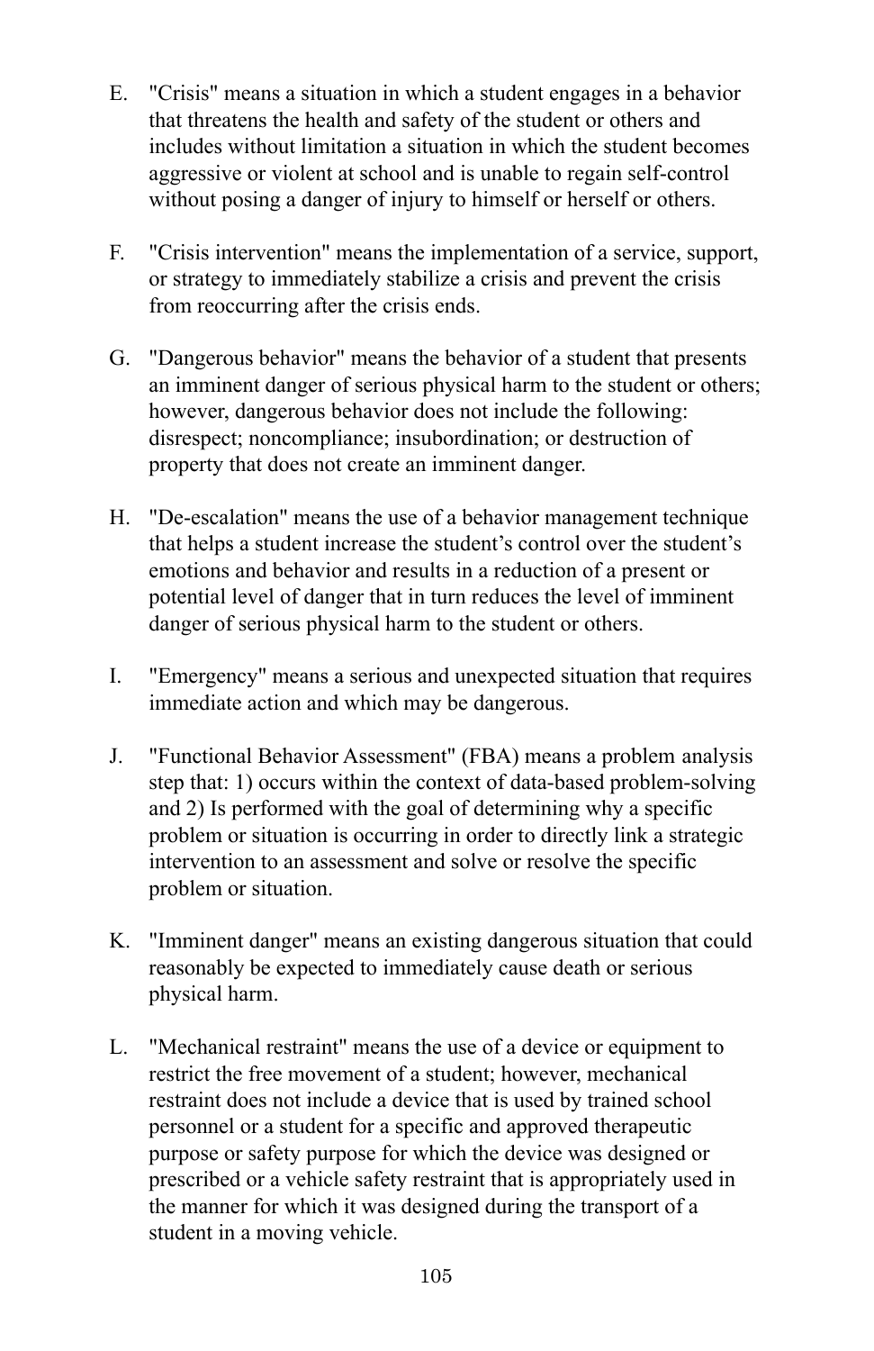E. "Crisis" means a situation in which a student engages in a behavior that threatens the health and safety of the student or others and includes without limitation a situation in which the student becomes aggressive or violent at school and is unable to regain self-control without posing a danger of injury to himself or herself or others.

F. "Crisis intervention" means the implementation of a service, support, or strategy to immediately stabilize a crisis and prevent the crisis from reoccurring after the crisis ends.

G. "Dangerous behavior" means the behavior of a student that presents an imminent danger of serious physical harm to the student or others; however, dangerous behavior does not include the following: disrespect; noncompliance; insubordination; or destruction of property that does not create an imminent danger.

H. "De-escalation" means the use of a behavior management technique that helps a student increase the student's control over the student's emotions and behavior and results in a reduction of a present or potential level of danger that in turn reduces the level of imminent danger of serious physical harm to the student or others.

I. "Emergency" means a serious and unexpected situation that requires immediate action and which may be dangerous.

J. "Functional Behavior Assessment" (FBA) means a problem analysis step that: 1) occurs within the context of data-based problem-solving and 2) Is performed with the goal of determining why a specific problem or situation is occurring in order to directly link a strategic intervention to an assessment and solve or resolve the specific problem or situation.

K. "Imminent danger" means an existing dangerous situation that could reasonably be expected to immediately cause death or serious physical harm.

L. "Mechanical restraint" means the use of a device or equipment to restrict the free movement of a student; however, mechanical restraint does not include a device that is used by trained school personnel or a student for a specific and approved therapeutic purpose or safety purpose for which the device was designed or prescribed or a vehicle safety restraint that is appropriately used in the manner for which it was designed during the transport of a student in a moving vehicle.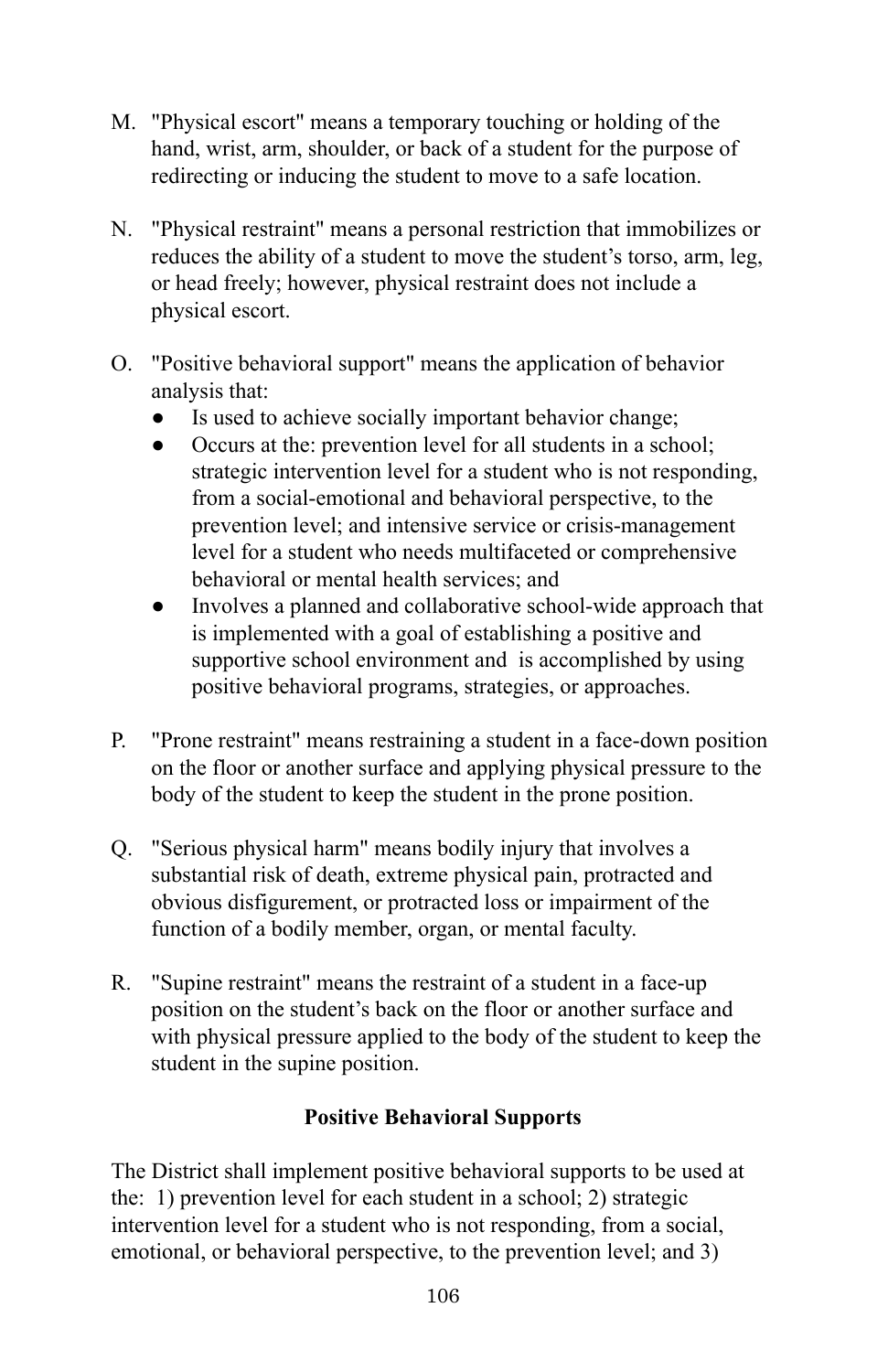M. "Physical escort" means a temporary touching or holding of the hand, wrist, arm, shoulder, or back of a student for the purpose of redirecting or inducing the student to move to a safe location.

N. "Physical restraint" means a personal restriction that immobilizes or reduces the ability of a student to move the student's torso, arm, leg, or head freely; however, physical restraint does not include a physical escort.

O. "Positive behavioral support" means the application of behavior analysis that:
   - Is used to achieve socially important behavior change;
   - Occurs at the: prevention level for all students in a school; strategic intervention level for a student who is not responding, from a social-emotional and behavioral perspective, to the prevention level; and intensive service or crisis-management level for a student who needs multifaceted or comprehensive behavioral or mental health services; and
   - Involves a planned and collaborative school-wide approach that is implemented with a goal of establishing a positive and supportive school environment and is accomplished by using positive behavioral programs, strategies, or approaches.

P. "Prone restraint" means restraining a student in a face-down position on the floor or another surface and applying physical pressure to the body of the student to keep the student in the prone position.

Q. "Serious physical harm" means bodily injury that involves a substantial risk of death, extreme physical pain, protracted and obvious disfigurement, or protracted loss or impairment of the function of a bodily member, organ, or mental faculty.

R. "Supine restraint" means the restraint of a student in a face-up position on the student's back on the floor or another surface and with physical pressure applied to the body of the student to keep the student in the supine position.

**Positive Behavioral Supports**

The District shall implement positive behavioral supports to be used at the: 1) prevention level for each student in a school; 2) strategic intervention level for a student who is not responding, from a social, emotional, or behavioral perspective, to the prevention level; and 3)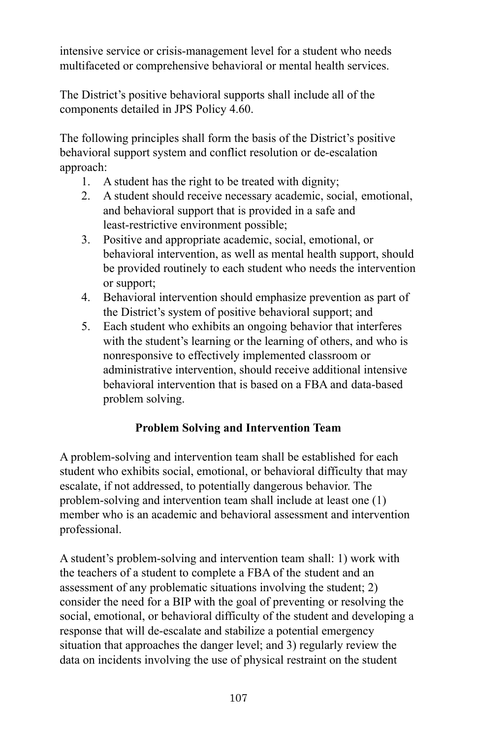intensive service or crisis-management level for a student who needs multifaceted or comprehensive behavioral or mental health services.

The District's positive behavioral supports shall include all of the components detailed in JPS Policy 4.60.

The following principles shall form the basis of the District's positive behavioral support system and conflict resolution or de-escalation approach:

1. A student has the right to be treated with dignity;
2. A student should receive necessary academic, social, emotional, and behavioral support that is provided in a safe and least-restrictive environment possible;
3. Positive and appropriate academic, social, emotional, or behavioral intervention, as well as mental health support, should be provided routinely to each student who needs the intervention or support;
4. Behavioral intervention should emphasize prevention as part of the District's system of positive behavioral support; and
5. Each student who exhibits an ongoing behavior that interferes with the student's learning or the learning of others, and who is nonresponsive to effectively implemented classroom or administrative intervention, should receive additional intensive behavioral intervention that is based on a FBA and data-based problem solving.

**Problem Solving and Intervention Team**

A problem-solving and intervention team shall be established for each student who exhibits social, emotional, or behavioral difficulty that may escalate, if not addressed, to potentially dangerous behavior. The problem-solving and intervention team shall include at least one (1) member who is an academic and behavioral assessment and intervention professional.

A student's problem-solving and intervention team shall: 1) work with the teachers of a student to complete a FBA of the student and an assessment of any problematic situations involving the student; 2) consider the need for a BIP with the goal of preventing or resolving the social, emotional, or behavioral difficulty of the student and developing a response that will de-escalate and stabilize a potential emergency situation that approaches the danger level; and 3) regularly review the data on incidents involving the use of physical restraint on the student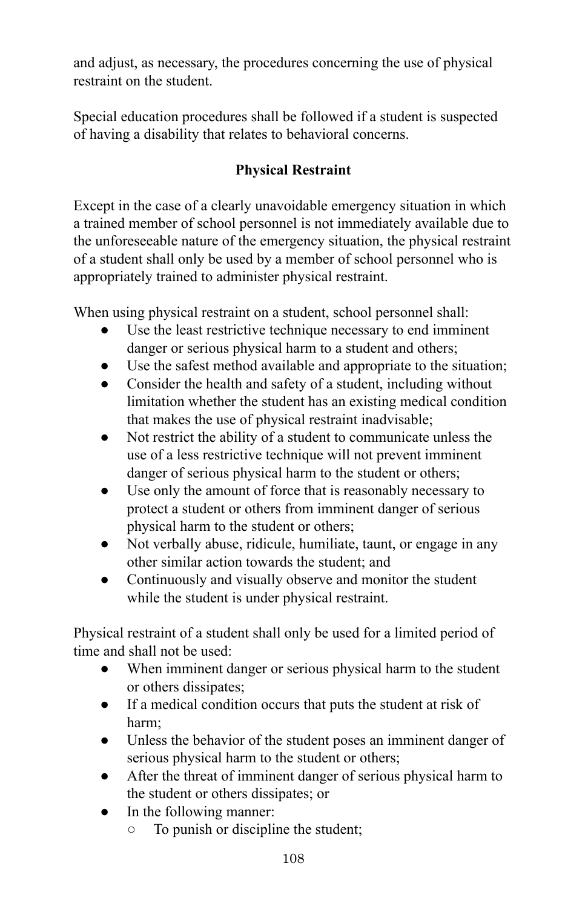and adjust, as necessary, the procedures concerning the use of physical restraint on the student.

Special education procedures shall be followed if a student is suspected of having a disability that relates to behavioral concerns.

## Physical Restraint

Except in the case of a clearly unavoidable emergency situation in which a trained member of school personnel is not immediately available due to the unforeseeable nature of the emergency situation, the physical restraint of a student shall only be used by a member of school personnel who is appropriately trained to administer physical restraint.

When using physical restraint on a student, school personnel shall:

- Use the least restrictive technique necessary to end imminent danger or serious physical harm to a student and others;
- Use the safest method available and appropriate to the situation;
- Consider the health and safety of a student, including without limitation whether the student has an existing medical condition that makes the use of physical restraint inadvisable;
- Not restrict the ability of a student to communicate unless the use of a less restrictive technique will not prevent imminent danger of serious physical harm to the student or others;
- Use only the amount of force that is reasonably necessary to protect a student or others from imminent danger of serious physical harm to the student or others;
- Not verbally abuse, ridicule, humiliate, taunt, or engage in any other similar action towards the student; and
- Continuously and visually observe and monitor the student while the student is under physical restraint.

Physical restraint of a student shall only be used for a limited period of time and shall not be used:

- When imminent danger or serious physical harm to the student or others dissipates;
- If a medical condition occurs that puts the student at risk of harm;
- Unless the behavior of the student poses an imminent danger of serious physical harm to the student or others;
- After the threat of imminent danger of serious physical harm to the student or others dissipates; or
- In the following manner:
  - To punish or discipline the student;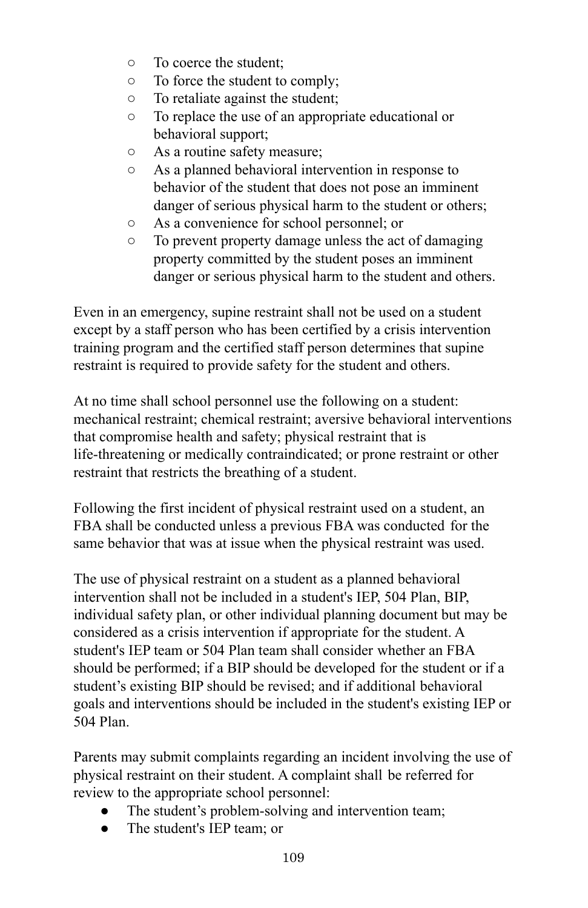- To coerce the student;
  - To force the student to comply;
  - To retaliate against the student;
  - To replace the use of an appropriate educational or behavioral support;
  - As a routine safety measure;
  - As a planned behavioral intervention in response to behavior of the student that does not pose an imminent danger of serious physical harm to the student or others;
  - As a convenience for school personnel; or
  - To prevent property damage unless the act of damaging property committed by the student poses an imminent danger or serious physical harm to the student and others.

Even in an emergency, supine restraint shall not be used on a student except by a staff person who has been certified by a crisis intervention training program and the certified staff person determines that supine restraint is required to provide safety for the student and others.

At no time shall school personnel use the following on a student: mechanical restraint; chemical restraint; aversive behavioral interventions that compromise health and safety; physical restraint that is life-threatening or medically contraindicated; or prone restraint or other restraint that restricts the breathing of a student.

Following the first incident of physical restraint used on a student, an FBA shall be conducted unless a previous FBA was conducted for the same behavior that was at issue when the physical restraint was used.

The use of physical restraint on a student as a planned behavioral intervention shall not be included in a student's IEP, 504 Plan, BIP, individual safety plan, or other individual planning document but may be considered as a crisis intervention if appropriate for the student. A student's IEP team or 504 Plan team shall consider whether an FBA should be performed; if a BIP should be developed for the student or if a student's existing BIP should be revised; and if additional behavioral goals and interventions should be included in the student's existing IEP or 504 Plan.

Parents may submit complaints regarding an incident involving the use of physical restraint on their student. A complaint shall be referred for review to the appropriate school personnel:

- The student's problem-solving and intervention team;
- The student's IEP team; or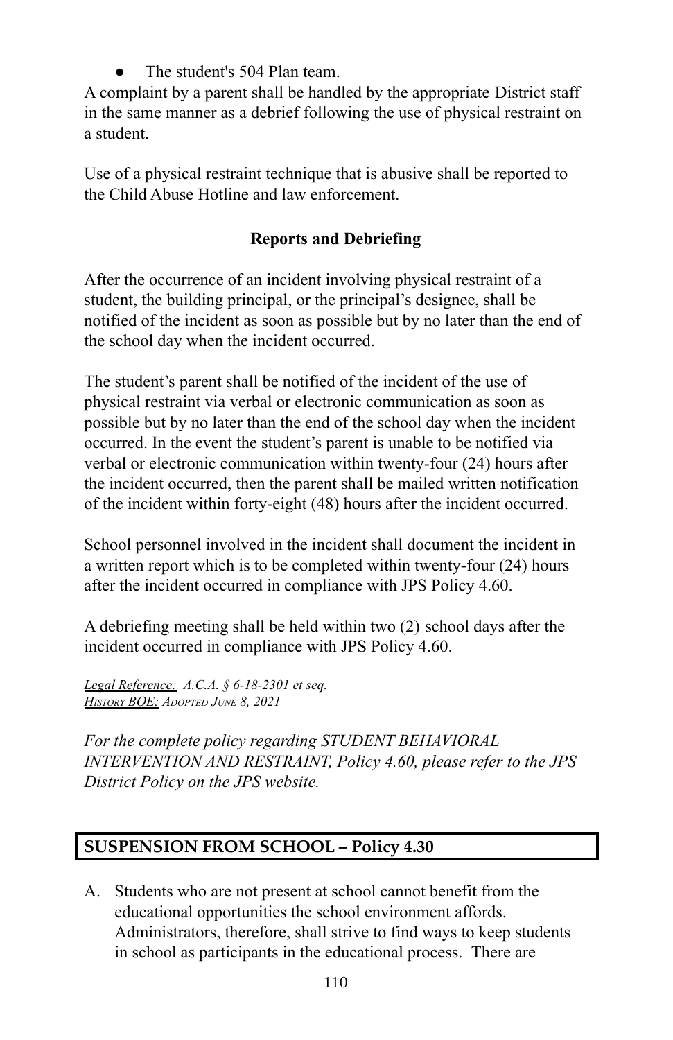- The student's 504 Plan team.

A complaint by a parent shall be handled by the appropriate District staff in the same manner as a debrief following the use of physical restraint on a student.

Use of a physical restraint technique that is abusive shall be reported to the Child Abuse Hotline and law enforcement.

**Reports and Debriefing**

After the occurrence of an incident involving physical restraint of a student, the building principal, or the principal's designee, shall be notified of the incident as soon as possible but by no later than the end of the school day when the incident occurred.

The student's parent shall be notified of the incident of the use of physical restraint via verbal or electronic communication as soon as possible but by no later than the end of the school day when the incident occurred. In the event the student's parent is unable to be notified via verbal or electronic communication within twenty-four (24) hours after the incident occurred, then the parent shall be mailed written notification of the incident within forty-eight (48) hours after the incident occurred.

School personnel involved in the incident shall document the incident in a written report which is to be completed within twenty-four (24) hours after the incident occurred in compliance with JPS Policy 4.60.

A debriefing meeting shall be held within two (2) school days after the incident occurred in compliance with JPS Policy 4.60.

*Legal Reference: A.C.A. § 6-18-2301 et seq.*
*History BOE: Adopted June 8, 2021*

*For the complete policy regarding STUDENT BEHAVIORAL INTERVENTION AND RESTRAINT, Policy 4.60, please refer to the JPS District Policy on the JPS website.*

## SUSPENSION FROM SCHOOL – Policy 4.30

A. Students who are not present at school cannot benefit from the educational opportunities the school environment affords. Administrators, therefore, shall strive to find ways to keep students in school as participants in the educational process. There are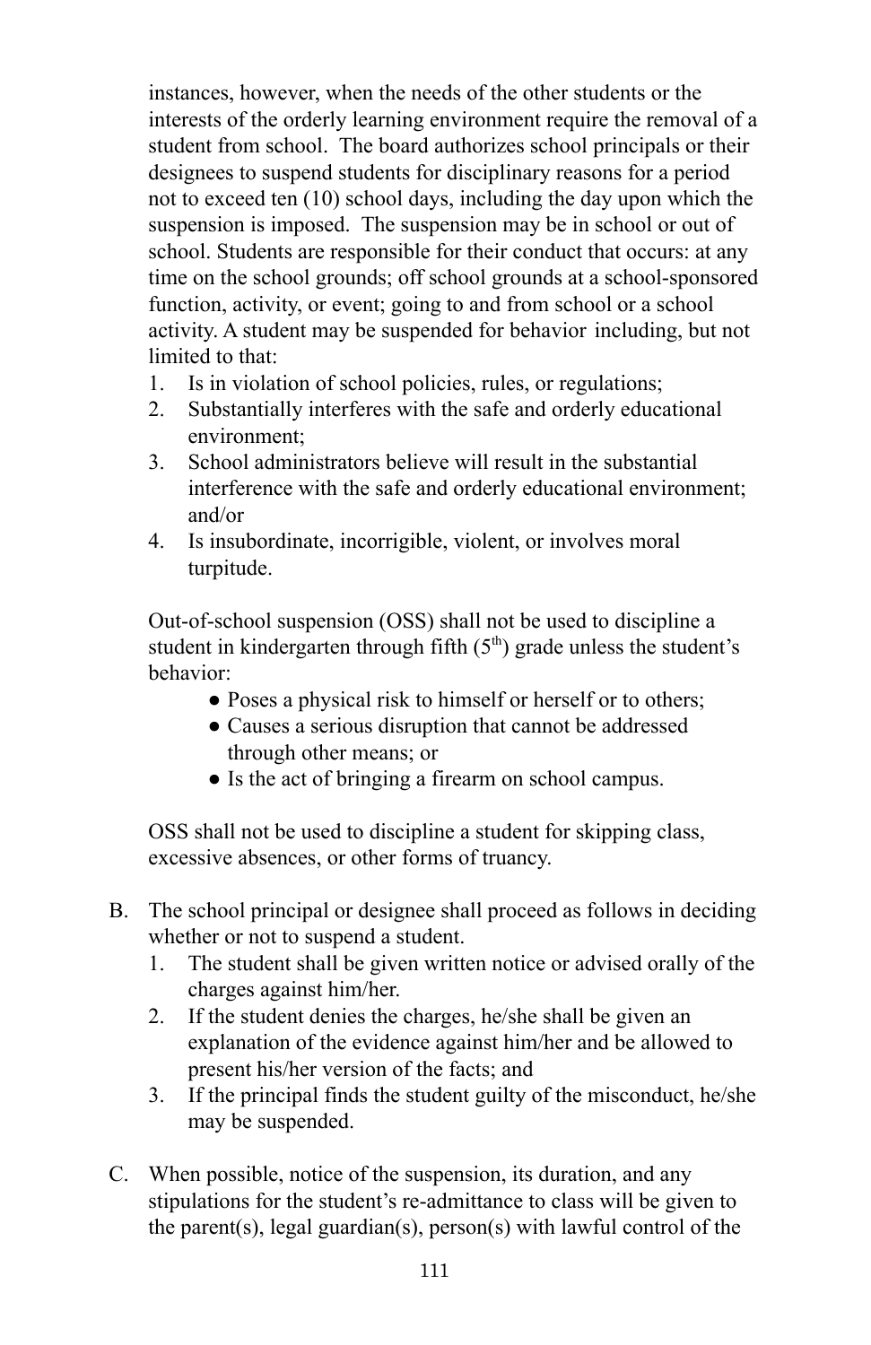instances, however, when the needs of the other students or the interests of the orderly learning environment require the removal of a student from school. The board authorizes school principals or their designees to suspend students for disciplinary reasons for a period not to exceed ten (10) school days, including the day upon which the suspension is imposed. The suspension may be in school or out of school. Students are responsible for their conduct that occurs: at any time on the school grounds; off school grounds at a school-sponsored function, activity, or event; going to and from school or a school activity. A student may be suspended for behavior including, but not limited to that:

1. Is in violation of school policies, rules, or regulations;
2. Substantially interferes with the safe and orderly educational environment;
3. School administrators believe will result in the substantial interference with the safe and orderly educational environment; and/or
4. Is insubordinate, incorrigible, violent, or involves moral turpitude.

Out-of-school suspension (OSS) shall not be used to discipline a student in kindergarten through fifth (5th) grade unless the student's behavior:

- Poses a physical risk to himself or herself or to others;
- Causes a serious disruption that cannot be addressed through other means; or
- Is the act of bringing a firearm on school campus.

OSS shall not be used to discipline a student for skipping class, excessive absences, or other forms of truancy.

B. The school principal or designee shall proceed as follows in deciding whether or not to suspend a student.
   1. The student shall be given written notice or advised orally of the charges against him/her.
   2. If the student denies the charges, he/she shall be given an explanation of the evidence against him/her and be allowed to present his/her version of the facts; and
   3. If the principal finds the student guilty of the misconduct, he/she may be suspended.

C. When possible, notice of the suspension, its duration, and any stipulations for the student's re-admittance to class will be given to the parent(s), legal guardian(s), person(s) with lawful control of the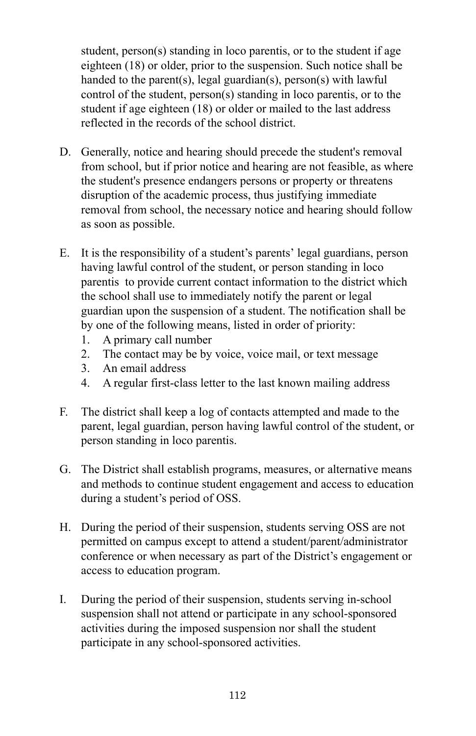student, person(s) standing in loco parentis, or to the student if age eighteen (18) or older, prior to the suspension. Such notice shall be handed to the parent(s), legal guardian(s), person(s) with lawful control of the student, person(s) standing in loco parentis, or to the student if age eighteen (18) or older or mailed to the last address reflected in the records of the school district.

D. Generally, notice and hearing should precede the student's removal from school, but if prior notice and hearing are not feasible, as where the student's presence endangers persons or property or threatens disruption of the academic process, thus justifying immediate removal from school, the necessary notice and hearing should follow as soon as possible.

E. It is the responsibility of a student's parents' legal guardians, person having lawful control of the student, or person standing in loco parentis to provide current contact information to the district which the school shall use to immediately notify the parent or legal guardian upon the suspension of a student. The notification shall be by one of the following means, listed in order of priority:
   1. A primary call number
   2. The contact may be by voice, voice mail, or text message
   3. An email address
   4. A regular first-class letter to the last known mailing address

F. The district shall keep a log of contacts attempted and made to the parent, legal guardian, person having lawful control of the student, or person standing in loco parentis.

G. The District shall establish programs, measures, or alternative means and methods to continue student engagement and access to education during a student's period of OSS.

H. During the period of their suspension, students serving OSS are not permitted on campus except to attend a student/parent/administrator conference or when necessary as part of the District's engagement or access to education program.

I. During the period of their suspension, students serving in-school suspension shall not attend or participate in any school-sponsored activities during the imposed suspension nor shall the student participate in any school-sponsored activities.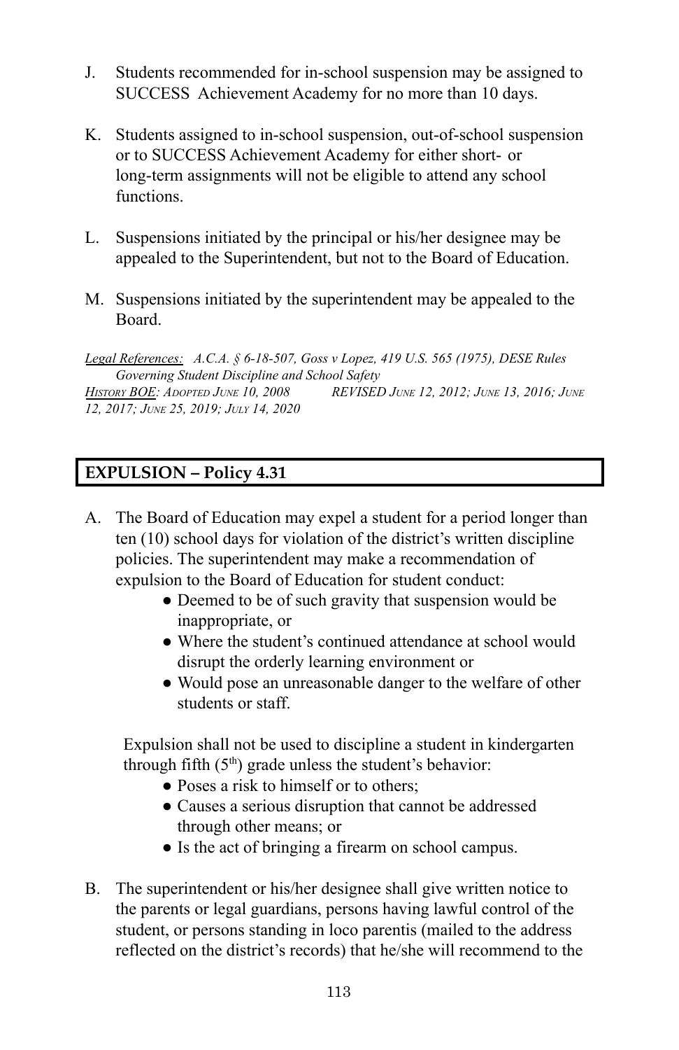J. Students recommended for in-school suspension may be assigned to SUCCESS Achievement Academy for no more than 10 days.

K. Students assigned to in-school suspension, out-of-school suspension or to SUCCESS Achievement Academy for either short- or long-term assignments will not be eligible to attend any school functions.

L. Suspensions initiated by the principal or his/her designee may be appealed to the Superintendent, but not to the Board of Education.

M. Suspensions initiated by the superintendent may be appealed to the Board.

*Legal References: A.C.A. § 6-18-507, Goss v Lopez, 419 U.S. 565 (1975), DESE Rules Governing Student Discipline and School Safety*
*History BOE: Adopted June 10, 2008 REVISED June 12, 2012; June 13, 2016; June 12, 2017; June 25, 2019; July 14, 2020*

## EXPULSION – Policy 4.31

A. The Board of Education may expel a student for a period longer than ten (10) school days for violation of the district's written discipline policies. The superintendent may make a recommendation of expulsion to the Board of Education for student conduct:

- Deemed to be of such gravity that suspension would be inappropriate, or
- Where the student's continued attendance at school would disrupt the orderly learning environment or
- Would pose an unreasonable danger to the welfare of other students or staff.

Expulsion shall not be used to discipline a student in kindergarten through fifth (5th) grade unless the student's behavior:

- Poses a risk to himself or to others;
- Causes a serious disruption that cannot be addressed through other means; or
- Is the act of bringing a firearm on school campus.

B. The superintendent or his/her designee shall give written notice to the parents or legal guardians, persons having lawful control of the student, or persons standing in loco parentis (mailed to the address reflected on the district's records) that he/she will recommend to the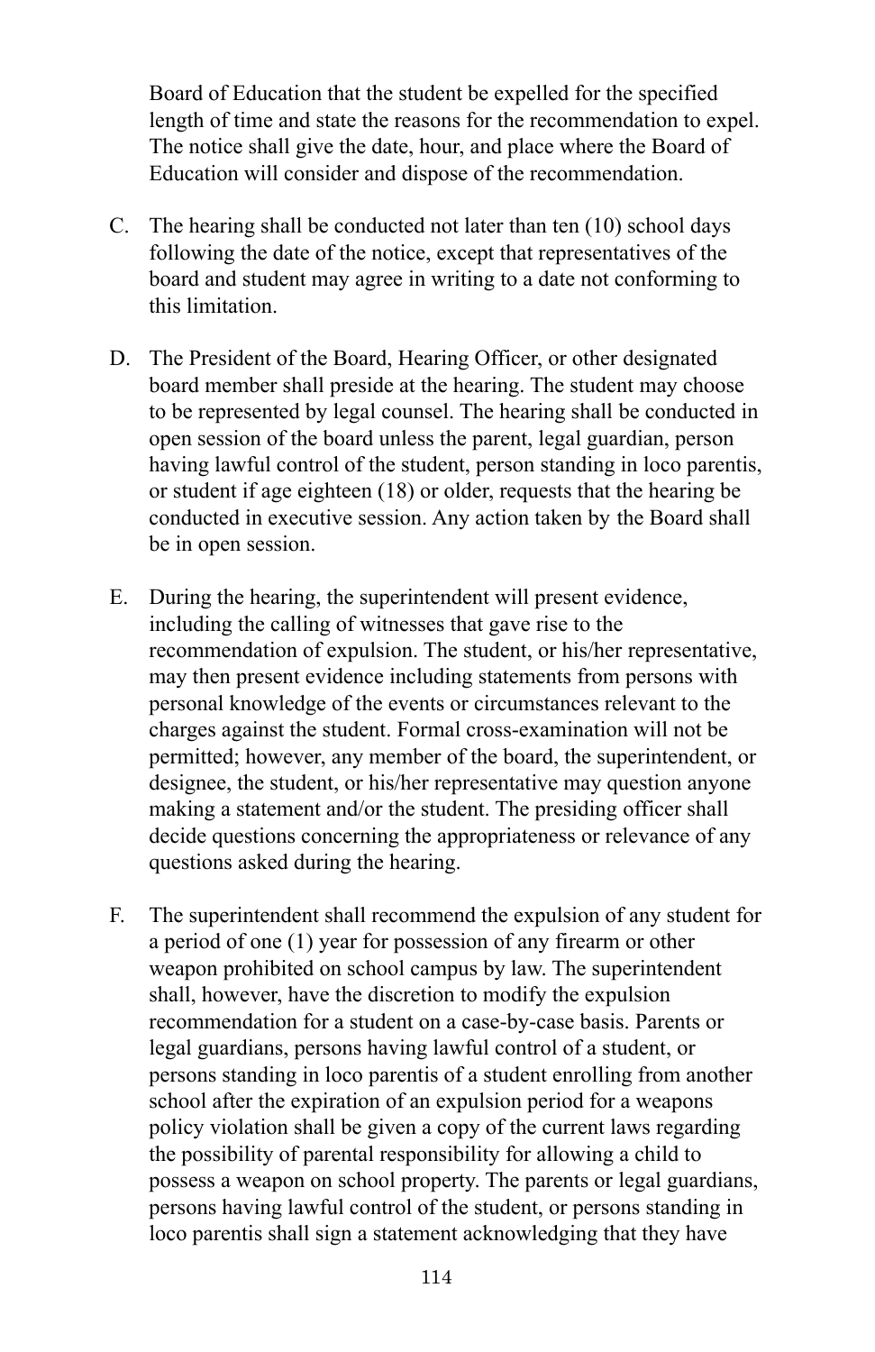Board of Education that the student be expelled for the specified length of time and state the reasons for the recommendation to expel. The notice shall give the date, hour, and place where the Board of Education will consider and dispose of the recommendation.

C. The hearing shall be conducted not later than ten (10) school days following the date of the notice, except that representatives of the board and student may agree in writing to a date not conforming to this limitation.

D. The President of the Board, Hearing Officer, or other designated board member shall preside at the hearing. The student may choose to be represented by legal counsel. The hearing shall be conducted in open session of the board unless the parent, legal guardian, person having lawful control of the student, person standing in loco parentis, or student if age eighteen (18) or older, requests that the hearing be conducted in executive session. Any action taken by the Board shall be in open session.

E. During the hearing, the superintendent will present evidence, including the calling of witnesses that gave rise to the recommendation of expulsion. The student, or his/her representative, may then present evidence including statements from persons with personal knowledge of the events or circumstances relevant to the charges against the student. Formal cross-examination will not be permitted; however, any member of the board, the superintendent, or designee, the student, or his/her representative may question anyone making a statement and/or the student. The presiding officer shall decide questions concerning the appropriateness or relevance of any questions asked during the hearing.

F. The superintendent shall recommend the expulsion of any student for a period of one (1) year for possession of any firearm or other weapon prohibited on school campus by law. The superintendent shall, however, have the discretion to modify the expulsion recommendation for a student on a case-by-case basis. Parents or legal guardians, persons having lawful control of a student, or persons standing in loco parentis of a student enrolling from another school after the expiration of an expulsion period for a weapons policy violation shall be given a copy of the current laws regarding the possibility of parental responsibility for allowing a child to possess a weapon on school property. The parents or legal guardians, persons having lawful control of the student, or persons standing in loco parentis shall sign a statement acknowledging that they have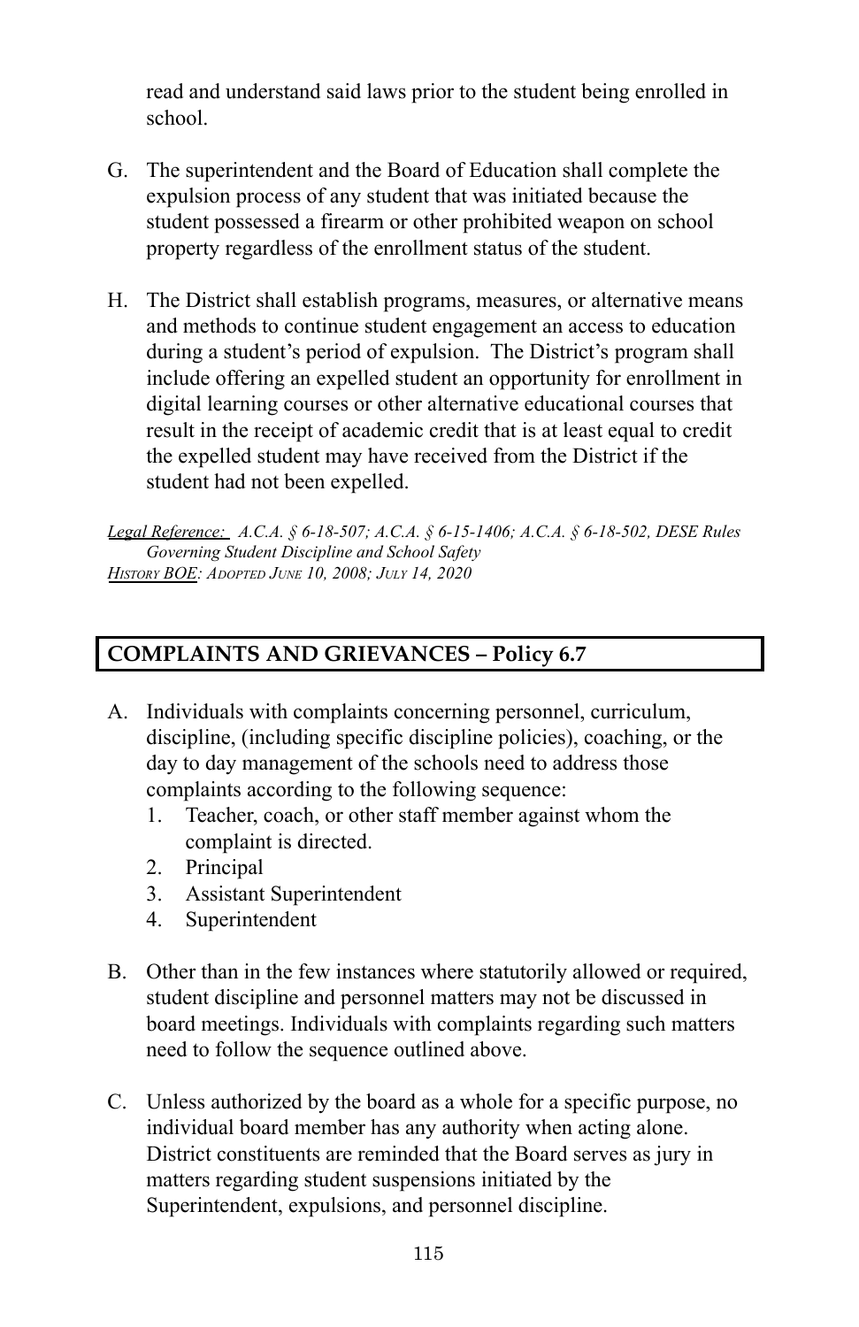read and understand said laws prior to the student being enrolled in school.

G. The superintendent and the Board of Education shall complete the expulsion process of any student that was initiated because the student possessed a firearm or other prohibited weapon on school property regardless of the enrollment status of the student.

H. The District shall establish programs, measures, or alternative means and methods to continue student engagement an access to education during a student's period of expulsion. The District's program shall include offering an expelled student an opportunity for enrollment in digital learning courses or other alternative educational courses that result in the receipt of academic credit that is at least equal to credit the expelled student may have received from the District if the student had not been expelled.

*Legal Reference: A.C.A. § 6-18-507; A.C.A. § 6-15-1406; A.C.A. § 6-18-502, DESE Rules Governing Student Discipline and School Safety*
*History BOE: Adopted June 10, 2008; July 14, 2020*

## COMPLAINTS AND GRIEVANCES – Policy 6.7

A. Individuals with complaints concerning personnel, curriculum, discipline, (including specific discipline policies), coaching, or the day to day management of the schools need to address those complaints according to the following sequence:
   1. Teacher, coach, or other staff member against whom the complaint is directed.
   2. Principal
   3. Assistant Superintendent
   4. Superintendent

B. Other than in the few instances where statutorily allowed or required, student discipline and personnel matters may not be discussed in board meetings. Individuals with complaints regarding such matters need to follow the sequence outlined above.

C. Unless authorized by the board as a whole for a specific purpose, no individual board member has any authority when acting alone. District constituents are reminded that the Board serves as jury in matters regarding student suspensions initiated by the Superintendent, expulsions, and personnel discipline.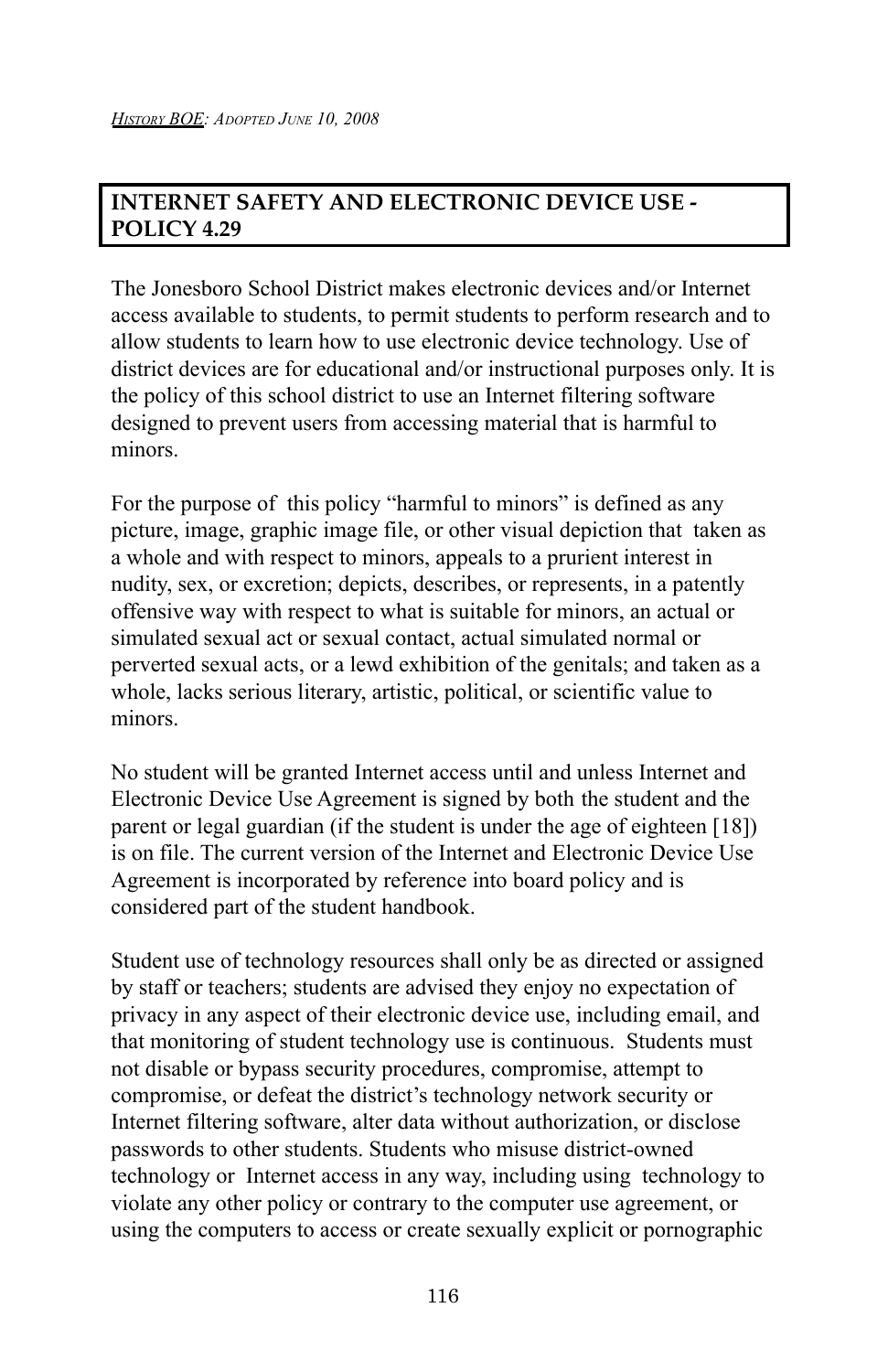*History BOE: Adopted June 10, 2008*

## INTERNET SAFETY AND ELECTRONIC DEVICE USE - POLICY 4.29

The Jonesboro School District makes electronic devices and/or Internet access available to students, to permit students to perform research and to allow students to learn how to use electronic device technology. Use of district devices are for educational and/or instructional purposes only. It is the policy of this school district to use an Internet filtering software designed to prevent users from accessing material that is harmful to minors.

For the purpose of this policy "harmful to minors" is defined as any picture, image, graphic image file, or other visual depiction that taken as a whole and with respect to minors, appeals to a prurient interest in nudity, sex, or excretion; depicts, describes, or represents, in a patently offensive way with respect to what is suitable for minors, an actual or simulated sexual act or sexual contact, actual simulated normal or perverted sexual acts, or a lewd exhibition of the genitals; and taken as a whole, lacks serious literary, artistic, political, or scientific value to minors.

No student will be granted Internet access until and unless Internet and Electronic Device Use Agreement is signed by both the student and the parent or legal guardian (if the student is under the age of eighteen [18]) is on file. The current version of the Internet and Electronic Device Use Agreement is incorporated by reference into board policy and is considered part of the student handbook.

Student use of technology resources shall only be as directed or assigned by staff or teachers; students are advised they enjoy no expectation of privacy in any aspect of their electronic device use, including email, and that monitoring of student technology use is continuous. Students must not disable or bypass security procedures, compromise, attempt to compromise, or defeat the district's technology network security or Internet filtering software, alter data without authorization, or disclose passwords to other students. Students who misuse district-owned technology or Internet access in any way, including using technology to violate any other policy or contrary to the computer use agreement, or using the computers to access or create sexually explicit or pornographic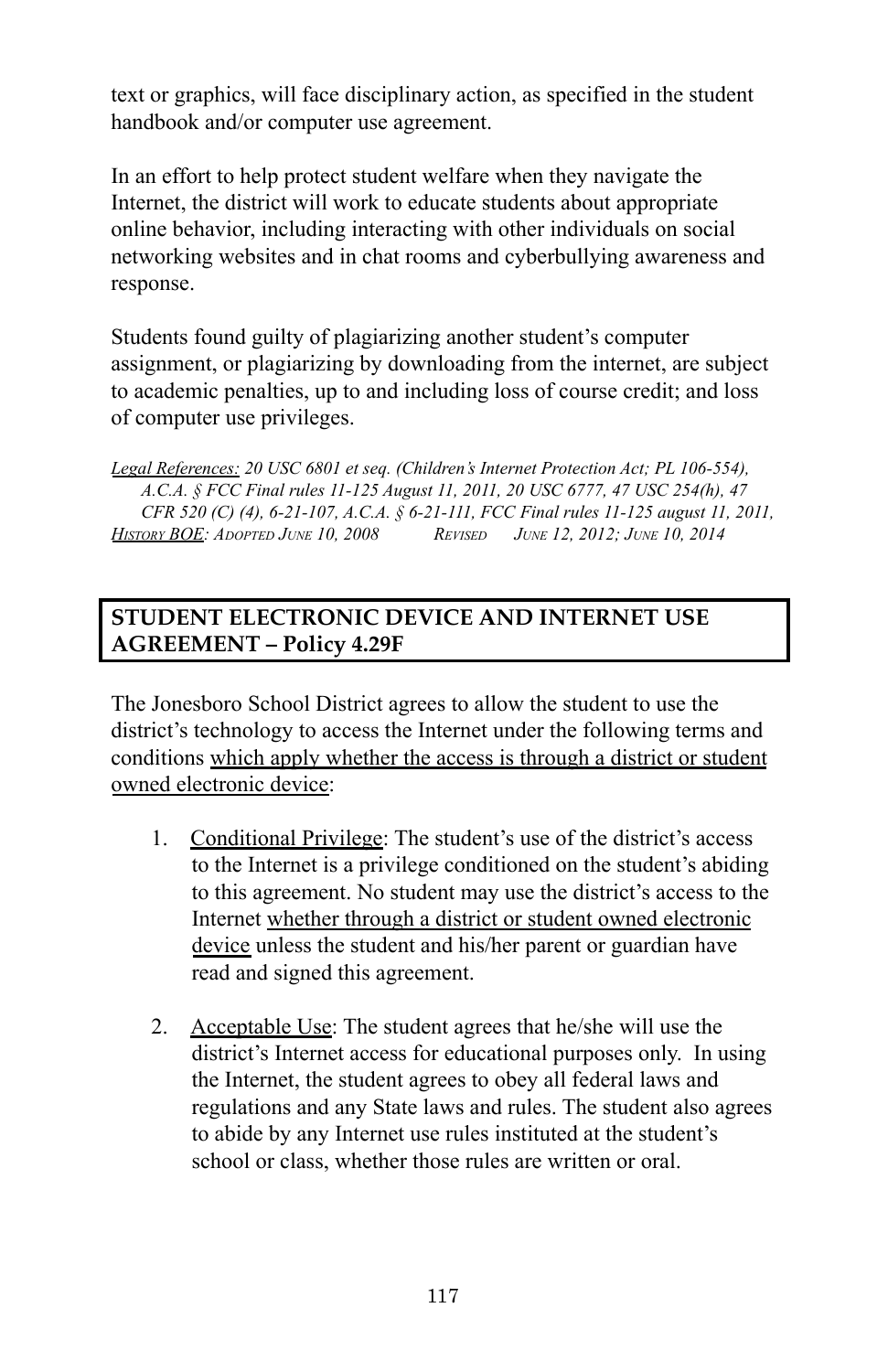text or graphics, will face disciplinary action, as specified in the student handbook and/or computer use agreement.

In an effort to help protect student welfare when they navigate the Internet, the district will work to educate students about appropriate online behavior, including interacting with other individuals on social networking websites and in chat rooms and cyberbullying awareness and response.

Students found guilty of plagiarizing another student's computer assignment, or plagiarizing by downloading from the internet, are subject to academic penalties, up to and including loss of course credit; and loss of computer use privileges.

*Legal References: 20 USC 6801 et seq. (Children's Internet Protection Act; PL 106-554), A.C.A. § FCC Final rules 11-125 August 11, 2011, 20 USC 6777, 47 USC 254(h), 47 CFR 520 (C) (4), 6-21-107, A.C.A. § 6-21-111, FCC Final rules 11-125 august 11, 2011,*
*History BOE: Adopted June 10, 2008 Revised June 12, 2012; June 10, 2014*

## STUDENT ELECTRONIC DEVICE AND INTERNET USE AGREEMENT – Policy 4.29F

The Jonesboro School District agrees to allow the student to use the district's technology to access the Internet under the following terms and conditions which apply whether the access is through a district or student owned electronic device:

1. Conditional Privilege: The student's use of the district's access to the Internet is a privilege conditioned on the student's abiding to this agreement. No student may use the district's access to the Internet whether through a district or student owned electronic device unless the student and his/her parent or guardian have read and signed this agreement.

2. Acceptable Use: The student agrees that he/she will use the district's Internet access for educational purposes only. In using the Internet, the student agrees to obey all federal laws and regulations and any State laws and rules. The student also agrees to abide by any Internet use rules instituted at the student's school or class, whether those rules are written or oral.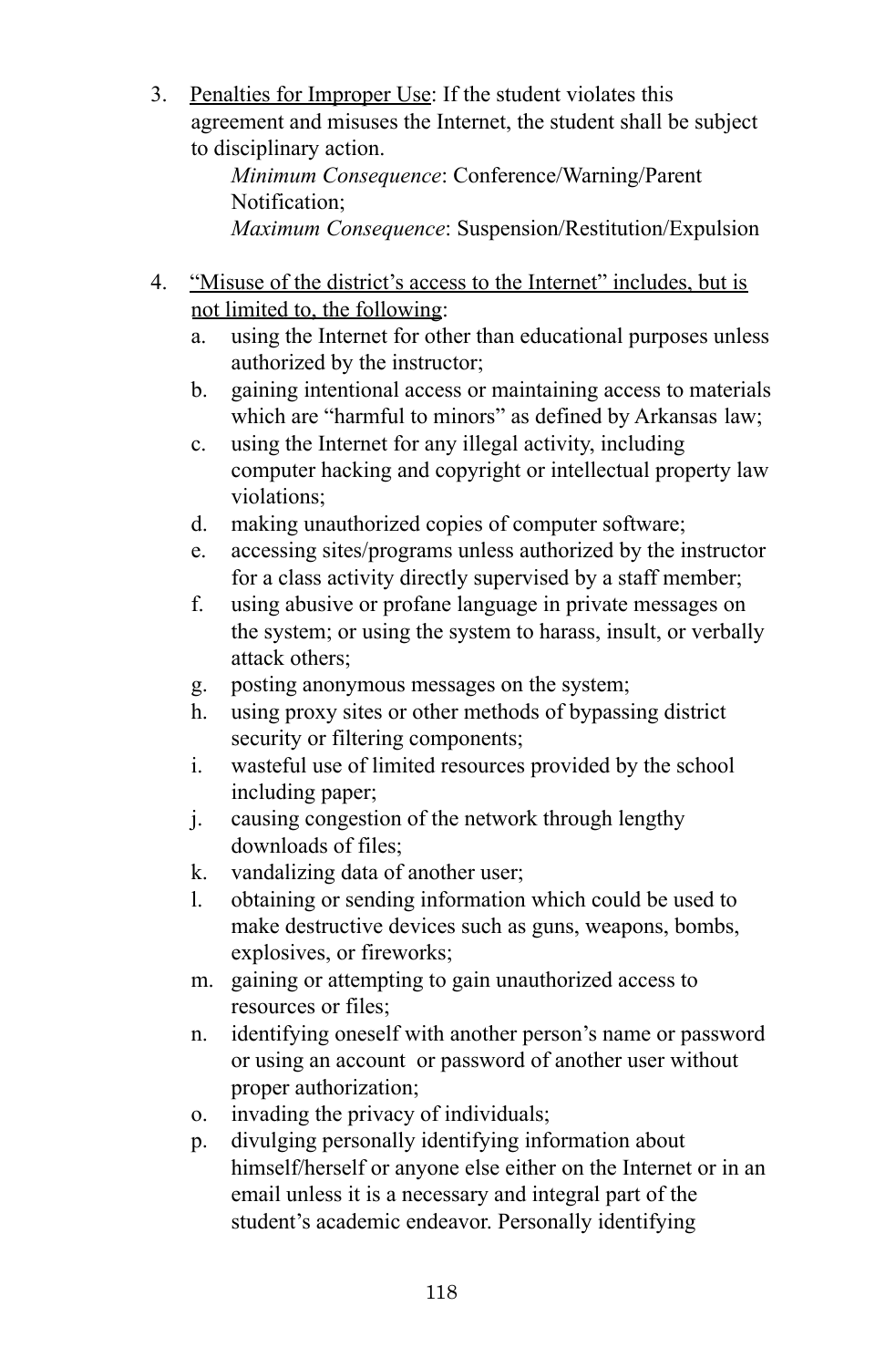3. <u>Penalties for Improper Use</u>: If the student violates this agreement and misuses the Internet, the student shall be subject to disciplinary action.

   *Minimum Consequence*: Conference/Warning/Parent Notification;

   *Maximum Consequence*: Suspension/Restitution/Expulsion

4. <u>"Misuse of the district's access to the Internet" includes, but is not limited to, the following</u>:
   a. using the Internet for other than educational purposes unless authorized by the instructor;
   b. gaining intentional access or maintaining access to materials which are "harmful to minors" as defined by Arkansas law;
   c. using the Internet for any illegal activity, including computer hacking and copyright or intellectual property law violations;
   d. making unauthorized copies of computer software;
   e. accessing sites/programs unless authorized by the instructor for a class activity directly supervised by a staff member;
   f. using abusive or profane language in private messages on the system; or using the system to harass, insult, or verbally attack others;
   g. posting anonymous messages on the system;
   h. using proxy sites or other methods of bypassing district security or filtering components;
   i. wasteful use of limited resources provided by the school including paper;
   j. causing congestion of the network through lengthy downloads of files;
   k. vandalizing data of another user;
   l. obtaining or sending information which could be used to make destructive devices such as guns, weapons, bombs, explosives, or fireworks;
   m. gaining or attempting to gain unauthorized access to resources or files;
   n. identifying oneself with another person's name or password or using an account or password of another user without proper authorization;
   o. invading the privacy of individuals;
   p. divulging personally identifying information about himself/herself or anyone else either on the Internet or in an email unless it is a necessary and integral part of the student's academic endeavor. Personally identifying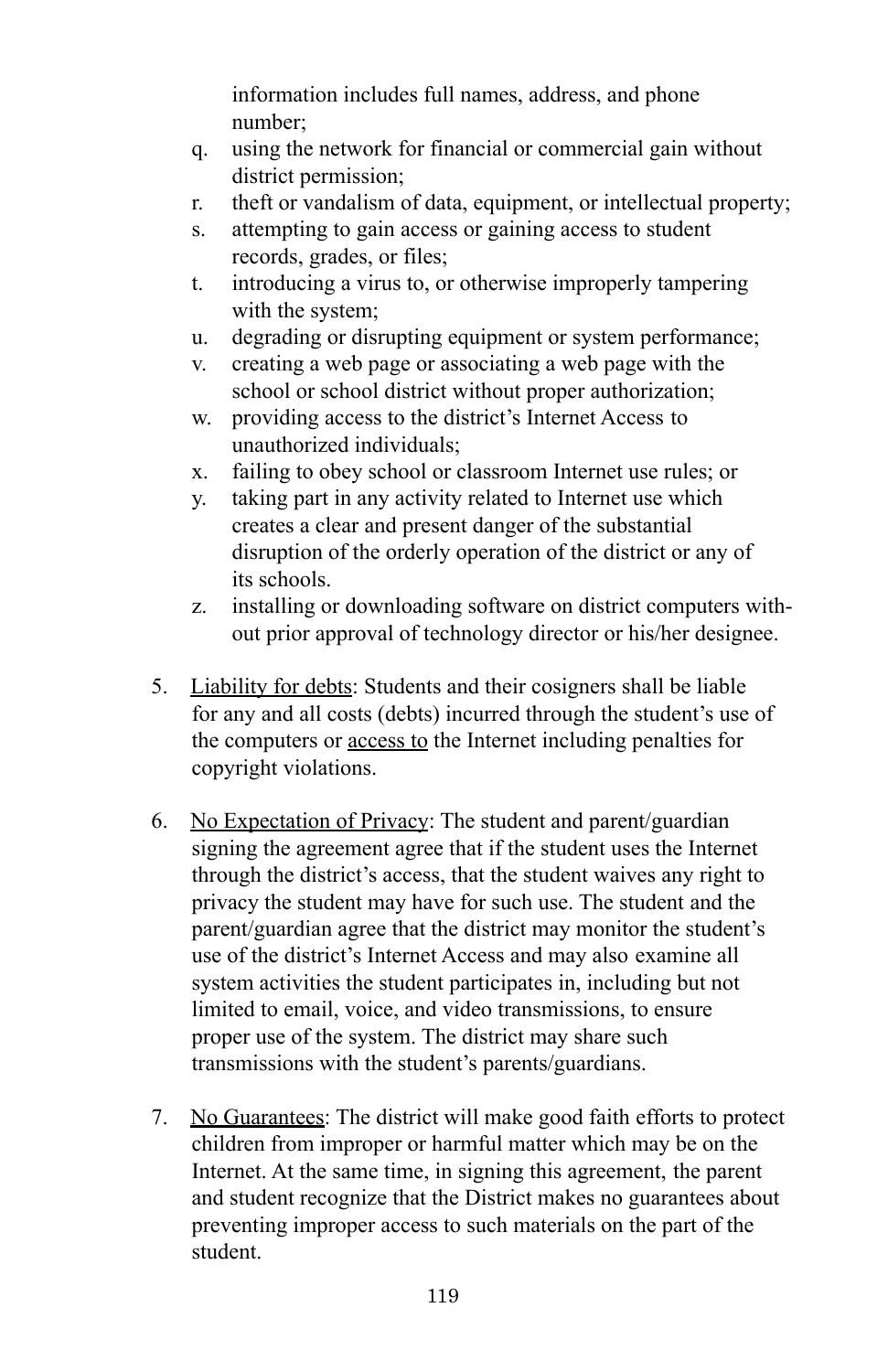information includes full names, address, and phone number;

q. using the network for financial or commercial gain without district permission;
r. theft or vandalism of data, equipment, or intellectual property;
s. attempting to gain access or gaining access to student records, grades, or files;
t. introducing a virus to, or otherwise improperly tampering with the system;
u. degrading or disrupting equipment or system performance;
v. creating a web page or associating a web page with the school or school district without proper authorization;
w. providing access to the district's Internet Access to unauthorized individuals;
x. failing to obey school or classroom Internet use rules; or
y. taking part in any activity related to Internet use which creates a clear and present danger of the substantial disruption of the orderly operation of the district or any of its schools.
z. installing or downloading software on district computers without prior approval of technology director or his/her designee.

5. <u>Liability for debts</u>: Students and their cosigners shall be liable for any and all costs (debts) incurred through the student's use of the computers or <u>access to</u> the Internet including penalties for copyright violations.

6. <u>No Expectation of Privacy</u>: The student and parent/guardian signing the agreement agree that if the student uses the Internet through the district's access, that the student waives any right to privacy the student may have for such use. The student and the parent/guardian agree that the district may monitor the student's use of the district's Internet Access and may also examine all system activities the student participates in, including but not limited to email, voice, and video transmissions, to ensure proper use of the system. The district may share such transmissions with the student's parents/guardians.

7. <u>No Guarantees</u>: The district will make good faith efforts to protect children from improper or harmful matter which may be on the Internet. At the same time, in signing this agreement, the parent and student recognize that the District makes no guarantees about preventing improper access to such materials on the part of the student.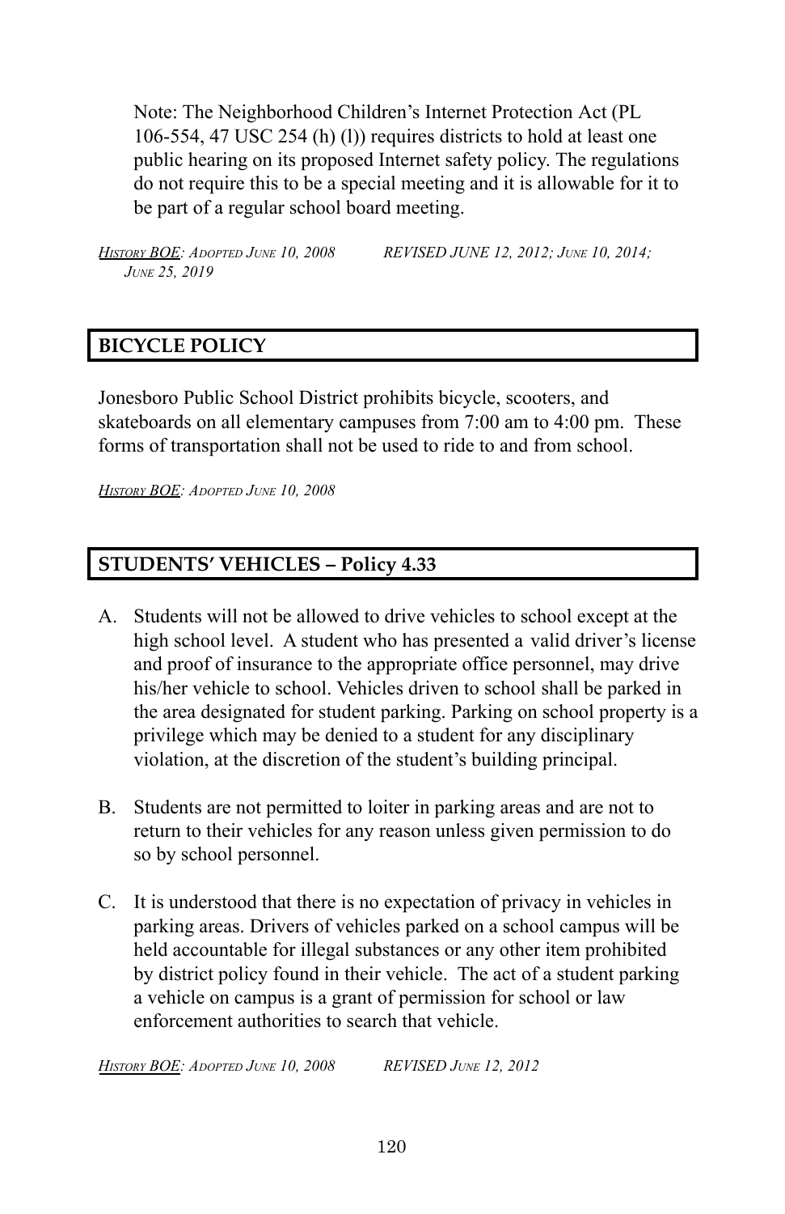Note: The Neighborhood Children's Internet Protection Act (PL 106-554, 47 USC 254 (h) (l)) requires districts to hold at least one public hearing on its proposed Internet safety policy. The regulations do not require this to be a special meeting and it is allowable for it to be part of a regular school board meeting.

*History BOE: Adopted June 10, 2008 Revised June 12, 2012; June 10, 2014; June 25, 2019*

## BICYCLE POLICY

Jonesboro Public School District prohibits bicycle, scooters, and skateboards on all elementary campuses from 7:00 am to 4:00 pm. These forms of transportation shall not be used to ride to and from school.

*History BOE: Adopted June 10, 2008*

## STUDENTS' VEHICLES – Policy 4.33

A. Students will not be allowed to drive vehicles to school except at the high school level. A student who has presented a valid driver's license and proof of insurance to the appropriate office personnel, may drive his/her vehicle to school. Vehicles driven to school shall be parked in the area designated for student parking. Parking on school property is a privilege which may be denied to a student for any disciplinary violation, at the discretion of the student's building principal.

B. Students are not permitted to loiter in parking areas and are not to return to their vehicles for any reason unless given permission to do so by school personnel.

C. It is understood that there is no expectation of privacy in vehicles in parking areas. Drivers of vehicles parked on a school campus will be held accountable for illegal substances or any other item prohibited by district policy found in their vehicle. The act of a student parking a vehicle on campus is a grant of permission for school or law enforcement authorities to search that vehicle.

*History BOE: Adopted June 10, 2008 Revised June 12, 2012*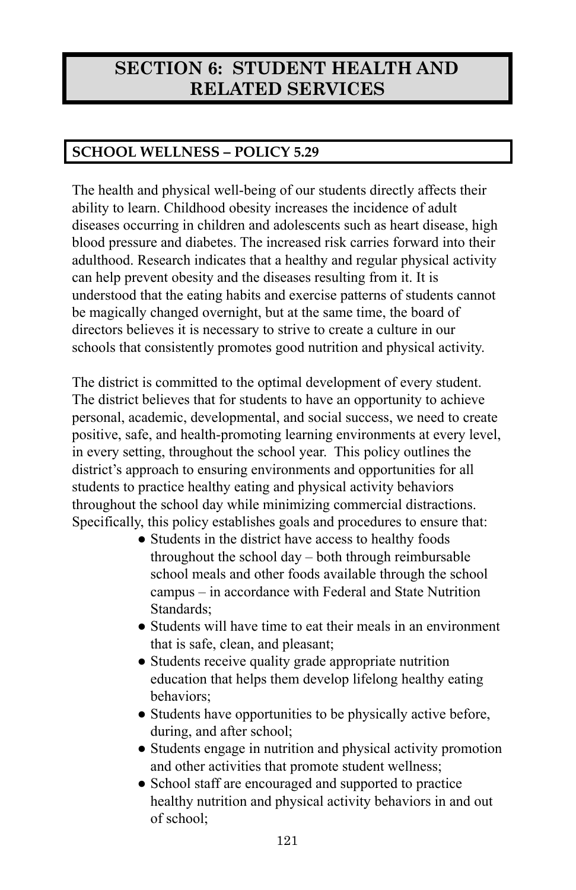# SECTION 6: STUDENT HEALTH AND RELATED SERVICES

## SCHOOL WELLNESS – POLICY 5.29

The health and physical well-being of our students directly affects their ability to learn. Childhood obesity increases the incidence of adult diseases occurring in children and adolescents such as heart disease, high blood pressure and diabetes. The increased risk carries forward into their adulthood. Research indicates that a healthy and regular physical activity can help prevent obesity and the diseases resulting from it. It is understood that the eating habits and exercise patterns of students cannot be magically changed overnight, but at the same time, the board of directors believes it is necessary to strive to create a culture in our schools that consistently promotes good nutrition and physical activity.

The district is committed to the optimal development of every student. The district believes that for students to have an opportunity to achieve personal, academic, developmental, and social success, we need to create positive, safe, and health-promoting learning environments at every level, in every setting, throughout the school year. This policy outlines the district's approach to ensuring environments and opportunities for all students to practice healthy eating and physical activity behaviors throughout the school day while minimizing commercial distractions. Specifically, this policy establishes goals and procedures to ensure that:

- Students in the district have access to healthy foods throughout the school day – both through reimbursable school meals and other foods available through the school campus – in accordance with Federal and State Nutrition Standards;
- Students will have time to eat their meals in an environment that is safe, clean, and pleasant;
- Students receive quality grade appropriate nutrition education that helps them develop lifelong healthy eating behaviors;
- Students have opportunities to be physically active before, during, and after school;
- Students engage in nutrition and physical activity promotion and other activities that promote student wellness;
- School staff are encouraged and supported to practice healthy nutrition and physical activity behaviors in and out of school;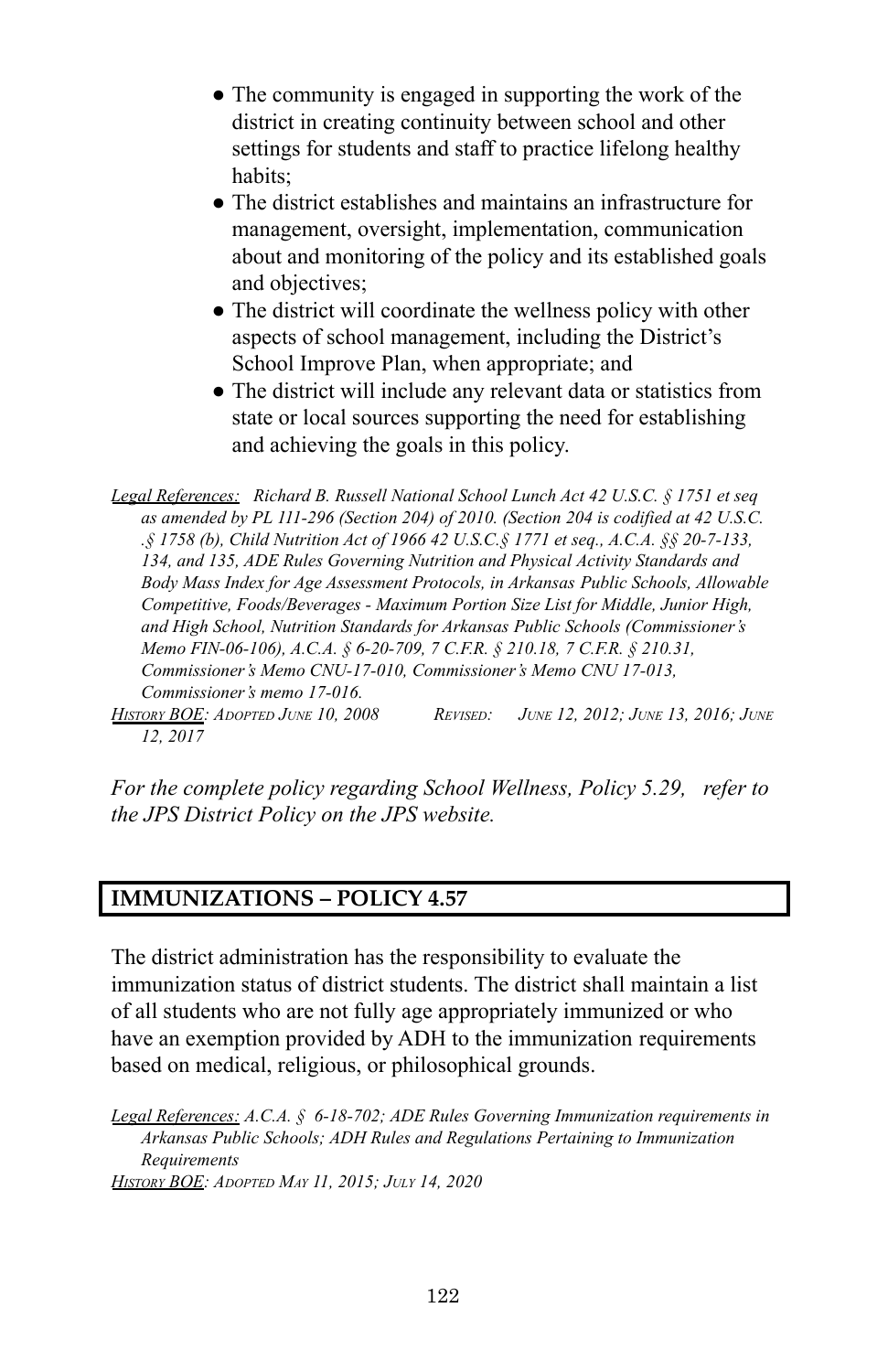- The community is engaged in supporting the work of the district in creating continuity between school and other settings for students and staff to practice lifelong healthy habits;
- The district establishes and maintains an infrastructure for management, oversight, implementation, communication about and monitoring of the policy and its established goals and objectives;
- The district will coordinate the wellness policy with other aspects of school management, including the District's School Improve Plan, when appropriate; and
- The district will include any relevant data or statistics from state or local sources supporting the need for establishing and achieving the goals in this policy.

*Legal References:* *Richard B. Russell National School Lunch Act 42 U.S.C. § 1751 et seq as amended by PL 111-296 (Section 204) of 2010. (Section 204 is codified at 42 U.S.C. .§ 1758 (b), Child Nutrition Act of 1966 42 U.S.C.§ 1771 et seq., A.C.A. §§ 20-7-133, 134, and 135, ADE Rules Governing Nutrition and Physical Activity Standards and Body Mass Index for Age Assessment Protocols, in Arkansas Public Schools, Allowable Competitive, Foods/Beverages - Maximum Portion Size List for Middle, Junior High, and High School, Nutrition Standards for Arkansas Public Schools (Commissioner's Memo FIN-06-106), A.C.A. § 6-20-709, 7 C.F.R. § 210.18, 7 C.F.R. § 210.31, Commissioner's Memo CNU-17-010, Commissioner's Memo CNU 17-013, Commissioner's memo 17-016.*

*History BOE: Adopted June 10, 2008 Revised: June 12, 2012; June 13, 2016; June 12, 2017*

*For the complete policy regarding School Wellness, Policy 5.29, refer to the JPS District Policy on the JPS website.*

## IMMUNIZATIONS – POLICY 4.57

The district administration has the responsibility to evaluate the immunization status of district students. The district shall maintain a list of all students who are not fully age appropriately immunized or who have an exemption provided by ADH to the immunization requirements based on medical, religious, or philosophical grounds.

*Legal References:* *A.C.A. § 6-18-702; ADE Rules Governing Immunization requirements in Arkansas Public Schools; ADH Rules and Regulations Pertaining to Immunization Requirements*

*History BOE: Adopted May 11, 2015; July 14, 2020*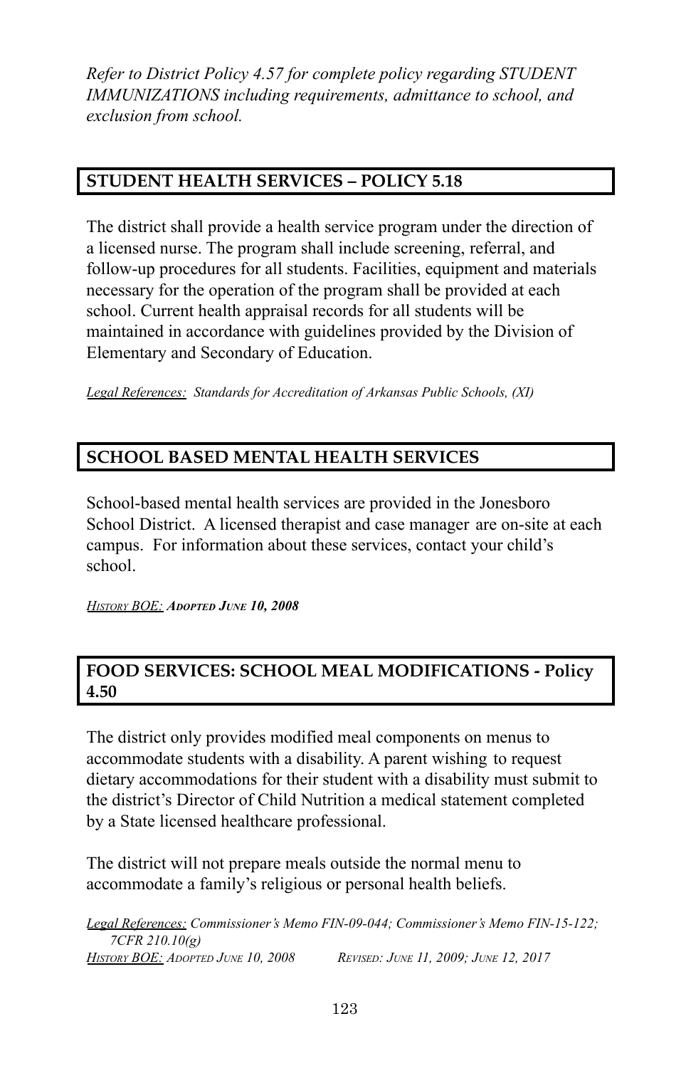*Refer to District Policy 4.57 for complete policy regarding STUDENT IMMUNIZATIONS including requirements, admittance to school, and exclusion from school.*

## STUDENT HEALTH SERVICES – POLICY 5.18

The district shall provide a health service program under the direction of a licensed nurse. The program shall include screening, referral, and follow-up procedures for all students. Facilities, equipment and materials necessary for the operation of the program shall be provided at each school. Current health appraisal records for all students will be maintained in accordance with guidelines provided by the Division of Elementary and Secondary of Education.

*Legal References: Standards for Accreditation of Arkansas Public Schools, (XI)*

## SCHOOL BASED MENTAL HEALTH SERVICES

School-based mental health services are provided in the Jonesboro School District. A licensed therapist and case manager are on-site at each campus. For information about these services, contact your child's school.

*HISTORY BOE:* ***ADOPTED JUNE 10, 2008***

## FOOD SERVICES: SCHOOL MEAL MODIFICATIONS - Policy 4.50

The district only provides modified meal components on menus to accommodate students with a disability. A parent wishing to request dietary accommodations for their student with a disability must submit to the district's Director of Child Nutrition a medical statement completed by a State licensed healthcare professional.

The district will not prepare meals outside the normal menu to accommodate a family's religious or personal health beliefs.

*Legal References: Commissioner's Memo FIN-09-044; Commissioner's Memo FIN-15-122; 7CFR 210.10(g)*
*HISTORY BOE: ADOPTED JUNE 10, 2008 REVISED: JUNE 11, 2009; JUNE 12, 2017*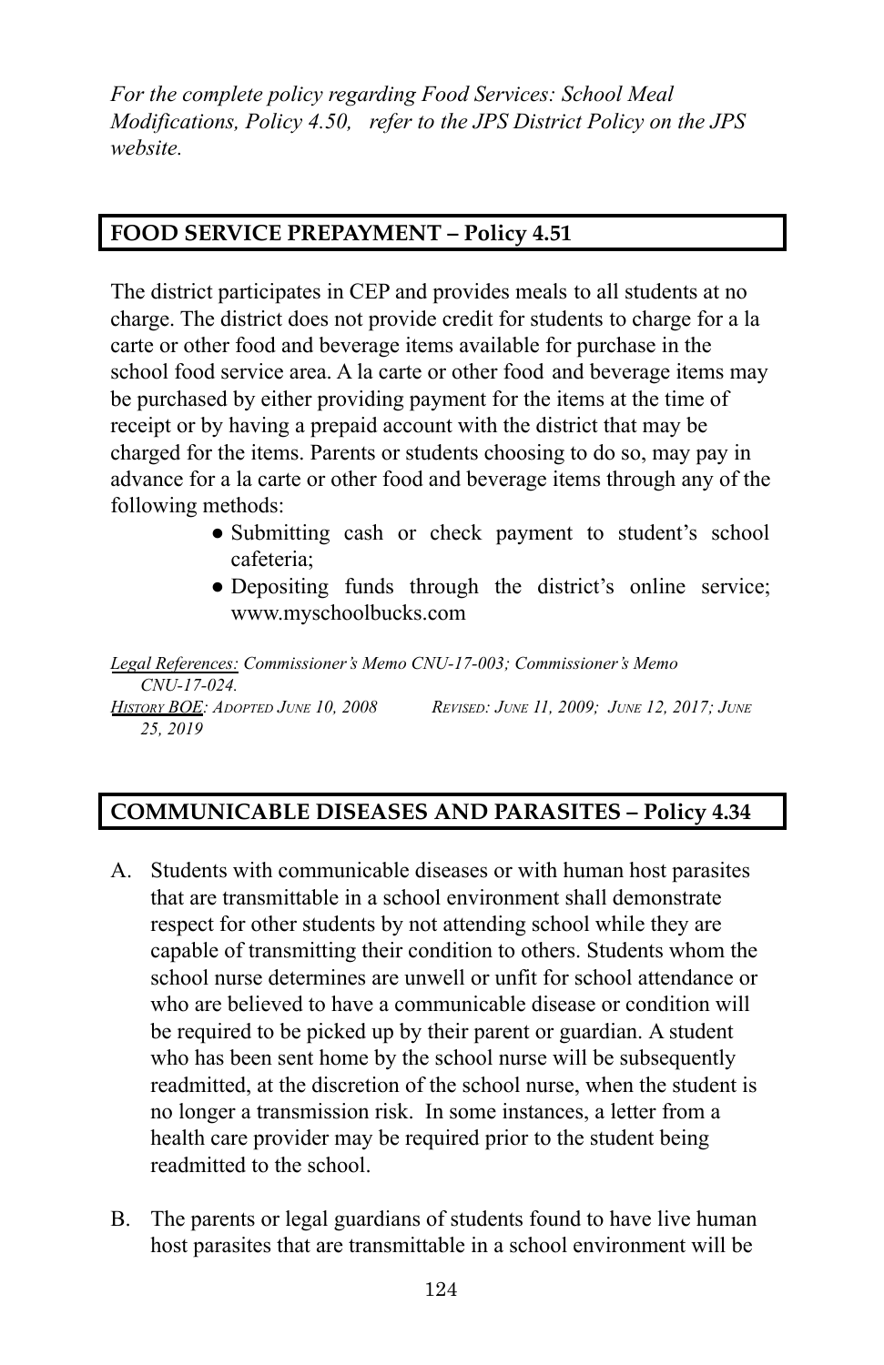*For the complete policy regarding Food Services: School Meal Modifications, Policy 4.50, refer to the JPS District Policy on the JPS website.*

## FOOD SERVICE PREPAYMENT – Policy 4.51

The district participates in CEP and provides meals to all students at no charge. The district does not provide credit for students to charge for a la carte or other food and beverage items available for purchase in the school food service area. A la carte or other food and beverage items may be purchased by either providing payment for the items at the time of receipt or by having a prepaid account with the district that may be charged for the items. Parents or students choosing to do so, may pay in advance for a la carte or other food and beverage items through any of the following methods:

- Submitting cash or check payment to student's school cafeteria;
- Depositing funds through the district's online service; www.myschoolbucks.com

*Legal References: Commissioner's Memo CNU-17-003; Commissioner's Memo CNU-17-024.*
*History BOE: Adopted June 10, 2008 Revised: June 11, 2009; June 12, 2017; June 25, 2019*

## COMMUNICABLE DISEASES AND PARASITES – Policy 4.34

A. Students with communicable diseases or with human host parasites that are transmittable in a school environment shall demonstrate respect for other students by not attending school while they are capable of transmitting their condition to others. Students whom the school nurse determines are unwell or unfit for school attendance or who are believed to have a communicable disease or condition will be required to be picked up by their parent or guardian. A student who has been sent home by the school nurse will be subsequently readmitted, at the discretion of the school nurse, when the student is no longer a transmission risk. In some instances, a letter from a health care provider may be required prior to the student being readmitted to the school.

B. The parents or legal guardians of students found to have live human host parasites that are transmittable in a school environment will be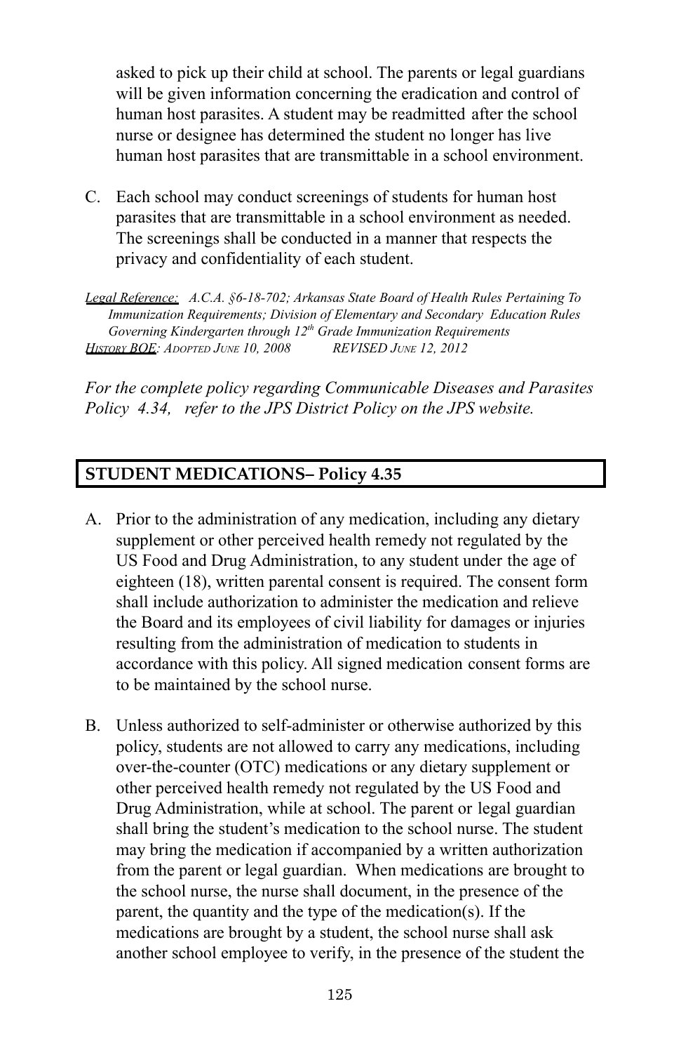asked to pick up their child at school. The parents or legal guardians will be given information concerning the eradication and control of human host parasites. A student may be readmitted after the school nurse or designee has determined the student no longer has live human host parasites that are transmittable in a school environment.

C. Each school may conduct screenings of students for human host parasites that are transmittable in a school environment as needed. The screenings shall be conducted in a manner that respects the privacy and confidentiality of each student.

*Legal Reference: A.C.A. §6-18-702; Arkansas State Board of Health Rules Pertaining To Immunization Requirements; Division of Elementary and Secondary Education Rules Governing Kindergarten through 12th Grade Immunization Requirements*
*History BOE: Adopted June 10, 2008 REVISED June 12, 2012*

*For the complete policy regarding Communicable Diseases and Parasites Policy 4.34, refer to the JPS District Policy on the JPS website.*

## STUDENT MEDICATIONS– Policy 4.35

A. Prior to the administration of any medication, including any dietary supplement or other perceived health remedy not regulated by the US Food and Drug Administration, to any student under the age of eighteen (18), written parental consent is required. The consent form shall include authorization to administer the medication and relieve the Board and its employees of civil liability for damages or injuries resulting from the administration of medication to students in accordance with this policy. All signed medication consent forms are to be maintained by the school nurse.

B. Unless authorized to self-administer or otherwise authorized by this policy, students are not allowed to carry any medications, including over-the-counter (OTC) medications or any dietary supplement or other perceived health remedy not regulated by the US Food and Drug Administration, while at school. The parent or legal guardian shall bring the student's medication to the school nurse. The student may bring the medication if accompanied by a written authorization from the parent or legal guardian. When medications are brought to the school nurse, the nurse shall document, in the presence of the parent, the quantity and the type of the medication(s). If the medications are brought by a student, the school nurse shall ask another school employee to verify, in the presence of the student the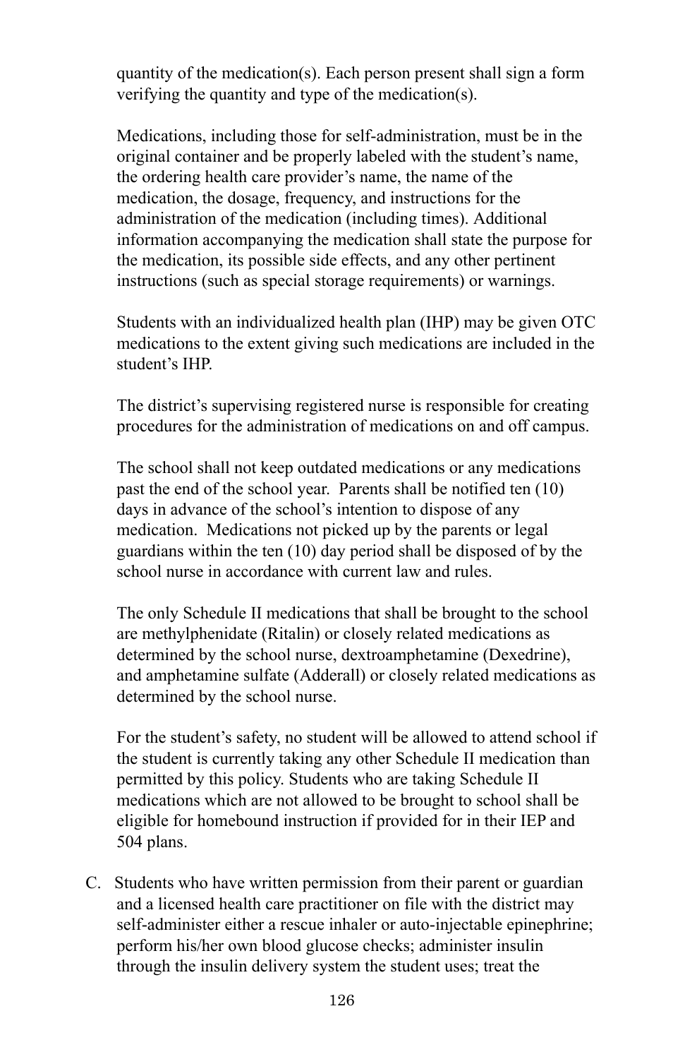quantity of the medication(s). Each person present shall sign a form verifying the quantity and type of the medication(s).

Medications, including those for self-administration, must be in the original container and be properly labeled with the student's name, the ordering health care provider's name, the name of the medication, the dosage, frequency, and instructions for the administration of the medication (including times). Additional information accompanying the medication shall state the purpose for the medication, its possible side effects, and any other pertinent instructions (such as special storage requirements) or warnings.

Students with an individualized health plan (IHP) may be given OTC medications to the extent giving such medications are included in the student's IHP.

The district's supervising registered nurse is responsible for creating procedures for the administration of medications on and off campus.

The school shall not keep outdated medications or any medications past the end of the school year. Parents shall be notified ten (10) days in advance of the school's intention to dispose of any medication. Medications not picked up by the parents or legal guardians within the ten (10) day period shall be disposed of by the school nurse in accordance with current law and rules.

The only Schedule II medications that shall be brought to the school are methylphenidate (Ritalin) or closely related medications as determined by the school nurse, dextroamphetamine (Dexedrine), and amphetamine sulfate (Adderall) or closely related medications as determined by the school nurse.

For the student's safety, no student will be allowed to attend school if the student is currently taking any other Schedule II medication than permitted by this policy. Students who are taking Schedule II medications which are not allowed to be brought to school shall be eligible for homebound instruction if provided for in their IEP and 504 plans.

C. Students who have written permission from their parent or guardian and a licensed health care practitioner on file with the district may self-administer either a rescue inhaler or auto-injectable epinephrine; perform his/her own blood glucose checks; administer insulin through the insulin delivery system the student uses; treat the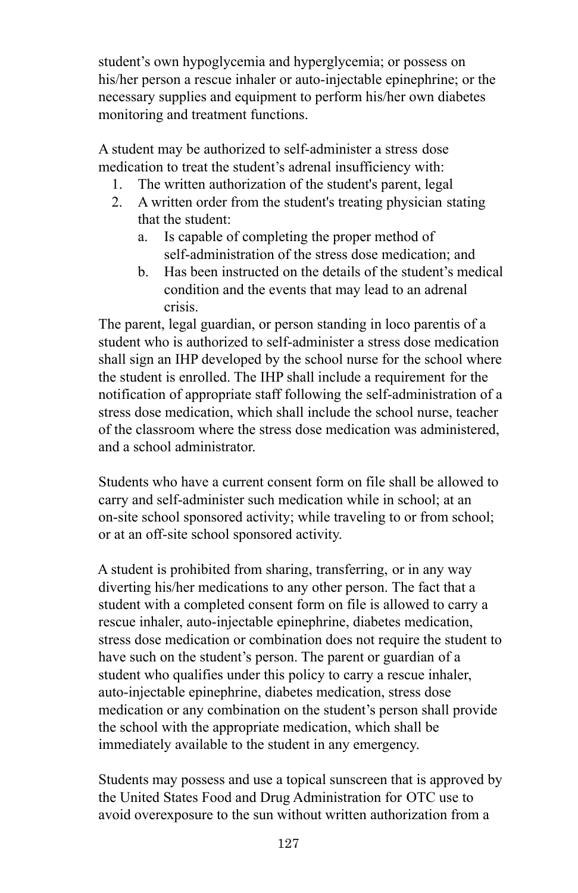student's own hypoglycemia and hyperglycemia; or possess on his/her person a rescue inhaler or auto-injectable epinephrine; or the necessary supplies and equipment to perform his/her own diabetes monitoring and treatment functions.

A student may be authorized to self-administer a stress dose medication to treat the student's adrenal insufficiency with:

1. The written authorization of the student's parent, legal
2. A written order from the student's treating physician stating that the student:
   a. Is capable of completing the proper method of self-administration of the stress dose medication; and
   b. Has been instructed on the details of the student's medical condition and the events that may lead to an adrenal crisis.

The parent, legal guardian, or person standing in loco parentis of a student who is authorized to self-administer a stress dose medication shall sign an IHP developed by the school nurse for the school where the student is enrolled. The IHP shall include a requirement for the notification of appropriate staff following the self-administration of a stress dose medication, which shall include the school nurse, teacher of the classroom where the stress dose medication was administered, and a school administrator.

Students who have a current consent form on file shall be allowed to carry and self-administer such medication while in school; at an on-site school sponsored activity; while traveling to or from school; or at an off-site school sponsored activity.

A student is prohibited from sharing, transferring, or in any way diverting his/her medications to any other person. The fact that a student with a completed consent form on file is allowed to carry a rescue inhaler, auto-injectable epinephrine, diabetes medication, stress dose medication or combination does not require the student to have such on the student's person. The parent or guardian of a student who qualifies under this policy to carry a rescue inhaler, auto-injectable epinephrine, diabetes medication, stress dose medication or any combination on the student's person shall provide the school with the appropriate medication, which shall be immediately available to the student in any emergency.

Students may possess and use a topical sunscreen that is approved by the United States Food and Drug Administration for OTC use to avoid overexposure to the sun without written authorization from a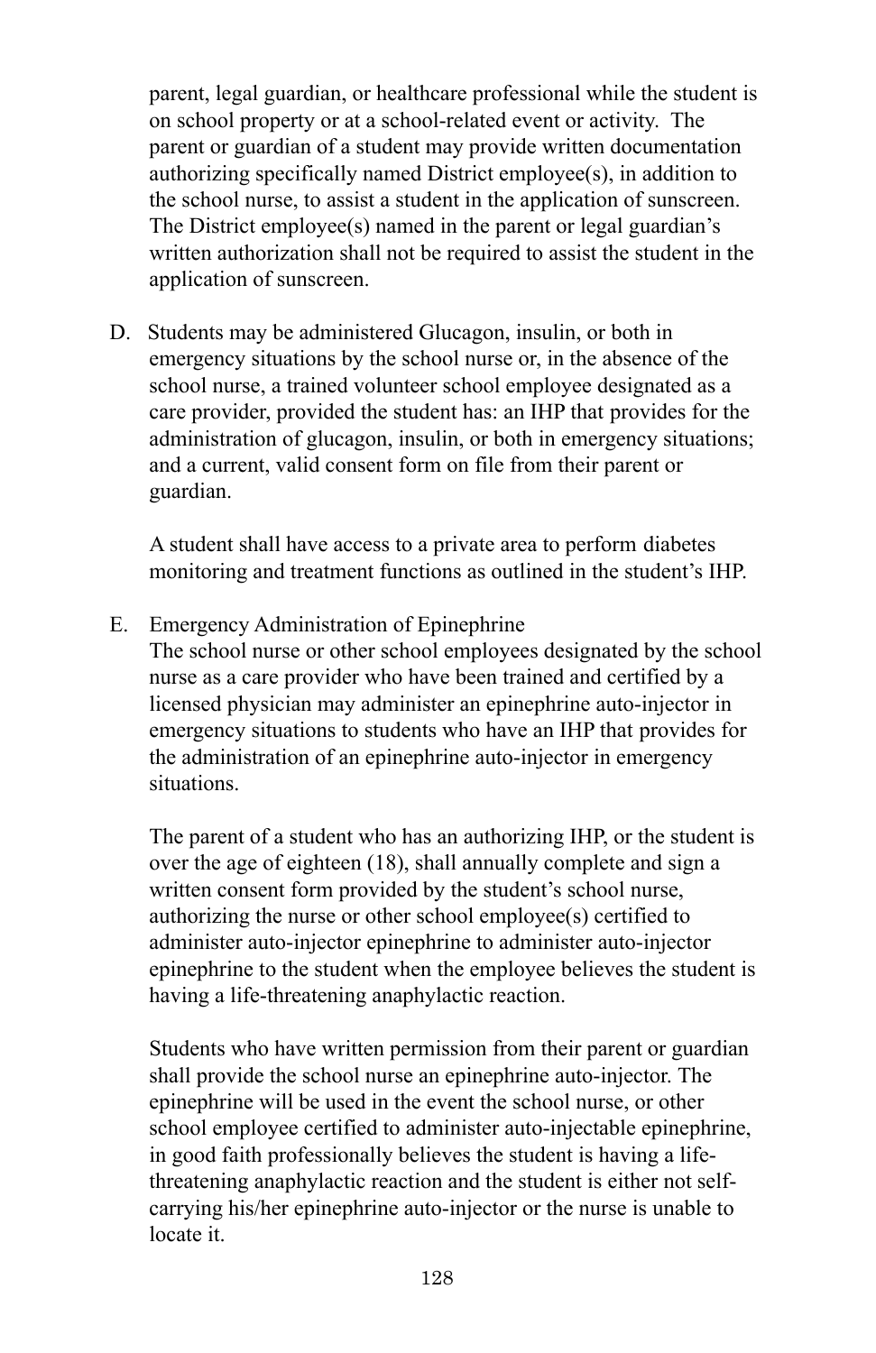parent, legal guardian, or healthcare professional while the student is on school property or at a school-related event or activity. The parent or guardian of a student may provide written documentation authorizing specifically named District employee(s), in addition to the school nurse, to assist a student in the application of sunscreen. The District employee(s) named in the parent or legal guardian's written authorization shall not be required to assist the student in the application of sunscreen.

D. Students may be administered Glucagon, insulin, or both in emergency situations by the school nurse or, in the absence of the school nurse, a trained volunteer school employee designated as a care provider, provided the student has: an IHP that provides for the administration of glucagon, insulin, or both in emergency situations; and a current, valid consent form on file from their parent or guardian.

   A student shall have access to a private area to perform diabetes monitoring and treatment functions as outlined in the student's IHP.

E. Emergency Administration of Epinephrine
   The school nurse or other school employees designated by the school nurse as a care provider who have been trained and certified by a licensed physician may administer an epinephrine auto-injector in emergency situations to students who have an IHP that provides for the administration of an epinephrine auto-injector in emergency situations.

   The parent of a student who has an authorizing IHP, or the student is over the age of eighteen (18), shall annually complete and sign a written consent form provided by the student's school nurse, authorizing the nurse or other school employee(s) certified to administer auto-injector epinephrine to administer auto-injector epinephrine to the student when the employee believes the student is having a life-threatening anaphylactic reaction.

   Students who have written permission from their parent or guardian shall provide the school nurse an epinephrine auto-injector. The epinephrine will be used in the event the school nurse, or other school employee certified to administer auto-injectable epinephrine, in good faith professionally believes the student is having a life-threatening anaphylactic reaction and the student is either not self-carrying his/her epinephrine auto-injector or the nurse is unable to locate it.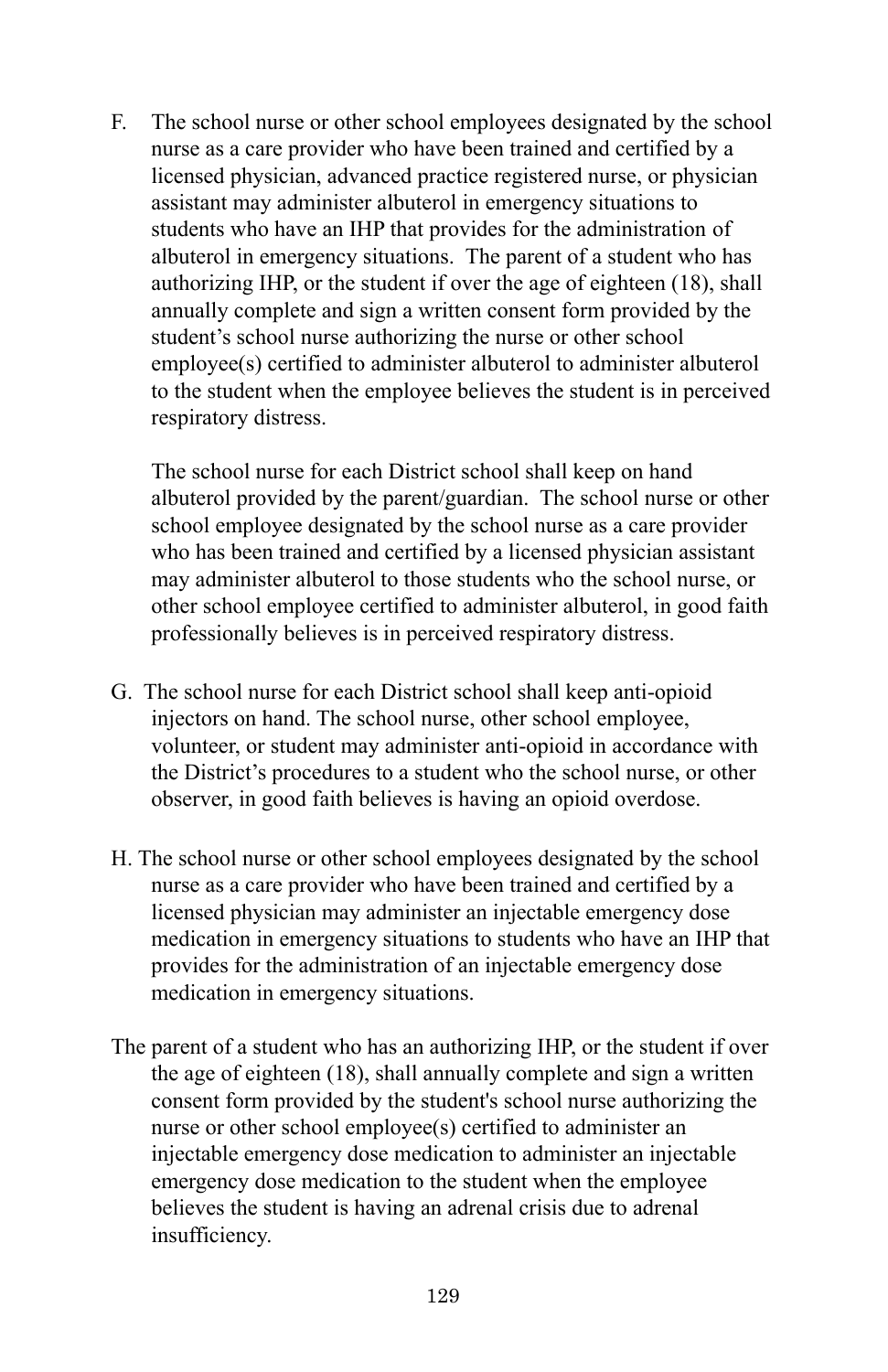F. The school nurse or other school employees designated by the school nurse as a care provider who have been trained and certified by a licensed physician, advanced practice registered nurse, or physician assistant may administer albuterol in emergency situations to students who have an IHP that provides for the administration of albuterol in emergency situations. The parent of a student who has authorizing IHP, or the student if over the age of eighteen (18), shall annually complete and sign a written consent form provided by the student's school nurse authorizing the nurse or other school employee(s) certified to administer albuterol to administer albuterol to the student when the employee believes the student is in perceived respiratory distress.

   The school nurse for each District school shall keep on hand albuterol provided by the parent/guardian. The school nurse or other school employee designated by the school nurse as a care provider who has been trained and certified by a licensed physician assistant may administer albuterol to those students who the school nurse, or other school employee certified to administer albuterol, in good faith professionally believes is in perceived respiratory distress.

G. The school nurse for each District school shall keep anti-opioid injectors on hand. The school nurse, other school employee, volunteer, or student may administer anti-opioid in accordance with the District's procedures to a student who the school nurse, or other observer, in good faith believes is having an opioid overdose.

H. The school nurse or other school employees designated by the school nurse as a care provider who have been trained and certified by a licensed physician may administer an injectable emergency dose medication in emergency situations to students who have an IHP that provides for the administration of an injectable emergency dose medication in emergency situations.

The parent of a student who has an authorizing IHP, or the student if over the age of eighteen (18), shall annually complete and sign a written consent form provided by the student's school nurse authorizing the nurse or other school employee(s) certified to administer an injectable emergency dose medication to administer an injectable emergency dose medication to the student when the employee believes the student is having an adrenal crisis due to adrenal insufficiency.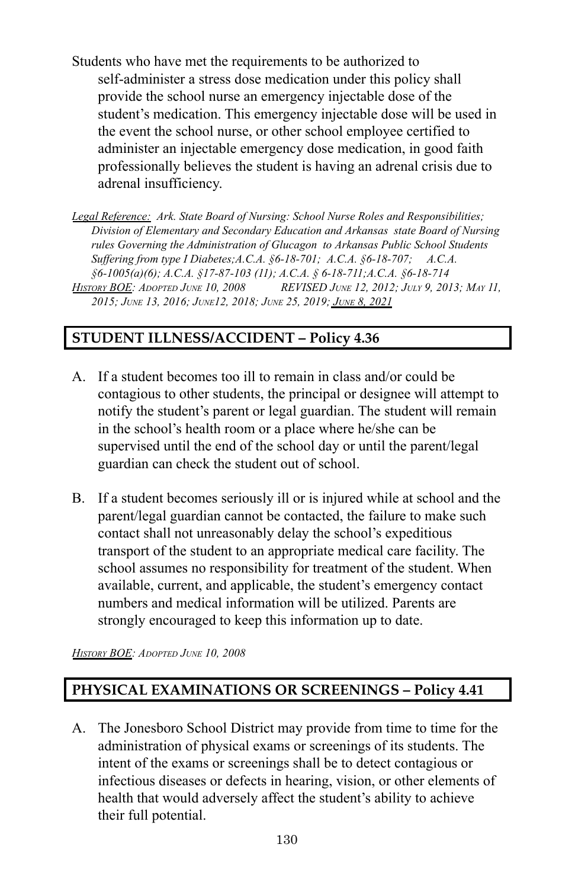Students who have met the requirements to be authorized to self-administer a stress dose medication under this policy shall provide the school nurse an emergency injectable dose of the student's medication. This emergency injectable dose will be used in the event the school nurse, or other school employee certified to administer an injectable emergency dose medication, in good faith professionally believes the student is having an adrenal crisis due to adrenal insufficiency.

*Legal Reference: Ark. State Board of Nursing: School Nurse Roles and Responsibilities; Division of Elementary and Secondary Education and Arkansas state Board of Nursing rules Governing the Administration of Glucagon to Arkansas Public School Students Suffering from type I Diabetes;A.C.A. §6-18-701; A.C.A. §6-18-707; A.C.A. §6-1005(a)(6); A.C.A. §17-87-103 (11); A.C.A. § 6-18-711;A.C.A. §6-18-714*
*History BOE: Adopted June 10, 2008 REVISED June 12, 2012; July 9, 2013; May 11, 2015; June 13, 2016; June12, 2018; June 25, 2019; June 8, 2021*

## STUDENT ILLNESS/ACCIDENT – Policy 4.36

A. If a student becomes too ill to remain in class and/or could be contagious to other students, the principal or designee will attempt to notify the student's parent or legal guardian. The student will remain in the school's health room or a place where he/she can be supervised until the end of the school day or until the parent/legal guardian can check the student out of school.

B. If a student becomes seriously ill or is injured while at school and the parent/legal guardian cannot be contacted, the failure to make such contact shall not unreasonably delay the school's expeditious transport of the student to an appropriate medical care facility. The school assumes no responsibility for treatment of the student. When available, current, and applicable, the student's emergency contact numbers and medical information will be utilized. Parents are strongly encouraged to keep this information up to date.

*History BOE: Adopted June 10, 2008*

## PHYSICAL EXAMINATIONS OR SCREENINGS – Policy 4.41

A. The Jonesboro School District may provide from time to time for the administration of physical exams or screenings of its students. The intent of the exams or screenings shall be to detect contagious or infectious diseases or defects in hearing, vision, or other elements of health that would adversely affect the student's ability to achieve their full potential.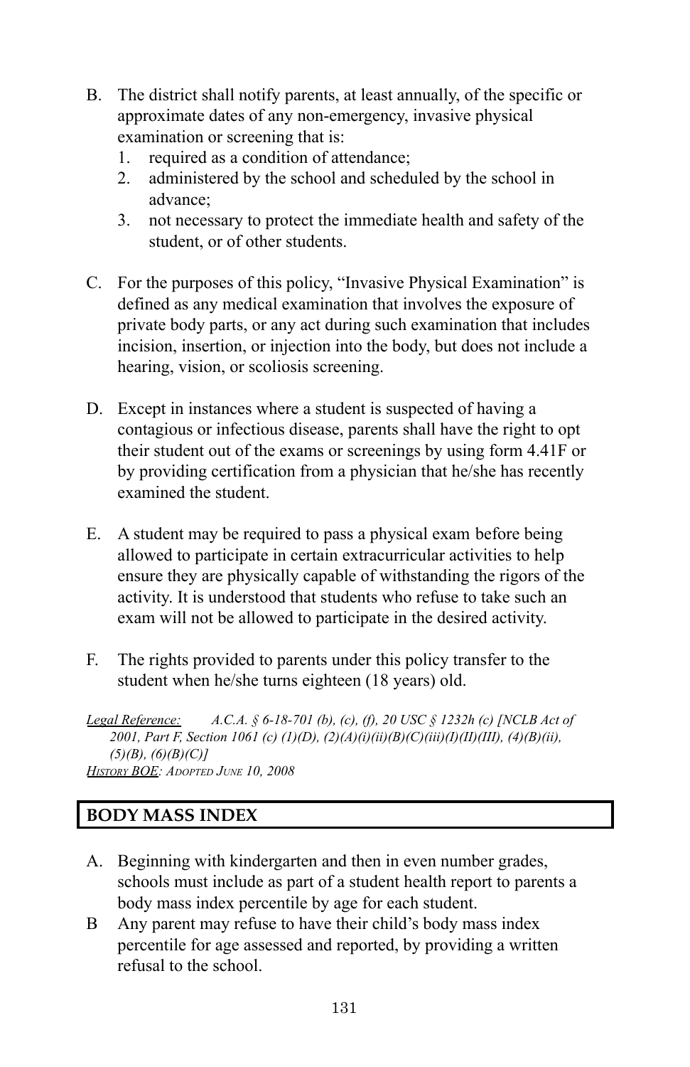B. The district shall notify parents, at least annually, of the specific or approximate dates of any non-emergency, invasive physical examination or screening that is:
   1. required as a condition of attendance;
   2. administered by the school and scheduled by the school in advance;
   3. not necessary to protect the immediate health and safety of the student, or of other students.

C. For the purposes of this policy, "Invasive Physical Examination" is defined as any medical examination that involves the exposure of private body parts, or any act during such examination that includes incision, insertion, or injection into the body, but does not include a hearing, vision, or scoliosis screening.

D. Except in instances where a student is suspected of having a contagious or infectious disease, parents shall have the right to opt their student out of the exams or screenings by using form 4.41F or by providing certification from a physician that he/she has recently examined the student.

E. A student may be required to pass a physical exam before being allowed to participate in certain extracurricular activities to help ensure they are physically capable of withstanding the rigors of the activity. It is understood that students who refuse to take such an exam will not be allowed to participate in the desired activity.

F. The rights provided to parents under this policy transfer to the student when he/she turns eighteen (18 years) old.

*Legal Reference:* *A.C.A. § 6-18-701 (b), (c), (f), 20 USC § 1232h (c) [NCLB Act of 2001, Part F, Section 1061 (c) (1)(D), (2)(A)(i)(ii)(B)(C)(iii)(I)(II)(III), (4)(B)(ii), (5)(B), (6)(B)(C)]*
*History BOE: Adopted June 10, 2008*

## BODY MASS INDEX

A. Beginning with kindergarten and then in even number grades, schools must include as part of a student health report to parents a body mass index percentile by age for each student.

B Any parent may refuse to have their child's body mass index percentile for age assessed and reported, by providing a written refusal to the school.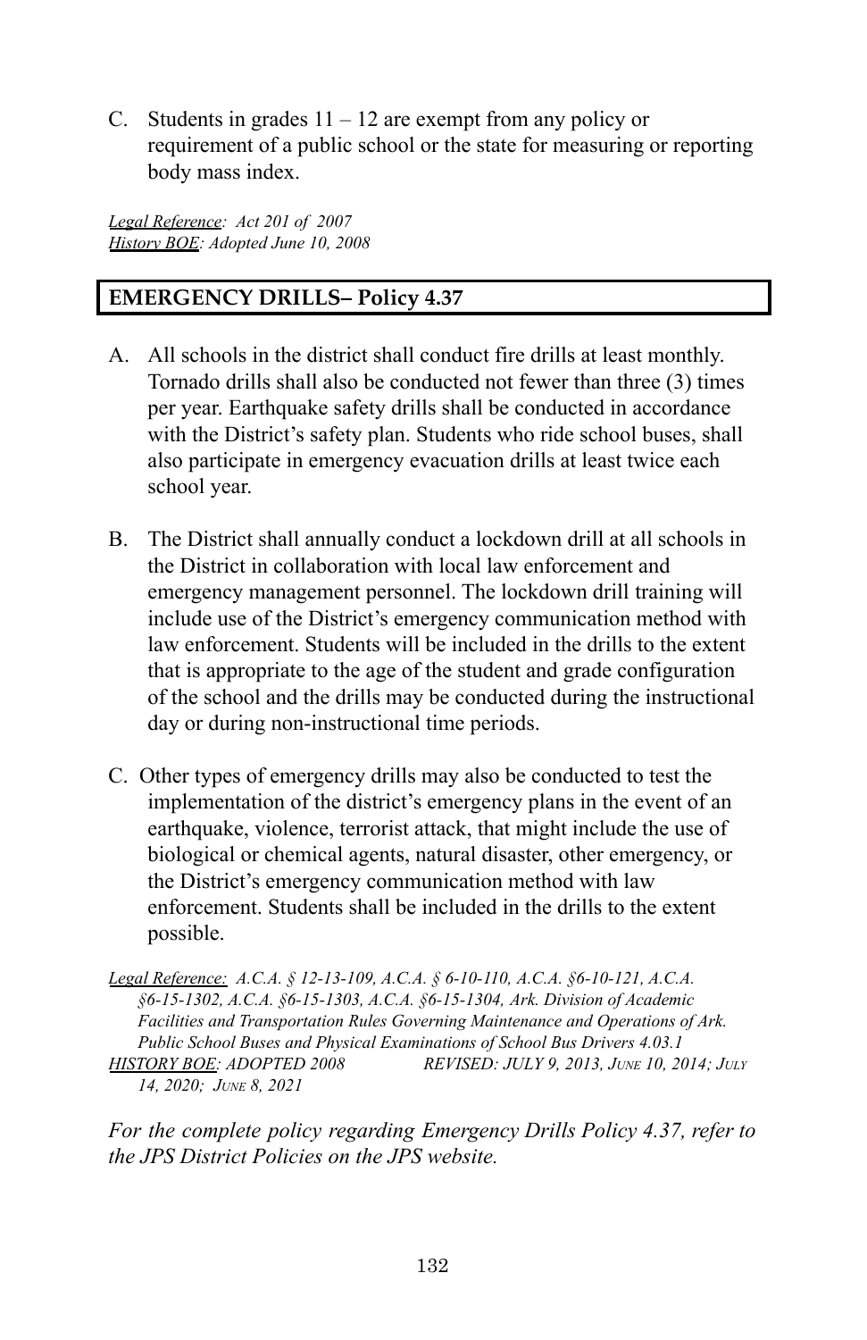C. Students in grades 11 – 12 are exempt from any policy or requirement of a public school or the state for measuring or reporting body mass index.

*Legal Reference: Act 201 of 2007*
*History BOE: Adopted June 10, 2008*

## EMERGENCY DRILLS– Policy 4.37

A. All schools in the district shall conduct fire drills at least monthly. Tornado drills shall also be conducted not fewer than three (3) times per year. Earthquake safety drills shall be conducted in accordance with the District's safety plan. Students who ride school buses, shall also participate in emergency evacuation drills at least twice each school year.

B. The District shall annually conduct a lockdown drill at all schools in the District in collaboration with local law enforcement and emergency management personnel. The lockdown drill training will include use of the District's emergency communication method with law enforcement. Students will be included in the drills to the extent that is appropriate to the age of the student and grade configuration of the school and the drills may be conducted during the instructional day or during non-instructional time periods.

C. Other types of emergency drills may also be conducted to test the implementation of the district's emergency plans in the event of an earthquake, violence, terrorist attack, that might include the use of biological or chemical agents, natural disaster, other emergency, or the District's emergency communication method with law enforcement. Students shall be included in the drills to the extent possible.

*Legal Reference: A.C.A. § 12-13-109, A.C.A. § 6-10-110, A.C.A. §6-10-121, A.C.A. §6-15-1302, A.C.A. §6-15-1303, A.C.A. §6-15-1304, Ark. Division of Academic Facilities and Transportation Rules Governing Maintenance and Operations of Ark. Public School Buses and Physical Examinations of School Bus Drivers 4.03.1*
*HISTORY BOE: ADOPTED 2008 REVISED: JULY 9, 2013, JUNE 10, 2014; JULY 14, 2020; JUNE 8, 2021*

*For the complete policy regarding Emergency Drills Policy 4.37, refer to the JPS District Policies on the JPS website.*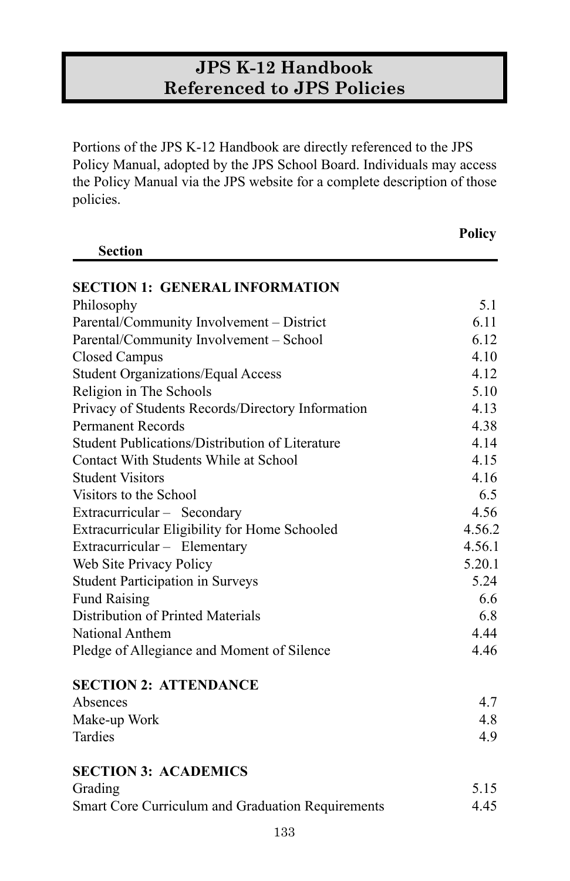# JPS K-12 Handbook
# Referenced to JPS Policies

Portions of the JPS K-12 Handbook are directly referenced to the JPS Policy Manual, adopted by the JPS School Board. Individuals may access the Policy Manual via the JPS website for a complete description of those policies.

| Section | Policy |
|---|---|
| **SECTION 1: GENERAL INFORMATION** | |
| Philosophy | 5.1 |
| Parental/Community Involvement – District | 6.11 |
| Parental/Community Involvement – School | 6.12 |
| Closed Campus | 4.10 |
| Student Organizations/Equal Access | 4.12 |
| Religion in The Schools | 5.10 |
| Privacy of Students Records/Directory Information | 4.13 |
| Permanent Records | 4.38 |
| Student Publications/Distribution of Literature | 4.14 |
| Contact With Students While at School | 4.15 |
| Student Visitors | 4.16 |
| Visitors to the School | 6.5 |
| Extracurricular – Secondary | 4.56 |
| Extracurricular Eligibility for Home Schooled | 4.56.2 |
| Extracurricular – Elementary | 4.56.1 |
| Web Site Privacy Policy | 5.20.1 |
| Student Participation in Surveys | 5.24 |
| Fund Raising | 6.6 |
| Distribution of Printed Materials | 6.8 |
| National Anthem | 4.44 |
| Pledge of Allegiance and Moment of Silence | 4.46 |
| **SECTION 2: ATTENDANCE** | |
| Absences | 4.7 |
| Make-up Work | 4.8 |
| Tardies | 4.9 |
| **SECTION 3: ACADEMICS** | |
| Grading | 5.15 |
| Smart Core Curriculum and Graduation Requirements | 4.45 |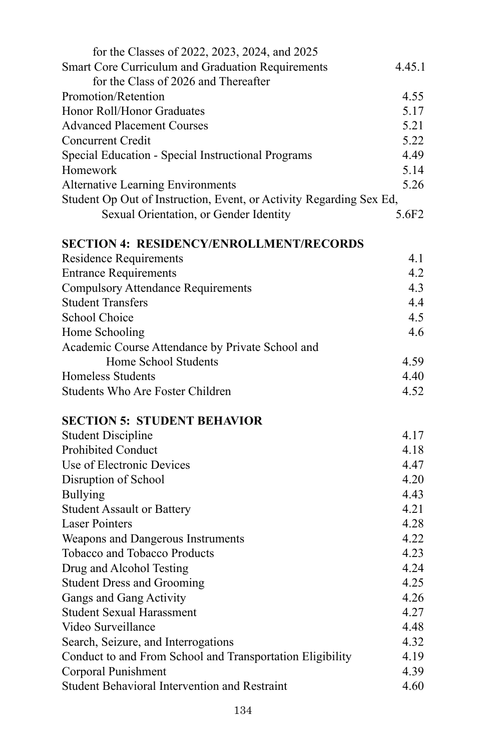| | |
|---|---|
| for the Classes of 2022, 2023, 2024, and 2025 | |
| Smart Core Curriculum and Graduation Requirements for the Class of 2026 and Thereafter | 4.45.1 |
| Promotion/Retention | 4.55 |
| Honor Roll/Honor Graduates | 5.17 |
| Advanced Placement Courses | 5.21 |
| Concurrent Credit | 5.22 |
| Special Education - Special Instructional Programs | 4.49 |
| Homework | 5.14 |
| Alternative Learning Environments | 5.26 |
| Student Op Out of Instruction, Event, or Activity Regarding Sex Ed, Sexual Orientation, or Gender Identity | 5.6F2 |

**SECTION 4: RESIDENCY/ENROLLMENT/RECORDS**

| | |
|---|---|
| Residence Requirements | 4.1 |
| Entrance Requirements | 4.2 |
| Compulsory Attendance Requirements | 4.3 |
| Student Transfers | 4.4 |
| School Choice | 4.5 |
| Home Schooling | 4.6 |
| Academic Course Attendance by Private School and Home School Students | 4.59 |
| Homeless Students | 4.40 |
| Students Who Are Foster Children | 4.52 |

**SECTION 5: STUDENT BEHAVIOR**

| | |
|---|---|
| Student Discipline | 4.17 |
| Prohibited Conduct | 4.18 |
| Use of Electronic Devices | 4.47 |
| Disruption of School | 4.20 |
| Bullying | 4.43 |
| Student Assault or Battery | 4.21 |
| Laser Pointers | 4.28 |
| Weapons and Dangerous Instruments | 4.22 |
| Tobacco and Tobacco Products | 4.23 |
| Drug and Alcohol Testing | 4.24 |
| Student Dress and Grooming | 4.25 |
| Gangs and Gang Activity | 4.26 |
| Student Sexual Harassment | 4.27 |
| Video Surveillance | 4.48 |
| Search, Seizure, and Interrogations | 4.32 |
| Conduct to and From School and Transportation Eligibility | 4.19 |
| Corporal Punishment | 4.39 |
| Student Behavioral Intervention and Restraint | 4.60 |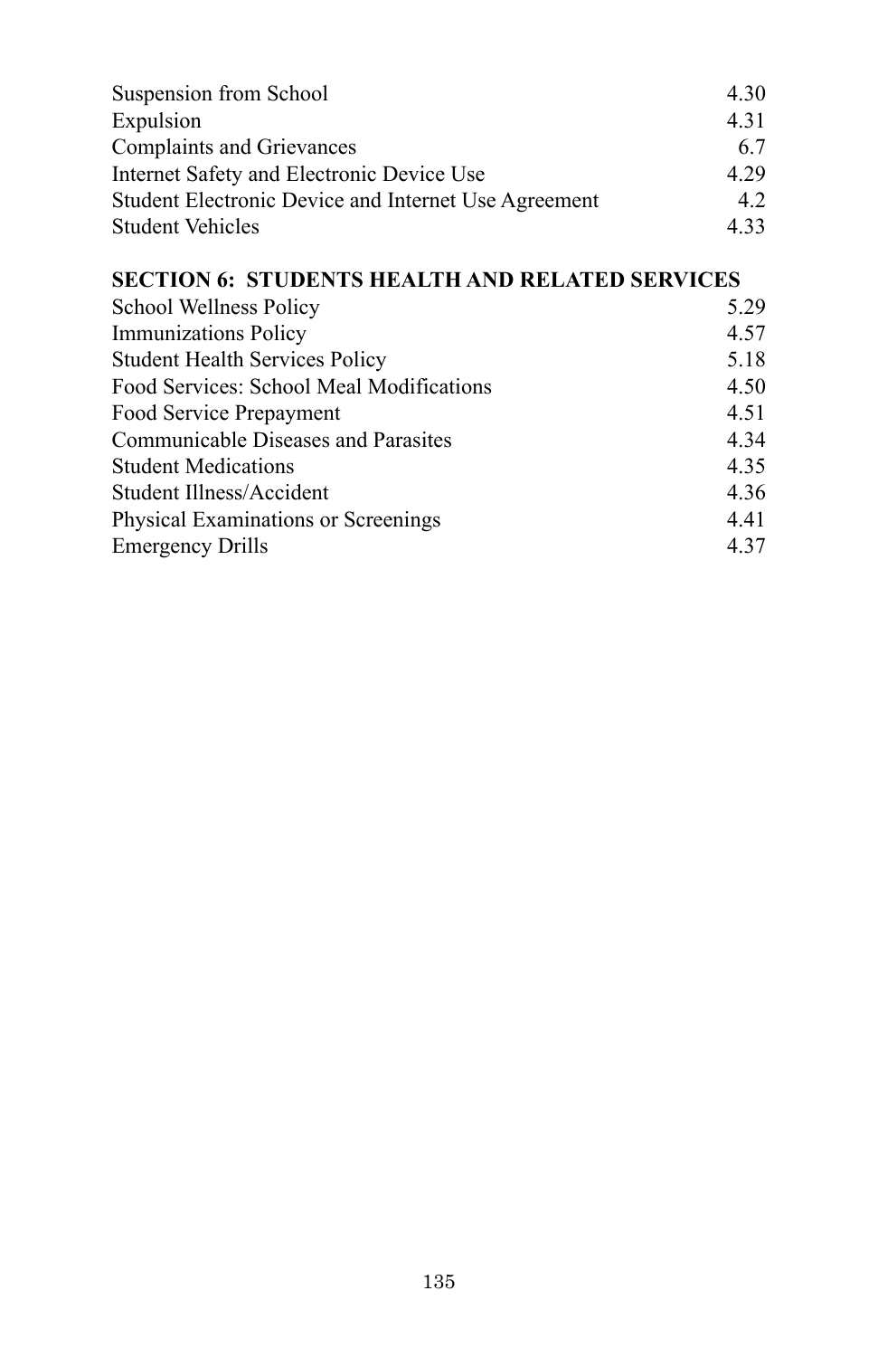| | |
|---|---|
| Suspension from School | 4.30 |
| Expulsion | 4.31 |
| Complaints and Grievances | 6.7 |
| Internet Safety and Electronic Device Use | 4.29 |
| Student Electronic Device and Internet Use Agreement | 4.2 |
| Student Vehicles | 4.33 |

**SECTION 6: STUDENTS HEALTH AND RELATED SERVICES**

| | |
|---|---|
| School Wellness Policy | 5.29 |
| Immunizations Policy | 4.57 |
| Student Health Services Policy | 5.18 |
| Food Services: School Meal Modifications | 4.50 |
| Food Service Prepayment | 4.51 |
| Communicable Diseases and Parasites | 4.34 |
| Student Medications | 4.35 |
| Student Illness/Accident | 4.36 |
| Physical Examinations or Screenings | 4.41 |
| Emergency Drills | 4.37 |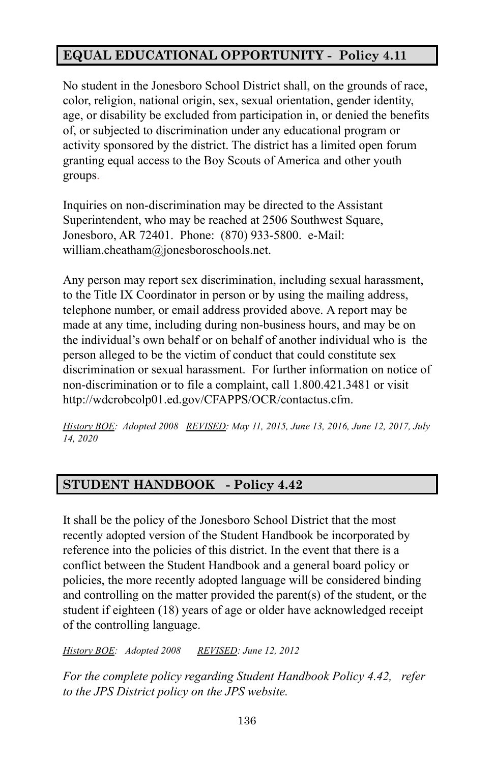## EQUAL EDUCATIONAL OPPORTUNITY - Policy 4.11

No student in the Jonesboro School District shall, on the grounds of race, color, religion, national origin, sex, sexual orientation, gender identity, age, or disability be excluded from participation in, or denied the benefits of, or subjected to discrimination under any educational program or activity sponsored by the district. The district has a limited open forum granting equal access to the Boy Scouts of America and other youth groups.

Inquiries on non-discrimination may be directed to the Assistant Superintendent, who may be reached at 2506 Southwest Square, Jonesboro, AR 72401. Phone: (870) 933-5800. e-Mail: william.cheatham@jonesboroschools.net.

Any person may report sex discrimination, including sexual harassment, to the Title IX Coordinator in person or by using the mailing address, telephone number, or email address provided above. A report may be made at any time, including during non-business hours, and may be on the individual's own behalf or on behalf of another individual who is the person alleged to be the victim of conduct that could constitute sex discrimination or sexual harassment. For further information on notice of non-discrimination or to file a complaint, call 1.800.421.3481 or visit http://wdcrobcolp01.ed.gov/CFAPPS/OCR/contactus.cfm.

*History BOE: Adopted 2008 REVISED: May 11, 2015, June 13, 2016, June 12, 2017, July 14, 2020*

## STUDENT HANDBOOK - Policy 4.42

It shall be the policy of the Jonesboro School District that the most recently adopted version of the Student Handbook be incorporated by reference into the policies of this district. In the event that there is a conflict between the Student Handbook and a general board policy or policies, the more recently adopted language will be considered binding and controlling on the matter provided the parent(s) of the student, or the student if eighteen (18) years of age or older have acknowledged receipt of the controlling language.

*History BOE: Adopted 2008 REVISED: June 12, 2012*

*For the complete policy regarding Student Handbook Policy 4.42, refer to the JPS District policy on the JPS website.*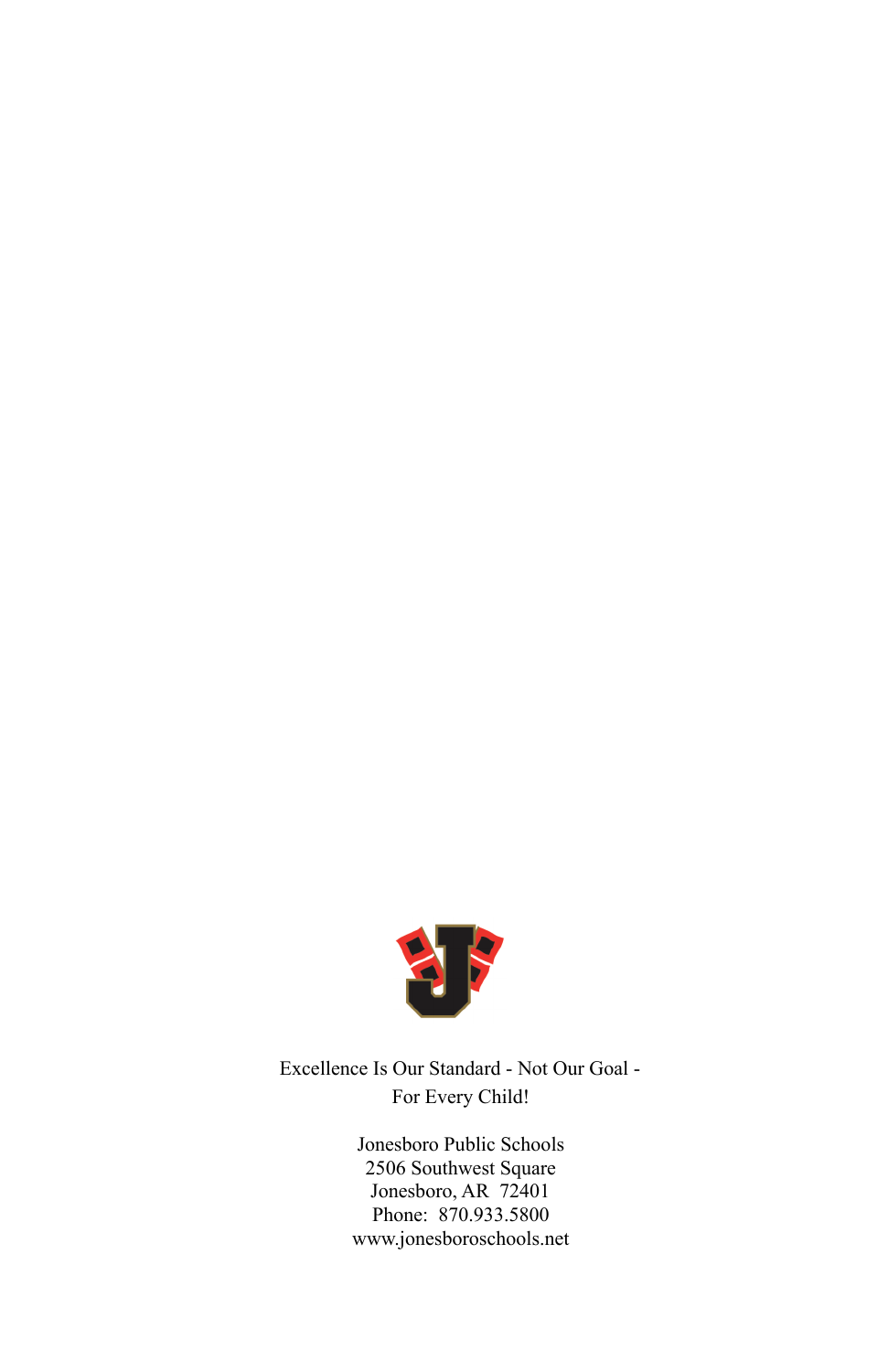Excellence Is Our Standard - Not Our Goal -
For Every Child!

Jonesboro Public Schools
2506 Southwest Square
Jonesboro, AR 72401
Phone: 870.933.5800
www.jonesboroschools.net